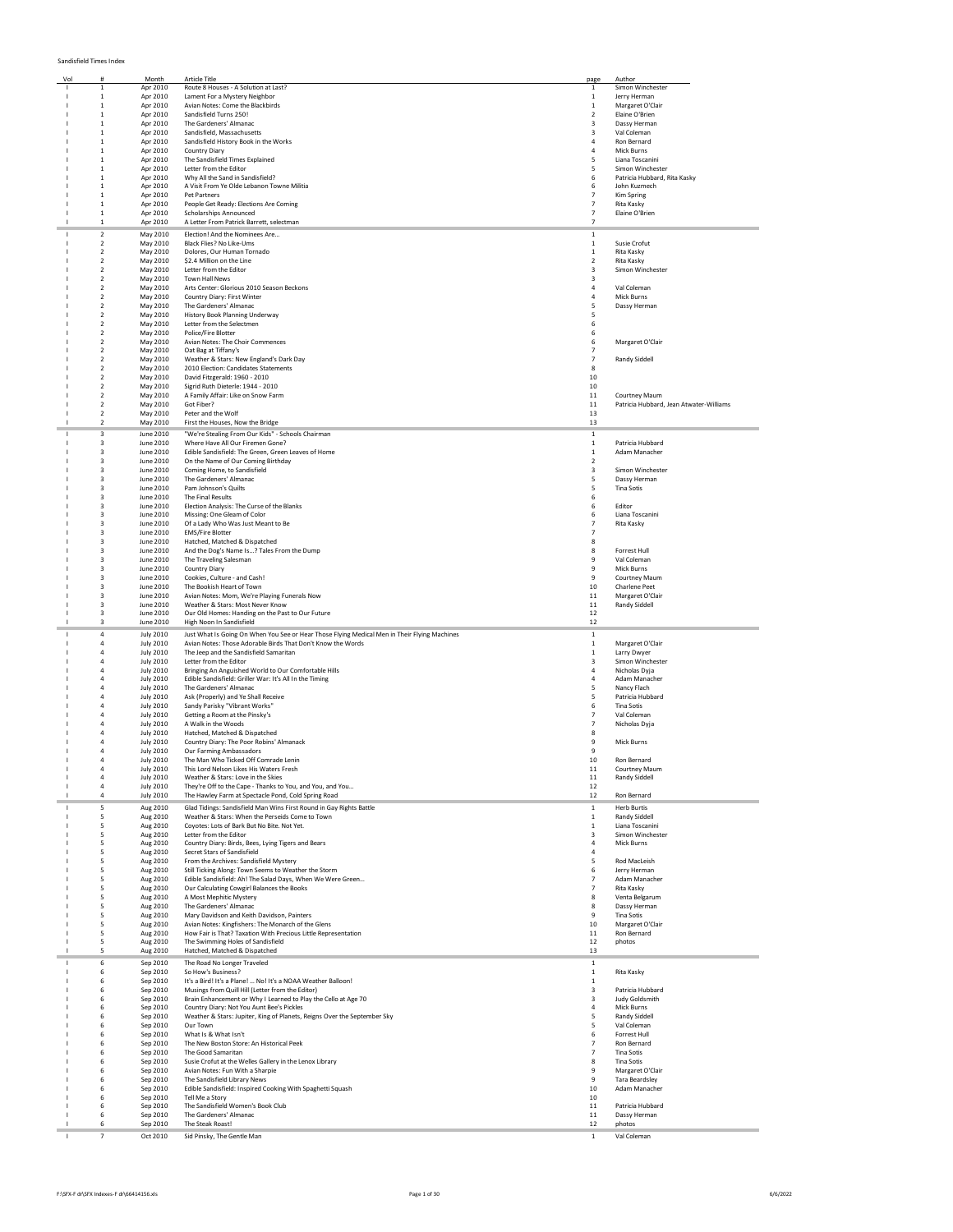Sandisfield Times Index

| Vol | # | Month | Article Title | page | Author |
|---|---|---|---|---|---|
| I | 1 | Apr 2010 | Route 8 Houses - A Solution at Last? | 1 | Simon Winchester |
| I | 1 | Apr 2010 | Lament For a Mystery Neighbor | 1 | Jerry Herman |
| I | 1 | Apr 2010 | Avian Notes: Come the Blackbirds | 1 | Margaret O'Clair |
| I | 1 | Apr 2010 | Sandisfield Turns 250! | 2 | Elaine O'Brien |
| I | 1 | Apr 2010 | The Gardeners' Almanac | 3 | Dassy Herman |
| I | 1 | Apr 2010 | Sandisfield, Massachusetts | 3 | Val Coleman |
| I | 1 | Apr 2010 | Sandisfield History Book in the Works | 4 | Ron Bernard |
| I | 1 | Apr 2010 | Country Diary | 4 | Mick Burns |
| I | 1 | Apr 2010 | The Sandisfield Times Explained | 5 | Liana Toscanini |
| I | 1 | Apr 2010 | Letter from the Editor | 5 | Simon Winchester |
| I | 1 | Apr 2010 | Why All the Sand in Sandisfield? | 6 | Patricia Hubbard, Rita Kasky |
| I | 1 | Apr 2010 | A Visit From Ye Olde Lebanon Towne Militia | 6 | John Kuzmech |
| I | 1 | Apr 2010 | Pet Partners | 7 | Kim Spring |
| I | 1 | Apr 2010 | People Get Ready: Elections Are Coming | 7 | Rita Kasky |
| I | 1 | Apr 2010 | Scholarships Announced | 7 | Elaine O'Brien |
| I | 1 | Apr 2010 | A Letter From Patrick Barrett, selectman | 7 | |
| I | 2 | May 2010 | Election! And the Nominees Are… | 1 | |
| I | 2 | May 2010 | Black Flies? No Like-Ums | 1 | Susie Crofut |
| I | 2 | May 2010 | Dolores, Our Human Tornado | 1 | Rita Kasky |
| I | 2 | May 2010 | $2.4 Million on the Line | 2 | Rita Kasky |
| I | 2 | May 2010 | Letter from the Editor | 3 | Simon Winchester |
| I | 2 | May 2010 | Town Hall News | 3 | |
| I | 2 | May 2010 | Arts Center: Glorious 2010 Season Beckons | 4 | Val Coleman |
| I | 2 | May 2010 | Country Diary: First Winter | 4 | Mick Burns |
| I | 2 | May 2010 | The Gardeners' Almanac | 5 | Dassy Herman |
| I | 2 | May 2010 | History Book Planning Underway | 5 | |
| I | 2 | May 2010 | Letter from the Selectmen | 6 | |
| I | 2 | May 2010 | Police/Fire Blotter | 6 | |
| I | 2 | May 2010 | Avian Notes: The Choir Commences | 6 | Margaret O'Clair |
| I | 2 | May 2010 | Oat Bag at Tiffany's | 7 | |
| I | 2 | May 2010 | Weather & Stars: New England's Dark Day | 7 | Randy Siddell |
| I | 2 | May 2010 | 2010 Election: Candidates Statements | 8 | |
| I | 2 | May 2010 | David Fitzgerald: 1960 - 2010 | 10 | |
| I | 2 | May 2010 | Sigrid Ruth Dieterle: 1944 - 2010 | 10 | |
| I | 2 | May 2010 | A Family Affair: Like on Snow Farm | 11 | Courtney Maum |
| I | 2 | May 2010 | Got Fiber? | 11 | Patricia Hubbard, Jean Atwater-Williams |
| I | 2 | May 2010 | Peter and the Wolf | 13 | |
| I | 2 | May 2010 | First the Houses, Now the Bridge | 13 | |
| I | 3 | June 2010 | "We're Stealing From Our Kids" - Schools Chairman | 1 | |
| I | 3 | June 2010 | Where Have All Our Firemen Gone? | 1 | Patricia Hubbard |
| I | 3 | June 2010 | Edible Sandisfield: The Green, Green Leaves of Home | 1 | Adam Manacher |
| I | 3 | June 2010 | On the Name of Our Coming Birthday | 2 | |
| I | 3 | June 2010 | Coming Home, to Sandisfield | 3 | Simon Winchester |
| I | 3 | June 2010 | The Gardeners' Almanac | 5 | Dassy Herman |
| I | 3 | June 2010 | Pam Johnson's Quilts | 5 | Tina Sotis |
| I | 3 | June 2010 | The Final Results | 6 | |
| I | 3 | June 2010 | Election Analysis: The Curse of the Blanks | 6 | Editor |
| I | 3 | June 2010 | Missing: One Gleam of Color | 6 | Liana Toscanini |
| I | 3 | June 2010 | Of a Lady Who Was Just Meant to Be | 7 | Rita Kasky |
| I | 3 | June 2010 | EMS/Fire Blotter | 7 | |
| I | 3 | June 2010 | Hatched, Matched & Dispatched | 8 | |
| I | 3 | June 2010 | And the Dog's Name Is…? Tales From the Dump | 8 | Forrest Hull |
| I | 3 | June 2010 | The Traveling Salesman | 9 | Val Coleman |
| I | 3 | June 2010 | Country Diary | 9 | Mick Burns |
| I | 3 | June 2010 | Cookies, Culture - and Cash! | 9 | Courtney Maum |
| I | 3 | June 2010 | The Bookish Heart of Town | 10 | Charlene Peet |
| I | 3 | June 2010 | Avian Notes: Mom, We're Playing Funerals Now | 11 | Margaret O'Clair |
| I | 3 | June 2010 | Weather & Stars: Most Never Know | 11 | Randy Siddell |
| I | 3 | June 2010 | Our Old Homes: Handing on the Past to Our Future | 12 | |
| I | 3 | June 2010 | High Noon In Sandisfield | 12 | |
| I | 4 | July 2010 | Just What Is Going On When You See or Hear Those Flying Medical Men in Their Flying Machines | 1 | |
| I | 4 | July 2010 | Avian Notes: Those Adorable Birds That Don't Know the Words | 1 | Margaret O'Clair |
| I | 4 | July 2010 | The Jeep and the Sandisfield Samaritan | 1 | Larry Dwyer |
| I | 4 | July 2010 | Letter from the Editor | 3 | Simon Winchester |
| I | 4 | July 2010 | Bringing An Anguished World to Our Comfortable Hills | 4 | Nicholas Dyja |
| I | 4 | July 2010 | Edible Sandisfield: Griller War: It's All In the Timing | 4 | Adam Manacher |
| I | 4 | July 2010 | The Gardeners' Almanac | 5 | Nancy Flach |
| I | 4 | July 2010 | Ask (Properly) and Ye Shall Receive | 5 | Patricia Hubbard |
| I | 4 | July 2010 | Sandy Parisky "Vibrant Works" | 6 | Tina Sotis |
| I | 4 | July 2010 | Getting a Room at the Pinsky's | 7 | Val Coleman |
| I | 4 | July 2010 | A Walk in the Woods | 7 | Nicholas Dyja |
| I | 4 | July 2010 | Hatched, Matched & Dispatched | 8 | |
| I | 4 | July 2010 | Country Diary: The Poor Robins' Almanack | 9 | Mick Burns |
| I | 4 | July 2010 | Our Farming Ambassadors | 9 | |
| I | 4 | July 2010 | The Man Who Ticked Off Comrade Lenin | 10 | Ron Bernard |
| I | 4 | July 2010 | This Lord Nelson Likes His Waters Fresh | 11 | Courtney Maum |
| I | 4 | July 2010 | Weather & Stars: Love in the Skies | 11 | Randy Siddell |
| I | 4 | July 2010 | They're Off to the Cape - Thanks to You, and You, and You… | 12 | |
| I | 4 | July 2010 | The Hawley Farm at Spectacle Pond, Cold Spring Road | 12 | Ron Bernard |
| I | 5 | Aug 2010 | Glad Tidings: Sandisfield Man Wins First Round in Gay Rights Battle | 1 | Herb Burtis |
| I | 5 | Aug 2010 | Weather & Stars: When the Perseids Come to Town | 1 | Randy Siddell |
| I | 5 | Aug 2010 | Coyotes: Lots of Bark But No Bite. Not Yet. | 1 | Liana Toscanini |
| I | 5 | Aug 2010 | Letter from the Editor | 3 | Simon Winchester |
| I | 5 | Aug 2010 | Country Diary: Birds, Bees, Lying Tigers and Bears | 4 | Mick Burns |
| I | 5 | Aug 2010 | Secret Stars of Sandisfield | 4 | |
| I | 5 | Aug 2010 | From the Archives: Sandisfield Mystery | 5 | Rod MacLeish |
| I | 5 | Aug 2010 | Still Ticking Along: Town Seems to Weather the Storm | 6 | Jerry Herman |
| I | 5 | Aug 2010 | Edible Sandisfield: Ah! The Salad Days, When We Were Green… | 7 | Adam Manacher |
| I | 5 | Aug 2010 | Our Calculating Cowgirl Balances the Books | 7 | Rita Kasky |
| I | 5 | Aug 2010 | A Most Mephitic Mystery | 8 | Venta Belgarum |
| I | 5 | Aug 2010 | The Gardeners' Almanac | 8 | Dassy Herman |
| I | 5 | Aug 2010 | Mary Davidson and Keith Davidson, Painters | 9 | Tina Sotis |
| I | 5 | Aug 2010 | Avian Notes: Kingfishers: The Monarch of the Glens | 10 | Margaret O'Clair |
| I | 5 | Aug 2010 | How Fair is That? Taxation With Precious Little Representation | 11 | Ron Bernard |
| I | 5 | Aug 2010 | The Swimming Holes of Sandisfield | 12 | photos |
| I | 5 | Aug 2010 | Hatched, Matched & Dispatched | 13 | |
| I | 6 | Sep 2010 | The Road No Longer Traveled | 1 | |
| I | 6 | Sep 2010 | So How's Business? | 1 | Rita Kasky |
| I | 6 | Sep 2010 | It's a Bird! It's a Plane! … No! It's a NOAA Weather Balloon! | 1 | |
| I | 6 | Sep 2010 | Musings from Quill Hill (Letter from the Editor) | 3 | Patricia Hubbard |
| I | 6 | Sep 2010 | Brain Enhancement or Why I Learned to Play the Cello at Age 70 | 3 | Judy Goldsmith |
| I | 6 | Sep 2010 | Country Diary: Not You Aunt Bee's Pickles | 4 | Mick Burns |
| I | 6 | Sep 2010 | Weather & Stars: Jupiter, King of Planets, Reigns Over the September Sky | 5 | Randy Siddell |
| I | 6 | Sep 2010 | Our Town | 5 | Val Coleman |
| I | 6 | Sep 2010 | What Is & What Isn't | 6 | Forrest Hull |
| I | 6 | Sep 2010 | The New Boston Store: An Historical Peek | 7 | Ron Bernard |
| I | 6 | Sep 2010 | The Good Samaritan | 7 | Tina Sotis |
| I | 6 | Sep 2010 | Susie Crofut at the Welles Gallery in the Lenox Library | 8 | Tina Sotis |
| I | 6 | Sep 2010 | Avian Notes: Fun With a Sharpie | 9 | Margaret O'Clair |
| I | 6 | Sep 2010 | The Sandisfield Library News | 9 | Tara Beardsley |
| I | 6 | Sep 2010 | Edible Sandisfield: Inspired Cooking With Spaghetti Squash | 10 | Adam Manacher |
| I | 6 | Sep 2010 | Tell Me a Story | 10 | |
| I | 6 | Sep 2010 | The Sandisfield Women's Book Club | 11 | Patricia Hubbard |
| I | 6 | Sep 2010 | The Gardeners' Almanac | 11 | Dassy Herman |
| I | 6 | Sep 2010 | The Steak Roast! | 12 | photos |
| I | 7 | Oct 2010 | Sid Pinsky, The Gentle Man | 1 | Val Coleman |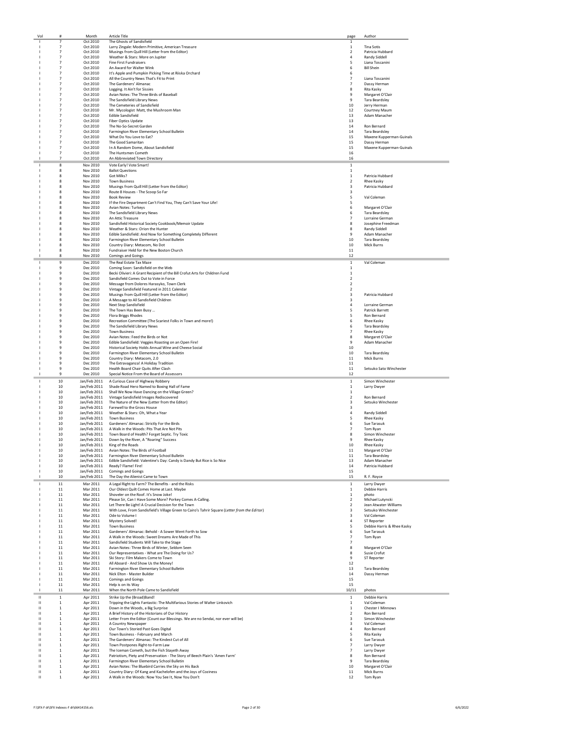| Vol | # | Month | Article Title | page | Author |
|---|---|---|---|---|---|
| I | 7 | Oct 2010 | The Ghosts of Sandisfield | 1 | |
| I | 7 | Oct 2010 | Larry Zingale: Modern Primitive, American Treasure | 1 | Tina Sotis |
| I | 7 | Oct 2010 | Musings from Quill Hill (Letter from the Editor) | 2 | Patricia Hubbard |
| I | 7 | Oct 2010 | Weather & Stars: More on Jupiter | 4 | Randy Siddell |
| I | 7 | Oct 2010 | Fine First Fundraisers | 5 | Liana Toscanini |
| I | 7 | Oct 2010 | An Award for Walter Wink | 6 | Bill Shein |
| I | 7 | Oct 2010 | It's Apple and Pumpkin Picking Time at Riiska Orchard | 6 | |
| I | 7 | Oct 2010 | All the Country News That's Fit to Print | 7 | Liana Toscanini |
| I | 7 | Oct 2010 | The Gardeners' Almanac | 7 | Dassy Herman |
| I | 7 | Oct 2010 | Logging. It Ain't for Sissies | 8 | Rita Kasky |
| I | 7 | Oct 2010 | Avian Notes: The Three Birds of Baseball | 9 | Margaret O'Clair |
| I | 7 | Oct 2010 | The Sandisfield Library News | 9 | Tara Beardsley |
| I | 7 | Oct 2010 | The Cemeteries of Sandisfield | 10 | Jerry Herman |
| I | 7 | Oct 2010 | Mr. Mycologist Matt, the Mushroom Man | 12 | Courtney Maum |
| I | 7 | Oct 2010 | Edible Sandisfield | 13 | Adam Manacher |
| I | 7 | Oct 2010 | Fiber Optics Update | 13 | |
| I | 7 | Oct 2010 | The No-So-Secret Garden | 14 | Ron Bernard |
| I | 7 | Oct 2010 | Farmington River Elementary School Bulletin | 14 | Tara Beardsley |
| I | 7 | Oct 2010 | What Do You Love to Eat? | 15 | Maxene Kupperman-Guinals |
| I | 7 | Oct 2010 | The Good Samaritan | 15 | Dassy Herman |
| I | 7 | Oct 2010 | In A Random Dome, About Sandisfield | 15 | Maxene Kupperman-Guinals |
| I | 7 | Oct 2010 | The Huntsmen Cometh | 16 | |
| I | 7 | Oct 2010 | An Abbreviated Town Directory | 16 | |
| I | 8 | Nov 2010 | Vote Early! Vote Smart! | 1 | |
| I | 8 | Nov 2010 | Ballot Questions | 1 | |
| I | 8 | Nov 2010 | Got Milks? | 1 | Patricia Hubbard |
| I | 8 | Nov 2010 | Town Business | 2 | Rhee Kasky |
| I | 8 | Nov 2010 | Musings from Quill Hill (Letter from the Editor) | 3 | Patricia Hubbard |
| I | 8 | Nov 2010 | Route 8 Houses - The Scoop So Far | 3 | |
| I | 8 | Nov 2010 | Book Review | 5 | Val Coleman |
| I | 8 | Nov 2010 | If the Fire Department Can't Find You, They Can't Save Your Life! | 5 | |
| I | 8 | Nov 2010 | Avian Notes: Turkeys | 6 | Margaret O'Clair |
| I | 8 | Nov 2010 | The Sandisfield Library News | 6 | Tara Beardsley |
| I | 8 | Nov 2010 | An Attic Treasure | 7 | Lorraine German |
| I | 8 | Nov 2010 | Sandisfield Historical Society Cookbook/Memoir Update | 8 | Josephine Freedman |
| I | 8 | Nov 2010 | Weather & Stars: Orion the Hunter | 8 | Randy Siddell |
| I | 8 | Nov 2010 | Edible Sandisfield: And Now for Something Completely Different | 9 | Adam Manacher |
| I | 8 | Nov 2010 | Farmington River Elementary School Bulletin | 10 | Tara Beardsley |
| I | 8 | Nov 2010 | Country Diary: Metacom, No Dot | 10 | Mick Burns |
| I | 8 | Nov 2010 | Fundraiser Held for the New Boston Church | 11 | |
| I | 8 | Nov 2010 | Comings and Goings | 12 | |
| I | 9 | Dec 2010 | The Real Estate Tax Maze | 1 | Val Coleman |
| I | 9 | Dec 2010 | Coming Soon: Sandisfield on the Web | 1 | |
| I | 9 | Dec 2010 | Becki Olivieri: A Grant Recipient of the Bill Crofut Arts for Children Fund | 1 | |
| I | 9 | Dec 2010 | Sandisfield Comes Out to Vote in Force | 2 | |
| I | 9 | Dec 2010 | Message from Dolores Harasyko, Town Clerk | 2 | |
| I | 9 | Dec 2010 | Vintage Sandisfield Featured in 2011 Calendar | 2 | |
| I | 9 | Dec 2010 | Musings from Quill Hill (Letter from the Editor) | 3 | Patricia Hubbard |
| I | 9 | Dec 2010 | A Message to All Sandisfield Children | 3 | |
| I | 9 | Dec 2010 | Next Stop Sandisfield | 4 | Lorraine German |
| I | 9 | Dec 2010 | The Town Has Been Busy ... | 5 | Patrick Barrett |
| I | 9 | Dec 2010 | Flora Briggs Rhodes | 5 | Ron Bernard |
| I | 9 | Dec 2010 | Recreation Committee (The Scariest Folks in Town and more!) | 6 | Rhee Kasky |
| I | 9 | Dec 2010 | The Sandisfield Library News | 6 | Tara Beardsley |
| I | 9 | Dec 2010 | Town Business | 7 | Rhee Kasky |
| I | 9 | Dec 2010 | Avian Notes: Feed the Birds or Not | 8 | Margaret O'Clair |
| I | 9 | Dec 2010 | Edible Sandisfield: Veggies Roasting on an Open Fire! | 9 | Adam Manacher |
| I | 9 | Dec 2010 | Historical Society Holds Annual Wine and Cheese Social | 10 | |
| I | 9 | Dec 2010 | Farmington River Elementary School Bulletin | 10 | Tara Beardsley |
| I | 9 | Dec 2010 | Country Diary: Metacom, 2.0 | 11 | Mick Burns |
| I | 9 | Dec 2010 | The Extravaganza! A Holiday Tradition | 11 | |
| I | 9 | Dec 2010 | Health Board Chair Quits After Clash | 11 | Setsuko Sato Winchester |
| I | 9 | Dec 2010 | Special Notice From the Board of Assessors | 12 | |
| I | 10 | Jan/Feb 2011 | A Curious Case of Highway Robbery | 1 | Simon Winchester |
| I | 10 | Jan/Feb 2011 | Shade Road Hero Named to Boxing Hall of Fame | 1 | Larry Dwyer |
| I | 10 | Jan/Feb 2011 | Shall We Now Have Dancing on the Village Green? | 1 | |
| I | 10 | Jan/Feb 2011 | Vintage Sandisfield Images Rediscovered | 2 | Ron Bernard |
| I | 10 | Jan/Feb 2011 | The Nature of the New (Letter from the Editor) | 3 | Setsuko Winchester |
| I | 10 | Jan/Feb 2011 | Farewell to the Gross House | 3 | |
| I | 10 | Jan/Feb 2011 | Weather & Stars: Oh, What a Year | 4 | Randy Siddell |
| I | 10 | Jan/Feb 2011 | Town Business | 5 | Rhee Kasky |
| I | 10 | Jan/Feb 2011 | Gardeners' Almanac: Strictly For the Birds | 6 | Sue Tarasuk |
| I | 10 | Jan/Feb 2011 | A Walk in the Woods: Pits That Are Not Pits | 7 | Tom Ryan |
| I | 10 | Jan/Feb 2011 | Town Board of Health? Forget Septic. Try Toxic | 8 | Simon Winchester |
| I | 10 | Jan/Feb 2011 | Down by the River, A "Roaring" Success | 9 | Rhee Kasky |
| I | 10 | Jan/Feb 2011 | King of the Roads | 10 | Rhee Kasky |
| I | 10 | Jan/Feb 2011 | Avian Notes: The Birds of Football | 11 | Margaret O'Clair |
| I | 10 | Jan/Feb 2011 | Farmington River Elementary School Bulletin | 11 | Tara Beardsley |
| I | 10 | Jan/Feb 2011 | Edible Sandisfield: Valentine's Day: Candy is Dandy But Rice is So Nice | 13 | Adam Manacher |
| I | 10 | Jan/Feb 2011 | Ready? Flame! Fire! | 14 | Patricia Hubbard |
| I | 10 | Jan/Feb 2011 | Comings and Goings | 15 | |
| I | 10 | Jan/Feb 2011 | The Day the Alienist Came to Town | 15 | R. F. Royce |
| I | 11 | Mar 2011 | A Legal Right to Farm? The Benefits - and the Risks | 1 | Larry Dwyer |
| I | 11 | Mar 2011 | Our Oldest Quilt Comes Home at Last. Maybe | 1 | Debbie Harris |
| I | 11 | Mar 2011 | Shoveler on the Roof. It's Snow Joke! | 1 | photo |
| I | 11 | Mar 2011 | Please Sir, Can I Have Some More? Porkey Comes A-Calling. | 2 | Michael Lutynski |
| I | 11 | Mar 2011 | Let There Be Light! A Crucial Decision for the Town | 2 | Jean Atwater-Williams |
| I | 11 | Mar 2011 | With Love, From Sandisfield's Village Green to Cairo's Tahrir Square (*Letter from the Editor*) | 3 | Setsuko Winchester |
| I | 11 | Mar 2011 | Ode to Volume I | 3 | Val Coleman |
| I | 11 | Mar 2011 | Mystery Solved! | 4 | ST Reporter |
| I | 11 | Mar 2011 | Town Business | 5 | Debbie Harris & Rhee Kasky |
| I | 11 | Mar 2011 | Gardeners' Almanac: Behold - A Sower Went Forth to Sow | 6 | Sue Tarasuk |
| I | 11 | Mar 2011 | A Walk in the Woods: Sweet Dreams Are Made of This | 7 | Tom Ryan |
| I | 11 | Mar 2011 | Sandisfield Students Will Take to the Stage | 7 | |
| I | 11 | Mar 2011 | Avian Notes: Three Birds of Winter, Seldom Seen | 8 | Margaret O'Clair |
| I | 11 | Mar 2011 | Our Representatives - What are The Doing for Us? | 8 | Susie Crofut |
| I | 11 | Mar 2011 | Ski Story: Film Makers Come to Town | 9 | ST Reporter |
| I | 11 | Mar 2011 | All Aboard - And Show Us the Money! | 12 | |
| I | 11 | Mar 2011 | Farmington River Elementary School Bulletin | 13 | Tara Beardsley |
| I | 11 | Mar 2011 | Nick Elton - Master Builder | 14 | Dassy Herman |
| I | 11 | Mar 2011 | Comings and Goings | 15 | |
| I | 11 | Mar 2011 | Help is on its Way | 15 | |
| I | 11 | Mar 2011 | When the North Pole Came to Sandisfield | 10/11 | photos |
| II | 1 | Apr 2011 | Strike Up the (Broad)Band! | 1 | Debbie Harris |
| II | 1 | Apr 2011 | Tripping the Lights Fantastic: The Multifarious Stories of Walter Linkovich | 1 | Val Coleman |
| II | 1 | Apr 2011 | Down in the Woods, a Big Surprise | 1 | Chester I Minnows |
| II | 1 | Apr 2011 | A Brief History of the Historians of Our History | 2 | Ron Bernard |
| II | 1 | Apr 2011 | Letter From the Editor (Count our Blessings. We are no Sendai, nor ever will be) | 3 | Simon Winchester |
| II | 1 | Apr 2011 | A Country Newspaper | 3 | Val Coleman |
| II | 1 | Apr 2011 | Our Town's Storied Past Goes Digital | 4 | Ron Bernard |
| II | 1 | Apr 2011 | Town Business - February and March | 5 | Rita Kasky |
| II | 1 | Apr 2011 | The Gardeners' Almanac: The Kindest Cut of All | 6 | Sue Tarasuk |
| II | 1 | Apr 2011 | Town Postpones Right-to-Farm Law | 7 | Larry Dwyer |
| II | 1 | Apr 2011 | The Iceman Cometh, but the Fish Stayeth Away | 7 | Larry Dwyer |
| II | 1 | Apr 2011 | Patriotism, Piety and Preservation - The Story of Beech Plain's 'Amen Farm' | 8 | Ron Bernard |
| II | 1 | Apr 2011 | Farmington River Elementary School Bulletin | 9 | Tara Beardsley |
| II | 1 | Apr 2011 | Avian Notes: The Bluebird Carries the Sky on His Back | 10 | Margaret O'Clair |
| II | 1 | Apr 2011 | Country Diary: Of Kang and Kachelofen and the Joys of Coziness | 11 | Mick Burns |
| II | 1 | Apr 2011 | A Walk in the Woods: Now You See It, Now You Don't | 12 | Tom Ryan |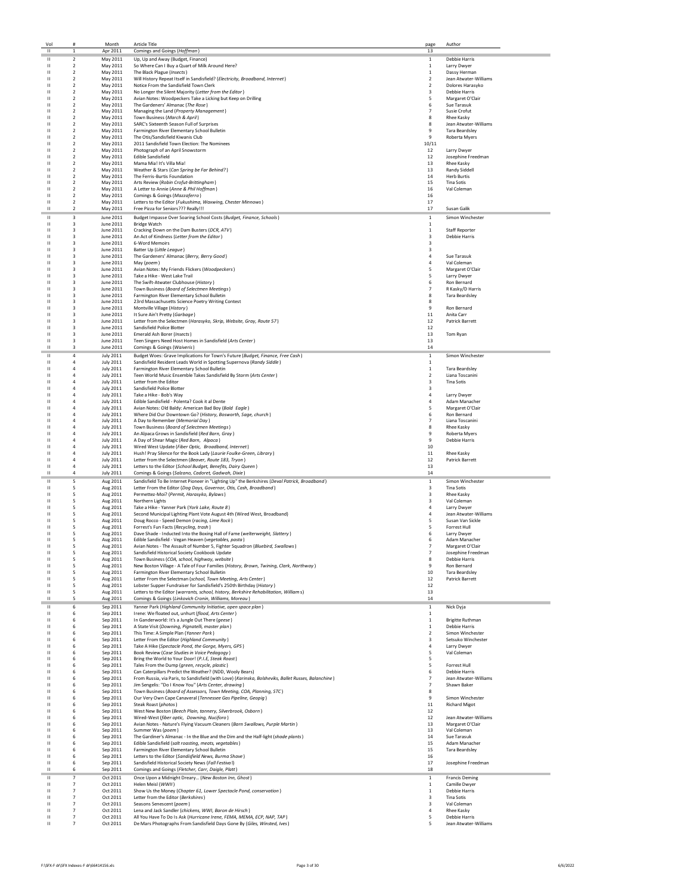| Vol | # | Month | Article Title | page | Author |
|---|---|---|---|---|---|
| II | 1 | Apr 2011 | Comings and Goings (*Hoffman*) | 13 | |
| II | 2 | May 2011 | Up, Up and Away (Budget, Finance) | 1 | Debbie Harris |
| II | 2 | May 2011 | So Where Can I Buy a Quart of Milk Around Here? | 1 | Larry Dwyer |
| II | 2 | May 2011 | The Black Plague (*Insects*) | 1 | Dassy Herman |
| II | 2 | May 2011 | Will History Repeat Itself in Sandisfield? (*Electricity, Broadband, Internet*) | 2 | Jean Atwater-Williams |
| II | 2 | May 2011 | Notice From the Sandisfield Town Clerk | 2 | Dolores Harasyko |
| II | 2 | May 2011 | No Longer the Silent Majority (*Letter from the Editor*) | 3 | Debbie Harris |
| II | 2 | May 2011 | Avian Notes: Woodpeckers Take a Licking but Keep on Drilling | 5 | Margaret O'Clair |
| II | 2 | May 2011 | The Gardeners' Almanac (*The Rose*) | 6 | Sue Tarasuk |
| II | 2 | May 2011 | Managing the Land (*Property Management*) | 7 | Susie Crofut |
| II | 2 | May 2011 | Town Business (*March & April*) | 8 | Rhee Kasky |
| II | 2 | May 2011 | SARC's Sixteenth Season Full of Surprises | 8 | Jean Atwater-Williams |
| II | 2 | May 2011 | Farmington River Elementary School Bulletin | 9 | Tara Beardsley |
| II | 2 | May 2011 | The Otis/Sandisfield Kiwanis Club | 9 | Roberta Myers |
| II | 2 | May 2011 | 2011 Sandisfield Town Election: The Nominees | 10/11 | |
| II | 2 | May 2011 | Photograph of an April Snowstorm | 12 | Larry Dwyer |
| II | 2 | May 2011 | Edible Sandisfield | 12 | Josephine Freedman |
| II | 2 | May 2011 | Mama Mia! It's Villa Mia! | 13 | Rhee Kasky |
| II | 2 | May 2011 | Weather & Stars (*Can Spring be Far Behind?*) | 13 | Randy Siddell |
| II | 2 | May 2011 | The Ferris-Burtis Foundation | 14 | Herb Burtis |
| II | 2 | May 2011 | Arts Review (*Robin Crofut-Brittingham*) | 15 | Tina Sotis |
| II | 2 | May 2011 | A Letter to Annie (*Anne & Phil Hoffman*) | 16 | Val Coleman |
| II | 2 | May 2011 | Comings & Goings (*Mazzaferro*) | 16 | |
| II | 2 | May 2011 | Letters to the Editor (*Fukushima, Waxwing, Chester Minnows*) | 17 | |
| II | 2 | May 2011 | Free Pizza for Seniors??? Really!!! | 17 | Susan Galik |
| II | 3 | June 2011 | Budget Impasse Over Soaring School Costs (*Budget, Finance, Schools*) | 1 | Simon Winchester |
| II | 3 | June 2011 | Bridge Watch | 1 | |
| II | 3 | June 2011 | Cracking Down on the Dam Busters (*DCR, ATV*) | 1 | Staff Reporter |
| II | 3 | June 2011 | An Act of Kindness (*Letter from the Editor*) | 3 | Debbie Harris |
| II | 3 | June 2011 | 6-Word Memoirs | 3 | |
| II | 3 | June 2011 | Batter Up (*Little League*) | 3 | |
| II | 3 | June 2011 | The Gardeners' Almanac (*Berry, Berry Good*) | 4 | Sue Tarasuk |
| II | 3 | June 2011 | May (*poem*) | 4 | Val Coleman |
| II | 3 | June 2011 | Avian Notes: My Friends Flickers (*Woodpeckers*) | 5 | Margaret O'Clair |
| II | 3 | June 2011 | Take a Hike - West Lake Trail | 5 | Larry Dwyer |
| II | 3 | June 2011 | The Swift-Atwater Clubhouse (*History*) | 6 | Ron Bernard |
| II | 3 | June 2011 | Town Business (*Board of Selectmen Meetings*) | 7 | R Kasky/D Harris |
| II | 3 | June 2011 | Farmington River Elementary School Bulletin | 8 | Tara Beardsley |
| II | 3 | June 2011 | 23rd Massachusetts Science Poetry Writing Contest | 8 | |
| II | 3 | June 2011 | Montville Village (*History*) | 9 | Ron Bernard |
| II | 3 | June 2011 | It Sure Ain't Pretty (*Garbage*) | 11 | Anita Carr |
| II | 3 | June 2011 | Letter from the Selectmen (*Harasyko, Skrip, Website, Gray, Route 57*) | 12 | Patrick Barrett |
| II | 3 | June 2011 | Sandisfield Police Blotter | 12 | |
| II | 3 | June 2011 | Emerald Ash Borer (*Insects*) | 13 | Tom Ryan |
| II | 3 | June 2011 | Teen Singers Need Host Homes in Sandisfield (*Arts Center*) | 13 | |
| II | 3 | June 2011 | Comings & Goings (*Waiveris*) | 14 | |
| II | 4 | July 2011 | Budget Woes: Grave Implications for Town's Future (*Budget, Finance, Free Cash*) | 1 | Simon Winchester |
| II | 4 | July 2011 | Sandisfield Resident Leads World in Spotting Supernova (*Randy Siddle*) | 1 | |
| II | 4 | July 2011 | Farmington River Elementary School Bulletin | 1 | Tara Beardsley |
| II | 4 | July 2011 | Teen World Music Ensemble Takes Sandisfield By Storm (*Arts Center*) | 2 | Liana Toscanini |
| II | 4 | July 2011 | Letter from the Editor | 3 | Tina Sotis |
| II | 4 | July 2011 | Sandisfield Police Blotter | 3 | |
| II | 4 | July 2011 | Take a Hike - Bob's Way | 4 | Larry Dwyer |
| II | 4 | July 2011 | Edible Sandisfield - Polenta? Cook it al Dente | 4 | Adam Manacher |
| II | 4 | July 2011 | Avian Notes: Old Baldy: American Bad Boy (*Bald Eagle*) | 5 | Margaret O'Clair |
| II | 4 | July 2011 | Where Did Our Downtown Go? (*History, Bosworth, Sage, church*) | 6 | Ron Bernard |
| II | 4 | July 2011 | A Day to Remember (*Memorial Day*) | 7 | Liana Toscanini |
| II | 4 | July 2011 | Town Business (*Board of Selectmen Meetings*) | 8 | Rhee Kasky |
| II | 4 | July 2011 | An Alpaca Grows in Sandisfield (*Red Barn, Gray*) | 9 | Roberta Myers |
| II | 4 | July 2011 | A Day of Shear Magic (*Red Barn, Alpaca*) | 9 | Debbie Harris |
| II | 4 | July 2011 | Wired West Update (*Fiber Optic, Broadband, Internet*) | 10 | |
| II | 4 | July 2011 | Hush! Pray Silence for the Book Lady (*Laurie Foulke-Green, Library*) | 11 | Rhee Kasky |
| II | 4 | July 2011 | Letter from the Selectmen (*Beaver, Route 183, Tryon*) | 12 | Patrick Barrett |
| II | 4 | July 2011 | Letters to the Editor (*School Budget, Benefits, Dairy Queen*) | 13 | |
| II | 4 | July 2011 | Comings & Goings (*Salzano, Cadoret, Gadwah, Dixie*) | 14 | |
| II | 5 | Aug 2011 | Sandisfield To Be Internet Pioneer in "Lighting Up" the Berkshires (*Deval Patrick, Broadband*) | 1 | Simon Winchester |
| II | 5 | Aug 2011 | Letter From the Editor (*Dog Days, Governor, Otis, Cash, Broadband*) | 3 | Tina Sotis |
| II | 5 | Aug 2011 | Permettez-Moi? (*Permit, Harasyko, Bylaws*) | 3 | Rhee Kasky |
| II | 5 | Aug 2011 | Northern Lights | 3 | Val Coleman |
| II | 5 | Aug 2011 | Take a Hike - Yanner Park (*York Lake, Route 8*) | 4 | Larry Dwyer |
| II | 5 | Aug 2011 | Second Municipal Lighting Plant Vote August 4th (Wired West, Broadband) | 4 | Jean Atwater-Williams |
| II | 5 | Aug 2011 | Doug Rocco - Speed Demon (*racing, Lime Rock*) | 5 | Susan Van Sickle |
| II | 5 | Aug 2011 | Forrest's Fun Facts (*Recycling, trash*) | 5 | Forrest Hull |
| II | 5 | Aug 2011 | Dave Shade - Inducted Into the Boxing Hall of Fame (*welterweight, Slattery*) | 6 | Larry Dwyer |
| II | 5 | Aug 2011 | Edible Sandisfield - Vegan Heaven (*vegetables, pasta*) | 6 | Adam Manacher |
| II | 5 | Aug 2011 | Avian Notes - The Assault of Number 5, Fighter Squadron (*Bluebird, Swallows*) | 7 | Margaret O'Clair |
| II | 5 | Aug 2011 | Sandisfield Historical Society Cookbook Update | 7 | Josephine Freedman |
| II | 5 | Aug 2011 | Town Business (*COA, school, highway, website*) | 8 | Debbie Harris |
| II | 5 | Aug 2011 | New Boston Village - A Tale of Four Families (*History, Brown, Twining, Clark, Northway*) | 9 | Ron Bernard |
| II | 5 | Aug 2011 | Farmington River Elementary School Bulletin | 10 | Tara Beardsley |
| II | 5 | Aug 2011 | Letter From the Selectman (*school, Town Meeting, Arts Center*) | 12 | Patrick Barrett |
| II | 5 | Aug 2011 | Lobster Supper Fundraiser for Sandisfield's 250th Birthday (*History*) | 12 | |
| II | 5 | Aug 2011 | Letters to the Editor (*warrants, school, history, Berkshire Rehabilitation, William s*) | 13 | |
| II | 5 | Aug 2011 | Comings & Goings (*Linkovich Cronin, Williams, Moreau*) | 14 | |
| II | 6 | Sep 2011 | Yanner Park (*Highland Community Initiative, open space plan*) | 1 | Nick Dyja |
| II | 6 | Sep 2011 | Irene: We floated out, unhurt (*flood, Arts Center*) | 1 | |
| II | 6 | Sep 2011 | In Ganderworld: It's a Jungle Out There (*geese*) | 1 | Brigitte Ruthman |
| II | 6 | Sep 2011 | A State Visit (*Downing, Pignatelli, master plan*) | 1 | Debbie Harris |
| II | 6 | Sep 2011 | This Time: A Simple Plan (*Yanner Park*) | 2 | Simon Winchester |
| II | 6 | Sep 2011 | Letter From the Editor (*Highland Community*) | 3 | Setsuko Winchester |
| II | 6 | Sep 2011 | Take A Hike (*Spectacle Pond, the Gorge, Myers, GPS*) | 4 | Larry Dwyer |
| II | 6 | Sep 2011 | Book Review (*Case Studies in Voice Pedagogy*) | 5 | Val Coleman |
| II | 6 | Sep 2011 | Bring the World to Your Door! (*P.I.E, Steak Roast*) | 5 | |
| II | 6 | Sep 2011 | Tales From the Dump (*green, recycle, plastic*) | 5 | Forrest Hull |
| II | 6 | Sep 2011 | Can Caterpillars Predict the Weather? (NDD, Wooly Bears) | 6 | Debbie Harris |
| II | 6 | Sep 2011 | From Russia, via Paris, to Sandisfield (with Love) (*Karinska, Bolsheviks, Ballet Russes, Balanchine*) | 7 | Jean Atwater-Williams |
| II | 6 | Sep 2011 | Jim Sengelis: "Do I Know You" (*Arts Center, drawing*) | 7 | Shawn Baker |
| II | 6 | Sep 2011 | Town Business (*Board of Assessors, Town Meeting, COA, Planning, STC*) | 8 | |
| II | 6 | Sep 2011 | Our Very Own Cape Canaveral (*Tennessee Gas Pipeline, Geopig*) | 9 | Simon Winchester |
| II | 6 | Sep 2011 | Steak Roast (*photos*) | 11 | Richard Migot |
| II | 6 | Sep 2011 | West New Boston (*Beech Plain, tannery, Silverbrook, Osborn*) | 12 | |
| II | 6 | Sep 2011 | Wired-West (*fiber optic, Downing, Nuciforo*) | 12 | Jean Atwater-Williams |
| II | 6 | Sep 2011 | Avian Notes - Nature's Flying Vacuum Cleaners (*Barn Swallows, Purple Martin*) | 13 | Margaret O'Clair |
| II | 6 | Sep 2011 | Summer Was (*poem*) | 13 | Val Coleman |
| II | 6 | Sep 2011 | The Gardiner's Almanac - In the Blue and the Dim and the Half-light (*shade plants*) | 14 | Sue Tarasuk |
| II | 6 | Sep 2011 | Edible Sandisfield (*salt roasting, meats, vegetables*) | 15 | Adam Manacher |
| II | 6 | Sep 2011 | Farmington River Elementary School Bulletin | 15 | Tara Beardsley |
| II | 6 | Sep 2011 | Letters to the Editor (*Sandisfield News, Burma Shave*) | 16 | |
| II | 6 | Sep 2011 | Sandisfield Historical Society News (*Fall Festiva l*) | 17 | Josephine Freedman |
| II | 6 | Sep 2011 | Comings and Goings (*Fletcher, Carr, Daigle, Platt*) | 18 | |
| II | 7 | Oct 2011 | Once Upon a Midnight Dreary... (*New Boston Inn, Ghost*) | 1 | Francis Deming |
| II | 7 | Oct 2011 | Helen Meisl (*WWII*) | 1 | Camille Dwyer |
| II | 7 | Oct 2011 | Show Us the Money (*Chapter 61, Lower Spectacle Pond, conservation*) | 1 | Debbie Harris |
| II | 7 | Oct 2011 | Letter from the Editor (*Berkshires*) | 3 | Tina Sotis |
| II | 7 | Oct 2011 | Seasons Senescent (*poem*) | 3 | Val Coleman |
| II | 7 | Oct 2011 | Lena and Jack Sandler (*chickens, WWI, Baron de Hirsch*) | 4 | Rhee Kasky |
| II | 7 | Oct 2011 | All You Have To Do Is Ask (*Hurricane Irene, FEMA, MEMA, ECP, NAP, TAP*) | 5 | Debbie Harris |
| II | 7 | Oct 2011 | De Mars Photographs From Sandisfield Days Gone By (*Giles, Winsted, Ives*) | 5 | Jean Atwater-Williams |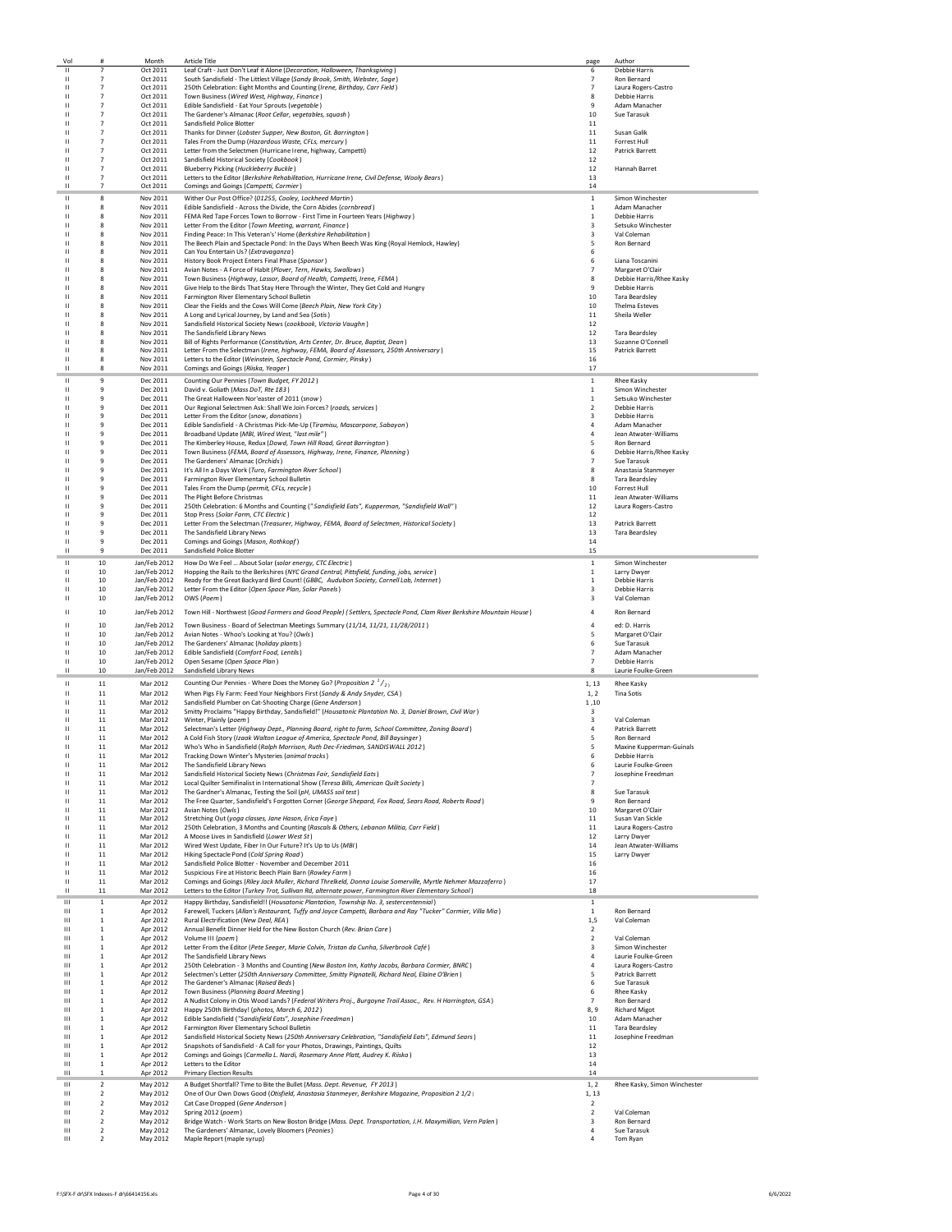| Vol | # | Month | Article Title | page | Author |
|---|---|---|---|---|---|
| II | 7 | Oct 2011 | Leaf Craft - Just Don't Leaf it Alone (*Decoration, Halloween, Thanksgiving*) | 6 | Debbie Harris |
| II | 7 | Oct 2011 | South Sandisfield - The Littlest Village (*Sandy Brook, Smith, Webster, Sage*) | 7 | Ron Bernard |
| II | 7 | Oct 2011 | 250th Celebration: Eight Months and Counting (*Irene, Birthday, Carr Field*) | 7 | Laura Rogers-Castro |
| II | 7 | Oct 2011 | Town Business (*Wired West, Highway, Finance*) | 8 | Debbie Harris |
| II | 7 | Oct 2011 | Edible Sandisfield - Eat Your Sprouts (*vegetable*) | 9 | Adam Manacher |
| II | 7 | Oct 2011 | The Gardener's Almanac (*Root Cellar, vegetables, squash*) | 10 | Sue Tarasuk |
| II | 7 | Oct 2011 | Sandisfield Police Blotter | 11 | |
| II | 7 | Oct 2011 | Thanks for Dinner (*Lobster Supper, New Boston, Gt. Barrington*) | 11 | Susan Galik |
| II | 7 | Oct 2011 | Tales From the Dump (*Hazardous Waste, CFLs, mercury*) | 11 | Forrest Hull |
| II | 7 | Oct 2011 | Letter from the Selectmen (Hurricane Irene, highway, Campetti) | 12 | Patrick Barrett |
| II | 7 | Oct 2011 | Sandisfield Historical Society (*Cookbook*) | 12 | |
| II | 7 | Oct 2011 | Blueberry Picking (*Huckleberry Buckle*) | 12 | Hannah Barret |
| II | 7 | Oct 2011 | Letters to the Editor (*Berkshire Rehabilitation, Hurricane Irene, Civil Defense, Wooly Bears*) | 13 | |
| II | 7 | Oct 2011 | Comings and Goings (*Campetti, Cormier*) | 14 | |
| II | 8 | Nov 2011 | Wither Our Post Office? (*01255, Cooley, Lockheed Martin*) | 1 | Simon Winchester |
| II | 8 | Nov 2011 | Edible Sandisfield - Across the Divide, the Corn Abides (*cornbread*) | 1 | Adam Manacher |
| II | 8 | Nov 2011 | FEMA Red Tape Forces Town to Borrow - First Time in Fourteen Years (*Highway*) | 1 | Debbie Harris |
| II | 8 | Nov 2011 | Letter From the Editor (*Town Meeting, warrant, Finance*) | 3 | Setsuko Winchester |
| II | 8 | Nov 2011 | Finding Peace: In This Veteran's' Home (*Berkshire Rehabilitation*) | 3 | Val Coleman |
| II | 8 | Nov 2011 | The Beech Plain and Spectacle Pond: In the Days When Beech Was King (Royal Hemlock, Hawley) | 5 | Ron Bernard |
| II | 8 | Nov 2011 | Can You Entertain Us? (*Extravaganza*) | 6 | |
| II | 8 | Nov 2011 | History Book Project Enters Final Phase (*Sponsor*) | 6 | Liana Toscanini |
| II | 8 | Nov 2011 | Avian Notes - A Force of Habit (*Plover, Tern, Hawks, Swallows*) | 7 | Margaret O'Clair |
| II | 8 | Nov 2011 | Town Business (*Highway, Lassor, Board of Health, Campetti, Irene, FEMA*) | 8 | Debbie Harris/Rhee Kasky |
| II | 8 | Nov 2011 | Give Help to the Birds That Stay Here Through the Winter, They Get Cold and Hungry | 9 | Debbie Harris |
| II | 8 | Nov 2011 | Farmington River Elementary School Bulletin | 10 | Tara Beardsley |
| II | 8 | Nov 2011 | Clear the Fields and the Cows Will Come (*Beech Plain, New York City*) | 10 | Thelma Esteves |
| II | 8 | Nov 2011 | A Long and Lyrical Journey, by Land and Sea (*Sotis*) | 11 | Sheila Weller |
| II | 8 | Nov 2011 | Sandisfield Historical Society News (*cookbook, Victoria Vaughn*) | 12 | |
| II | 8 | Nov 2011 | The Sandisfield Library News | 12 | Tara Beardsley |
| II | 8 | Nov 2011 | Bill of Rights Performance (*Constitution, Arts Center, Dr. Bruce, Baptist, Dean*) | 13 | Suzanne O'Connell |
| II | 8 | Nov 2011 | Letter From the Selectman (*Irene, highway, FEMA, Board of Assessors, 250th Anniversary*) | 15 | Patrick Barrett |
| II | 8 | Nov 2011 | Letters to the Editor (*Weinstein, Spectacle Pond, Cormier, Pinsky*) | 16 | |
| II | 8 | Nov 2011 | Comings and Goings (*Riiska, Yeager*) | 17 | |
| II | 9 | Dec 2011 | Counting Our Pennies (*Town Budget, FY 2012*) | 1 | Rhee Kasky |
| II | 9 | Dec 2011 | David v. Goliath (*Mass DoT, Rte 183*) | 1 | Simon Winchester |
| II | 9 | Dec 2011 | The Great Halloween Nor'easter of 2011 (*snow*) | 1 | Setsuko Winchester |
| II | 9 | Dec 2011 | Our Regional Selectmen Ask: Shall We Join Forces? (*roads, services*) | 2 | Debbie Harris |
| II | 9 | Dec 2011 | Letter From the Editor (*snow, donations*) | 3 | Debbie Harris |
| II | 9 | Dec 2011 | Edible Sandisfield - A Christmas Pick-Me-Up (*Tiramisu, Mascarpone, Sabayon*) | 4 | Adam Manacher |
| II | 9 | Dec 2011 | Broadband Update (*MBI, Wired West, "last mile"*) | 4 | Jean Atwater-Williams |
| II | 9 | Dec 2011 | The Kimberley House, Redux (*Dowd, Town Hill Road, Great Barrington*) | 5 | Ron Bernard |
| II | 9 | Dec 2011 | Town Business (*FEMA, Board of Assessors, Highway, Irene, Finance, Planning*) | 6 | Debbie Harris/Rhee Kasky |
| II | 9 | Dec 2011 | The Gardeners' Almanac (*Orchids*) | 7 | Sue Tarasuk |
| II | 9 | Dec 2011 | It's All In a Days Work (*Turo, Farmington River School*) | 8 | Anastasia Stanmeyer |
| II | 9 | Dec 2011 | Farmington River Elementary School Bulletin | 8 | Tara Beardsley |
| II | 9 | Dec 2011 | Tales From the Dump (*permit, CFLs, recycle*) | 10 | Forrest Hull |
| II | 9 | Dec 2011 | The Plight Before Christmas | 11 | Jean Atwater-Williams |
| II | 9 | Dec 2011 | 250th Celebration: 6 Months and Counting (*"Sandisfield Eats", Kupperman, "Sandisfield Wall"*) | 12 | Laura Rogers-Castro |
| II | 9 | Dec 2011 | Stop Press (*Solar Farm, CTC Electric*) | 12 | |
| II | 9 | Dec 2011 | Letter From the Selectman (*Treasurer, Highway, FEMA, Board of Selectmen, Historical Society*) | 13 | Patrick Barrett |
| II | 9 | Dec 2011 | The Sandisfield Library News | 13 | Tara Beardsley |
| II | 9 | Dec 2011 | Comings and Goings (*Mason, Rothkopf*) | 14 | |
| II | 9 | Dec 2011 | Sandisfield Police Blotter | 15 | |
| II | 10 | Jan/Feb 2012 | How Do We Feel ... About Solar (*solar energy, CTC Electric*) | 1 | Simon Winchester |
| II | 10 | Jan/Feb 2012 | Hopping the Rails to the Berkshires (*NYC Grand Central, Pittsfield, funding, jobs, service*) | 1 | Larry Dwyer |
| II | 10 | Jan/Feb 2012 | Ready for the Great Backyard Bird Count! (*GBBC, Audubon Society, Cornell Lab, Internet*) | 1 | Debbie Harris |
| II | 10 | Jan/Feb 2012 | Letter From the Editor (*Open Space Plan, Solar Panels*) | 3 | Debbie Harris |
| II | 10 | Jan/Feb 2012 | OWS (*Poem*) | 3 | Val Coleman |
| II | 10 | Jan/Feb 2012 | Town Hill - Northwest (*Good Farmers and Good People*) (*Settlers, Spectacle Pond, Clam River Berkshire Mountain House*) | 4 | Ron Bernard |
| II | 10 | Jan/Feb 2012 | Town Business - Board of Selectman Meetings Summary (*11/14, 11/21, 11/28/2011*) | 4 | ed: D. Harris |
| II | 10 | Jan/Feb 2012 | Avian Notes - Whoo's Looking at You? (*Owls*) | 5 | Margaret O'Clair |
| II | 10 | Jan/Feb 2012 | The Gardeners' Almanac (*holiday plants*) | 6 | Sue Tarasuk |
| II | 10 | Jan/Feb 2012 | Edible Sandisfield (*Comfort Food, Lentils*) | 7 | Adam Manacher |
| II | 10 | Jan/Feb 2012 | Open Sesame (*Open Space Plan*) | 7 | Debbie Harris |
| II | 10 | Jan/Feb 2012 | Sandisfield Library News | 8 | Laurie Foulke-Green |
| II | 11 | Mar 2012 | Counting Our Pennies - Where Does the Money Go? (*Proposition 2 $^1/_2$*) | 1, 13 | Rhee Kasky |
| II | 11 | Mar 2012 | When Pigs Fly Farm: Feed Your Neighbors First (*Sandy & Andy Snyder, CSA*) | 1, 2 | Tina Sotis |
| II | 11 | Mar 2012 | Sandisfield Plumber on Cat-Shooting Charge (*Gene Anderson*) | 1 ,10 | |
| II | 11 | Mar 2012 | Smitty Proclaims "Happy Birthday, Sandisfield!" (*Housatonic Plantation No. 3, Daniel Brown, Civil War*) | 3 | |
| II | 11 | Mar 2012 | Winter, Plainly (*poem*) | 3 | Val Coleman |
| II | 11 | Mar 2012 | Selectman's Letter (*Highway Dept., Planning Board, right to farm, School Committee, Zoning Board*) | 4 | Patrick Barrett |
| II | 11 | Mar 2012 | A Cold Fish Story (*Izaak Walton League of America, Spectacle Pond, Bill Baysinger*) | 5 | Ron Bernard |
| II | 11 | Mar 2012 | Who's Who in Sandisfield (*Ralph Morrison, Ruth Dec-Friedman, SANDISWALL 2012*) | 5 | Maxine Kupperman-Guinals |
| II | 11 | Mar 2012 | Tracking Down Winter's Mysteries (*animal tracks*) | 6 | Debbie Harris |
| II | 11 | Mar 2012 | The Sandisfield Library News | 6 | Laurie Foulke-Green |
| II | 11 | Mar 2012 | Sandisfield Historical Society News (*Christmas Fair, Sandisfield Eats*) | 7 | Josephine Freedman |
| II | 11 | Mar 2012 | Local Quilter Semifinalist in International Show (*Teresa Bills, American Quilt Society*) | 7 | |
| II | 11 | Mar 2012 | The Gardner's Almanac, Testing the Soil (*pH, UMASS soil test*) | 8 | Sue Tarasuk |
| II | 11 | Mar 2012 | The Free Quarter, Sandisfield's Forgotten Corner (*George Shepard, Fox Road, Sears Road, Roberts Road*) | 9 | Ron Bernard |
| II | 11 | Mar 2012 | Avian Notes (*Owls*) | 10 | Margaret O'Clair |
| II | 11 | Mar 2012 | Stretching Out (*yoga classes, Jane Hason, Erica Faye*) | 11 | Susan Van Sickle |
| II | 11 | Mar 2012 | 250th Celebration, 3 Months and Counting (*Rascals & Others, Lebanon Militia, Carr Field*) | 11 | Laura Rogers-Castro |
| II | 11 | Mar 2012 | A Moose Lives in Sandisfield (*Lower West St*) | 12 | Larry Dwyer |
| II | 11 | Mar 2012 | Wired West Update, Fiber In Our Future? It's Up to Us (*MBI*) | 14 | Jean Atwater-Williams |
| II | 11 | Mar 2012 | Hiking Spectacle Pond (*Cold Spring Road*) | 15 | Larry Dwyer |
| II | 11 | Mar 2012 | Sandisfield Police Blotter - November and December 2011 | 16 | |
| II | 11 | Mar 2012 | Suspicious Fire at Historic Beech Plain Barn (*Rowley Farm*) | 16 | |
| II | 11 | Mar 2012 | Comings and Goings (*Riley Jack Muller, Richard Threlkeld, Donna Louise Somerville, Myrtle Nehmer Mazzaferro*) | 17 | |
| II | 11 | Mar 2012 | Letters to the Editor (*Turkey Trot, Sullivan Rd, alternate power, Farmington River Elementary School*) | 18 | |
| III | 1 | Apr 2012 | Happy Birthday, Sandisfield!! (*Housatonic Plantation, Township No. 3, sestercentennial*) | 1 | |
| III | 1 | Apr 2012 | Farewell, Tuckers (*Allan's Restaurant, Tuffy and Joyce Campetti, Barbara and Ray "Tucker" Cormier, Villa Mia*) | 1 | Ron Bernard |
| III | 1 | Apr 2012 | Rural Electrification (*New Deal, REA*) | 1,5 | Val Coleman |
| III | 1 | Apr 2012 | Annual Benefit Dinner Held for the New Boston Church (*Rev. Brian Care*) | 2 | |
| III | 1 | Apr 2012 | Volume III (*poem*) | 2 | Val Coleman |
| III | 1 | Apr 2012 | Letter From the Editor (*Pete Seeger, Marie Colvin, Tristan da Cunha, Silverbrook Café*) | 3 | Simon Winchester |
| III | 1 | Apr 2012 | The Sandisfield Library News | 4 | Laurie Foulke-Green |
| III | 1 | Apr 2012 | 250th Celebration - 3 Months and Counting (*New Boston Inn, Kathy Jacobs, Barbara Cormier, BNRC*) | 4 | Laura Rogers-Castro |
| III | 1 | Apr 2012 | Selectmen's Letter (*250th Anniversary Committee, Smitty Pignatelli, Richard Neal, Elaine O'Brien*) | 5 | Patrick Barrett |
| III | 1 | Apr 2012 | The Gardener's Almanac (*Raised Beds*) | 6 | Sue Tarasuk |
| III | 1 | Apr 2012 | Town Business (*Planning Board Meeting*) | 6 | Rhee Kasky |
| III | 1 | Apr 2012 | A Nudist Colony in Otis Wood Lands? (*Federal Writers Proj., Burgoyne Trail Assoc., Rev. H Harrington, GSA*) | 7 | Ron Bernard |
| III | 1 | Apr 2012 | Happy 250th Birthday! (*photos, March 6, 2012*) | 8, 9 | Richard Migot |
| III | 1 | Apr 2012 | Edible Sandisfield (*"Sandisfield Eats", Josephine Freedman*) | 10 | Adam Manacher |
| III | 1 | Apr 2012 | Farmington River Elementary School Bulletin | 11 | Tara Beardsley |
| III | 1 | Apr 2012 | Sandisfield Historical Society News (*250th Anniversary Celebration, "Sandisfield Eats", Edmund Sears*) | 11 | Josephine Freedman |
| III | 1 | Apr 2012 | Snapshots of Sandisfield - A Call for your Photos, Drawings, Paintings, Quilts | 12 | |
| III | 1 | Apr 2012 | Comings and Goings (*Carmella L. Nardi, Rosemary Anne Platt, Audrey K. Riiska*) | 13 | |
| III | 1 | Apr 2012 | Letters to the Editor | 14 | |
| III | 1 | Apr 2012 | Primary Election Results | 14 | |
| III | 2 | May 2012 | A Budget Shortfall? Time to Bite the Bullet (*Mass. Dept. Revenue, FY 2013*) | 1, 2 | Rhee Kasky, Simon Winchester |
| III | 2 | May 2012 | One of Our Own Does Good (*Otisfield, Anastasia Stanmeyer, Berkshire Magazine, Proposition 2 1/2*) | 1, 13 | |
| III | 2 | May 2012 | Cat Case Dropped (*Gene Anderson*) | 2 | |
| III | 2 | May 2012 | Spring 2012 (*poem*) | 2 | Val Coleman |
| III | 2 | May 2012 | Bridge Watch - Work Starts on New Boston Bridge (*Mass. Dept. Transportation, J.H. Maxymillian, Vern Palen*) | 3 | Ron Bernard |
| III | 2 | May 2012 | The Gardeners' Almanac, Lovely Bloomers (*Peonies*) | 4 | Sue Tarasuk |
| III | 2 | May 2012 | Maple Report (maple syrup) | 4 | Tom Ryan |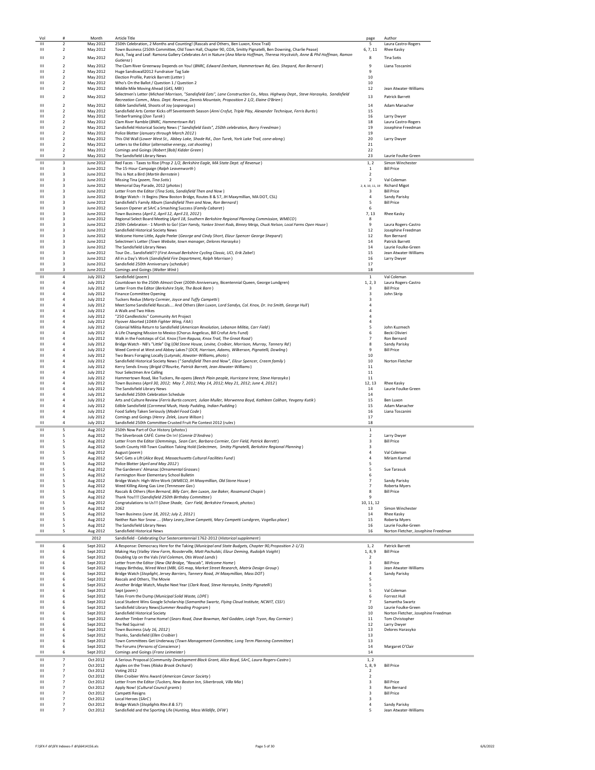| Vol | # | Month | Article Title | page | Author |
|---|---|---|---|---|---|
| III | 2 | May 2012 | 250th Celebration, 2 Months and Counting! (Rascals and Others, Ben Luxon, Knox Trail) | 5 | Laura Castro-Rogers |
| III | 2 | May 2012 | Town Business (250th Committee, Old Town Hall, Chapter 90, COA, Smitty Pignatelli, Ben Downing, Charlie Pease) | 6, 7, 11 | Rhee Kasky |
| III | 2 | May 2012 | Rock, Twig and Leaf: Ramona Gallery Celebrates Art in Nature (*Ana Maria Hoffman, Theresa Hryckvich, Anne & Phil Hoffman, Ramon Gutierez*) | 8 | Tina Sotis |
| III | 2 | May 2012 | The Clam River Greenway Depends on You! (*BNRC, Edward Denham, Hammertown Rd, Geo. Shepard, Ron Bernard*) | 9 | Liana Toscanini |
| III | 2 | May 2012 | Huge Sandiswall2012 Fundraiser Tag Sale | 9 | |
| III | 2 | May 2012 | Election Profile, Patrick Barrett (*Letter*) | 10 | |
| III | 2 | May 2012 | Who's On the Ballot / Question 1 / Question 2 | 10 | |
| III | 2 | May 2012 | Middle Mile Moving Ahead (*G4S, MBI*) | 12 | Jean Atwater-Williams |
| III | 2 | May 2012 | Selectmen's Letter (*Michael Morrison, "Sandisfield Eats", Lane Construction Co., Mass. Highway Dept., Steve Harasyko, Sandisfield Recreation Comm., Mass. Dept. Revenue, Dennis Mountain, Proposition 2 1/2, Elaine O'Brien*) | 13 | Patrick Barrett |
| III | 2 | May 2012 | Edible Sandisfield, Shoots of Joy (*asparagus*) | 14 | Adam Manacher |
| III | 2 | May 2012 | Sandisfield Arts Center Kicks off Seventeenth Season (*Anni Crofut, Triple Play, Alexander Technique, Ferris Burtis*) | 15 | |
| III | 2 | May 2012 | Timberframing (*Don Turek*) | 16 | Larry Dwyer |
| III | 2 | May 2012 | Clam River Ramble (*BNRC, Hammertown Rd*) | 18 | Laura Castro-Rogers |
| III | 2 | May 2012 | Sandisfield Historical Society News (*"Sandisfield Easts", 250th celebration, Barry Freedman*) | 19 | Josephine Freedman |
| III | 2 | May 2012 | Police Blotter (*January through March 2012*) | 19 | |
| III | 2 | May 2012 | This Old Wall (*Lower West St., Abbey Lake, Shade Rd., Don Turek, York Lake Trail, cone-along*) | 20 | Larry Dwyer |
| III | 2 | May 2012 | Letters to the Editor (*alternative energy, cat shooting*) | 21 | |
| III | 2 | May 2012 | Comings and Goings (*Robert [Bob] Kidder Green*) | 22 | |
| III | 2 | May 2012 | The Sandisfield Library News | 23 | Laurie Foulke-Green |
| III | 3 | June 2012 | Red Faces - Taxes to Rise (*Prop 2 1/2, Berkshire Eagle, MA State Dept. of Revenue*) | 1, 2 | Simon Winchester |
| III | 3 | June 2012 | The 15-Hour Campaign (*Ralph Leavenworth*) | 1 | Bill Price |
| III | 3 | June 2012 | This is Not a Bird (*Martin Bernstein*) | 2 | |
| III | 3 | June 2012 | Missing Tina (*poem, Tina Sotis*) | 2 | Val Coleman |
| III | 3 | June 2012 | Memorial Day Parade, 2012 (*photos*) | 2, 8, 10, 11, 19 | Richard Migot |
| III | 3 | June 2012 | Letter From the Editor (*Tina Sotis, Sandisfield Then and Now*) | 3 | Bill Price |
| III | 3 | June 2012 | Bridge Watch - It Begins (New Boston Bridge, Routes 8 & 57, JH Maxymillian, MA DOT, CSL) | 4 | Sandy Parisky |
| III | 3 | June 2012 | Sandisfield's Family Album (*Sandisfield Then and Now, Ron Bernard*) | 5 | Bill Price |
| III | 3 | June 2012 | Season Opener at SArC a Smashing Success (*Family Cabaret*) | 6 | |
| III | 3 | June 2012 | Town Business (*April 2, April 12, April 23, 2012*) | 7, 13 | Rhee Kasky |
| III | 3 | June 2012 | Regional Select Board Meeting (*April 18, Southern Berkshire Regional Planning Commission, WMECO*) | 8 | |
| III | 3 | June 2012 | 250th Celebration - 1 Month to Go! (*Carr Family, Yankee Street Rods, Binney Meigs, Chuck Nelson, Local Farms Open House*) | 9 | Laura Rogers-Castro |
| III | 3 | June 2012 | Sandisfield Historical Society News | 12 | Josephine Freedman |
| III | 3 | June 2012 | Welcome Home Little, Apple Peeler (*George and Cindy Short, Elizur Spencer George Shepard*) | 12 | Ron Bernard |
| III | 3 | June 2012 | Selectmen's Letter (*Town Website, town manager, Delores Harasyko*) | 14 | Patrick Barrett |
| III | 3 | June 2012 | The Sandisfield Library News | 14 | Laurie Foulke-Green |
| III | 3 | June 2012 | Tour De... Sandisfield?? (*First Annual Berkshire Cycling Classic, UCI, Erik Zabel*) | 15 | Jean Atwater-Williams |
| III | 3 | June 2012 | All in a Day's Work (*Sandisfield Fire Department, Ralph Morrison*) | 16 | Larry Dwyer |
| III | 3 | June 2012 | Sandisfield 250th Anniversary (*schedule*) | 17 | |
| III | 3 | June 2012 | Comings and Goings (*Walter Wink*) | 18 | |
| III | 4 | July 2012 | Sandisfield (*poem*) | 1 | Val Coleman |
| III | 4 | July 2012 | Countdown to the 250th Almost Over (200th Anniversary, Bicentennial Queen, George Lundgren) | 1, 2, 3 | Laura Rogers-Castro |
| III | 4 | July 2012 | Letter From the Editor (*Berkshire Style, The Book Barn*) | 3 | Bill Price |
| III | 4 | July 2012 | Finance Committee Opening | 3 | John Skrip |
| III | 4 | July 2012 | Tuckers Redux (*Marty Cormier, Joyce and Tuffy Campetti*) | 3 | |
| III | 4 | July 2012 | Meet Some Sandisfield Rascals.... And Others (*Ben Luxon, Lord Sandys, Col. Knox, Dr. Ira Smith, George Hull*) | 4 | |
| III | 4 | July 2012 | A Walk and Two Hikes | 4 | |
| III | 4 | July 2012 | "250 Candlesticks" Community Art Project | 4 | |
| III | 4 | July 2012 | Flyover Aborted (*104th Fighter Wing, FAA*) | 4 | |
| III | 4 | July 2012 | Colonial Militia Return to Sandisfield (*American Revolution, Lebanon Militia, Carr Field*) | 5 | John Kuzmech |
| III | 4 | July 2012 | A Life Changing Mission to Mexico (Chorus Angelicus, Bill Crofut Arts Fund) | 6 | Becki Olivieri |
| III | 4 | July 2012 | Walk in the Footsteps of Col. Knox (*Tom Ragusa, Knox Trail, The Great Road*) | 7 | Ron Bernard |
| III | 4 | July 2012 | Bridge Watch - NB's "Little" Dig (*Old Stone House, Levine, Croibier, Morrison, Murray, Tannery Rd*) | 8 | Sandy Parisky |
| III | 4 | July 2012 | Weed Control at West and Abbey Lakes? (*DCR, Harrison, Adams, Wilkerson, Pignatelli, Dowling*) | 9 | Bill Price |
| III | 4 | July 2012 | Two Bears Foraging Locally (*Lutynski, Atwater-Williams, photo*) | 10 | |
| III | 4 | July 2012 | Sandisfield Historical Society News (*"Sandisfield Then and Now", Elizur Spencer, Creem family*) | 10 | Norton Fletcher |
| III | 4 | July 2012 | Kerry Sends Envoy (*Brigid O'Rourke, Patrick Barrett, Jean Atwater-Williams*) | 11 | |
| III | 4 | July 2012 | Your Selectmen Are Calling | 11 | |
| III | 4 | July 2012 | Hammertown Road, like Tuckers, Re-opens (*Beech Plain people, Hurricane Irene, Steve Harasyko*) | 11 | |
| III | 4 | July 2012 | Town Business (*April 30, 2012; May 7, 2012; May 14, 2012; May 21, 2012; June 4, 2012*) | 12, 13 | Rhee Kasky |
| III | 4 | July 2012 | The Sandisfield Library News | 14 | Laurie Foulke-Green |
| III | 4 | July 2012 | Sandisfield 250th Celebration Schedule | 14 | |
| III | 4 | July 2012 | Arts and Culture Review (*Ferris Burtis concert, Julian Muller, Morwenna Boyd, Kathleen Calihan, Yevgeny Kutik*) | 15 | Ben Luxon |
| III | 4 | July 2012 | Edible Sandisfield (*Cornmeal Mush, Hasty Pudding, Indian Pudding*) | 15 | Adam Manacher |
| III | 4 | July 2012 | Food Safety Taken Seriously (*Model Food Code*) | 16 | Liana Toscanini |
| III | 4 | July 2012 | Comings and Goings (*Henry Zelek, Laura Wilson*) | 17 | |
| III | 4 | July 2012 | Sandisfield 250th Committee Crusted Fruit Pie Contest 2012 (*rules*) | 18 | |
| III | 5 | Aug 2012 | 250th Now Part of Our History (*photos*) | 1 | |
| III | 5 | Aug 2012 | The Silverbrook CAFÉ: Come On In! (*Connie D'Andrea*) | 2 | Larry Dwyer |
| III | 5 | Aug 2012 | Letter From the Editor (*Demmings, Sean Carr, Barbara Cormier, Carr Field, Patrick Barrett*) | 3 | Bill Price |
| III | 5 | Aug 2012 | South County Hill-Town Coalition Taking Hold (*Selectmen, Smitty Pignatelli, Berkshire Regional Planning*) | 3 | |
| III | 5 | Aug 2012 | August (*poem*) | 4 | Val Coleman |
| III | 5 | Aug 2012 | SArC Gets a Lift (*Alice Boyd, Massachusetts Cultural Facilities Fund*) | 4 | Miriam Karmel |
| III | 5 | Aug 2012 | Police Blotter (*April and May 2012*) | 5 | |
| III | 5 | Aug 2012 | The Gardeners' Almanac (*Ornamental Grasses*) | 5 | Sue Tarasuk |
| III | 5 | Aug 2012 | Farmington River Elementary School Bulletin | 6 | |
| III | 5 | Aug 2012 | Bridge Watch: High-Wire Work (*WMECO, JH Maxymillian, Old Stone House*) | 7 | Sandy Parisky |
| III | 5 | Aug 2012 | Weed Killing Along Gas Line (*Tennessee Gas*) | 7 | Roberta Myers |
| III | 5 | Aug 2012 | Rascals & Others (*Ron Bernard, Billy Carr, Ben Luxon, Joe Baker, Rosamund Chapin*) | 8 | Bill Price |
| III | 5 | Aug 2012 | Thank You!!!! (*Sandisfield 250th Birthday Committee*) | 9 | |
| III | 5 | Aug 2012 | Congratulations to Us!!! (*Dave Shade, Carr Field, Berkshire Firework, photos*) | 10, 11, 12 | |
| III | 5 | Aug 2012 | 2062 | 13 | Simon Winchester |
| III | 5 | Aug 2012 | Town Business (*June 18, 2012; July 2, 2012*) | 14 | Rhee Kasky |
| III | 5 | Aug 2012 | Neither Rain Nor Snow .... (*Mary Leary,Steve Campetti, Mary Campetti Lundgren, Vogellus place*) | 15 | Roberta Myers |
| III | 5 | Aug 2012 | The Sandisfield Library News | 16 | Laurie Foulke-Green |
| III | 5 | Aug 2012 | Sandisfield Historical News | 16 | Norton Fletcher, Josephine Freedman |
| | | 2012 | Sandisfield - Celebrating Our Sestercentennial 1762-2012 (*Historical supplement*) | | |
| III | 6 | Sept 2012 | A Response: Democracy Here for the Taking (*Municipal and State Budgets, Chapter 90,Proposition 2-1/2*) | 1, 2 | Patrick Barrett |
| III | 6 | Sept 2012 | Making Hay (*Valley View Farm, Roosterville, Matt Pachulski, Eliza Deming, Rudolph Voight*) | 1, 8, 9 | Bill Price |
| III | 6 | Sept 2012 | Doubling Up on the Vals (*Val Coleman, Otis Wood Lands*) | 2 | |
| III | 6 | Sept 2012 | Letter from the Editor (*New Old Bridge, "Rascals", Welcome Home*) | 3 | Bill Price |
| III | 6 | Sept 2012 | Happy Birthday, Wired West (*MBI, GIS map, Market Street Research, Matrix Design Group*) | 3 | Jean Atwater-Williams |
| III | 6 | Sept 2012 | Bridge Watch (*Stoplight, Jersey Barriers, Tannery Road, JH Maxymillian, Mass DOT*) | 4 | Sandy Parisky |
| III | 6 | Sept 2012 | Rascals and Others, The Movie | 5 | |
| III | 6 | Sept 2012 | Another Bridge Watch, Maybe Next Year (*Clark Road, Steve Harasyko, Smitty Pignatelli*) | 5 | |
| III | 6 | Sept 2012 | Sept (*poem*) | 5 | Val Coleman |
| III | 6 | Sept 2012 | Tales From the Dump (*Municipal Solid Waste, LDPE*) | 6 | Forrest Hull |
| III | 6 | Sept 2012 | Local Student Wins Google Scholarship (*Samantha Swartz, Flying Cloud Institute, NCWIT, CSSI*) | 7 | Samantha Swartz |
| III | 6 | Sept 2012 | Sandisfield Library News(*Summer Reading Program*) | 10 | Laurie Foulke-Green |
| III | 6 | Sept 2012 | Sandisfield Historical Society | 10 | Norton Fletcher, Josephine Freedman |
| III | 6 | Sept 2012 | Another Timber Frame Home! (*Sears Road, Dave Bowman, Neil Godden, Leigh Tryon, Ray Cormier*) | 11 | Tom Christopher |
| III | 6 | Sept 2012 | The Red Squirrel | 12 | Larry Dwyer |
| III | 6 | Sept 2012 | Town Business (*July 16, 2012*) | 13 | Delores Harasyko |
| III | 6 | Sept 2012 | Thanks, Sandisfield (*Ellen Croibier*) | 13 | |
| III | 6 | Sept 2012 | Town Committees Get Underway (*Town Management Committee, Long Term Planning Committee*) | 13 | |
| III | 6 | Sept 2012 | The Forums (*Persons of Conscience*) | 14 | Margaret O'Clair |
| III | 6 | Sept 2012 | Comings and Goings (*Franz Leimeister*) | 14 | |
| III | 7 | Oct 2012 | A Serious Proposal (*Community Development Block Grant, Alice Boyd, SArC, Laura Rogers-Castro*) | 1, 2 | |
| III | 7 | Oct 2012 | Apples on the Trees (*Riiska Brook Orchard*) | 1, 8, 9 | Bill Price |
| III | 7 | Oct 2012 | Voting 2012 | 2 | |
| III | 7 | Oct 2012 | Ellen Croibier Wins Award (*American Cancer Society*) | 2 | |
| III | 7 | Oct 2012 | Letter From the Editor (*Tuckers, New Boston Inn, Silverbrook, Villa Mia*) | 3 | Bill Price |
| III | 7 | Oct 2012 | Apply Now! (*Cultural Council grants*) | 3 | Ron Bernard |
| III | 7 | Oct 2012 | Campetti Resigns | 3 | Bill Price |
| III | 7 | Oct 2012 | Local Heroes (*SArC*) | 3 | |
| III | 7 | Oct 2012 | Bridge Watch (*Stoplights Rtes 8 & 57*) | 4 | Sandy Parisky |
| III | 7 | Oct 2012 | Sandisfield and the Sporting Life (*Hunting, Mass Wildlife, DFW*) | 5 | Jean Atwater-Williams |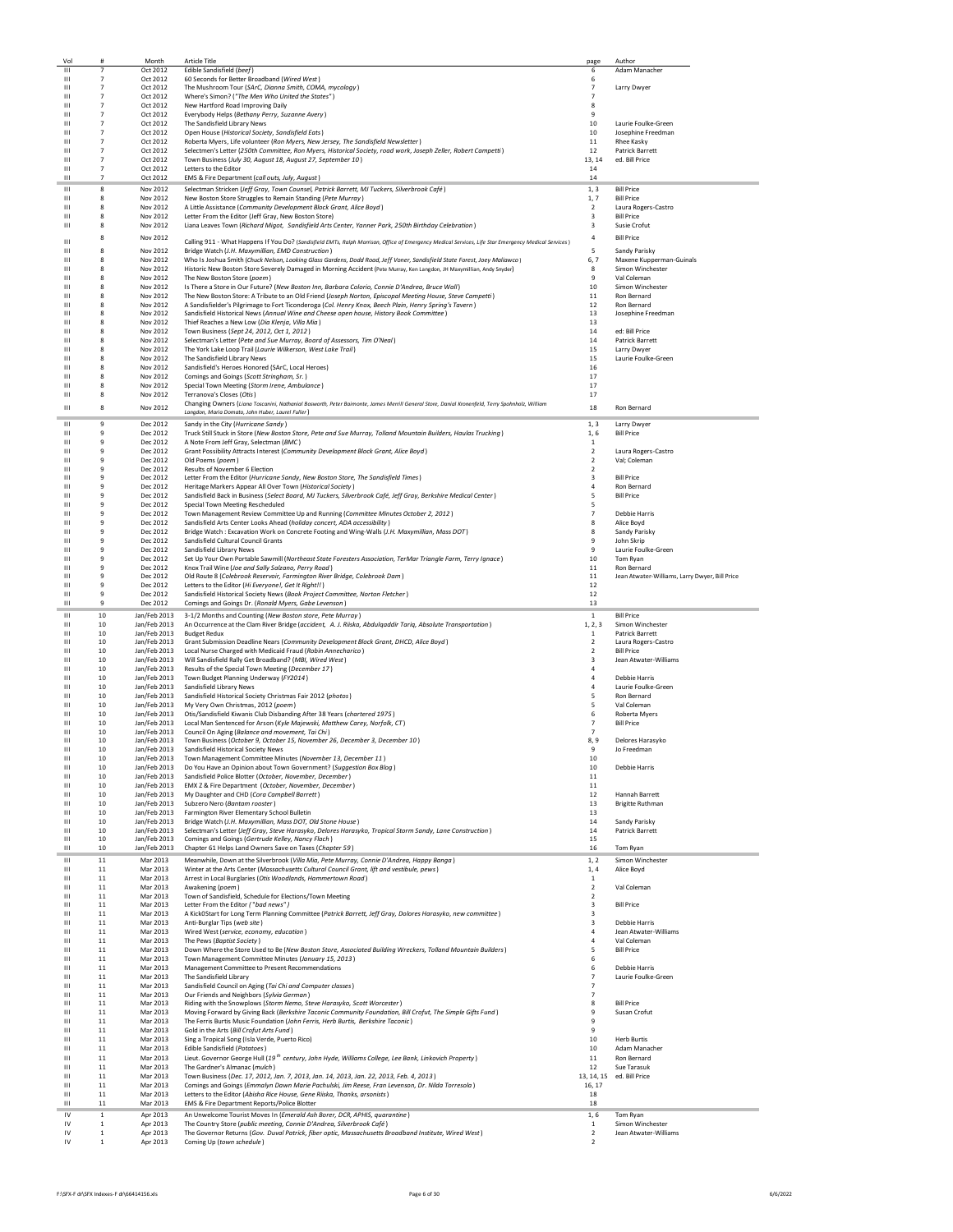| Vol | # | Month | Article Title | page | Author |
|---|---|---|---|---|---|
| III | 7 | Oct 2012 | Edible Sandisfield (*beef*) | 6 | Adam Manacher |
| III | 7 | Oct 2012 | 60 Seconds for Better Broadband (*Wired West*) | 6 | |
| III | 7 | Oct 2012 | The Mushroom Tour (*SArC, Dianna Smith, COMA, mycology*) | 7 | Larry Dwyer |
| III | 7 | Oct 2012 | Where's Simon? ("*The Men Who United the States*") | 7 | |
| III | 7 | Oct 2012 | New Hartford Road Improving Daily | 8 | |
| III | 7 | Oct 2012 | Everybody Helps (*Bethany Perry, Suzanne Avery*) | 9 | |
| III | 7 | Oct 2012 | The Sandisfield Library News | 10 | Laurie Foulke-Green |
| III | 7 | Oct 2012 | Open House (*Historical Society, Sandisfield Eats*) | 10 | Josephine Freedman |
| III | 7 | Oct 2012 | Roberta Myers, Life volunteer (*Ron Myers, New Jersey, The Sandisfield Newsletter*) | 11 | Rhee Kasky |
| III | 7 | Oct 2012 | Selectmen's Letter (*250th Committee, Ron Myers, Historical Society, road work, Joseph Zeller, Robert Campetti*) | 12 | Patrick Barrett |
| III | 7 | Oct 2012 | Town Business (*July 30, August 28, August 27, September 10*) | 13, 14 | ed. Bill Price |
| III | 7 | Oct 2012 | Letters to the Editor | 14 | |
| III | 7 | Oct 2012 | EMS & Fire Department (*call outs, July, August*) | 14 | |
| III | 8 | Nov 2012 | Selectman Stricken (*Jeff Gray, Town Counsel, Patrick Barrett, MJ Tuckers, Silverbrook Café*) | 1, 3 | Bill Price |
| III | 8 | Nov 2012 | New Boston Store Struggles to Remain Standing (*Pete Murray*) | 1, 7 | Bill Price |
| III | 8 | Nov 2012 | A Little Assistance (*Community Development Block Grant, Alice Boyd*) | 2 | Laura Rogers-Castro |
| III | 8 | Nov 2012 | Letter From the Editor (Jeff Gray, New Boston Store) | 3 | Bill Price |
| III | 8 | Nov 2012 | Liana Leaves Town (*Richard Migot, Sandisfield Arts Center, Yanner Park, 250th Birthday Celebration*) | 3 | Susie Crofut |
| III | 8 | Nov 2012 | Calling 911 - What Happens If You Do? (*Sandisfield EMTs, Ralph Morrison, Office of Emergency Medical Services, Life Star Emergency Medical Services*) | 4 | Bill Price |
| III | 8 | Nov 2012 | Bridge Watch (*J.H. Maxymillian, EMD Construction*) | 5 | Sandy Parisky |
| III | 8 | Nov 2012 | Who Is Joshua Smith (*Chuck Nelson, Looking Glass Gardens, Dodd Road, Jeff Voner, Sandisfield State Forest, Joey Maliawco*) | 6, 7 | Maxene Kupperman-Guinals |
| III | 8 | Nov 2012 | Historic New Boston Store Severely Damaged in Morning Accident (*Pete Murray, Ken Langdon, JH Maxymillian, Andy Snyder*) | 8 | Simon Winchester |
| III | 8 | Nov 2012 | The New Boston Store (*poem*) | 9 | Val Coleman |
| III | 8 | Nov 2012 | Is There a Store in Our Future? (*New Boston Inn, Barbara Colorio, Connie D'Andrea, Bruce Wall*) | 10 | Simon Winchester |
| III | 8 | Nov 2012 | The New Boston Store: A Tribute to an Old Friend (*Joseph Norton, Episcopal Meeting House, Steve Campetti*) | 11 | Ron Bernard |
| III | 8 | Nov 2012 | A Sandisfielder's Pilgrimage to Fort Ticonderoga (*Col. Henry Knox, Beech Plain, Henry Spring's Tavern*) | 12 | Ron Bernard |
| III | 8 | Nov 2012 | Sandisfield Historical News (*Annual Wine and Cheese open house, History Book Committee*) | 13 | Josephine Freedman |
| III | 8 | Nov 2012 | Thief Reaches a New Low (*Dia Klenja, Villa Mia*) | 13 | |
| III | 8 | Nov 2012 | Town Business (*Sept 24, 2012, Oct 1, 2012*) | 14 | ed: Bill Price |
| III | 8 | Nov 2012 | Selectman's Letter (*Pete and Sue Murray, Board of Assessors, Tim O'Neal*) | 14 | Patrick Barrett |
| III | 8 | Nov 2012 | The York Lake Loop Trail (*Laurie Wilkerson, West Lake Trail*) | 15 | Larry Dwyer |
| III | 8 | Nov 2012 | The Sandisfield Library News | 15 | Laurie Foulke-Green |
| III | 8 | Nov 2012 | Sandisfield's Heroes Honored (SArC, Local Heroes) | 16 | |
| III | 8 | Nov 2012 | Comings and Goings (*Scott Stringham, Sr.*) | 17 | |
| III | 8 | Nov 2012 | Special Town Meeting (*Storm Irene, Ambulance*) | 17 | |
| III | 8 | Nov 2012 | Terranova's Closes (*Otis*) | 17 | |
| III | 8 | Nov 2012 | Changing Owners (*Liana Toscanini, Nathaniel Bosworth, Peter Baimonte, James Merrill General Store, Danial Kronenfeld, Terry Spohnholz, William Langdon, Mario Domato, John Huber, Laurel Fuller*) | 18 | Ron Bernard |
| III | 9 | Dec 2012 | Sandy in the City (*Hurricane Sandy*) | 1, 3 | Larry Dwyer |
| III | 9 | Dec 2012 | Truck Still Stuck in Store (*New Boston Store, Pete and Sue Murray, Tolland Mountain Builders, Haulas Trucking*) | 1, 6 | Bill Price |
| III | 9 | Dec 2012 | A Note From Jeff Gray, Selectman (*BMC*) | 1 | |
| III | 9 | Dec 2012 | Grant Possibility Attracts Interest (*Community Development Block Grant, Alice Boyd*) | 2 | Laura Rogers-Castro |
| III | 9 | Dec 2012 | Old Poems (*poem*) | 2 | Val; Coleman |
| III | 9 | Dec 2012 | Results of November 6 Election | 2 | |
| III | 9 | Dec 2012 | Letter From the Editor (*Hurricane Sandy, New Boston Store, The Sandisfield Times*) | 3 | Bill Price |
| III | 9 | Dec 2012 | Heritage Markers Appear All Over Town (*Historical Society*) | 4 | Ron Bernard |
| III | 9 | Dec 2012 | Sandisfield Back in Business (*Select Board, MJ Tuckers, Silverbrook Café, Jeff Gray, Berkshire Medical Center*) | 5 | Bill Price |
| III | 9 | Dec 2012 | Special Town Meeting Rescheduled | 5 | |
| III | 9 | Dec 2012 | Town Management Review Committee Up and Running (*Committee Minutes October 2, 2012*) | 7 | Debbie Harris |
| III | 9 | Dec 2012 | Sandisfield Arts Center Looks Ahead (*holiday concert, ADA accessibility*) | 8 | Alice Boyd |
| III | 9 | Dec 2012 | Bridge Watch : Excavation Work on Concrete Footing and Wing-Walls (*J.H. Maxymillian, Mass DOT*) | 8 | Sandy Parisky |
| III | 9 | Dec 2012 | Sandisfield Cultural Council Grants | 9 | John Skrip |
| III | 9 | Dec 2012 | Sandisfield Library News | 9 | Laurie Foulke-Green |
| III | 9 | Dec 2012 | Set Up Your Own Portable Sawmill (*Northeast State Foresters Association, TerMar Triangle Farm, Terry Ignace*) | 10 | Tom Ryan |
| III | 9 | Dec 2012 | Knox Trail Wine (*Joe and Sally Salzano, Perry Road*) | 11 | Ron Bernard |
| III | 9 | Dec 2012 | Old Route 8 (*Colebrook Reservoir, Farmington River Bridge, Colebrook Dam*) | 11 | Jean Atwater-Williams, Larry Dwyer, Bill Price |
| III | 9 | Dec 2012 | Letters to the Editor (*Hi Everyone!, Get It Right!!*) | 12 | |
| III | 9 | Dec 2012 | Sandisfield Historical Society News (*Book Project Committee, Norton Fletcher*) | 12 | |
| III | 9 | Dec 2012 | Comings and Goings Dr. (*Ronald Myers, Gabe Levenson*) | 13 | |
| III | 10 | Jan/Feb 2013 | 3-1/2 Months and Counting (*New Boston store, Pete Murray*) | 1 | Bill Price |
| III | 10 | Jan/Feb 2013 | An Occurrence at the Clam River Bridge (*accident, A. J. Riiska, Abdulqaddir Tariq, Absolute Transportation*) | 1, 2, 3 | Simon Winchester |
| III | 10 | Jan/Feb 2013 | Budget Redux | 1 | Patrick Barrett |
| III | 10 | Jan/Feb 2013 | Grant Submission Deadline Nears (*Community Development Block Grant, DHCD, Alice Boyd*) | 2 | Laura Rogers-Castro |
| III | 10 | Jan/Feb 2013 | Local Nurse Charged with Medicaid Fraud (*Robin Annecharico*) | 2 | Bill Price |
| III | 10 | Jan/Feb 2013 | Will Sandisfield Rally Get Broadband? (*MBI, Wired West*) | 3 | Jean Atwater-Williams |
| III | 10 | Jan/Feb 2013 | Results of the Special Town Meeting (*December 17*) | 4 | |
| III | 10 | Jan/Feb 2013 | Town Budget Planning Underway (*FY2014*) | 4 | Debbie Harris |
| III | 10 | Jan/Feb 2013 | Sandisfield Library News | 4 | Laurie Foulke-Green |
| III | 10 | Jan/Feb 2013 | Sandisfield Historical Society Christmas Fair 2012 (*photos*) | 5 | Ron Bernard |
| III | 10 | Jan/Feb 2013 | My Very Own Christmas, 2012 (*poem*) | 5 | Val Coleman |
| III | 10 | Jan/Feb 2013 | Otis/Sandisfield Kiwanis Club Disbanding After 38 Years (*chartered 1975*) | 6 | Roberta Myers |
| III | 10 | Jan/Feb 2013 | Local Man Sentenced for Arson (*Kyle Majewski, Matthew Carey, Norfolk, CT*) | 7 | Bill Price |
| III | 10 | Jan/Feb 2013 | Council On Aging (*Balance and movement, Tai Chi*) | 7 | |
| III | 10 | Jan/Feb 2013 | Town Business (*October 9, October 15, November 26, December 3, December 10*) | 8, 9 | Delores Harasyko |
| III | 10 | Jan/Feb 2013 | Sandisfield Historical Society News | 9 | Jo Freedman |
| III | 10 | Jan/Feb 2013 | Town Management Committee Minutes (*November 13, December 11*) | 10 | |
| III | 10 | Jan/Feb 2013 | Do You Have an Opinion about Town Government? (*Suggestion Box Blog*) | 10 | Debbie Harris |
| III | 10 | Jan/Feb 2013 | Sandisfield Police Blotter (*October, November, December*) | 11 | |
| III | 10 | Jan/Feb 2013 | EMX Z & Fire Department (*October, November, December*) | 11 | |
| III | 10 | Jan/Feb 2013 | My Daughter and CHD (*Cora Campbell Barrett*) | 12 | Hannah Barrett |
| III | 10 | Jan/Feb 2013 | Subzero Nero (*Bantam rooster*) | 13 | Brigitte Ruthman |
| III | 10 | Jan/Feb 2013 | Farmington River Elementary School Bulletin | 13 | |
| III | 10 | Jan/Feb 2013 | Bridge Watch (*J.H. Maxymillian, Mass DOT, Old Stone House*) | 14 | Sandy Parisky |
| III | 10 | Jan/Feb 2013 | Selectman's Letter (*Jeff Gray, Steve Harasyko, Delores Harasyko, Tropical Storm Sandy, Lane Construction*) | 14 | Patrick Barrett |
| III | 10 | Jan/Feb 2013 | Comings and Goings (*Gertrude Kelley, Nancy Flach*) | 15 | |
| III | 10 | Jan/Feb 2013 | Chapter 61 Helps Land Owners Save on Taxes (*Chapter 59*) | 16 | Tom Ryan |
| III | 11 | Mar 2013 | Meanwhile, Down at the Silverbrook (*Villa Mia, Pete Murray, Connie D'Andrea, Happy Banga*) | 1, 2 | Simon Winchester |
| III | 11 | Mar 2013 | Winter at the Arts Center (*Massachusetts Cultural Council Grant, lift and vestibule, pews*) | 1, 4 | Alice Boyd |
| III | 11 | Mar 2013 | Arrest in Local Burglaries (*Otis Woodlands, Hammertown Road*) | 1 | |
| III | 11 | Mar 2013 | Awakening (*poem*) | 2 | Val Coleman |
| III | 11 | Mar 2013 | Town of Sandisfield, Schedule for Elections/Town Meeting | 2 | |
| III | 11 | Mar 2013 | Letter From the Editor ("*bad news*") | 3 | Bill Price |
| III | 11 | Mar 2013 | A Kick0Start for Long Term Planning Committee (*Patrick Barrett, Jeff Gray, Dolores Harasyko, new committee*) | 3 | |
| III | 11 | Mar 2013 | Anti-Burglar Tips (*web site*) | 3 | Debbie Harris |
| III | 11 | Mar 2013 | Wired West (*service, economy, education*) | 4 | Jean Atwater-Williams |
| III | 11 | Mar 2013 | The Pews (*Baptist Society*) | 4 | Val Coleman |
| III | 11 | Mar 2013 | Down Where the Store Used to Be (*New Boston Store, Associated Building Wreckers, Tolland Mountain Builders*) | 5 | Bill Price |
| III | 11 | Mar 2013 | Town Management Committee Minutes (*January 15, 2013*) | 6 | |
| III | 11 | Mar 2013 | Management Committee to Present Recommendations | 6 | Debbie Harris |
| III | 11 | Mar 2013 | The Sandisfield Library | 7 | Laurie Foulke-Green |
| III | 11 | Mar 2013 | Sandisfield Council on Aging (*Tai Chi and Computer classes*) | 7 | |
| III | 11 | Mar 2013 | Our Friends and Neighbors (*Sylvia German*) | 7 | |
| III | 11 | Mar 2013 | Riding with the Snowplows (*Storm Nemo, Steve Harasyko, Scott Worcester*) | 8 | Bill Price |
| III | 11 | Mar 2013 | Moving Forward by Giving Back (*Berkshire Taconic Community Foundation, Bill Crofut, The Simple Gifts Fund*) | 9 | Susan Crofut |
| III | 11 | Mar 2013 | The Ferris Burtis Music Foundation (*John Ferris, Herb Burtis, Berkshire Taconic*) | 9 | |
| III | 11 | Mar 2013 | Gold in the Arts (*Bill Crofut Arts Fund*) | 9 | |
| III | 11 | Mar 2013 | Sing a Tropical Song (Isla Verde, Puerto Rico) | 10 | Herb Burtis |
| III | 11 | Mar 2013 | Edible Sandisfield (*Potatoes*) | 10 | Adam Manacher |
| III | 11 | Mar 2013 | Lieut. Governor George Hull (*19th century, John Hyde, Williams College, Lee Bank, Linkovich Property*) | 11 | Ron Bernard |
| III | 11 | Mar 2013 | The Gardner's Almanac (*mulch*) | 12 | Sue Tarasuk |
| III | 11 | Mar 2013 | Town Business (*Dec. 17, 2012, Jan. 7, 2013, Jan. 14, 2013, Jan. 22, 2013, Feb. 4, 2013*) | 13, 14, 15 | ed. Bill Price |
| III | 11 | Mar 2013 | Comings and Goings (*Emmalyn Dawn Marie Pachulski, Jim Reese, Fran Levenson, Dr. Nilda Torresola*) | 16, 17 | |
| III | 11 | Mar 2013 | Letters to the Editor (*Abisha Rice House, Gene Riiska, Thanks, arsonists*) | 18 | |
| III | 11 | Mar 2013 | EMS & Fire Department Reports/Police Blotter | 18 | |
| IV | 1 | Apr 2013 | An Unwelcome Tourist Moves In (*Emerald Ash Borer, DCR, APHIS, quarantine*) | 1, 6 | Tom Ryan |
| IV | 1 | Apr 2013 | The Country Store (*public meeting, Connie D'Andrea, Silverbrook Café*) | 1 | Simon Winchester |
| IV | 1 | Apr 2013 | The Governor Returns (*Gov. Duval Patrick, fiber optic, Massachusetts Broadband Institute, Wired West*) | 2 | Jean Atwater-Williams |
| IV | 1 | Apr 2013 | Coming Up (*town schedule*) | 2 | |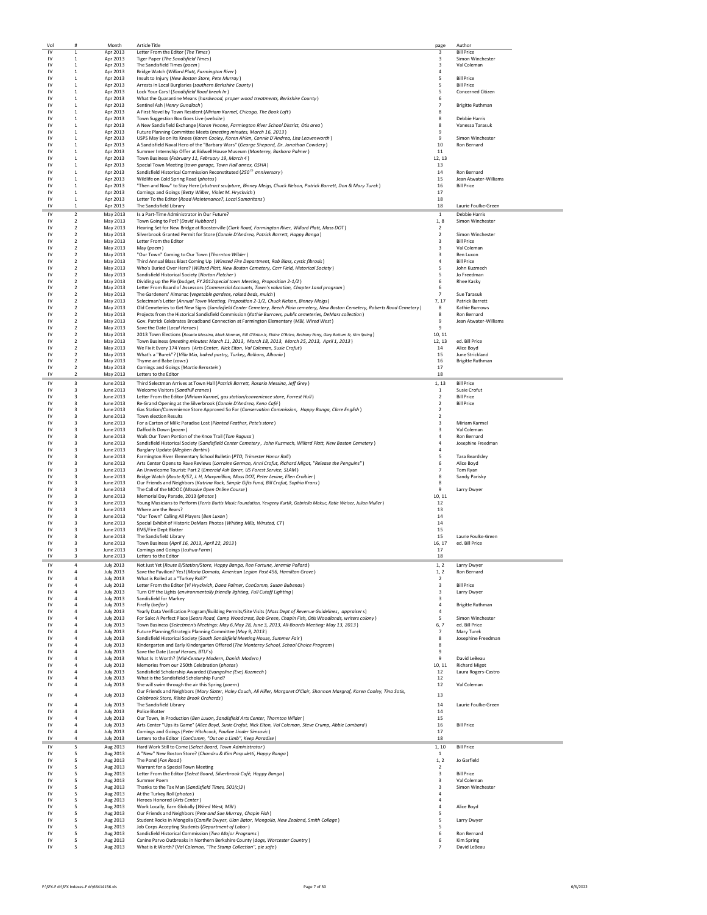| Vol | # | Month | Article Title | page | Author |
|---|---|---|---|---|---|
| IV | 1 | Apr 2013 | Letter From the Editor (*The Times*) | 3 | Bill Price |
| IV | 1 | Apr 2013 | Tiger Paper (*The Sandisfield Times*) | 3 | Simon Winchester |
| IV | 1 | Apr 2013 | The Sandisfield Times (*poem*) | 3 | Val Coleman |
| IV | 1 | Apr 2013 | Bridge Watch (*Willard Platt, Farmington River*) | 4 | |
| IV | 1 | Apr 2013 | Insult to Injury (*New Boston Store, Pete Murray*) | 5 | Bill Price |
| IV | 1 | Apr 2013 | Arrests in Local Burglaries (*southern Berkshire County*) | 5 | Bill Price |
| IV | 1 | Apr 2013 | Lock Your Cars! (*Sandisfield Road break In*) | 5 | Concerned Citizen |
| IV | 1 | Apr 2013 | What the Quarantine Means (*hardwood, proper wood treatments, Berkshire County*) | 6 | |
| IV | 1 | Apr 2013 | Sentinel Ash (*Henry Gundlach*) | 7 | Brigitte Ruthman |
| IV | 1 | Apr 2013 | A First Novel by Town Resident (*Miriam Karmel, Chicago, The Book Loft*) | 8 | |
| IV | 1 | Apr 2013 | Town Suggestion Box Goes Live (*website*) | 8 | Debbie Harris |
| IV | 1 | Apr 2013 | A New Sandisfield Exchange (*Karen Yvonne, Farmington River School District, Otis area*) | 8 | Vanessa Tarasuk |
| IV | 1 | Apr 2013 | Future Planning Committee Meets (*meeting minutes, March 16, 2013*) | 9 | |
| IV | 1 | Apr 2013 | USPS May Be on Its Knees (*Karen Cooley, Karen Ahlen, Connie D'Andrea, Lisa Leavenworth*) | 9 | Simon Winchester |
| IV | 1 | Apr 2013 | A Sandisfield Naval Hero of the "Barbary Wars" (*George Shepard, Dr. Jonathan Cowdery*) | 10 | Ron Bernard |
| IV | 1 | Apr 2013 | Summer Internship Offer at Bidwell House Museum (*Monterey, Barbara Palmer*) | 11 | |
| IV | 1 | Apr 2013 | Town Business (*February 11, February 19, March 4*) | 12, 13 | |
| IV | 1 | Apr 2013 | Special Town Meeting (*town garage, Town Hall annex, OSHA*) | 13 | |
| IV | 1 | Apr 2013 | Sandisfield Historical Commission Reconstituted (*250th anniversary*) | 14 | Ron Bernard |
| IV | 1 | Apr 2013 | Wildlife on Cold Spring Road (*photos*) | 15 | Jean Atwater-Williams |
| IV | 1 | Apr 2013 | "Then and Now" to Stay Here (*abstract sculpture, Binney Meigs, Chuck Nelson, Patrick Barrett, Don & Mary Turek*) | 16 | Bill Price |
| IV | 1 | Apr 2013 | Comings and Goings (*Betty Wilber, Violet M. Hryckvich*) | 17 | |
| IV | 1 | Apr 2013 | Letter To the Editor (*Road Maintenance?, Local Samaritans*) | 18 | |
| IV | 1 | Apr 2013 | The Sandisfield Library | 18 | Laurie Foulke-Green |
| IV | 2 | May 2013 | Is a Part-Time Administrator in Our Future? | 1 | Debbie Harris |
| IV | 2 | May 2013 | Town Going to Pot? (*David Hubbard*) | 1, 8 | Simon Winchester |
| IV | 2 | May 2013 | Hearing Set for New Bridge at Roosterville (*Clark Road, Farmington River, Willard Platt, Mass DOT*) | 2 | |
| IV | 2 | May 2013 | Silverbrook Granted Permit for Store (*Connie D'Andrea, Patrick Barrett, Happy Banga*) | 2 | Simon Winchester |
| IV | 2 | May 2013 | Letter From the Editor | 3 | Bill Price |
| IV | 2 | May 2013 | May (*poem*) | 3 | Val Coleman |
| IV | 2 | May 2013 | "Our Town" Coming to Our Town (*Thornton Wilder*) | 3 | Ben Luxon |
| IV | 2 | May 2013 | Third Annual Blass Blast Coming Up (*Winsted Fire Department, Rob Blass, cystic fibrosis*) | 4 | Bill Price |
| IV | 2 | May 2013 | Who's Buried Over Here? (*Willard Platt, New Boston Cemetery, Carr Field, Historical Society*) | 5 | John Kuzmech |
| IV | 2 | May 2013 | Sandisfield Historical Society (*Norton Fletcher*) | 5 | Jo Freedman |
| IV | 2 | May 2013 | Dividing up the Pie (*budget, FY 2012special town Meeting, Proposition 2-1/2*) | 6 | Rhee Kasky |
| IV | 2 | May 2013 | Letter From Board of Assessors (*Commercial Accounts, Town's valuation, Chapter Land program*) | 6 | |
| IV | 2 | May 2013 | The Gardeners' Almanac (*vegetable gardens, raised beds, mulch*) | 7 | Sue Tarasuk |
| IV | 2 | May 2013 | Selectman's Letter (*Annual Town Meeting, Proposition 2-1/2, Chuck Nelson, Binney Meigs*) | 7, 17 | Patrick Barrett |
| IV | 2 | May 2013 | Old Cemeteries to Get New Signs (*Sandisfield Center Cemetery, Beech Plain cemetery, New Boston Cemetery, Roberts Road Cemetery*) | 8 | Kathie Burrows |
| IV | 2 | May 2013 | Projects from the Historical Sandisfield Commission (*Kathie Burrows, public cemeteries, DeMars collection*) | 8 | Ron Bernard |
| IV | 2 | May 2013 | Gov. Patrick Celebrates Broadband Connection at Farmington Elementary (*MBI, Wired West*) | 9 | Jean Atwater-Williams |
| IV | 2 | May 2013 | Save the Date (*Local Heroes*) | 9 | |
| IV | 2 | May 2013 | 2013 Town Elections (*Rosario Messina, Mark Norman, Bill O'Brien Jr, Elaine O'Brien, Bethany Perry, Gary Bottum Sr, Kim Spring*) | 10, 11 | |
| IV | 2 | May 2013 | Town Business (*meeting minutes: March 11, 2013, March 18, 2013, March 25, 2013, April 1, 2013*) | 12, 13 | ed. Bill Price |
| IV | 2 | May 2013 | We Fix it Every 174 Years (*Arts Center, Nick Elton, Val Coleman, Susie Crofut*) | 14 | Alice Boyd |
| IV | 2 | May 2013 | What's a "Burek"? (*Villa Mia, baked pastry, Turkey, Balkans, Albania*) | 15 | June Strickland |
| IV | 2 | May 2013 | Thyme and Babe (*cows*) | 16 | Brigitte Ruthman |
| IV | 2 | May 2013 | Comings and Goings (*Martin Bernstein*) | 17 | |
| IV | 2 | May 2013 | Letters to the Editor | 18 | |
| IV | 3 | June 2013 | Third Selectman Arrives at Town Hall (*Patrick Barrett, Rosario Messina, Jeff Grey*) | 1, 13 | Bill Price |
| IV | 3 | June 2013 | Welcome Visitors (*Sandhill cranes*) | 1 | Susie Crofut |
| IV | 3 | June 2013 | Letter From the Editor (*Miriam Karmel, gas station/convenience store, Forrest Hull*) | 2 | Bill Price |
| IV | 3 | June 2013 | Re-Grand Opening at the Silverbrook (*Connie D'Andrea, Keno Café*) | 2 | Bill Price |
| IV | 3 | June 2013 | Gas Station/Convenience Store Approved So Far (*Conservation Commission, Happy Banga, Clare English*) | 2 | |
| IV | 3 | June 2013 | Town election Results | 2 | |
| IV | 3 | June 2013 | For a Carton of Milk: Paradise Lost (*Planted Feather, Pete's store*) | 3 | Miriam Karmel |
| IV | 3 | June 2013 | Daffodils Down (*poem*) | 3 | Val Coleman |
| IV | 3 | June 2013 | Walk Our Town Portion of the Knox Trail (*Tom Ragusa*) | 4 | Ron Bernard |
| IV | 3 | June 2013 | Sandisfield Historical Society (*Sandisfield Center Cemetery, John Kuzmech, Willard Platt, New Boston Cemetery*) | 4 | Josephine Freedman |
| IV | 3 | June 2013 | Burglary Update (*Meghen Bartini*) | 4 | |
| IV | 3 | June 2013 | Farmington River Elementary School Bulletin (*PTO, Trimester Honor Roll*) | 5 | Tara Beardsley |
| IV | 3 | June 2013 | Arts Center Opens to Rave Reviews (*Lorraine German, Anni Crofut, Richard Migot, "Release the Penguins"*) | 6 | Alice Boyd |
| IV | 3 | June 2013 | An Unwelcome Tourist: Part 2 (*Emerald Ash Borer, US Forest Service, SLAM*) | 7 | Tom Ryan |
| IV | 3 | June 2013 | Bridge Watch (*Route 8/57, J. H, Maxymillian, Mass DOT, Peter Levine, Ellen Croibier*) | 8 | Sandy Parisky |
| IV | 3 | June 2013 | Our Friends and Neighbors (*Katrina Rock, Simple Gifts Fund, Bill Crofut, Sophia Krans*) | 8 | |
| IV | 3 | June 2013 | The Call of the MOOC (*Massive Open Online Course*) | 9 | Larry Dwyer |
| IV | 3 | June 2013 | Memorial Day Parade, 2013 (*photos*) | 10, 11 | |
| IV | 3 | June 2013 | Young Musicians to Perform (*Ferris Burtis Music Foundation, Yevgeny Kurtik, Gabriella Makuc, Katie Weiser, Julian Muller*) | 12 | |
| IV | 3 | June 2013 | Where are the Bears? | 13 | |
| IV | 3 | June 2013 | "Our Town" Calling All Players (*Ben Luxon*) | 14 | |
| IV | 3 | June 2013 | Special Exhibit of Historic DeMars Photos (*Whiting Mills, Winsted, CT*) | 14 | |
| IV | 3 | June 2013 | EMS/Fire Dept Blotter | 15 | |
| IV | 3 | June 2013 | The Sandisfield Library | 15 | Laurie Foulke-Green |
| IV | 3 | June 2013 | Town Business (*April 16, 2013, April 22, 2013*) | 16, 17 | ed. Bill Price |
| IV | 3 | June 2013 | Comings and Goings (*Joshua Farm*) | 17 | |
| IV | 3 | June 2013 | Letters to the Editor | 18 | |
| IV | 4 | July 2013 | Not Just Yet (*Route 8/Station/Store, Happy Banga, Ron Fortune, Jeremia Pollard*) | 1, 2 | Larry Dwyer |
| IV | 4 | July 2013 | Save the Pavilion? Yes! (*Maria Domato, American Legion Post 456, Hamilton Grove*) | 1, 2 | Ron Bernard |
| IV | 4 | July 2013 | What is Rolled at a "Turkey Roll?" | 2 | |
| IV | 4 | July 2013 | Letter From the Editor (*Vi Hryckvich, Dana Palmer, ConComm, Susan Bubenas*) | 3 | Bill Price |
| IV | 4 | July 2013 | Turn Off the Lights (*environmentally friendly lighting, Full Cutoff Lighting*) | 3 | Larry Dwyer |
| IV | 4 | July 2013 | Sandisfield for Markey | 3 | |
| IV | 4 | July 2013 | Firefly (*heifer*) | 4 | Brigitte Ruthman |
| IV | 4 | July 2013 | Yearly Data Verification Program/Building Permits/Site Visits (*Mass Dept of Revenue Guidelines, appraisers*) | 4 | |
| IV | 4 | July 2013 | For Sale: A Perfect Place (*Sears Road, Camp Woodcrest, Bob Green, Chapin Fish, Otis Woodlands, writers colony*) | 5 | Simon Winchester |
| IV | 4 | July 2013 | Town Business (*Selectmen's Meetings: May 6, May 28, June 3, 2013, All-Boards Meeting: May 13, 2013*) | 6, 7 | ed. Bill Price |
| IV | 4 | July 2013 | Future Planning/Strategic Planning Committee (*May 9, 2013*) | 7 | Mary Turek |
| IV | 4 | July 2013 | Sandisfield Historical Society (*South Sandisfield Meeting House, Summer Fair*) | 8 | Josephine Freedman |
| IV | 4 | July 2013 | Kindergarten and Early Kindergarten Offered (*The Monterey School, School Choice Program*) | 8 | |
| IV | 4 | July 2013 | Save the Date (*Local Heroes, BTU's*) | 9 | |
| IV | 4 | July 2013 | What Is It Worth? (*Mid-Century Modern, Danish Modern*) | 9 | David LeBeau |
| IV | 4 | July 2013 | Memories from our 250th Celebration (*photos*) | 10, 11 | Richard Migot |
| IV | 4 | July 2013 | Sandisfield Scholarship Awarded (*Evangeline (Eve) Kuzmech*) | 12 | Laura Rogers-Castro |
| IV | 4 | July 2013 | What is the Sandisfield Scholarship Fund? | 12 | |
| IV | 4 | July 2013 | She will swim through the air this Spring (*poem*) | 12 | Val Coleman |
| IV | 4 | July 2013 | Our Friends and Neighbors (*Mary Slater, Haley Couch, Ali Hiller, Margaret O'Clair, Shannon Margraf, Karen Cooley, Tina Sotis, Colebrook Store, Riiska Brook Orchards*) | 13 | |
| IV | 4 | July 2013 | The Sandisfield Library | 14 | Laurie Foulke-Green |
| IV | 4 | July 2013 | Police Blotter | 14 | |
| IV | 4 | July 2013 | Our Town, in Production (*Ben Luxon, Sandisfield Arts Center, Thornton Wilder*) | 15 | |
| IV | 4 | July 2013 | Arts Center "Ups its Game" (*Alice Boyd, Susie Crofut, Nick Elton, Val Coleman, Steve Crump, Abbie Lombard*) | 16 | Bill Price |
| IV | 4 | July 2013 | Comings and Goings (*Peter Hitchcock, Pauline Linder Simsovic*) | 17 | |
| IV | 4 | July 2013 | Letters to the Editor (*ConComm, "Out on a Limb", Keep Paradise*) | 18 | |
| IV | 5 | Aug 2013 | Hard Work Still to Come (*Select Board, Town Administrator*) | 1, 10 | Bill Price |
| IV | 5 | Aug 2013 | A "New" New Boston Store? (*Chandru & Kim Paspuletti, Happy Banga*) | 1 | |
| IV | 5 | Aug 2013 | The Pond (*Fox Road*) | 1, 2 | Jo Garfield |
| IV | 5 | Aug 2013 | Warrant for a Special Town Meeting | 2 | |
| IV | 5 | Aug 2013 | Letter From the Editor (*Select Board, Silverbrook Café, Happy Banga*) | 3 | Bill Price |
| IV | 5 | Aug 2013 | Summer Poem | 3 | Val Coleman |
| IV | 5 | Aug 2013 | Thanks to the Tax Man (*Sandisfield Times, 501(c)3*) | 3 | Simon Winchester |
| IV | 5 | Aug 2013 | At the Turkey Roll (*photos*) | 4 | |
| IV | 5 | Aug 2013 | Heroes Honored (*Arts Center*) | 4 | |
| IV | 5 | Aug 2013 | Work Locally, Earn Globally (*Wired West, MBI*) | 4 | Alice Boyd |
| IV | 5 | Aug 2013 | Our Friends and Neighbors (*Pete and Sue Murray, Chapin Fish*) | 5 | |
| IV | 5 | Aug 2013 | Student Rocks in Mongolia (*Camille Dwyer, Ulan Bator, Mongolia, New Zealand, Smith Collage*) | 5 | Larry Dwyer |
| IV | 5 | Aug 2013 | Job Corps Accepting Students (*Department of Labor*) | 5 | |
| IV | 5 | Aug 2013 | Sandisfield Historical Commission (*Two Major Programs*) | 6 | Ron Bernard |
| IV | 5 | Aug 2013 | Canine Parvo Outbreaks in Northern Berkshire County (*dogs, Worcester Country*) | 6 | Kim Spring |
| IV | 5 | Aug 2013 | What is it Worth? (*Val Coleman, "The Stamp Collection", pie safe*) | 7 | David LeBeau |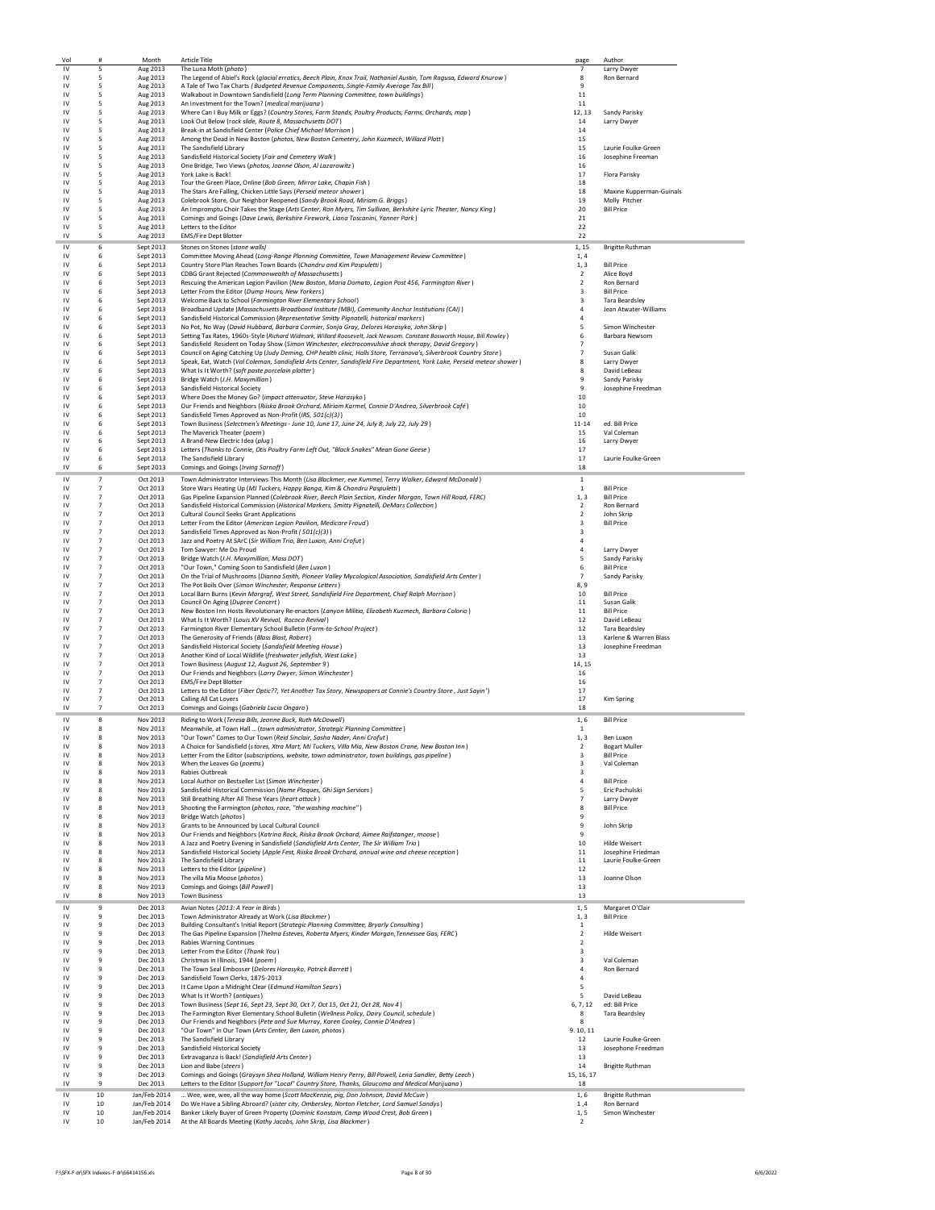| Vol | # | Month | Article Title | page | Author |
|---|---|---|---|---|---|
| IV | 5 | Aug 2013 | The Luna Moth (*photo*) | 7 | Larry Dwyer |
| IV | 5 | Aug 2013 | The Legend of Abiel's Rock (*glacial erratics, Beech Plain, Knox Trail, Nathaniel Austin, Tom Ragusa, Edward Knurow*) | 8 | Ron Bernard |
| IV | 5 | Aug 2013 | A Tale of Two Tax Charts (*Budgeted Revenue Components, Single-Family Average Tax Bill*) | 9 | |
| IV | 5 | Aug 2013 | Walkabout in Downtown Sandisfield (*Long Term Planning Committee, town buildings*) | 11 | |
| IV | 5 | Aug 2013 | An Investment for the Town? (*medical marijuana*) | 11 | |
| IV | 5 | Aug 2013 | Where Can I Buy Milk or Eggs? (*Country Stores, Farm Stands, Poultry Products, Farms, Orchards, map*) | 12, 13 | Sandy Parisky |
| IV | 5 | Aug 2013 | Look Out Below (*rock slide, Route 8, Massachusetts DOT*) | 14 | Larry Dwyer |
| IV | 5 | Aug 2013 | Break-in at Sandisfield Center (*Police Chief Michael Morrison*) | 14 | |
| IV | 5 | Aug 2013 | Among the Dead in New Boston (*photos, New Boston Cemetery, John Kuzmech, Willard Platt*) | 15 | |
| IV | 5 | Aug 2013 | The Sandisfield Library | 15 | Laurie Foulke-Green |
| IV | 5 | Aug 2013 | Sandisfield Historical Society (*Fair and Cemetery Walk*) | 16 | Josephine Freeman |
| IV | 5 | Aug 2013 | One Bridge, Two Views (*photos, Joanne Olson, Al Lazarowitz*) | 16 | |
| IV | 5 | Aug 2013 | York Lake is Back! | 17 | Flora Parisky |
| IV | 5 | Aug 2013 | Tour the Green Place, Online (*Bob Green, Mirror Lake, Chapin Fish*) | 18 | |
| IV | 5 | Aug 2013 | The Stars Are Falling, Chicken Little Says (*Perseid meteor shower*) | 18 | Maxine Kupperman-Guinals |
| IV | 5 | Aug 2013 | Colebrook Store, Our Neighbor Reopened (*Sandy Brook Road, Miriam G. Briggs*) | 19 | Molly Pitcher |
| IV | 5 | Aug 2013 | An Impromptu Choir Takes the Stage (*Arts Center, Ron Myers, Tim Sullivan, Berkshire Lyric Theater, Nancy King*) | 20 | Bill Price |
| IV | 5 | Aug 2013 | Comings and Goings (*Dave Lewis, Berkshire Firework, Liana Toscanini, Yanner Park*) | 21 | |
| IV | 5 | Aug 2013 | Letters to the Editor | 22 | |
| IV | 5 | Aug 2013 | EMS/Fire Dept Blotter | 22 | |
| IV | 6 | Sept 2013 | Stones on Stones (*stone walls*) | 1, 15 | Brigitte Ruthman |
| IV | 6 | Sept 2013 | Committee Moving Ahead (*Long-Range Planning Committee, Town Management Review Committee*) | 1, 4 | |
| IV | 6 | Sept 2013 | Country Store Plan Reaches Town Boards (*Chandru and Kim Paspuletti*) | 1, 3 | Bill Price |
| IV | 6 | Sept 2013 | CDBG Grant Rejected (*Commonwealth of Massachusetts*) | 2 | Alice Boyd |
| IV | 6 | Sept 2013 | Rescuing the American Legion Pavilion (*New Boston, Maria Domato, Legion Post 456, Farmington River*) | 2 | Ron Bernard |
| IV | 6 | Sept 2013 | Letter From the Editor (*Dump Hours, New Yorkers*) | 3 | Bill Price |
| IV | 6 | Sept 2013 | Welcome Back to School (*Farmington River Elementary School*) | 3 | Tara Beardsley |
| IV | 6 | Sept 2013 | Broadband Update (*Massachusetts Broadband Institute (MBI), Community Anchor Institutions (CAI)*) | 4 | Jean Atwater-Williams |
| IV | 6 | Sept 2013 | Sandisfield Historical Commission (*Representative Smitty Pignatelli, historical markers*) | 4 | |
| IV | 6 | Sept 2013 | No Pot, No Way (*David Hubbard, Barbara Cormier, Sonja Gray, Delores Harasyko, John Skrip*) | 5 | Simon Winchester |
| IV | 6 | Sept 2013 | Setting Tax Rates, 1960s-Style (*Richard Widmark, Willard Roosevelt, Jack Newsom. Constant Bosworth House, Bill Rowley*) | 6 | Barbara Newsom |
| IV | 6 | Sept 2013 | Sandisfield Resident on Today Show (*Simon Winchester, electroconvulsive shock therapy, David Gregory*) | 7 | |
| IV | 6 | Sept 2013 | Council on Aging Catching Up (*Judy Deming, CHP health clinic, Halls Store, Terranova's, Silverbrook Country Store*) | 7 | Susan Galik |
| IV | 6 | Sept 2013 | Speak, Eat, Watch (*Val Coleman, Sandisfield Arts Center, Sandisfield Fire Department, York Lake, Perseid meteor shower*) | 8 | Larry Dwyer |
| IV | 6 | Sept 2013 | What Is It Worth? (*soft paste porcelain platter*) | 8 | David LeBeau |
| IV | 6 | Sept 2013 | Bridge Watch (*J.H. Maxymillian*) | 9 | Sandy Parisky |
| IV | 6 | Sept 2013 | Sandisfield Historical Society | 9 | Josephine Freedman |
| IV | 6 | Sept 2013 | Where Does the Money Go? (*impact attenuator, Steve Harasyko*) | 10 | |
| IV | 6 | Sept 2013 | Our Friends and Neighbors (*Riiska Brook Orchard, Miriam Karmel, Connie D'Andrea, Silverbrook Café*) | 10 | |
| IV | 6 | Sept 2013 | Sandisfield Times Approved as Non-Profit (*IRS, 501(c)(3)*) | 10 | |
| IV | 6 | Sept 2013 | Town Business (*Selectmen's Meetings - June 10, June 17, June 24, July 8, July 22, July 29*) | 11-14 | ed. Bill Price |
| IV | 6 | Sept 2013 | The Maverick Theater (*poem*) | 15 | Val Coleman |
| IV | 6 | Sept 2013 | A Brand-New Electric Idea (*plug*) | 16 | Larry Dwyer |
| IV | 6 | Sept 2013 | Letters (*Thanks to Connie, Otis Poultry Farm Left Out, "Black Snakes" Mean Gone Geese*) | 17 | |
| IV | 6 | Sept 2013 | The Sandisfield Library | 17 | Laurie Foulke-Green |
| IV | 6 | Sept 2013 | Comings and Goings (*Irving Sarnoff*) | 18 | |
| IV | 7 | Oct 2013 | Town Administrator Interviews This Month (*Lisa Blackmer, eve Kummel, Terry Walker, Edward McDonald*) | 1 | |
| IV | 7 | Oct 2013 | Store Wars Heating Up (*MJ Tuckers, Happy Banga, Kim & Chandru Paspuletti*) | 1 | Bill Price |
| IV | 7 | Oct 2013 | Gas Pipeline Expansion Planned (*Colebrook River, Beech Plain Section, Kinder Morgan, Town Hill Road, FERC*) | 1, 3 | Bill Price |
| IV | 7 | Oct 2013 | Sandisfield Historical Commission (*Historical Markers, Smitty Pignatelli, DeMars Collection*) | 2 | Ron Bernard |
| IV | 7 | Oct 2013 | Cultural Council Seeks Grant Applications | 2 | John Skrip |
| IV | 7 | Oct 2013 | Letter From the Editor (*American Legion Pavilion, Medicare Fraud*) | 3 | Bill Price |
| IV | 7 | Oct 2013 | Sandisfield Times Approved as Non-Profit (*501(c)(3)*) | 3 | |
| IV | 7 | Oct 2013 | Jazz and Poetry At SArC (*Sir William Trio, Ben Luxon, Anni Crofut*) | 4 | |
| IV | 7 | Oct 2013 | Tom Sawyer: Me Do Proud | 4 | Larry Dwyer |
| IV | 7 | Oct 2013 | Bridge Watch (*J.H. Maxymillian, Mass DOT*) | 5 | Sandy Parisky |
| IV | 7 | Oct 2013 | "Our Town," Coming Soon to Sandisfield (*Ben Luxon*) | 6 | Bill Price |
| IV | 7 | Oct 2013 | On the Trial of Mushrooms (*Dianna Smith, Pioneer Valley Mycological Association, Sandisfield Arts Center*) | 7 | Sandy Parisky |
| IV | 7 | Oct 2013 | The Pot Boils Over (*Simon Winchester, Response Letters*) | 8, 9 | |
| IV | 7 | Oct 2013 | Local Barn Burns (*Kevin Margraf, West Street, Sandisfield Fire Department, Chief Ralph Morrison*) | 10 | Bill Price |
| IV | 7 | Oct 2013 | Council On Aging (*Dupree Concert*) | 11 | Susan Galik |
| IV | 7 | Oct 2013 | New Boston Inn Hosts Revolutionary Re-enactors (*Lanyon Militia, Elizabeth Kuzmech, Barbara Colorio*) | 11 | Bill Price |
| IV | 7 | Oct 2013 | What Is It Worth? (*Louis XV Revival, Rococo Revival*) | 12 | David LeBeau |
| IV | 7 | Oct 2013 | Farmington River Elementary School Bulletin (*Farm-to-School Project*) | 12 | Tara Beardsley |
| IV | 7 | Oct 2013 | The Generosity of Friends (*Blass Blast, Robert*) | 13 | Karlene & Warren Blass |
| IV | 7 | Oct 2013 | Sandisfield Historical Society (*Sandisfield Meeting House*) | 13 | Josephine Freedman |
| IV | 7 | Oct 2013 | Another Kind of Local Wildlife (*freshwater jellyfish, West Lake*) | 13 | |
| IV | 7 | Oct 2013 | Town Business (*August 12, August 26, September 9*) | 14, 15 | |
| IV | 7 | Oct 2013 | Our Friends and Neighbors (*Larry Dwyer, Simon Winchester*) | 16 | |
| IV | 7 | Oct 2013 | EMS/Fire Dept Blotter | 16 | |
| IV | 7 | Oct 2013 | Letters to the Editor (*Fiber Optic??, Yet Another Tax Story, Newspapers at Connie's Country Store , Just Sayin'*) | 17 | |
| IV | 7 | Oct 2013 | Calling All Cat Lovers | 17 | Kim Spring |
| IV | 7 | Oct 2013 | Comings and Goings (*Gabriela Lucia Ongaro*) | 18 | |
| IV | 8 | Nov 2013 | Riding to Work (*Teresa Bills, Jeanne Buck, Ruth McDowell*) | 1, 6 | Bill Price |
| IV | 8 | Nov 2013 | Meanwhile, at Town Hall ... (*town administrator, Strategic Planning Committee*) | 1 | |
| IV | 8 | Nov 2013 | "Our Town" Comes to Our Town (*Reid Sinclair, Sasha Nader, Anni Crofut*) | 1, 3 | Ben Luxon |
| IV | 8 | Nov 2013 | A Choice for Sandisfield (*stores, Xtra Mart, MJ Tuckers, Villa Mia, New Boston Crane, New Boston Inn*) | 2 | Bogart Muller |
| IV | 8 | Nov 2013 | Letter From the Editor (*subscriptions, website, town administrator, town buildings, gas pipeline*) | 3 | Bill Price |
| IV | 8 | Nov 2013 | When the Leaves Go (*poems*) | 3 | Val Coleman |
| IV | 8 | Nov 2013 | Rabies Outbreak | 3 | |
| IV | 8 | Nov 2013 | Local Author on Bestseller List (*Simon Winchester*) | 4 | Bill Price |
| IV | 8 | Nov 2013 | Sandisfield Historical Commission (*Name Plaques, Ghi Sign Services*) | 5 | Eric Pachulski |
| IV | 8 | Nov 2013 | Still Breathing After All These Years (*heart attack*) | 7 | Larry Dwyer |
| IV | 8 | Nov 2013 | Shooting the Farmington (*photos, race, "the washing machine"*) | 8 | Bill Price |
| IV | 8 | Nov 2013 | Bridge Watch (*photos*) | 9 | |
| IV | 8 | Nov 2013 | Grants to be Announced by Local Cultural Council | 9 | John Skrip |
| IV | 8 | Nov 2013 | Our Friends and Neighbors (*Katrina Rock, Riiska Brook Orchard, Aimee Raifstanger, moose*) | 9 | |
| IV | 8 | Nov 2013 | A Jazz and Poetry Evening in Sandisfield (*Sandisfield Arts Center, The Sir William Trio*) | 10 | Hilde Weisert |
| IV | 8 | Nov 2013 | Sandisfield Historical Society (*Apple Fest, Riiska Brook Orchard, annual wine and cheese reception*) | 11 | Josephine Friedman |
| IV | 8 | Nov 2013 | The Sandisfield Library | 11 | Laurie Foulke-Green |
| IV | 8 | Nov 2013 | Letters to the Editor (*pipeline*) | 12 | |
| IV | 8 | Nov 2013 | The villa Mia Moose (*photos*) | 13 | Joanne Olson |
| IV | 8 | Nov 2013 | Comings and Goings (*Bill Powell*) | 13 | |
| IV | 8 | Nov 2013 | Town Business | 13 | |
| IV | 9 | Dec 2013 | Avian Notes (*2013: A Year in Birds*) | 1, 5 | Margaret O'Clair |
| IV | 9 | Dec 2013 | Town Administrator Already at Work (*Lisa Blackmer*) | 1, 3 | Bill Price |
| IV | 9 | Dec 2013 | Building Consultant's Initial Report (*Strategic Planning Committee, Bryarly Consulting*) | 1 | |
| IV | 9 | Dec 2013 | The Gas Pipeline Expansion (*Thelma Esteves, Roberta Myers, Kinder Morgan,Tennessee Gas, FERC*) | 2 | Hilde Weisert |
| IV | 9 | Dec 2013 | Rabies Warning Continues | 2 | |
| IV | 9 | Dec 2013 | Letter From the Editor (*Thank You*) | 3 | |
| IV | 9 | Dec 2013 | Christmas in Illinois, 1944 (*poem*) | 3 | Val Coleman |
| IV | 9 | Dec 2013 | The Town Seal Embosser (*Delores Harasyko, Patrick Barrett*) | 4 | Ron Bernard |
| IV | 9 | Dec 2013 | Sandisfield Town Clerks, 1875-2013 | 4 | |
| IV | 9 | Dec 2013 | It Came Upon a Midnight Clear (*Edmund Hamilton Sears*) | 5 | |
| IV | 9 | Dec 2013 | What Is It Worth? (*antiques*) | 5 | David LeBeau |
| IV | 9 | Dec 2013 | Town Business (*Sept 16, Sept 23, Sept 30, Oct 7, Oct 15, Oct 21, Oct 28, Nov 4*) | 6, 7, 12 | ed: Bill Price |
| IV | 9 | Dec 2013 | The Farmington River Elementary School Bulletin (*Wellness Policy, Dairy Council, schedule*) | 8 | Tara Beardsley |
| IV | 9 | Dec 2013 | Our Friends and Neighbors (*Pete and Sue Murray, Karen Cooley, Connie D'Andrea*) | 8 | |
| IV | 9 | Dec 2013 | "Our Town" in Our Town (*Arts Center, Ben Luxon, photos*) | 9. 10, 11 | |
| IV | 9 | Dec 2013 | The Sandisfield Library | 12 | Laurie Foulke-Green |
| IV | 9 | Dec 2013 | Sandisfield Historical Society | 13 | Josephone Freedman |
| IV | 9 | Dec 2013 | Extravaganza is Back! (*Sandisfield Arts Center*) | 13 | |
| IV | 9 | Dec 2013 | Lion and Babe (*steers*) | 14 | Brigitte Ruthman |
| IV | 9 | Dec 2013 | Comings and Goings (*Graysyn Shea Holland, William Henry Perry, Bill Powell, Lena Sandler, Betty Leech*) | 15, 16, 17 | |
| IV | 9 | Dec 2013 | Letters to the Editor (*Support for "Local" Country Store, Thanks, Glaucoma and Medical Marijuana*) | 18 | |
| IV | 10 | Jan/Feb 2014 | ... Wee, wee, all the way home (*Scott MacKenzie, pig, Don Johnson, David McCuin*) | 1, 6 | Brigitte Ruthman |
| IV | 10 | Jan/Feb 2014 | Do We Have a Sibling Abroard? (*sister city, Ombersley, Norton Fletcher, Lord Samuel Sandys*) | 1 ,4 | Ron Bernard |
| IV | 10 | Jan/Feb 2014 | Banker Likely Buyer of Green Property (*Dominic Konstam, Camp Wood Crest, Bob Green*) | 1, 5 | Simon Winchester |
| IV | 10 | Jan/Feb 2014 | At the All Boards Meeting (*Kathy Jacobs, John Skrip, Lisa Blackmer*) | 2 | |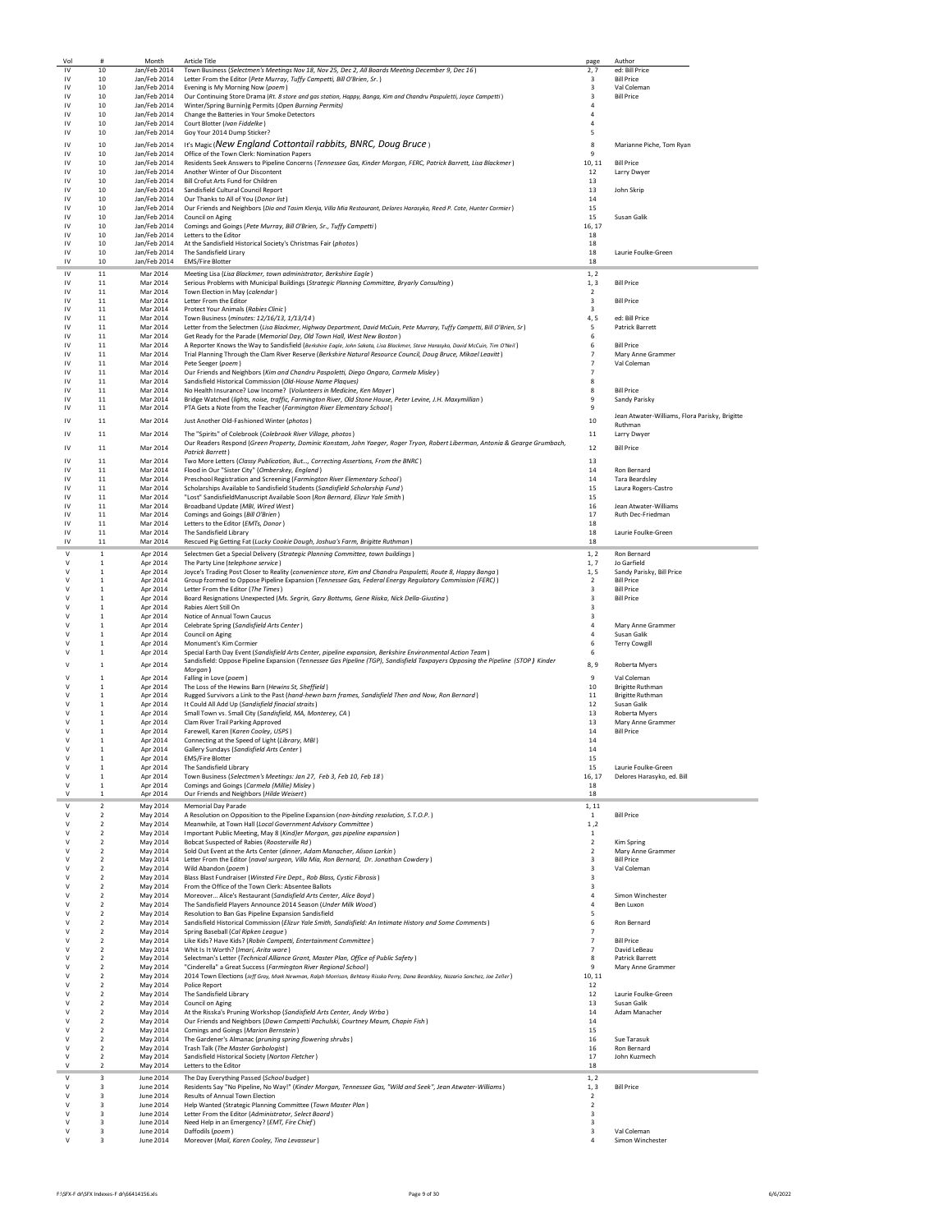| Vol | # | Month | Article Title | page | Author |
|---|---|---|---|---|---|
| IV | 10 | Jan/Feb 2014 | Town Business (*Selectmen's Meetings Nov 18, Nov 25, Dec 2, All Boards Meeting December 9, Dec 16*) | 2, 7 | ed: Bill Price |
| IV | 10 | Jan/Feb 2014 | Letter From the Editor (*Pete Murray, Tuffy Campetti, Bill O'Brien, Sr.*) | 3 | Bill Price |
| IV | 10 | Jan/Feb 2014 | Evening is My Morning Now (*poem*) | 3 | Val Coleman |
| IV | 10 | Jan/Feb 2014 | Our Continuing Store Drama (*Rt. 8 store and gas station, Happy, Banga, Kim and Chandru Paspuletti, Joyce Campetti*) | 3 | Bill Price |
| IV | 10 | Jan/Feb 2014 | Winter/Spring Burnin]g Permits (*Open Burning Permits*) | 4 | |
| IV | 10 | Jan/Feb 2014 | Change the Batteries in Your Smoke Detectors | 4 | |
| IV | 10 | Jan/Feb 2014 | Court Blotter (*Ivan Fiddelke*) | 4 | |
| IV | 10 | Jan/Feb 2014 | Goy Your 2014 Dump Sticker? | 5 | |
| IV | 10 | Jan/Feb 2014 | It's Magic (*New England Cottontail rabbits, BNRC, Doug Bruce*) | 8 | Marianne Piche, Tom Ryan |
| IV | 10 | Jan/Feb 2014 | Office of the Town Clerk: Nomination Papers | 9 | |
| IV | 10 | Jan/Feb 2014 | Residents Seek Answers to Pipeline Concerns (*Tennessee Gas, Kinder Morgan, FERC, Patrick Barrett, Lisa Blackmer*) | 10, 11 | Bill Price |
| IV | 10 | Jan/Feb 2014 | Another Winter of Our Discontent | 12 | Larry Dwyer |
| IV | 10 | Jan/Feb 2014 | Bill Crofut Arts Fund for Children | 13 | |
| IV | 10 | Jan/Feb 2014 | Sandisfield Cultural Council Report | 13 | John Skrip |
| IV | 10 | Jan/Feb 2014 | Our Thanks to All of You (*Donor list*) | 14 | |
| IV | 10 | Jan/Feb 2014 | Our Friends and Neighbors (*Dia and Tasim Klenja, Villa Mia Restaurant, Delores Harasyko, Reed P. Cate, Hunter Cormier*) | 15 | |
| IV | 10 | Jan/Feb 2014 | Council on Aging | 15 | Susan Galik |
| IV | 10 | Jan/Feb 2014 | Comings and Goings (*Pete Murray, Bill O'Brien, Sr., Tuffy Campetti*) | 16, 17 | |
| IV | 10 | Jan/Feb 2014 | Letters to the Editor | 18 | |
| IV | 10 | Jan/Feb 2014 | At the Sandisfield Historical Society's Christmas Fair (*photos*) | 18 | |
| IV | 10 | Jan/Feb 2014 | The Sandisfield Lirary | 18 | Laurie Foulke-Green |
| IV | 10 | Jan/Feb 2014 | EMS/Fire Blotter | 18 | |
| IV | 11 | Mar 2014 | Meeting Lisa (*Lisa Blackmer, town administrator, Berkshire Eagle*) | 1, 2 | |
| IV | 11 | Mar 2014 | Serious Problems with Municipal Buildings (*Strategic Planning Committee, Bryarly Consulting*) | 1, 3 | Bill Price |
| IV | 11 | Mar 2014 | Town Election in May (*calendar*) | 2 | |
| IV | 11 | Mar 2014 | Letter From the Editor | 3 | Bill Price |
| IV | 11 | Mar 2014 | Protect Your Animals (*Rabies Clinic*) | 3 | |
| IV | 11 | Mar 2014 | Town Business (*minutes: 12/16/13, 1/13/14*) | 4, 5 | ed: Bill Price |
| IV | 11 | Mar 2014 | Letter from the Selectmen (*Lisa Blackmer, Highway Department, David McCuin, Pete Murray, Tuffy Campetti, Bill O'Brien, Sr*) | 5 | Patrick Barrett |
| IV | 11 | Mar 2014 | Get Ready for the Parade (*Memorial Day, Old Town Hall, West New Boston*) | 6 | |
| IV | 11 | Mar 2014 | A Reporter Knows the Way to Sandisfield (*Berkshire Eagle, John Sakata, Lisa Blackmer, Steve Harasyko, David McCuin, Tim O'Neil*) | 6 | Bill Price |
| IV | 11 | Mar 2014 | Trial Planning Through the Clam River Reserve (*Berkshire Natural Resource Council, Doug Bruce, Mikael Leavitt*) | 7 | Mary Anne Grammer |
| IV | 11 | Mar 2014 | Pete Seeger (*poem*) | 7 | Val Coleman |
| IV | 11 | Mar 2014 | Our Friends and Neighbors (*Kim and Chandru Paspoletti, Diego Ongaro, Carmela Misley*) | 7 | |
| IV | 11 | Mar 2014 | Sandisfield Historical Commission (*Old-House Name Plaques*) | 8 | |
| IV | 11 | Mar 2014 | No Health Insurance? Low Income? (*Volunteers in Medicine, Ken Mayer*) | 8 | Bill Price |
| IV | 11 | Mar 2014 | Bridge Watched (*lights, noise, traffic, Farmington River, Old Stone House, Peter Levine, J.H. Maxymillian*) | 9 | Sandy Parisky |
| IV | 11 | Mar 2014 | PTA Gets a Note from the Teacher (*Farmington River Elementary School*) | 9 | |
| IV | 11 | Mar 2014 | Just Another Old-Fashioned Winter (*photos*) | 10 | Jean Atwater-Williams, Flora Parisky, Brigitte Ruthman |
| IV | 11 | Mar 2014 | The "Spirits" of Colebrook (*Colebrook River Village, photos*) | 11 | Larry Dwyer |
| IV | 11 | Mar 2014 | Our Readers Respond (*Green Property, Dominic Konstam, John Yaeger, Roger Tryon, Robert Liberman, Antonia & George Grumbach, Patrick Barrett*) | 12 | Bill Price |
| IV | 11 | Mar 2014 | Two More Letters (*Classy Publication, But…, Correcting Assertions, From the BNRC*) | 13 | |
| IV | 11 | Mar 2014 | Flood in Our "Sister City" (*Ombersley, England*) | 14 | Ron Bernard |
| IV | 11 | Mar 2014 | Preschool Registration and Screening (*Farmington River Elementary School*) | 14 | Tara Beardsley |
| IV | 11 | Mar 2014 | Scholarships Available to Sandisfield Students (*Sandisfield Scholarship Fund*) | 15 | Laura Rogers-Castro |
| IV | 11 | Mar 2014 | "Lost" SandisfieldManuscript Available Soon (*Ron Bernard, Elizur Yale Smith*) | 15 | |
| IV | 11 | Mar 2014 | Broadband Update (*MBI, Wired West*) | 16 | Jean Atwater-Williams |
| IV | 11 | Mar 2014 | Comings and Goings (*Bill O'Brien*) | 17 | Ruth Dec-Friedman |
| IV | 11 | Mar 2014 | Letters to the Editor (*EMTs, Donor*) | 18 | |
| IV | 11 | Mar 2014 | The Sandisfield Library | 18 | Laurie Foulke-Green |
| IV | 11 | Mar 2014 | Rescued Pig Getting Fat (*Lucky Cookie Dough, Joshua's Farm, Brigitte Ruthman*) | 18 | |
| V | 1 | Apr 2014 | Selectmen Get a Special Delivery (*Strategic Planning Committee, town buildings*) | 1, 2 | Ron Bernard |
| V | 1 | Apr 2014 | The Party Line (*telephone service*) | 1, 7 | Jo Garfield |
| V | 1 | Apr 2014 | Joyce's Trading Post Closer to Reality (*convenience store, Kim and Chandru Paspuletti, Route 8, Happy Banga*) | 1, 5 | Sandy Parisky, Bill Price |
| V | 1 | Apr 2014 | Group fzormed to Oppose Pipeline Expansion (*Tennessee Gas, Federal Energy Regulatory Commission (FERC)*) | 2 | Bill Price |
| V | 1 | Apr 2014 | Letter From the Editor (*The Times*) | 3 | Bill Price |
| V | 1 | Apr 2014 | Board Resignations Unexpected (*Ms. Segrin, Gary Bottums, Gene Riiska, Nick Della-Giustina*) | 3 | Bill Price |
| V | 1 | Apr 2014 | Rabies Alert Still On | 3 | |
| V | 1 | Apr 2014 | Notice of Annual Town Caucus | 3 | |
| V | 1 | Apr 2014 | Celebrate Spring (*Sandisfield Arts Center*) | 4 | Mary Anne Grammer |
| V | 1 | Apr 2014 | Council on Aging | 4 | Susan Galik |
| V | 1 | Apr 2014 | Monument's Kim Cormier | 6 | Terry Cowgill |
| V | 1 | Apr 2014 | Special Earth Day Event (*Sandisfield Arts Center, pipeline expansion, Berkshire Environmental Action Team*) | 6 | |
| V | 1 | Apr 2014 | Sandisfield: Oppose Pipeline Expansion (*Tennessee Gas Pipeline (TGP), Sandisfield Taxpayers Opposing the Pipeline (STOP) Kinder Morgan*) | 8, 9 | Roberta Myers |
| V | 1 | Apr 2014 | Falling in Love (*poem*) | 9 | Val Coleman |
| V | 1 | Apr 2014 | The Loss of the Hewins Barn (*Hewins St, Sheffield*) | 10 | Brigitte Ruthman |
| V | 1 | Apr 2014 | Rugged Survivors a Link to the Past (*hand-hewn barn frames, Sandisfield Then and Now, Ron Bernard*) | 11 | Brigitte Ruthman |
| V | 1 | Apr 2014 | It Could All Add Up (*Sandisfield finacial straits*) | 12 | Susan Galik |
| V | 1 | Apr 2014 | Small Town vs. Small City (*Sandisfield, MA, Monterey, CA*) | 13 | Roberta Myers |
| V | 1 | Apr 2014 | Clam River Trail Parking Approved | 13 | Mary Anne Grammer |
| V | 1 | Apr 2014 | Farewell, Karen (*Karen Cooley, USPS*) | 14 | Bill Price |
| V | 1 | Apr 2014 | Connecting at the Speed of Light (*Library, MBI*) | 14 | |
| V | 1 | Apr 2014 | Gallery Sundays (*Sandisfield Arts Center*) | 14 | |
| V | 1 | Apr 2014 | EMS/Fire Blotter | 15 | |
| V | 1 | Apr 2014 | The Sandisfield Library | 15 | Laurie Foulke-Green |
| V | 1 | Apr 2014 | Town Business (*Selectmen's Meetings: Jan 27, Feb 3, Feb 10, Feb 18*) | 16, 17 | Delores Harasyko, ed. Bill |
| V | 1 | Apr 2014 | Comings and Goings (*Carmela (Millie) Misley*) | 18 | |
| V | 1 | Apr 2014 | Our Friends and Neighbors (*Hilde Weisert*) | 18 | |
| V | 2 | May 2014 | Memorial Day Parade | 1, 11 | |
| V | 2 | May 2014 | A Resolution on Opposition to the Pipeline Expansion (*non-binding resolution, S.T.O.P.*) | 1 | Bill Price |
| V | 2 | May 2014 | Meanwhile, at Town Hall (*Local Government Advisory Committee*) | 1 ,2 | |
| V | 2 | May 2014 | Important Public Meeting, May 8 (*Kind]er Morgan, gas pipeline expansion*) | 1 | |
| V | 2 | May 2014 | Bobcat Suspected of Rabies (*Roosterville Rd*) | 2 | Kim Spring |
| V | 2 | May 2014 | Sold Out Event at the Arts Center (*dinner, Adam Manacher, Alison Larkin*) | 2 | Mary Anne Grammer |
| V | 2 | May 2014 | Letter From the Editor (*naval surgeon, Villa Mia, Ron Bernard, Dr. Jonathan Cowdery*) | 3 | Bill Price |
| V | 2 | May 2014 | Wild Abandon (*poem*) | 3 | Val Coleman |
| V | 2 | May 2014 | Blass Blast Fundraiser (*Winsted Fire Dept., Rob Blass, Cystic Fibrosis*) | 3 | |
| V | 2 | May 2014 | From the Office of the Town Clerk: Absentee Ballots | 3 | |
| V | 2 | May 2014 | Moreover... Alice's Restaurant (*Sandisfield Arts Center, Alice Boyd*) | 4 | Simon Winchester |
| V | 2 | May 2014 | The Sandisfield Players Announce 2014 Season (*Under Milk Wood*) | 4 | Ben Luxon |
| V | 2 | May 2014 | Resolution to Ban Gas Pipeline Expansion Sandisfield | 5 | |
| V | 2 | May 2014 | Sandisfield Historical Commission (*Elizur Yale Smith, Sandisfield: An Intimate History and Some Comments*) | 6 | Ron Bernard |
| V | 2 | May 2014 | Spring Baseball (*Cal Ripken League*) | 7 | |
| V | 2 | May 2014 | Like Kids? Have Kids? (*Robin Campetti, Entertainment Committee*) | 7 | Bill Price |
| V | 2 | May 2014 | Whit Is It Worth? (*Imari, Arita ware*) | 7 | David LeBeau |
| V | 2 | May 2014 | Selectman's Letter (*Technical Alliance Grant, Master Plan, Office of Public Safety*) | 8 | Patrick Barrett |
| V | 2 | May 2014 | "Cinderella" a Great Success (*Farmington River Regional School*) | 9 | Mary Anne Grammer |
| V | 2 | May 2014 | 2014 Town Elections (*Jeff Gray, Mark Newman, Ralph Morrison, Behtany Riiska Perry, Dana Beardsley, Nazario Sanchez, Joe Zeller*) | 10, 11 | |
| V | 2 | May 2014 | Police Report | 12 | |
| V | 2 | May 2014 | The Sandisfield Library | 12 | Laurie Foulke-Green |
| V | 2 | May 2014 | Council on Aging | 13 | Susan Galik |
| V | 2 | May 2014 | At the Risska's Pruning Workshop (*Sandisfield Arts Center, Andy Wrba*) | 14 | Adam Manacher |
| V | 2 | May 2014 | Our Friends and Neighbors (*Dawn Campetti Pachulski, Courtney Maum, Chapin Fish*) | 14 | |
| V | 2 | May 2014 | Comings and Goings (*Marion Bernstein*) | 15 | |
| V | 2 | May 2014 | The Gardener's Almanac (*pruning spring flowering shrubs*) | 16 | Sue Tarasuk |
| V | 2 | May 2014 | Trash Talk (*The Master Garbologist*) | 16 | Ron Bernard |
| V | 2 | May 2014 | Sandisfield Historical Society (*Norton Fletcher*) | 17 | John Kuzmech |
| V | 2 | May 2014 | Letters to the Editor | 18 | |
| V | 3 | June 2014 | The Day Everything Passed (*School budget*) | 1, 2 | |
| V | 3 | June 2014 | Residents Say "No Pipeline, No Way!" (*Kinder Morgan, Tennessee Gas, "Wild and Seek", Jean Atwater-Williams*) | 1, 3 | Bill Price |
| V | 3 | June 2014 | Results of Annual Town Election | 2 | |
| V | 3 | June 2014 | Help Wanted (Strategic Planning Committee (*Town Master Plan*) | 2 | |
| V | 3 | June 2014 | Letter From the Editor (*Administrator, Select Board*) | 3 | |
| V | 3 | June 2014 | Need Help in an Emergency? (*EMT, Fire Chief*) | 3 | |
| V | 3 | June 2014 | Daffodils (*poem*) | 3 | Val Coleman |
| V | 3 | June 2014 | Moreover (*Mail, Karen Cooley, Tina Levasseur*) | 4 | Simon Winchester |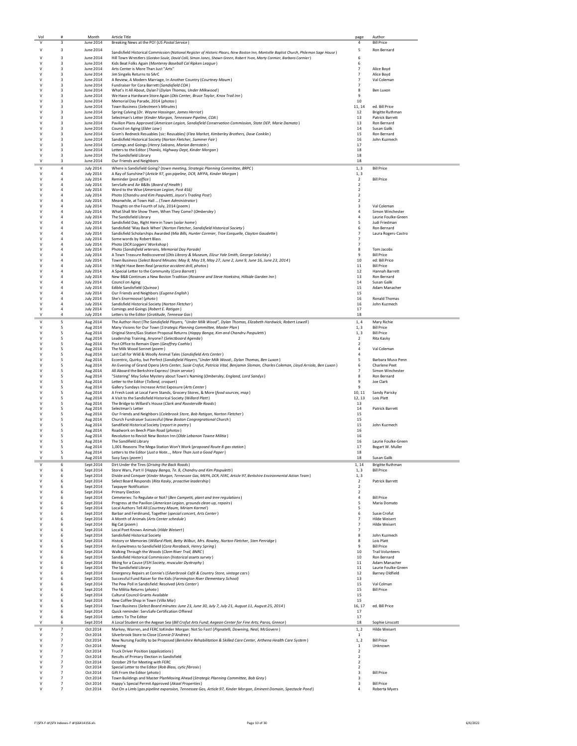| Vol | # | Month | Article Title | page | Author |
|---|---|---|---|---|---|
| V | 3 | June 2014 | Breaking News at the PO! (*US Postal Service*) | 4 | Bill Price |
| V | 3 | June 2014 | Sandisfield Historical Commission (*National Register of Historic Places, New Boston Inn, Montville Baptist Church, Philemon Sage House*) | 5 | Ron Bernard |
| V | 3 | June 2014 | Hill Town Wrestlers (*Gordon Soule, David Colli, Simon Jones, Shawn Green, Robert Yvon, Marty Cormier, Barbara Cormier*) | 6 | |
| V | 3 | June 2014 | Kids Beat Folks Again (*Monterey Baseball Cal Ripken League*) | 6 | |
| V | 3 | June 2014 | Arts Center is More Than Just "Arts" | 7 | Alice Boyd |
| V | 3 | June 2014 | Jim Singelis Returns to SArC | 7 | Alice Boyd |
| V | 3 | June 2014 | A Review, A Modern Marriage, In Another Country (*Courtney Maum*) | 7 | Val Coleman |
| V | 3 | June 2014 | Fundraiser for Cora Barrett (*Sandisfield COA*) | 7 | |
| V | 3 | June 2014 | What's It All About, Dylan? (*Dylan Thomas, Under Milkwood*) | 8 | Ben Luxon |
| V | 3 | June 2014 | We Have a Hardware Store Again (*Otis Center, Bruce Taylor, Knox Trail Inn*) | 9 | |
| V | 3 | June 2014 | Memorial Day Parade, 2014 (*photos*) | 10 | |
| V | 3 | June 2014 | Town Business (*Selectmen's Minutes*) | 11, 14 | ed. Bill Price |
| V | 3 | June 2014 | Spring Calving (*Dr. Wayne Hassinger, James Herriot*) | 12 | Brigitte Ruthman |
| V | 3 | June 2014 | Selectman's Letter (*Kinder Morgan, Tennessee Pipeline, COA*) | 13 | Patrick Barrett |
| V | 3 | June 2014 | Pavilion Plans Approved (*American Legion, Sandisfield Conservation Commission, State DEP, Marie Damato*) | 13 | Ron Bernard |
| V | 3 | June 2014 | Council on Aging (*Elder Law*) | 14 | Susan Galik |
| V | 3 | June 2014 | Gram's Redneck Resuables [sic: Reusables] (*Flea Market, Kimberley Brothers, Dave Conklin*) | 15 | Ron Bernard |
| V | 3 | June 2014 | Sandisfield Historical Society (*Norton Fletcher, Summer Fair*) | 16 | John Kuzmech |
| V | 3 | June 2014 | Comings and Goings (*Henry Salzano, Marion Bernstein*) | 17 | |
| V | 3 | June 2014 | Letters to the Editor (*Thanks, Highway Dept, Kinder Morgan*) | 18 | |
| V | 3 | June 2014 | The Sandisfield Library | 18 | |
| V | 3 | June 2014 | Our Friends and Neighbors | 18 | |
| V | 4 | July 2014 | Where is Sandisfield Going? (*town meeting, Strategic Planning Committee, BRPC*) | 1, 3 | Bill Price |
| V | 4 | July 2014 | A Ray of Sunshine? (*Article 97, gas pipeline, DCR, MFPA, Kinder Morgan*) | 1, 3 | |
| V | 4 | July 2014 | Reminder (*post office*) | 2 | Bill Price |
| V | 4 | July 2014 | ServSafe and Air B&Bs (*Board of Health*) | 2 | |
| V | 4 | July 2014 | Word to the Wise (*American Legion, Post 456*) | 2 | |
| V | 4 | July 2014 | Photo (*Chandru and Kim Paspuletti, Joyce's Trading Post*) | 2 | |
| V | 4 | July 2014 | Meanwhile, at Town Hall ... (*Town Administrator*) | 2 | |
| V | 4 | July 2014 | Thoughts on the Fourth of July, 2014 (*poem*) | 3 | Val Coleman |
| V | 4 | July 2014 | What Shall We Show Them, When They Come? (*Ombersley*) | 4 | Simon Winchester |
| V | 4 | July 2014 | The Sandisfield Library | 4 | Laurie Foulke-Green |
| V | 4 | July 2014 | Sandisfield Day, Right Here in Town (*solar home*) | 5 | Judi Friedman |
| V | 4 | July 2014 | Sandisfield 'Way Back When' (*Norton Fletcher, Sandisfield Historical Society*) | 6 | Ron Bernard |
| V | 4 | July 2014 | Sandisfield Scholarships Awarded (*Mia Bills, Hunter Cormier, Trae Ezequelle, Clayton Gaudette*) | 7 | Laura Rogers-Castro |
| V | 4 | July 2014 | Some words by Robert Blass | 7 | |
| V | 4 | July 2014 | Photo (*DCR Loggers' Workshop*) | 7 | |
| V | 4 | July 2014 | Photo (*Sandisfield veterans, Memorial Day Parade*) | 8 | Tom Jacobs |
| V | 4 | July 2014 | A Town Treasure Rediscovered (*Otis Library & Museum, Elizur Yale Smith, George Sokolsky*) | 9 | Bill Price |
| V | 4 | July 2014 | Town Business (*Select Board Minutes: May 8, May 19, May 27, June 2, June 9, June 16, June 23, 2014*) | 10 | ed: Bill Price |
| V | 4 | July 2014 | It Might Have Been Real (*practice accident drill, photos*) | 11 | Bill Price |
| V | 4 | July 2014 | A Special Letter to the Community (*Cora Barrett*) | 12 | Hannah Barrett |
| V | 4 | July 2014 | New B&B Continues a New Boston Tradition (*Rosanne and Steve Hoekstra, Hillside Garden Inn*) | 13 | Ron Bernard |
| V | 4 | July 2014 | Council on Aging | 14 | Susan Galik |
| V | 4 | July 2014 | Edible Sandisfield (*Quinoa*) | 15 | Adam Manacher |
| V | 4 | July 2014 | Our Friends and Neighbors (*Eugene English*) | 15 | |
| V | 4 | July 2014 | She's Enormoose! (*photo*) | 16 | Ronald Thomas |
| V | 4 | July 2014 | Sandisfield Historical Society (*Norton Fletcher*) | 16 | John Kuzmech |
| V | 4 | July 2014 | Comings and Goings (*Robert E. Ratigan*) | 17 | |
| V | 4 | July 2014 | Letters to the Editor (*Gratitude, Tennesse Gas*) | 18 | |
| V | 5 | Aug 2014 | The Author-Host (*The Sandisfield Players, "Under Milk Wood", Dylan Thomas, Elizabeth Hardwick, Robert Lowell*) | 1, 4 | Mary Richie |
| V | 5 | Aug 2014 | Many Visions for Our Town (*Strategic Planning Committee, Master Plan*) | 1, 3 | Bill Price |
| V | 5 | Aug 2014 | Original Store/Gas Station Proposal Returns (*Happy Banga, Kim and Chandru Paspuletti*) | 1, 3 | Bill Price |
| V | 5 | Aug 2014 | Leadership Training, Anyone? (*Selectboard Agenda*) | 2 | Rita Kasky |
| V | 5 | Aug 2014 | Post Office to Remain Open (*Geoffrey Coehlo*) | 2 | |
| V | 5 | Aug 2014 | The Milk Wood Sonnet (*poem*) | 4 | Val Coleman |
| V | 5 | Aug 2014 | Last Call for Wild & Woolly Animal Tales (*Sandisfield Arts Center*) | 4 | |
| V | 5 | Aug 2014 | Eccentric, Quirky, but Perfect (*Sandisfield Players,"Under Milk Wood:, Dylan Thomas, Ben Luxon*) | 5 | Barbara Muso Penn |
| V | 5 | Aug 2014 | An Evening of Grand Opera (*Arts Center, Susie Crofut, Patricia Vital, Benjamin Sloman, Charles Coleman, Lloyd Arriola, Ben Luxon*) | 6 | Charlene Peet |
| V | 5 | Aug 2014 | All Aboard the Berkshire Express! (*train service*) | 7 | Simon Winchester |
| V | 5 | Aug 2014 | "Sistering" May Solve Mystery about Town's Naming (*Ombersley, England, Lord Sandys*) | 8 | Ron Bernard |
| V | 5 | Aug 2014 | Letter to the Editor (*Tolland, croquet*) | 9 | Joe Clark |
| V | 5 | Aug 2014 | Gallery Sundays Increase Artist Exposure (*Arts Center*) | 9 | |
| V | 5 | Aug 2014 | A Fresh Look at Local Farm Stands, Grocery Stores, & More (*food sources, map*) | 10, 11 | Sandy Parisky |
| V | 5 | Aug 2014 | A Visit to the Sandisfield Historical Society (*Willard Platt*) | 12, 13 | Lois Platt |
| V | 5 | Aug 2014 | The Bridge to Willard's House (*Clark and Roosterville Roads*) | 13 | |
| V | 5 | Aug 2014 | Selectman's Letter | 14 | Patrick Barrett |
| V | 5 | Aug 2014 | Our Friends and Neighbors (*Colebrook Store, Bob Ratigan, Norton Fletcher*) | 15 | |
| V | 5 | Aug 2014 | Church Fundraiser Successful (*New Boston Congregrational Church*) | 15 | |
| V | 5 | Aug 2014 | Sandifield Historical Society (*report in poetry*) | 15 | John Kuzmech |
| V | 5 | Aug 2014 | Roadwork on Beech Plain Road (*photos*) | 16 | |
| V | 5 | Aug 2014 | Revolution to Revisit New Boston Inn (*Olde Lebanon Towne Militia*) | 16 | |
| V | 5 | Aug 2014 | The Sandifield Library | 16 | Laurie Foulke-Green |
| V | 5 | Aug 2014 | 1,001 Reasons The Mega-Station Won't Work (*proposed Route 8 gas station*) | 17 | Bogart W. Muller |
| V | 5 | Aug 2014 | Letters to the Editor (*Just a Note..., More Than Just a Good Paper*) | 18 | |
| V | 5 | Aug 2014 | Susy Says (*poem*) | 18 | Susan Galik |
| V | 6 | Sept 2014 | Dirt Under the Tires (*Driving the Back Roads*) | 1, 14 | Brigitte Ruthman |
| V | 6 | Sept 2014 | Store Wars, Part II (*Happy Banga, Te. 8, Chandru and Kim Paspuletti*) | 1, 3 | Bill Price |
| V | 6 | Sept 2014 | Divide and Conquer (*Kinder Morgan, Tennessee Gas, MEPA, DCR, FERC, Article 97, Berkshire Environmental Action Team*) | 1, 3 | |
| V | 6 | Sept 2014 | Select Board Responds (*Rita Kasky, proactive leadership*) | 2 | Patrick Barrett |
| V | 6 | Sept 2014 | Taxpayer Notification | 2 | |
| V | 6 | Sept 2014 | Primary Election | 2 | |
| V | 6 | Sept 2014 | Cemeteries: To Regulate or Not? (*Ben Campetti, plant and tree regulations*) | 4 | Bill Price |
| V | 6 | Sept 2014 | Progress at the Pavilion (*American Legion, grounds clean up, repairs*) | 5 | Maria Domato |
| V | 6 | Sept 2014 | Local Authors Tell All (*Courtney Maum, Miriam Karmel*) | 5 | |
| V | 6 | Sept 2014 | Barbar and Ferdinand, Together (*special concert, Arts Center*) | 6 | Susie Crofut |
| V | 6 | Sept 2014 | A Month of Animals (*Arts Center schedule*) | 7 | Hilde Weisert |
| V | 6 | Sept 2014 | Big Cat (*poem*) | 7 | Hilde Weisert |
| V | 6 | Sept 2014 | Local Poet Knows Animals (*Hilde Weisert*) | 7 | |
| V | 6 | Sept 2014 | Sandisfield Historical Society | 8 | John Kuzmech |
| V | 6 | Sept 2014 | History or Memories (*Willard Platt, Betty Wilbur, Mrs. Rowley, Norton Fletcher, Sten Penridge*) | 8 | Lois Platt |
| V | 6 | Sept 2014 | An Eyewitness to Sandisfield (*Cora Roraback, Henry Spring*) | 9 | Bill Price |
| V | 6 | Sept 2014 | Walking Through the Woods (*Clam River Trail, BNRC*) | 10 | Trail Volunteers |
| V | 6 | Sept 2014 | Sandisfield Historical Commission (*historical assets survey*) | 10 | Ron Bernard |
| V | 6 | Sept 2014 | Biking for a Cause (*FSH Society, muscular Dystrophy*) | 11 | Adam Manacher |
| V | 6 | Sept 2014 | The Sandisfield Library | 11 | Laurie Foulke-Green |
| V | 6 | Sept 2014 | Emergency Repairs at Connie's (*Silverbrook Café & Country Store, vintage cars*) | 12 | Barney Oldfield |
| V | 6 | Sept 2014 | Successful Fund Raiser for the Kids (*Farmington River Elementary School*) | 13 | |
| V | 6 | Sept 2014 | The Pew Poll in Sandisfield: Resolved (*Arts Center*) | 15 | Val Colman |
| V | 6 | Sept 2014 | The Militia Returns (*photo*) | 15 | Bill Price |
| V | 6 | Sept 2014 | Cultural Council Grants Available | 15 | |
| V | 6 | Sept 2014 | New Coffee Shop in Town (*Villa Mia*) | 15 | |
| V | 6 | Sept 2014 | Town Business (*Select Board minutes: June 23, June 30, July 7, July 21, August 11, August 25, 2014*) | 16, 17 | ed. Bill Price |
| V | 6 | Sept 2014 | Quick reminder: ServSafe Certification Offered | 17 | |
| V | 6 | Sept 2014 | Letters To The Editor | 17 | |
| V | 6 | Sept 2014 | A Local Student on the Aegean Sea (*Bill Crofut Arts Fund; Aegean Center for Fine Arts; Paros, Greece*) | 18 | Sophie Linscott |
| V | 7 | Oct 2014 | Markey, Warren, and FERC toKinder Morgan: Not So Fast! (*Pignatelli, Downing, Neal, McGovern*) | 1, 2 | Hilde Weisert |
| V | 7 | Oct 2014 | Silverbrook Store to Close (*Connie D'Andrea*) | 1 | |
| V | 7 | Oct 2014 | New Nursing Facility to be Proposed (*Berkshire Rehabilitation & Skilled Care Center, Arthena Health Care System*) | 1, 2 | Bill Price |
| V | 7 | Oct 2014 | Mowing | 1 | Unknown |
| V | 7 | Oct 2014 | Truck Driver Position (*applications*) | 2 | |
| V | 7 | Oct 2014 | Results of Primary Election in Sandisfield | 2 | |
| V | 7 | Oct 2014 | October 29 for Meeting with FERC | 2 | |
| V | 7 | Oct 2014 | Special Letter to the Editor (*Rob Blass, cytic fibrosis*) | 2 | |
| V | 7 | Oct 2014 | Gift From the Editor (*photo*) | 3 | Bill Price |
| V | 7 | Oct 2014 | Town Buildings and Master PlanMoving Ahead (*Strategic Planning Committee, Bob Grey*) | 3 | |
| V | 7 | Oct 2014 | Happy's Special Permit Approved (*Akaal Properties*) | 3 | Bill Price |
| V | 7 | Oct 2014 | Out On a Limb (*gas pipeline expansion, Tennessee Gas, Article 97, Kinder Morgan, Eminent Domain, Spectacle Pond*) | 4 | Roberta Myers |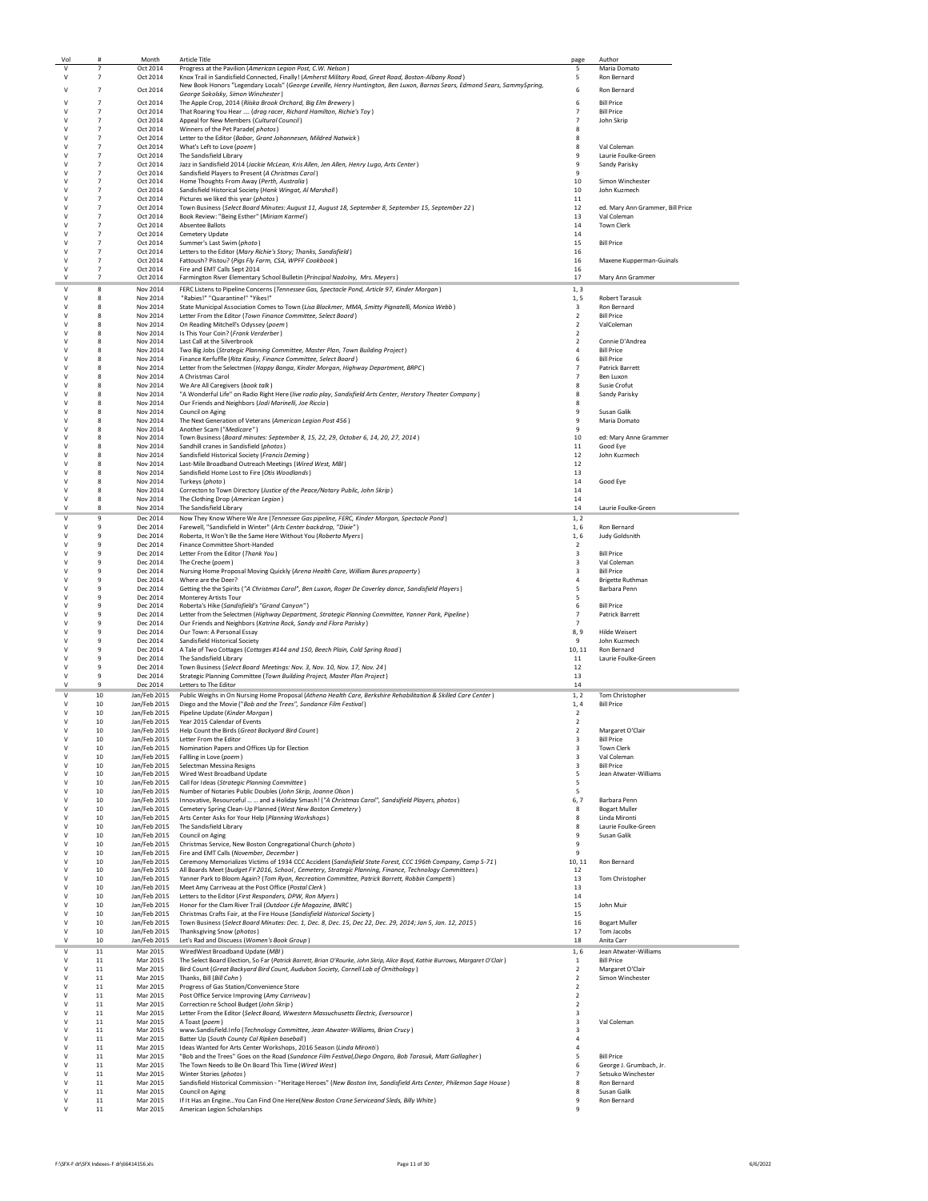| Vol | # | Month | Article Title | page | Author |
|---|---|---|---|---|---|
| V | 7 | Oct 2014 | Progress at the Pavilion (*American Legion Post, C.W. Nelson*) | 5 | Maria Domato |
| V | 7 | Oct 2014 | Knox Trail in Sandisfield Connected, Finally! (*Amherst Military Road, Great Road, Boston-Albany Road*) | 5 | Ron Bernard |
| V | 7 | Oct 2014 | New Book Honors "Legendary Locals" (*George Leveille, Henry Huntington, Ben Luxon, Barnas Sears, Edmond Sears, SammySpring, George Sokolsky, Simon Winchester*) | 6 | Ron Bernard |
| V | 7 | Oct 2014 | The Apple Crop, 2014 (*Riiska Brook Orchard, Big Elm Brewery*) | 6 | Bill Price |
| V | 7 | Oct 2014 | That Roaring You Hear .... (*drag racer, Richard Hamilton, Richie's Toy*) | 7 | Bill Price |
| V | 7 | Oct 2014 | Appeal for New Members (*Cultural Council*) | 7 | John Skrip |
| V | 7 | Oct 2014 | Winners of the Pet Parade( *photos*) | 8 | |
| V | 7 | Oct 2014 | Letter to the Editor (*Babar, Grant Johannesen, Mildred Natwick*) | 8 | |
| V | 7 | Oct 2014 | What's Left to Love (*poem*) | 8 | Val Coleman |
| V | 7 | Oct 2014 | The Sandisfield Library | 9 | Laurie Foulke-Green |
| V | 7 | Oct 2014 | Jazz in Sandisfield 2014 (*Jackie McLean, Kris Allen, Jen Allen, Henry Lugo, Arts Center*) | 9 | Sandy Parisky |
| V | 7 | Oct 2014 | Sandisfield Players to Present (*A Christmas Carol*) | 9 | |
| V | 7 | Oct 2014 | Home Thoughts From Away (*Perth, Australia*) | 10 | Simon Winchester |
| V | 7 | Oct 2014 | Sandisfield Historical Society (*Hank Wingat, Al Marshall*) | 10 | John Kuzmech |
| V | 7 | Oct 2014 | Pictures we liked this year (*photos*) | 11 | |
| V | 7 | Oct 2014 | Town Business (*Select Board Minutes: August 11, August 18, September 8, September 15, September 22*) | 12 | ed. Mary Ann Grammer, Bill Price |
| V | 7 | Oct 2014 | Book Review: "Being Esther" (*Miriam Karmel*) | 13 | Val Coleman |
| V | 7 | Oct 2014 | Absentee Ballots | 14 | Town Clerk |
| V | 7 | Oct 2014 | Cemetery Update | 14 | |
| V | 7 | Oct 2014 | Summer's Last Swim (*photo*) | 15 | Bill Price |
| V | 7 | Oct 2014 | Letters to the Editor (*Mary Richie's Story; Thanks, Sandisfield*) | 16 | |
| V | 7 | Oct 2014 | Fattoush? Pistou? (*Pigs Fly Farm, CSA, WPFF Cookbook*) | 16 | Maxene Kupperman-Guinals |
| V | 7 | Oct 2014 | Fire and EMT Calls Sept 2014 | 16 | |
| V | 7 | Oct 2014 | Farmington River Elementary School Bulletin (*Principal Nadolny, Mrs. Meyers*) | 17 | Mary Ann Grammer |
| V | 8 | Nov 2014 | FERC Listens to Pipeline Concerns (*Tennessee Gas, Spectacle Pond, Article 97, Kinder Morgan*) | 1, 3 | |
| V | 8 | Nov 2014 | "Rabies!" "Quarantine!" "Yikes!" | 1, 5 | Robert Tarasuk |
| V | 8 | Nov 2014 | State Municipal Association Comes to Town (*Lisa Blackmer, MMA, Smitty Pignatelli, Monica Webb*) | 3 | Ron Bernard |
| V | 8 | Nov 2014 | Letter From the Editor (*Town Finance Committee, Select Board*) | 2 | Bill Price |
| V | 8 | Nov 2014 | On Reading Mitchell's Odyssey (*poem*) | 2 | ValColeman |
| V | 8 | Nov 2014 | Is This Your Coin? (*Frank Verderber*) | 2 | |
| V | 8 | Nov 2014 | Last Call at the Silverbrook | 2 | Connie D'Andrea |
| V | 8 | Nov 2014 | Two Big Jobs (*Strategic Planning Committee, Master Plan, Town Building Project*) | 4 | Bill Price |
| V | 8 | Nov 2014 | Finance Kerfuffle (*Rita Kasky, Finance Committee, Select Board*) | 6 | Bill Price |
| V | 8 | Nov 2014 | Letter from the Selectmen (*Happy Banga, Kinder Morgan, Highway Department, BRPC*) | 7 | Patrick Barrett |
| V | 8 | Nov 2014 | A Christmas Carol | 7 | Ben Luxon |
| V | 8 | Nov 2014 | We Are All Caregivers (*book talk*) | 8 | Susie Crofut |
| V | 8 | Nov 2014 | "A Wonderful Life" on Radio Right Here (*live radio play, Sandisfield Arts Center, Herstory Theater Company*) | 8 | Sandy Parisky |
| V | 8 | Nov 2014 | Our Friends and Neighbors (*Jodi Marinelli, Joe Riccio*) | 8 | |
| V | 8 | Nov 2014 | Council on Aging | 9 | Susan Galik |
| V | 8 | Nov 2014 | The Next Generation of Veterans (*American Legion Post 456*) | 9 | Maria Domato |
| V | 8 | Nov 2014 | Another Scam (*"Medicare"*) | 9 | |
| V | 8 | Nov 2014 | Town Business (*Board minutes: September 8, 15, 22, 29, October 6, 14, 20, 27, 2014*) | 10 | ed: Mary Anne Grammer |
| V | 8 | Nov 2014 | Sandhill cranes in Sandisfield (*photos*) | 11 | Good Eye |
| V | 8 | Nov 2014 | Sandisfield Historical Society (*Francis Deming*) | 12 | John Kuzmech |
| V | 8 | Nov 2014 | Last-Mile Broadband Outreach Meetings (*Wired West, MBI*) | 12 | |
| V | 8 | Nov 2014 | Sandisfield Home Lost to Fire (*Otis Woodlands*) | 13 | |
| V | 8 | Nov 2014 | Turkeys (*photo*) | 14 | Good Eye |
| V | 8 | Nov 2014 | Correcton to Town Directory (*Justice of the Peace/Notary Public, John Skrip*) | 14 | |
| V | 8 | Nov 2014 | The Clothing Drop (*American Legion*) | 14 | |
| V | 8 | Nov 2014 | The Sandisfield Library | 14 | Laurie Foulke-Green |
| V | 9 | Dec 2014 | Now They Know Where We Are (*Tennessee Gas pipeline, FERC, Kinder Morgan, Spectacle Pond*) | 1, 2 | |
| V | 9 | Dec 2014 | Farewell, "Sandisfield in Winter" (*Arts Center backdrop, "Dixie"*) | 1, 6 | Ron Bernard |
| V | 9 | Dec 2014 | Roberta, It Won't Be the Same Here Without You (*Roberta Myers*) | 1, 6 | Judy Goldsnith |
| V | 9 | Dec 2014 | Finance Committee Short-Handed | 2 | |
| V | 9 | Dec 2014 | Letter From the Editor (*Thank You*) | 3 | Bill Price |
| V | 9 | Dec 2014 | The Creche (*poem*) | 3 | Val Coleman |
| V | 9 | Dec 2014 | Nursing Home Proposal Moving Quickly (*Arena Health Care, William Bures propoerty*) | 3 | Bill Price |
| V | 9 | Dec 2014 | Where are the Deer? | 4 | Brigette Ruthman |
| V | 9 | Dec 2014 | Getting the the Spirits (*"A Christmas Carol", Ben Luxon, Roger De Coverley dance, Sandisfield Players*) | 5 | Barbara Penn |
| V | 9 | Dec 2014 | Monterey Artists Tour | 5 | |
| V | 9 | Dec 2014 | Roberta's Hike (*Sandisfield's "Grand Canyon"*) | 6 | Bill Price |
| V | 9 | Dec 2014 | Letter from the Selectmen (*Highway Department, Strategic Planning Committee, Yanner Park, Pipeline*) | 7 | Patrick Barrett |
| V | 9 | Dec 2014 | Our Friends and Neighbors (*Katrina Rock, Sandy and Flora Parisky*) | 7 | |
| V | 9 | Dec 2014 | Our Town: A Personal Essay | 8, 9 | Hilde Weisert |
| V | 9 | Dec 2014 | Sandisfield Historical Society | 9 | John Kuzmech |
| V | 9 | Dec 2014 | A Tale of Two Cottages (*Cottages #144 and 150, Beech Plain, Cold Spring Road*) | 10, 11 | Ron Bernard |
| V | 9 | Dec 2014 | The Sandisfield Library | 11 | Laurie Foulke-Green |
| V | 9 | Dec 2014 | Town Business (*Select Board Meetings: Nov. 3, Nov. 10, Nov. 17, Nov. 24*) | 12 | |
| V | 9 | Dec 2014 | Strategic Planning Committee (*Town Building Project, Master Plan Project*) | 13 | |
| V | 9 | Dec 2014 | Letters to The Editor | 14 | |
| V | 10 | Jan/Feb 2015 | Public Weighs in On Nursing Home Proposal (*Athena Health Care, Berkshire Rehabilitation & Skilled Care Center*) | 1, 2 | Tom Christopher |
| V | 10 | Jan/Feb 2015 | Diego and the Movie (*"Bob and the Trees", Sundance Film Festival*) | 1, 4 | Bill Price |
| V | 10 | Jan/Feb 2015 | Pipeline Update (*Kinder Morgan*) | 2 | |
| V | 10 | Jan/Feb 2015 | Year 2015 Calendar of Events | 2 | |
| V | 10 | Jan/Feb 2015 | Help Count the Birds (*Great Backyard Bird Count*) | 2 | Margaret O'Clair |
| V | 10 | Jan/Feb 2015 | Letter From the Editor | 3 | Bill Price |
| V | 10 | Jan/Feb 2015 | Nomination Papers and Offices Up for Election | 3 | Town Clerk |
| V | 10 | Jan/Feb 2015 | Fallling in Love (*poem*) | 3 | Val Coleman |
| V | 10 | Jan/Feb 2015 | Selectman Messina Resigns | 3 | Bill Price |
| V | 10 | Jan/Feb 2015 | Wired West Broadband Update | 5 | Jean Atwater-Williams |
| V | 10 | Jan/Feb 2015 | Call for Ideas (*Strategic Planning Committee*) | 5 | |
| V | 10 | Jan/Feb 2015 | Number of Notaries Public Doubles (*John Skrip, Joanne Olson*) | 5 | |
| V | 10 | Jan/Feb 2015 | Innovative, Resourceful ... ... and a Holiday Smash! (*"A Christmas Carol", Sandisfield Players, photos*) | 6, 7 | Barbara Penn |
| V | 10 | Jan/Feb 2015 | Cemetery Spring Clean-Up Planned (*West New Boston Cemetery*) | 8 | Bogart Muller |
| V | 10 | Jan/Feb 2015 | Arts Center Asks for Your Help (*Planning Workshops*) | 8 | Linda Mironti |
| V | 10 | Jan/Feb 2015 | The Sandisfield Library | 8 | Laurie Foulke-Green |
| V | 10 | Jan/Feb 2015 | Council on Aging | 9 | Susan Galik |
| V | 10 | Jan/Feb 2015 | Christmas Service, New Boston Congregational Church (*photo*) | 9 | |
| V | 10 | Jan/Feb 2015 | Fire and EMT Calls (*November, December*) | 9 | |
| V | 10 | Jan/Feb 2015 | Ceremony Memorializes Victims of 1934 CCC Accident (*Sandisfield State Forest, CCC 196th Company, Camp S-71*) | 10, 11 | Ron Bernard |
| V | 10 | Jan/Feb 2015 | All Boards Meet (*budget FY 2016, School, Cemetery, Strategic Planning, Finance, Technology Committees*) | 12 | |
| V | 10 | Jan/Feb 2015 | Yanner Park to Bloom Again? (*Tom Ryan, Recreation Committee, Patrick Barrett, Robbin Campetti*) | 13 | Tom Christopher |
| V | 10 | Jan/Feb 2015 | Meet Amy Carriveau at the Post Office (*Postal Clerk*) | 13 | |
| V | 10 | Jan/Feb 2015 | Letters to the Editor (*First Responders, DPW, Ron Myers*) | 14 | |
| V | 10 | Jan/Feb 2015 | Honor for the Clam River Trail (*Outdoor Life Magazine, BNRC*) | 15 | John Muir |
| V | 10 | Jan/Feb 2015 | Christmas Crafts Fair, at the Fire House (*Sandisfield Historical Society*) | 15 | |
| V | 10 | Jan/Feb 2015 | Town Business (*Select Board Minutes: Dec. 1, Dec. 8, Dec. 15, Dec 22, Dec. 29, 2014; Jan 5, Jan. 12, 2015*) | 16 | Bogart Muller |
| V | 10 | Jan/Feb 2015 | Thanksgiving Snow (*photos*) | 17 | Tom Jacobs |
| V | 10 | Jan/Feb 2015 | Let's Rad and Discuess (*Women's Book Group*) | 18 | Anita Carr |
| V | 11 | Mar 2015 | WiredWest Broadband Update (*MBI*) | 1, 6 | Jean Atwater-Williams |
| V | 11 | Mar 2015 | The Select Board Election, So Far (*Patrick Barrett, Brian O'Rourke, John Skrip, Alice Boyd, Kathie Burrows, Margaret O'Clair*) | 1 | Bill Price |
| V | 11 | Mar 2015 | Bird Count (*Great Backyard Bird Count, Audubon Society, Cornell Lab of Ornithology*) | 2 | Margaret O'Clair |
| V | 11 | Mar 2015 | Thanks, Bill (*Bill Cohn*) | 2 | Simon Winchester |
| V | 11 | Mar 2015 | Progress of Gas Station/Convenience Store | 2 | |
| V | 11 | Mar 2015 | Post Office Service Improving (*Amy Carriveau*) | 2 | |
| V | 11 | Mar 2015 | Correction re School Budget (*John Skrip*) | 2 | |
| V | 11 | Mar 2015 | Letter From the Editor (*Select Board, Wwestern Massachusetts Electric, Eversource*) | 3 | |
| V | 11 | Mar 2015 | A Toast (*poem*) | 3 | Val Coleman |
| V | 11 | Mar 2015 | www.Sandisfield.Info (*Technology Committee, Jean Atwater-Williams, Brian Crucy*) | 3 | |
| V | 11 | Mar 2015 | Batter Up (*South County Cal Ripken baseball*) | 4 | |
| V | 11 | Mar 2015 | Ideas Wanted for Arts Center Workshops, 2016 Season (*Linda Mironti*) | 4 | |
| V | 11 | Mar 2015 | "Bob and the Trees" Goes on the Road (*Sundance Film Festival,Diego Ongaro, Bob Tarasuk, Matt Gallagher*) | 5 | Bill Price |
| V | 11 | Mar 2015 | The Town Needs to Be On Board This Time (*Wired West*) | 6 | George J. Grumbach, Jr. |
| V | 11 | Mar 2015 | Winter Stories (*photos*) | 7 | Setsuko Winchester |
| V | 11 | Mar 2015 | Sandisfield Historical Commission - "Heritage Heroes" (*New Boston Inn, Sandisfield Arts Center, Philemon Sage House*) | 8 | Ron Bernard |
| V | 11 | Mar 2015 | Council on Aging | 8 | Susan Galik |
| V | 11 | Mar 2015 | If It Has an Engine...You Can Find One Here(*New Boston Crane Serviceand Sleds, Billy White*) | 9 | Ron Bernard |
| V | 11 | Mar 2015 | American Legion Scholarships | 9 | |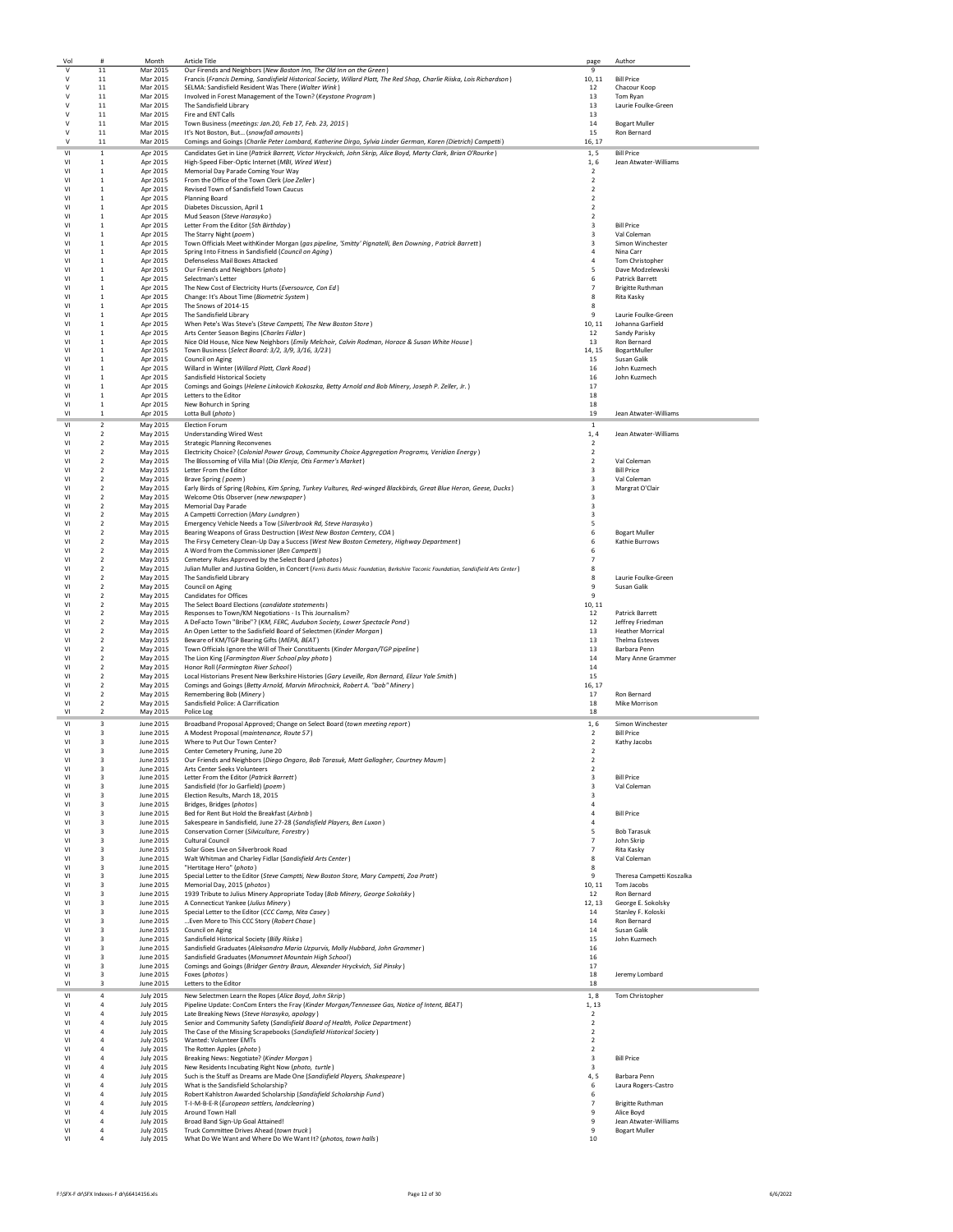| Vol | # | Month | Article Title | page | Author |
|---|---|---|---|---|---|
| V | 11 | Mar 2015 | Our Firends and Neighbors (*New Boston Inn, The Old Inn on the Green*) | 9 | |
| V | 11 | Mar 2015 | Francis (*Francis Deming, Sandisfield Historical Society, Willard Platt, The Red Shop, Charlie Riiska, Lois Richardson*) | 10, 11 | Bill Price |
| V | 11 | Mar 2015 | SELMA: Sandisfield Resident Was There (*Walter Wink*) | 12 | Chacour Koop |
| V | 11 | Mar 2015 | Involved in Forest Management of the Town? (*Keystone Program*) | 13 | Tom Ryan |
| V | 11 | Mar 2015 | The Sandisfield Library | 13 | Laurie Foulke-Green |
| V | 11 | Mar 2015 | Fire and ENT Calls | 13 | |
| V | 11 | Mar 2015 | Town Business (*meetings: Jan.20, Feb 17, Feb. 23, 2015*) | 14 | Bogart Muller |
| V | 11 | Mar 2015 | It's Not Boston, But… (*snowfall amounts*) | 15 | Ron Bernard |
| V | 11 | Mar 2015 | Comings and Goings (*Charlie Peter Lombard, Katherine Dirgo, Sylvia Linder German, Karen (Dietrich) Campetti*) | 16, 17 | |
| VI | 1 | Apr 2015 | Candidates Get in Line (*Patrick Barrett, Victor Hryckvich, John Skrip, Alice Boyd, Marty Clark, Brian O'Rourke*) | 1, 5 | Bill Price |
| VI | 1 | Apr 2015 | High-Speed Fiber-Optic Internet (*MBI, Wired West*) | 1, 6 | Jean Atwater-Williams |
| VI | 1 | Apr 2015 | Memorial Day Parade Coming Your Way | 2 | |
| VI | 1 | Apr 2015 | From the Office of the Town Clerk (*Joe Zeller*) | 2 | |
| VI | 1 | Apr 2015 | Revised Town of Sandisfield Town Caucus | 2 | |
| VI | 1 | Apr 2015 | Planning Board | 2 | |
| VI | 1 | Apr 2015 | Diabetes Discussion, April 1 | 2 | |
| VI | 1 | Apr 2015 | Mud Season (*Steve Harasyko*) | 2 | |
| VI | 1 | Apr 2015 | Letter From the Editor (*5th Birthday*) | 3 | Bill Price |
| VI | 1 | Apr 2015 | The Starry Night (*poem*) | 3 | Val Coleman |
| VI | 1 | Apr 2015 | Town Officials Meet withKinder Morgan (*gas pipeline, 'Smitty' Pignatelli, Ben Downing , Patrick Barrett*) | 3 | Simon Winchester |
| VI | 1 | Apr 2015 | Spring Into Fitness in Sandisfield (*Council on Aging*) | 4 | Nina Carr |
| VI | 1 | Apr 2015 | Defenseless Mail Boxes Attacked | 4 | Tom Christopher |
| VI | 1 | Apr 2015 | Our Friends and Neighbors (*photo*) | 5 | Dave Modzelewski |
| VI | 1 | Apr 2015 | Selectman's Letter | 6 | Patrick Barrett |
| VI | 1 | Apr 2015 | The New Cost of Electricity Hurts (*Eversource, Con Ed*) | 7 | Brigitte Ruthman |
| VI | 1 | Apr 2015 | Change: It's About Time (*Biometric System*) | 8 | Rita Kasky |
| VI | 1 | Apr 2015 | The Snows of 2014-15 | 8 | |
| VI | 1 | Apr 2015 | The Sandisfield Library | 9 | Laurie Foulke-Green |
| VI | 1 | Apr 2015 | When Pete's Was Steve's (*Steve Campetti, The New Boston Store*) | 10, 11 | Johanna Garfield |
| VI | 1 | Apr 2015 | Arts Center Season Begins (*Charles Fidlar*) | 12 | Sandy Parisky |
| VI | 1 | Apr 2015 | Nice Old House, Nice New Neighbors (*Emily Melchoir, Calvin Rodman, Horace & Susan White House*) | 13 | Ron Bernard |
| VI | 1 | Apr 2015 | Town Business (*Select Board: 3/2, 3/9, 3/16, 3/23*) | 14, 15 | BogartMuller |
| VI | 1 | Apr 2015 | Council on Aging | 15 | Susan Galik |
| VI | 1 | Apr 2015 | Willard in Winter (*Willard Platt, Clark Road*) | 16 | John Kuzmech |
| VI | 1 | Apr 2015 | Sandisfield Historical Society | 16 | John Kuzmech |
| VI | 1 | Apr 2015 | Comings and Goings (*Helene Linkovich Kokoszka, Betty Arnold and Bob Minery, Joseph P. Zeller, Jr.*) | 17 | |
| VI | 1 | Apr 2015 | Letters to the Editor | 18 | |
| VI | 1 | Apr 2015 | New Bohurch in Spring | 18 | |
| VI | 1 | Apr 2015 | Lotta Bull (*photo*) | 19 | Jean Atwater-Williams |
| VI | 2 | May 2015 | Election Forum | 1 | |
| VI | 2 | May 2015 | Understanding Wired West | 1, 4 | Jean Atwater-Williams |
| VI | 2 | May 2015 | Strategic Planning Reconvenes | 2 | |
| VI | 2 | May 2015 | Electricity Choice? (*Colonial Power Group, Community Choice Aggregation Programs, Veridian Energy*) | 2 | |
| VI | 2 | May 2015 | The Blossoming of Villa Mia! (*Dia Klenja, Otis Farmer's Market*) | 2 | Val Coleman |
| VI | 2 | May 2015 | Letter From the Editor | 3 | Bill Price |
| VI | 2 | May 2015 | Brave Spring (*poem*) | 3 | Val Coleman |
| VI | 2 | May 2015 | Early Birds of Spring (*Robins, Kim Spring, Turkey Vultures, Red-winged Blackbirds, Great Blue Heron, Geese, Ducks*) | 3 | Margrat O'Clair |
| VI | 2 | May 2015 | Welcome Otis Observer (*new newspaper*) | 3 | |
| VI | 2 | May 2015 | Memorial Day Parade | 3 | |
| VI | 2 | May 2015 | A Campetti Correction (*Mary Lundgren*) | 3 | |
| VI | 2 | May 2015 | Emergency Vehicle Needs a Tow (*Silverbrook Rd, Steve Harasyko*) | 5 | |
| VI | 2 | May 2015 | Bearing Weapons of Grass Destruction (*West New Boston Cemtery, COA*) | 6 | Bogart Muller |
| VI | 2 | May 2015 | The Firsy Cemetery Clean-Up Day a Success (*West New Boston Cemetery, Highway Department*) | 6 | Kathie Burrows |
| VI | 2 | May 2015 | A Word from the Commissioner (*Ben Campetti*) | 6 | |
| VI | 2 | May 2015 | Cemetery Rules Approved by the Select Board (*photos*) | 7 | |
| VI | 2 | May 2015 | Julian Muller and Justina Golden, in Concert (*Ferris Burtis Music Foundation, Berkshire Taconic Foundation, Sandisfield Arts Center*) | 8 | |
| VI | 2 | May 2015 | The Sandisfield Library | 8 | Laurie Foulke-Green |
| VI | 2 | May 2015 | Council on Aging | 9 | Susan Galik |
| VI | 2 | May 2015 | Candidates for Offices | 9 | |
| VI | 2 | May 2015 | The Select Board Elections (*candidate statements*) | 10, 11 | |
| VI | 2 | May 2015 | Responses to Town/KM Negotiations - Is This Journalism? | 12 | Patrick Barrett |
| VI | 2 | May 2015 | A DeFacto Town "Bribe"? (*KM, FERC, Audubon Society, Lower Spectacle Pond*) | 12 | Jeffrey Friedman |
| VI | 2 | May 2015 | An Open Letter to the Sadisfield Board of Selectmen (*Kinder Morgan*) | 13 | Heather Morrical |
| VI | 2 | May 2015 | Beware of KM/TGP Bearing Gifts (*MEPA, BEAT*) | 13 | Thelma Esteves |
| VI | 2 | May 2015 | Town Officials Ignore the Will of Their Constituents (*Kinder Morgan/TGP pipeline*) | 13 | Barbara Penn |
| VI | 2 | May 2015 | The Lion King (*Farmington River School play photo*) | 14 | Mary Anne Grammer |
| VI | 2 | May 2015 | Honor Roll (*Farmington River School*) | 14 | |
| VI | 2 | May 2015 | Local Historians Present New Berkshire Histories (*Gary Leveille, Ron Bernard, Elizur Yale Smith*) | 15 | |
| VI | 2 | May 2015 | Comings and Goings (*Betty Arnold, Marvin Mirochnick, Robert A. "bob" Minery*) | 16, 17 | |
| VI | 2 | May 2015 | Remembering Bob (*Minery*) | 17 | Ron Bernard |
| VI | 2 | May 2015 | Sandisfield Police: A Clarrification | 18 | Mike Morrison |
| VI | 2 | May 2015 | Police Log | 18 | |
| VI | 3 | June 2015 | Broadband Proposal Approved; Change on Select Board (*town meeting report*) | 1, 6 | Simon Winchester |
| VI | 3 | June 2015 | A Modest Proposal (*maintenance, Route 57*) | 2 | Bill Price |
| VI | 3 | June 2015 | Where to Put Our Town Center? | 2 | Kathy Jacobs |
| VI | 3 | June 2015 | Center Cemetery Pruning, June 20 | 2 | |
| VI | 3 | June 2015 | Our Friends and Neighbors (*Diego Ongaro, Bob Tarasuk, Matt Gallagher, Courtney Maum*) | 2 | |
| VI | 3 | June 2015 | Arts Center Seeks Volunteers | 2 | |
| VI | 3 | June 2015 | Letter From the Editor (*Patrick Barrett*) | 3 | Bill Price |
| VI | 3 | June 2015 | Sandisfield (for Jo Garfield) (*poem*) | 3 | Val Coleman |
| VI | 3 | June 2015 | Election Results, March 18, 2015 | 3 | |
| VI | 3 | June 2015 | Bridges, Bridges (*photos*) | 4 | |
| VI | 3 | June 2015 | Bed for Rent But Hold the Breakfast (*Airbnb*) | 4 | Bill Price |
| VI | 3 | June 2015 | Sakespeare in Sandisfield, June 27-28 (*Sandisfield Players, Ben Luxon*) | 4 | |
| VI | 3 | June 2015 | Conservation Corner (*Silviculture, Forestry*) | 5 | Bob Tarasuk |
| VI | 3 | June 2015 | Cultural Council | 7 | John Skrip |
| VI | 3 | June 2015 | Solar Goes Live on Silverbrook Road | 7 | Rita Kasky |
| VI | 3 | June 2015 | Walt Whitman and Charley Fidlar (*Sandisfield Arts Center*) | 8 | Val Coleman |
| VI | 3 | June 2015 | "Hertitage Hero" (*photo*) | 8 | |
| VI | 3 | June 2015 | Special Letter to the Editor (*Steve Camptti, New Boston Store, Mary Campetti, Zoa Pratt*) | 9 | Theresa Campetti Koszalka |
| VI | 3 | June 2015 | Memorial Day, 2015 (*photos*) | 10, 11 | Tom Jacobs |
| VI | 3 | June 2015 | 1939 Tribute to Julius Minery Appropriate Today (*Bob Minery, George Sokolsky*) | 12 | Ron Bernard |
| VI | 3 | June 2015 | A Connecticut Yankee (*Julius Minery*) | 12, 13 | George E. Sokolsky |
| VI | 3 | June 2015 | Special Letter to the Editor (*CCC Camp, Nita Casey*) | 14 | Stanley F. Koloski |
| VI | 3 | June 2015 | …Even More to This CCC Story (*Robert Chase*) | 14 | Ron Bernard |
| VI | 3 | June 2015 | Council on Aging | 14 | Susan Galik |
| VI | 3 | June 2015 | Sandisfield Historical Society (*Billy Riiska*) | 15 | John Kuzmech |
| VI | 3 | June 2015 | Sandisfield Graduates (*Aleksandra Maria Uzpurvis, Molly Hubbard, John Grammer*) | 16 | |
| VI | 3 | June 2015 | Sandisfield Graduates (*Monumnet Mountain High School*) | 16 | |
| VI | 3 | June 2015 | Comings and Goings (*Bridger Gentry Braun, Alexander Hryckvich, Sid Pinsky*) | 17 | |
| VI | 3 | June 2015 | Foxes (*photos*) | 18 | Jeremy Lombard |
| VI | 3 | June 2015 | Letters to the Editor | 18 | |
| VI | 4 | July 2015 | New Selectmen Learn the Ropes (*Alice Boyd, John Skrip*) | 1, 8 | Tom Christopher |
| VI | 4 | July 2015 | Pipeline Update: ConCom Enters the Fray (*Kinder Morgan/Tennessee Gas, Notice of Intent, BEAT*) | 1, 13 | |
| VI | 4 | July 2015 | Late Breaking News (*Steve Harasyko, apology*) | 2 | |
| VI | 4 | July 2015 | Senior and Community Safety (*Sandisfield Board of Health, Police Department*) | 2 | |
| VI | 4 | July 2015 | The Case of the Missing Scrapebooks (*Sandisfield Historical Society*) | 2 | |
| VI | 4 | July 2015 | Wanted: Volunteer EMTs | 2 | |
| VI | 4 | July 2015 | The Rotten Apples (*photo*) | 2 | |
| VI | 4 | July 2015 | Breaking News: Negotiate? (*Kinder Morgan*) | 3 | Bill Price |
| VI | 4 | July 2015 | New Residents Incubating Right Now (*photo, turtle*) | 3 | |
| VI | 4 | July 2015 | Such is the Stuff as Dreams are Made One (*Sandisfield Players, Shakespeare*) | 4, 5 | Barbara Penn |
| VI | 4 | July 2015 | What is the Sandisfield Scholarship? | 6 | Laura Rogers-Castro |
| VI | 4 | July 2015 | Robert Kahlstron Awarded Scholarship (*Sandisfield Scholarship Fund*) | 6 | |
| VI | 4 | July 2015 | T-I-M-B-E-R (*European settlers, landclearing*) | 7 | Brigitte Ruthman |
| VI | 4 | July 2015 | Around Town Hall | 9 | Alice Boyd |
| VI | 4 | July 2015 | Broad Band Sign-Up Goal Attained! | 9 | Jean Atwater-Williams |
| VI | 4 | July 2015 | Truck Committee Drives Ahead (*town truck*) | 9 | Bogart Muller |
| VI | 4 | July 2015 | What Do We Want and Where Do We Want It? (*photos, town halls*) | 10 | |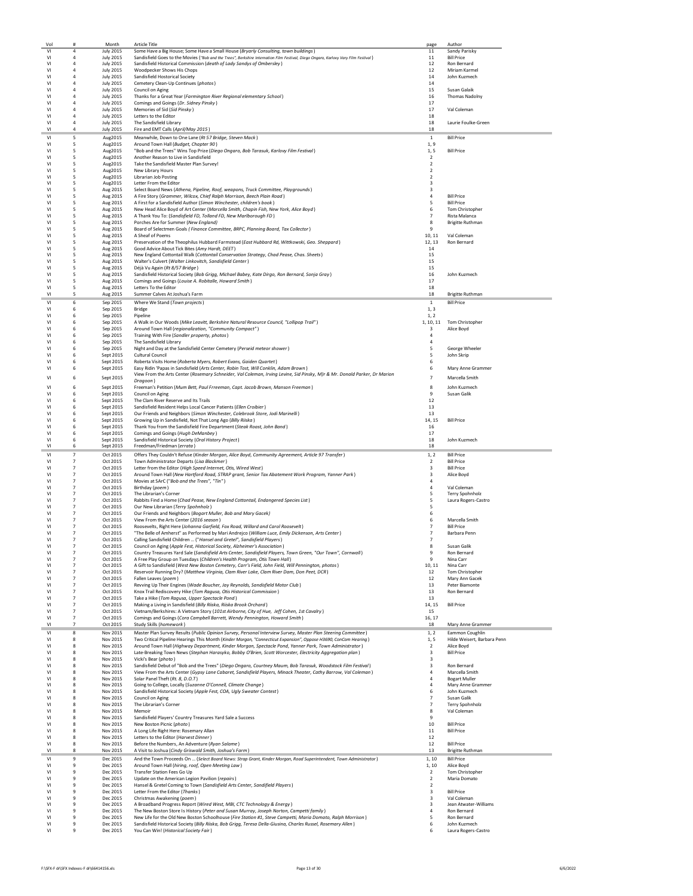| Vol | # | Month | Article Title | page | Author |
|---|---|---|---|---|---|
| VI | 4 | July 2015 | Some Have a Big House; Some Have a Small House (*Bryarly Consulting, town buildings*) | 11 | Sandy Parisky |
| VI | 4 | July 2015 | Sandisfield Goes to the Movies (*"Bob and the Trees", Berkshire Internation Film Festival, Diego Ongaro, Karlovy Vary Film Festival*) | 11 | Bill Price |
| VI | 4 | July 2015 | Sandisfield Historical Commission (*death of Lady Sandys of Ombersley*) | 12 | Ron Bernard |
| VI | 4 | July 2015 | Woodpecker Shows His Chops | 12 | Miriam Karmel |
| VI | 4 | July 2015 | Sandisfield Hostorical Society | 14 | John Kuzmech |
| VI | 4 | July 2015 | Cemetery Clean-Up Continues (*photos*) | 14 | |
| VI | 4 | July 2015 | Council on Aging | 15 | Susan Galaik |
| VI | 4 | July 2015 | Thanks for a Great Year (*Farmington River Regional elementary School*) | 16 | Thomas Nadolny |
| VI | 4 | July 2015 | Comings and Goings (*Dr. Sidney Pinsky*) | 17 | |
| VI | 4 | July 2015 | Memories of Sid (*Sid Pinsky*) | 17 | Val Coleman |
| VI | 4 | July 2015 | Letters to the Editor | 18 | |
| VI | 4 | July 2015 | The Sandisfield Library | 18 | Laurie Foulke-Green |
| VI | 4 | July 2015 | Fire and EMT Calls (*April/May 2015*) | 18 | |
| VI | 5 | Aug2015 | Meanwhile, Down to One Lane (*Rt 57 Bridge, Steven Mack*) | 1 | Bill Price |
| VI | 5 | Aug2015 | Around Town Hall (*Budget, Chapter 90*) | 1, 9 | |
| VI | 5 | Aug2015 | "Bob and the Trees" Wins Top Prize (*Diego Ongaro, Bob Tarasuk, Karlovy Film Festival*) | 1, 5 | Bill Price |
| VI | 5 | Aug2015 | Another Reason to Live in Sandisfield | 2 | |
| VI | 5 | Aug2015 | Take the Sandisfield Master Plan Survey! | 2 | |
| VI | 5 | Aug2015 | New Library Hours | 2 | |
| VI | 5 | Aug2015 | Librarian Job Posting | 2 | |
| VI | 5 | Aug2015 | Letter From the Editor | 3 | |
| VI | 5 | Aug 2015 | Select Board News (*Athena, Pipeline, Roof, weapons, Truck Committee, Playgrounds*) | 3 | |
| VI | 5 | Aug 2015 | A Fire Story (*Grammer, Wilcox, Chief Ralph Morrison, Beech Plain Road*) | 4 | Bill Price |
| VI | 5 | Aug 2015 | A First for a Sandisfield Author (*Simon Winchester, children's book*) | 5 | Bill Price |
| VI | 5 | Aug 2015 | New Head Alice Boyd of Art Center (*Marcella Smith, Chapin Fish, New York, Alice Boyd*) | 6 | Tom Christopher |
| VI | 5 | Aug 2015 | A Thank You To: (*Sandisfield FD, Tolland FD, New Marlborough FD*) | 7 | Rista Malanca |
| VI | 5 | Aug 2015 | Porches Are for Summer (*New England*) | 8 | Brigitte Ruthman |
| VI | 5 | Aug 2015 | Board of Selectmen Goals (*Finance Committee, BRPC, Planning Board, Tax Collector*) | 9 | |
| VI | 5 | Aug 2015 | A Sheaf of Poems | 10, 11 | Val Coleman |
| VI | 5 | Aug 2015 | Preservation of the Theophilus Hubbard Farmstead (*East Hubbard Rd, Wittkowski, Geo. Sheppard*) | 12, 13 | Ron Bernard |
| VI | 5 | Aug 2015 | Good Advice About Tick Bites (*Amy Hardt, DEET*) | 14 | |
| VI | 5 | Aug 2015 | New England Cottontail Walk (*Cottontail Conservation Strategy, Chad Pease, Chas. Sheets*) | 15 | |
| VI | 5 | Aug 2015 | Walter's Culvert (*Walter Linkovitch, Sandisfield Center*) | 15 | |
| VI | 5 | Aug 2015 | Déjà Vu Again (*Rt 8/57 Bridge*) | 15 | |
| VI | 5 | Aug 2015 | Sandisfield Historical Society (*Bob Grigg, Michael Babey, Kate Dirgo, Ron Bernard, Sonja Gray*) | 16 | John Kuzmech |
| VI | 5 | Aug 2015 | Comings and Goings (*Louise A. Robitalle, Howard Smith*) | 17 | |
| VI | 5 | Aug 2015 | Letters To the Editor | 18 | |
| VI | 5 | Aug 2015 | Summer Calves At Joshua's Farm | 18 | Brigitte Ruthman |
| VI | 6 | Sep 2015 | Where We Stand (*Town projects*) | 1 | Bill Price |
| VI | 6 | Sep 2015 | Bridge | 1, 3 | |
| VI | 6 | Sep 2015 | Pipeline | 1, 2 | |
| VI | 6 | Sep 2015 | A Walk in Our Woods (*Mike Leavitt, Berkshire Natural Resource Council, "Lollipop Trail"*) | 1, 10, 11 | Tom Christopher |
| VI | 6 | Sep 2015 | Around Town Hall (*regionalization, "Community Compact"*) | 3 | Alice Boyd |
| VI | 6 | Sep 2015 | Training With Fire (*Sandler property, photos*) | 4 | |
| VI | 6 | Sep 2015 | The Sandisfield Library | 4 | |
| VI | 6 | Sep 2015 | Night and Day at the Sandisfield Center Cemetery (*Perseid meteor shower*) | 5 | George Wheeler |
| VI | 6 | Sept 2015 | Cultural Council | 5 | John Skrip |
| VI | 6 | Sept 2015 | Roberta Visits Home (*Roberta Myers, Robert Evans, Gaiden Quartet*) | 6 | |
| VI | 6 | Sept 2015 | Easy Ridin 'Papas in Sandisfield (*Arts Center, Robin Tost, Will Conklin, Adam Brown*) | 6 | Mary Anne Grammer |
| VI | 6 | Sept 2015 | View From the Arts Center (*Rosemary Schneider, Val Coleman, Irving Levine, Sid Pinsky, M)r & Mr. Donald Parker, Dr Marion Dragoon*) | 7 | Marcella Smith |
| VI | 6 | Sept 2015 | Freeman's Petition (*Mum Bett, Paul Frreeman, Capt. Jacob Brown, Manson Freeman*) | 8 | John Kuzmech |
| VI | 6 | Sept 2015 | Council on Aging | 9 | Susan Galik |
| VI | 6 | Sept 2015 | The Clam River Reserve and Its Trails | 12 | |
| VI | 6 | Sept 2015 | Sandisfield Resident Helps Local Cancer Patients (*Ellen Craibier*) | 13 | |
| VI | 6 | Sept 2015 | Our Friends and Neighbors (*Simon Winchester, Colebrook Store, Jodi Marinelli*) | 13 | |
| VI | 6 | Sept 2015 | Growing Up in Sandisfield, Not That Long Ago (*Billy Riiska*) | 14, 15 | Bill Price |
| VI | 6 | Sept 2015 | Thank You from the Sandisfield Fire Department (*Steak Roast, John Band*) | 16 | |
| VI | 6 | Sept 2015 | Comings and Goings (*Hugh DeManbey*) | 17 | |
| VI | 6 | Sept 2015 | Sandisfield Historical Society (*Oral History Project*) | 18 | John Kuzmech |
| VI | 6 | Sept 2015 | Freedman/Friedman (*errata*) | 18 | |
| VI | 7 | Oct 2015 | Offers They Couldn't Refuse (*Kinder Morgan, Alice Boyd, Community Agreement, Article 97 Transfer*) | 1, 2 | Bill Price |
| VI | 7 | Oct 2015 | Town Administrator Departs (*Lisa Blackmer*) | 2 | Bill Price |
| VI | 7 | Oct 2015 | Letter from the Editor (*High Speed Internet, Otis, Wired West*) | 3 | Bill Price |
| VI | 7 | Oct 2015 | Around Town Hall (*New Hartford Road, STRAP grant, Senior Tax Abatement Work Program, Yanner Park*) | 3 | Alice Boyd |
| VI | 7 | Oct 2015 | Movies at SArC (*"Bob and the Trees", "Tin"*) | 4 | |
| VI | 7 | Oct 2015 | Birthday (*poem*) | 4 | Val Coleman |
| VI | 7 | Oct 2015 | The Librarian's Corner | 5 | Terry Spohnholz |
| VI | 7 | Oct 2015 | Rabbits Find a Home (*Chad Pease, New England Cottontail, Endangered Species List*) | 5 | Laura Rogers-Castro |
| VI | 7 | Oct 2015 | Our New Librarian (*Terry Spohnholz*) | 5 | |
| VI | 7 | Oct 2015 | Our Friends and Neighbors (*Bogart Muller, Bob and Mary Gacek*) | 6 | |
| VI | 7 | Oct 2015 | View From the Arts Center (*2016 season*) | 6 | Marcella Smith |
| VI | 7 | Oct 2015 | Roosevelts, Right Here (*Johanna Garfield, Fox Road, Willard and Carol Roosevelt*) | 7 | Bill Price |
| VI | 7 | Oct 2015 | "The Belle of Amherst" as Performed by Mari Andrejco (*William Luce, Emily Dickenson, Arts Center*) | 7 | Barbara Penn |
| VI | 7 | Oct 2015 | Calling Sandisfield Children ... (*"Hansel and Gretel", Sandisfield Players*) | 7 | |
| VI | 7 | Oct 2015 | Council on Aging (*Apple Fest, Historical Society, Alzheimer's Association*) | 8 | Susan Galik |
| VI | 7 | Oct 2015 | Country Treasures Yard Sale (*Sandisfield Arts Center, Sandisfield Players, Town Green, "Our Town", Cornwall*) | 9 | Ron Bernard |
| VI | 7 | Oct 2015 | A Free Play Group on Tuesdays (*Children's Health Program, Otis Town Hall*) | 9 | Nina Carr |
| VI | 7 | Oct 2015 | A Gift to Sandisfield (*West New Boston Cemetery, Carr's Field, John Field, Will Pennington, photos*) | 10, 11 | Nina Carr |
| VI | 7 | Oct 2015 | Reservoir Running Dry? (*Matthew Virginia, Clam River Lake, Clam River Dam, Don Peet, DCR*) | 12 | Tom Christopher |
| VI | 7 | Oct 2015 | Fallen Leaves (*poem*) | 12 | Mary Ann Gacek |
| VI | 7 | Oct 2015 | Revving Up Their Engines (*Wade Boucher, Jay Reynolds, Sandisfield Motor Club*) | 13 | Peter Biamonte |
| VI | 7 | Oct 2015 | Knox Trail Rediscovery Hike (*Tom Ragusa, Otis Historical Commission*) | 13 | Ron Bernard |
| VI | 7 | Oct 2015 | Take a Hike (*Tom Ragusa, Upper Spectacle Pond*) | 13 | |
| VI | 7 | Oct 2015 | Making a Living in Sandisfield (*Billy Riiska, Riiska Brook Orchard*) | 14, 15 | Bill Price |
| VI | 7 | Oct 2015 | Vietnam/Berkshires: A Vietnam Story (*101st Airborne, City of Hue, Jeff Cohen, 1st Cavalry*) | 15 | |
| VI | 7 | Oct 2015 | Comings and Goings (*Cora Campbell Barrett, Wendy Pennington, Howard Smith*) | 16, 17 | |
| VI | 7 | Oct 2015 | Study Skills (*homework*) | 18 | Mary Anne Grammer |
| VI | 8 | Nov 2015 | Master Plan Survey Results (*Public Opinion Survey, Personal Interview Survey, Master Plan Steering Committee*) | 1, 2 | Eammon Coughlin |
| VI | 8 | Nov 2015 | Two Critical Pipeline Hearings This Month (*Kinder Morgan, "Connecticut Expansion", Oppose H3690, ConCom Hearing*) | 1, 5 | Hilde Weisert, Barbara Penn |
| VI | 8 | Nov 2015 | Around Town Hall (*Highway Department, Kinder Morgan, Spectacle Pond, Yanner Park, Town Administrator*) | 2 | Alice Boyd |
| VI | 8 | Nov 2015 | Late-Breaking Town News (*Stephan Harasyko, Bobby O'Brien, Scott Worcester, Electricity Aggregation plan*) | 3 | Bill Price |
| VI | 8 | Nov 2015 | Vicki's Bear (*photo*) | 3 | |
| VI | 8 | Nov 2015 | Sandisfield Debut of "Bob and the Trees" (*Diego Ongaro, Courtney Maum, Bob Tarasuk, Woodstock Film Festival*) | 3 | Ron Bernard |
| VI | 8 | Nov 2015 | View From the Arts Center (*Gypsy Lane Cabaret, Sandisfield Players, Minack Theater, Cathy Barrow, Val Coleman*) | 4 | Marcella Smith |
| VI | 8 | Nov 2015 | Solar Panel Theft (*Rt. 8, D.O.T.*) | 4 | Bogart Muller |
| VI | 8 | Nov 2015 | Going to College, Locally (*Suzanne O'Connell, Climate Change*) | 4 | Mary Anne Grammer |
| VI | 8 | Nov 2015 | Sandisfield Historical Society (*Apple Fest, COA, Ugly Sweater Contest*) | 6 | John Kuzmech |
| VI | 8 | Nov 2015 | Council on Aging | 7 | Susan Galik |
| VI | 8 | Nov 2015 | The Librarian's Corner | 7 | Terry Spohnholz |
| VI | 8 | Nov 2015 | Memoir | 8 | Val Coleman |
| VI | 8 | Nov 2015 | Sandisfield Players' Country Treasures Yard Sale a Success | 9 | |
| VI | 8 | Nov 2015 | New Boston Picnic (*photo*) | 10 | Bill Price |
| VI | 8 | Nov 2015 | A Long Life Right Here: Rosemary Allan | 11 | Bill Price |
| VI | 8 | Nov 2015 | Letters to the Editor (*Harvest Dinner*) | 12 | |
| VI | 8 | Nov 2015 | Before the Numbers, An Adventure (*Ryan Salame*) | 12 | Bill Price |
| VI | 8 | Nov 2015 | A Visit to Joshua (*Cindy Griswald Smith, Joshua's Farm*) | 13 | Brigitte Ruthman |
| VI | 9 | Dec 2015 | And the Town Proceeds On ... (*Select Board News: Strap Grant, Kinder Morgan, Road Superintendent, Town Administrator*) | 1, 10 | Bill Price |
| VI | 9 | Dec 2015 | Around Town Hall (*hiring, roof, Open Meeting Law*) | 1, 10 | Alice Boyd |
| VI | 9 | Dec 2015 | Transfer Station Fees Go Up | 2 | Tom Christopher |
| VI | 9 | Dec 2015 | Update on the American Legion Pavilion (*repairs*) | 2 | Maria Domato |
| VI | 9 | Dec 2015 | Hansel & Gretel Coming to Town (*Sandisfield Arts Center, Sandifield Players*) | 2 | |
| VI | 9 | Dec 2015 | Letter From the Editor (*Thanks*) | 3 | Bill Price |
| VI | 9 | Dec 2015 | Christmas Awakening (*poem*) | 3 | Val Coleman |
| VI | 9 | Dec 2015 | A Broadband Progress Report (*Wired West, MBI, CTC Technology & Energy*) | 3 | Jean Atwater-Williams |
| VI | 9 | Dec 2015 | The New Boston Store Is History (*Peter and Susan Murray, Joseph Norton, Campetti family*) | 4 | Ron Bernard |
| VI | 9 | Dec 2015 | New Life for the Old New Boston Schoolhouse (*Fire Station #1, Steve Campetti, Maria Domato, Ralph Morrison*) | 5 | Ron Bernard |
| VI | 9 | Dec 2015 | Sandisfield Historical Society (*Billy Riiska, Bob Grigg, Teresa Della-Giusina, Charles Russel, Rosemary Allen*) | 6 | John Kuzmech |
| VI | 9 | Dec 2015 | You Can Win! (*Historical Society Fair*) | 6 | Laura Rogers-Castro |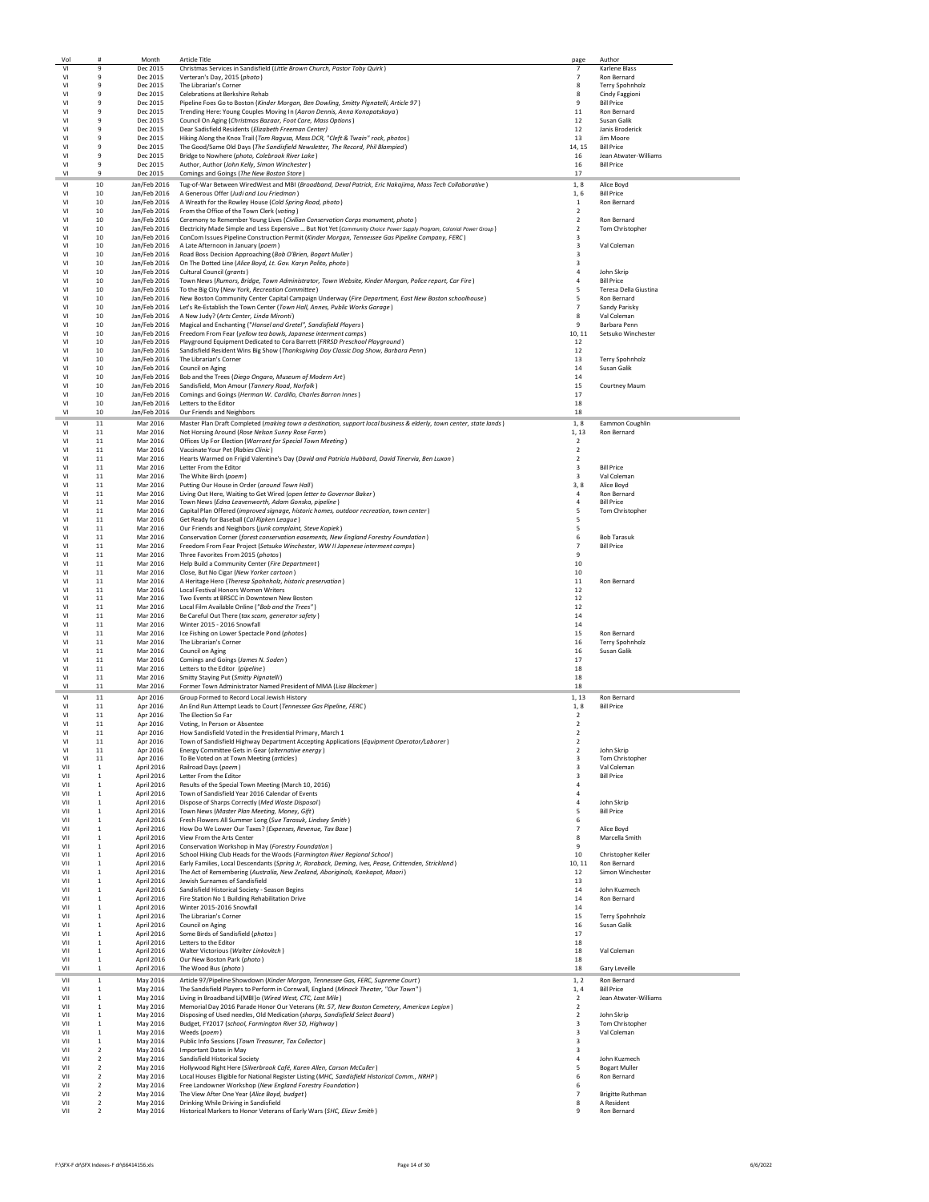| Vol | # | Month | Article Title | page | Author |
|---|---|---|---|---|---|
| VI | 9 | Dec 2015 | Christmas Services in Sandisfield (*Little Brown Church, Pastor Toby Quirk*) | 7 | Karlene Blass |
| VI | 9 | Dec 2015 | Verteran's Day, 2015 (*photo*) | 7 | Ron Bernard |
| VI | 9 | Dec 2015 | The Librarian's Corner | 8 | Terry Spohnholz |
| VI | 9 | Dec 2015 | Celebrations at Berkshire Rehab | 8 | Cindy Faggioni |
| VI | 9 | Dec 2015 | Pipeline Foes Go to Boston (*Kinder Morgan, Ben Dowling, Smitty Pignatelli, Article 97*) | 9 | Bill Price |
| VI | 9 | Dec 2015 | Trending Here: Young Couples Moving In (*Aaron Dennis, Anna Konopatskaya*) | 11 | Ron Bernard |
| VI | 9 | Dec 2015 | Council On Aging (*Christmas Bazaar, Foot Care, Mass Options*) | 12 | Susan Galik |
| VI | 9 | Dec 2015 | Dear Sadisfield Residents (*Elizabeth Freeman Center*) | 12 | Janis Broderick |
| VI | 9 | Dec 2015 | Hiking Along the Knox Trail (*Tom Ragusa, Mass DCR, "Cleft & Twain" rock, photos*) | 13 | Jim Moore |
| VI | 9 | Dec 2015 | The Good/Same Old Days (*The Sandisfield Newsletter, The Record, Phil Blampied*) | 14, 15 | Bill Price |
| VI | 9 | Dec 2015 | Bridge to Nowhere (*photo, Colebrook River Lake*) | 16 | Jean Atwater-Williams |
| VI | 9 | Dec 2015 | Author, Author (*John Kelly, Simon Winchester*) | 16 | Bill Price |
| VI | 9 | Dec 2015 | Comings and Goings (*The New Boston Store*) | 17 | |
| VI | 10 | Jan/Feb 2016 | Tug-of-War Between WiredWest and MBI (*Broadband, Deval Patrick, Eric Nakajima, Mass Tech Collaborative*) | 1, 8 | Alice Boyd |
| VI | 10 | Jan/Feb 2016 | A Generous Offer (*Judi and Lou Friedman*) | 1, 6 | Bill Price |
| VI | 10 | Jan/Feb 2016 | A Wreath for the Rowley House (*Cold Spring Road, photo*) | 1 | Ron Bernard |
| VI | 10 | Jan/Feb 2016 | From the Office of the Town Clerk (*voting*) | 2 | |
| VI | 10 | Jan/Feb 2016 | Ceremony to Remember Young Lives (*Civilian Conservation Corps monument, photo*) | 2 | Ron Bernard |
| VI | 10 | Jan/Feb 2016 | Electricity Made Simple and Less Expensive ... But Not Yet (*Community Choice Power Supply Program, Colonial Power Group*) | 2 | Tom Christopher |
| VI | 10 | Jan/Feb 2016 | ConCom Issues Pipeline Construction Permit (*Kinder Morgan, Tennessee Gas Pipeline Company, FERC*) | 3 | |
| VI | 10 | Jan/Feb 2016 | A Late Afternoon in January (*poem*) | 3 | Val Coleman |
| VI | 10 | Jan/Feb 2016 | Road Boss Decision Approaching (*Bob O'Brien, Bogart Muller*) | 3 | |
| VI | 10 | Jan/Feb 2016 | On The Dotted Line (*Alice Boyd, Lt. Gov. Karyn Polito, photo*) | 3 | |
| VI | 10 | Jan/Feb 2016 | Cultural Council (*grants*) | 4 | John Skrip |
| VI | 10 | Jan/Feb 2016 | Town News (*Rumors, Bridge, Town Administrator, Town Website, Kinder Morgan, Police report, Car Fire*) | 4 | Bill Price |
| VI | 10 | Jan/Feb 2016 | To the Big City (*New York, Recreation Committee*) | 5 | Teresa Della Giustina |
| VI | 10 | Jan/Feb 2016 | New Boston Community Center Capital Campaign Underway (*Fire Department, East New Boston schoolhouse*) | 5 | Ron Bernard |
| VI | 10 | Jan/Feb 2016 | Let's Re-Establish the Town Center (*Town Hall, Annex, Public Works Garage*) | 7 | Sandy Parisky |
| VI | 10 | Jan/Feb 2016 | A New Judy? (*Arts Center, Linda Mironti*) | 8 | Val Coleman |
| VI | 10 | Jan/Feb 2016 | Magical and Enchanting (*"Hansel and Gretel", Sandisfield Players*) | 9 | Barbara Penn |
| VI | 10 | Jan/Feb 2016 | Freedom From Fear (*yellow tea bowls, Japanese interment camps*) | 10, 11 | Setsuko Winchester |
| VI | 10 | Jan/Feb 2016 | Playground Equipment Dedicated to Cora Barrett (*FRRSD Preschool Playground*) | 12 | |
| VI | 10 | Jan/Feb 2016 | Sandisfield Resident Wins Big Show (*Thanksgiving Day Classic Dog Show, Barbara Penn*) | 12 | |
| VI | 10 | Jan/Feb 2016 | The Librarian's Corner | 13 | Terry Spohnholz |
| VI | 10 | Jan/Feb 2016 | Council on Aging | 14 | Susan Galik |
| VI | 10 | Jan/Feb 2016 | Bob and the Trees (*Diego Ongaro, Museum of Modern Art*) | 14 | |
| VI | 10 | Jan/Feb 2016 | Sandisfield, Mon Amour (*Tannery Road, Norfolk*) | 15 | Courtney Maum |
| VI | 10 | Jan/Feb 2016 | Comings and Goings (*Herman W. Cardillo, Charles Barron Innes*) | 17 | |
| VI | 10 | Jan/Feb 2016 | Letters to the Editor | 18 | |
| VI | 10 | Jan/Feb 2016 | Our Friends and Neighbors | 18 | |
| VI | 11 | Mar 2016 | Master Plan Draft Completed (*making town a destination, support local business & elderly, town center, state lands*) | 1, 8 | Eammon Coughlin |
| VI | 11 | Mar 2016 | Not Horsing Around (*Rose Nelson Sunny Rose Farm*) | 1, 13 | Ron Bernard |
| VI | 11 | Mar 2016 | Offices Up For Election (*Warrant for Special Town Meeting*) | 2 | |
| VI | 11 | Mar 2016 | Vaccinate Your Pet (*Rabies Clinic*) | 2 | |
| VI | 11 | Mar 2016 | Hearts Warmed on Frigid Valentine's Day (*David and Patricia Hubbard, David Tinervia, Ben Luxon*) | 2 | |
| VI | 11 | Mar 2016 | Letter From the Editor | 3 | Bill Price |
| VI | 11 | Mar 2016 | The White Birch (*poem*) | 3 | Val Coleman |
| VI | 11 | Mar 2016 | Putting Our House in Order (*around Town Hall*) | 3, 8 | Alice Boyd |
| VI | 11 | Mar 2016 | Living Out Here, Waiting to Get Wired (*open letter to Governor Baker*) | 4 | Ron Bernard |
| VI | 11 | Mar 2016 | Town News (*Edna Leavenworth, Adam Gonska, pipeline*) | 4 | Bill Price |
| VI | 11 | Mar 2016 | Capital Plan Offered (*improved signage, historic homes, outdoor recreation, town center*) | 5 | Tom Christopher |
| VI | 11 | Mar 2016 | Get Ready for Baseball (*Cal Ripken League*) | 5 | |
| VI | 11 | Mar 2016 | Our Friends and Neighbors (*junk complaint, Steve Kopiek*) | 5 | |
| VI | 11 | Mar 2016 | Conservation Corner (*forest conservation easements, New England Forestry Foundation*) | 6 | Bob Tarasuk |
| VI | 11 | Mar 2016 | Freedom From Fear Project (*Setsuko Winchester, WW II Japenese interment camps*) | 7 | Bill Price |
| VI | 11 | Mar 2016 | Three Favorites From 2015 (*photos*) | 9 | |
| VI | 11 | Mar 2016 | Help Build a Community Center (*Fire Department*) | 10 | |
| VI | 11 | Mar 2016 | Close, But No Cigar (*New Yorker cartoon*) | 10 | |
| VI | 11 | Mar 2016 | A Heritage Hero (*Theresa Spohnholz, historic preservation*) | 11 | Ron Bernard |
| VI | 11 | Mar 2016 | Local Festival Honors Women Writers | 12 | |
| VI | 11 | Mar 2016 | Two Events at BRSCC in Downtown New Boston | 12 | |
| VI | 11 | Mar 2016 | Local Film Available Online (*"Bob and the Trees"*) | 12 | |
| VI | 11 | Mar 2016 | Be Careful Out There (*tax scam, generator safety*) | 14 | |
| VI | 11 | Mar 2016 | Winter 2015 - 2016 Snowfall | 14 | |
| VI | 11 | Mar 2016 | Ice Fishing on Lower Spectacle Pond (*photos*) | 15 | Ron Bernard |
| VI | 11 | Mar 2016 | The Librarian's Corner | 16 | Terry Spohnholz |
| VI | 11 | Mar 2016 | Council on Aging | 16 | Susan Galik |
| VI | 11 | Mar 2016 | Comings and Goings (*James N. Soden*) | 17 | |
| VI | 11 | Mar 2016 | Letters to the Editor (*pipeline*) | 18 | |
| VI | 11 | Mar 2016 | Smitty Staying Put (*Smitty Pignatelli*) | 18 | |
| VI | 11 | Mar 2016 | Former Town Administrator Named President of MMA (*Lisa Blackmer*) | 18 | |
| VI | 11 | Apr 2016 | Group Formed to Record Local Jewish History | 1, 13 | Ron Bernard |
| VI | 11 | Apr 2016 | An End Run Attempt Leads to Court (*Tennessee Gas Pipeline, FERC*) | 1, 8 | Bill Price |
| VI | 11 | Apr 2016 | The Election So Far | 2 | |
| VI | 11 | Apr 2016 | Voting, In Person or Absentee | 2 | |
| VI | 11 | Apr 2016 | How Sandisfield Voted in the Presidential Primary, March 1 | 2 | |
| VI | 11 | Apr 2016 | Town of Sandisfield Highway Department Accepting Applications (*Equipment Operator/Laborer*) | 2 | |
| VI | 11 | Apr 2016 | Energy Committee Gets in Gear (*alternative energy*) | 2 | John Skrip |
| VI | 11 | Apr 2016 | To Be Voted on at Town Meeting (*articles*) | 3 | Tom Christopher |
| VII | 1 | April 2016 | Railroad Days (*poem*) | 3 | Val Coleman |
| VII | 1 | April 2016 | Letter From the Editor | 3 | Bill Price |
| VII | 1 | April 2016 | Results of the Special Town Meeting (March 10, 2016) | 4 | |
| VII | 1 | April 2016 | Town of Sandisfield Year 2016 Calendar of Events | 4 | |
| VII | 1 | April 2016 | Dispose of Sharps Correctly (*Med Waste Disposal*) | 4 | John Skrip |
| VII | 1 | April 2016 | Town News (*Master Plan Meeting, Money, Gift*) | 5 | Bill Price |
| VII | 1 | April 2016 | Fresh Flowers All Summer Long (*Sue Tarasuk, Lindsey Smith*) | 6 | |
| VII | 1 | April 2016 | How Do We Lower Our Taxes? (*Expenses, Revenue, Tax Base*) | 7 | Alice Boyd |
| VII | 1 | April 2016 | View From the Arts Center | 8 | Marcella Smith |
| VII | 1 | April 2016 | Conservation Workshop in May (*Forestry Foundation*) | 9 | |
| VII | 1 | April 2016 | School Hiking Club Heads for the Woods (*Farmington River Regional School*) | 10 | Christopher Keller |
| VII | 1 | April 2016 | Early Families, Local Descendants (*Spring Jr, Roraback, Deming, Ives, Pease, Crittenden, Strickland*) | 10, 11 | Ron Bernard |
| VII | 1 | April 2016 | The Act of Remembering (*Australia, New Zealand, Aboriginals, Konkapot, Maori*) | 12 | Simon Winchester |
| VII | 1 | April 2016 | Jewish Surnames of Sandisfield | 13 | |
| VII | 1 | April 2016 | Sandisfield Historical Society - Season Begins | 14 | John Kuzmech |
| VII | 1 | April 2016 | Fire Station No 1 Building Rehabilitation Drive | 14 | Ron Bernard |
| VII | 1 | April 2016 | Winter 2015-2016 Snowfall | 14 | |
| VII | 1 | April 2016 | The Librarian's Corner | 15 | Terry Spohnholz |
| VII | 1 | April 2016 | Council on Aging | 16 | Susan Galik |
| VII | 1 | April 2016 | Some Birds of Sandisfield (*photos*) | 17 | |
| VII | 1 | April 2016 | Letters to the Editor | 18 | |
| VII | 1 | April 2016 | Walter Victorious (*Walter Linkovitch*) | 18 | Val Coleman |
| VII | 1 | April 2016 | Our New Boston Park (*photo*) | 18 | |
| VII | 1 | April 2016 | The Wood Bus (*photo*) | 18 | Gary Leveille |
| VII | 1 | May 2016 | Article 97/Pipeline Showdown (*Kinder Morgan, Tennessee Gas, FERC, Supreme Court*) | 1, 2 | Ron Bernard |
| VII | 1 | May 2016 | The Sandisfield Players to Perform in Cornwall, England (*Minack Theater, "Our Town"*) | 1, 4 | Bill Price |
| VII | 1 | May 2016 | Living in Broadband Li(MBI)o (*Wired West, CTC, Last Mile*) | 2 | Jean Atwater-Williams |
| VII | 1 | May 2016 | Memorial Day 2016 Parade Honor Our Veterans (*Rt. 57, New Boston Cemetery, American Legion*) | 2 | |
| VII | 1 | May 2016 | Disposing of Used needles, Old Medication (*sharps, Sandisfield Select Board*) | 2 | John Skrip |
| VII | 1 | May 2016 | Budget, FY2017 (*school, Farmington River SD, Highway*) | 3 | Tom Christopher |
| VII | 1 | May 2016 | Weeds (*poem*) | 3 | Val Coleman |
| VII | 1 | May 2016 | Public Info Sessions (*Town Treasurer, Tax Collector*) | 3 | |
| VII | 2 | May 2016 | Important Dates in May | 3 | |
| VII | 2 | May 2016 | Sandisfield Historical Society | 4 | John Kuzmech |
| VII | 2 | May 2016 | Hollywood Right Here (*Silverbrook Café, Karen Allen, Carson McCuller*) | 5 | Bogart Muller |
| VII | 2 | May 2016 | Local Houses Eligible for National Register Listing (*MHC, Sandisfield Historical Comm., NRHP*) | 6 | Ron Bernard |
| VII | 2 | May 2016 | Free Landowner Workshop (*New England Forestry Foundation*) | 6 | |
| VII | 2 | May 2016 | The View After One Year (*Alice Boyd, budget*) | 7 | Brigitte Ruthman |
| VII | 2 | May 2016 | Drinking While Driving in Sandisfield | 8 | A Resident |
| VII | 2 | May 2016 | Historical Markers to Honor Veterans of Early Wars (*SHC, Elizur Smith*) | 9 | Ron Bernard |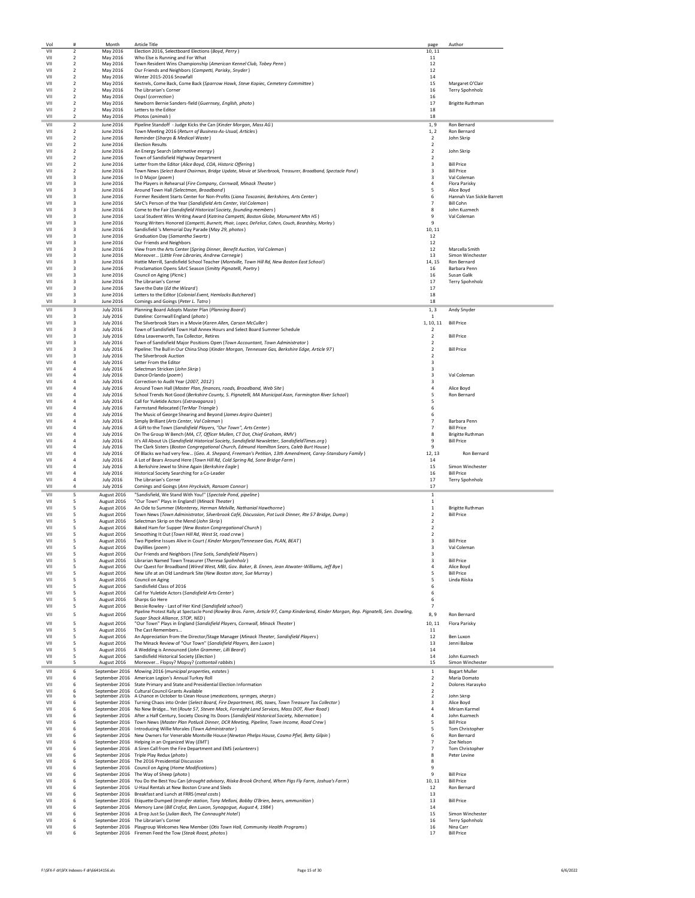| Vol | # | Month | Article Title | page | Author |
|---|---|---|---|---|---|
| VII | 2 | May 2016 | Election 2016, Selectboard Elections (*Boyd, Perry*) | 10, 11 | |
| VII | 2 | May 2016 | Who Else is Running and For What | 11 | |
| VII | 2 | May 2016 | Town Resident Wins Championship (*American Kennel Club, Tobey Penn*) | 12 | |
| VII | 2 | May 2016 | Our Friends and Neighbors (*Campetti, Parisky, Snyder*) | 12 | |
| VII | 2 | May 2016 | Winter 2015-2016 Snowfall | 14 | |
| VII | 2 | May 2016 | Kestrels, Come Back, Come Back (*Sparrow Hawk, Steve Kopiec, Cemetery Committee*) | 15 | Margaret O'Clair |
| VII | 2 | May 2016 | The Librarian's Corner | 16 | Terry Spohnholz |
| VII | 2 | May 2016 | Oops! (*correction*) | 16 | |
| VII | 2 | May 2016 | Newborn Bernie Sanders-field (*Guernsey, English, photo*) | 17 | Brigitte Ruthman |
| VII | 2 | May 2016 | Letters to the Editor | 18 | |
| VII | 2 | May 2016 | Photos (*animals*) | 18 | |
| VII | 2 | June 2016 | Pipeline Standoff - Judge Kicks the Can (*Kinder Morgan, Mass AG*) | 1, 9 | Ron Bernard |
| VII | 2 | June 2016 | Town Meeting 2016 (*Return of Business-As-Usual, Articles*) | 1, 2 | Ron Bernard |
| VII | 2 | June 2016 | Reminder (*Sharps & Medical Waste*) | 2 | John Skrip |
| VII | 2 | June 2016 | Election Results | 2 | |
| VII | 2 | June 2016 | An Energy Search (*alternative energy*) | 2 | John Skrip |
| VII | 2 | June 2016 | Town of Sandisfield Highway Department | 2 | |
| VII | 2 | June 2016 | Letter from the Editor (*Alice Boyd, COA, Historic Offering*) | 3 | Bill Price |
| VII | 2 | June 2016 | Town News (*Select Board Chairman, Bridge Update, Movie at Silverbrook, Treasurer, Broadband, Spectacle Pond*) | 3 | Bill Price |
| VII | 3 | June 2016 | In D Major (*poem*) | 3 | Val Coleman |
| VII | 3 | June 2016 | The Players in Rehearsal (*Fire Company, Cornwall, Minack Theater*) | 4 | Flora Parisky |
| VII | 3 | June 2016 | Around Town Hall (*Selectman, Broadband*) | 5 | Alice Boyd |
| VII | 3 | June 2016 | Former Resident Starts Center for Non-Profits (*Liana Toscanini, Berkshires, Arts Center*) | 6 | Hannah Van Sickle Barrett |
| VII | 3 | June 2016 | SArC's Person of the Year (*Sandisfield Arts Center, Val Coleman*) | 7 | Bill Cohn |
| VII | 3 | June 2016 | Come to the Fair (*Sandisfield Historical Society, founding members*) | 8 | John Kuzmech |
| VII | 3 | June 2016 | Local Student Wins Writing Award (*Katrina Campetti, Boston Globe, Monument Mtn HS*) | 9 | Val Coleman |
| VII | 3 | June 2016 | Young Writers Honored (*Campetti, Burnett, Phair, Lopez, DeFelice, Cohen, Couch, Beardsley, Morley*) | 9 | |
| VII | 3 | June 2016 | Sandisfield 's Memorial Day Parade (*May 29, photos*) | 10, 11 | |
| VII | 3 | June 2016 | Graduation Day (*Samantha Swartz*) | 12 | |
| VII | 3 | June 2016 | Our Friends and Neighbors | 12 | |
| VII | 3 | June 2016 | View from the Arts Center (*Spring Dinner, Benefit Auction, Val Coleman*) | 12 | Marcella Smith |
| VII | 3 | June 2016 | Moreover... (*Little Free Libraries, Andrew Carnegie*) | 13 | Simon Winchester |
| VII | 3 | June 2016 | Hattie Merrill, Sandisfield School Teacher (*Montville, Town Hill Rd, New Boston East School*) | 14, 15 | Ron Bernard |
| VII | 3 | June 2016 | Proclamation Opens SArC Season (*Smitty Pignatelli, Poetry*) | 16 | Barbara Penn |
| VII | 3 | June 2016 | Council on Aging (*Picnic*) | 16 | Susan Galik |
| VII | 3 | June 2016 | The Librarian's Corner | 17 | Terry Spohnholz |
| VII | 3 | June 2016 | Save the Date (*Ed the Wizard*) | 17 | |
| VII | 3 | June 2016 | Letters to the Editor (*Colonial Event, Hemlocks Butchered*) | 18 | |
| VII | 3 | June 2016 | Comings and Goings (*Peter L. Tatro*) | 18 | |
| VII | 3 | July 2016 | Planning Board Adopts Master Plan (*Planning Board*) | 1, 3 | Andy Snyder |
| VII | 3 | July 2016 | Dateline: Cornwall England (*photo*) | 1 | |
| VII | 3 | July 2016 | The Silverbrook Stars in a Movie (*Karen Allen, Carson McCuller*) | 1, 10, 11 | Bill Price |
| VII | 3 | July 2016 | Town of Sandisfield Town Hall Annex Hours and Select Board Summer Schedule | 2 | |
| VII | 3 | July 2016 | Edna Leavenworth, Tax Collector, Retires | 2 | Bill Price |
| VII | 3 | July 2016 | Town of Sandisfield Major Positions Open (*Town Accountant, Town Administrator*) | 2 | |
| VII | 3 | July 2016 | Pipeline: The Bull in Our China Shop (*Kinder Morgan, Tennessee Gas, Berkshire Edge, Article 97*) | 2 | Bill Price |
| VII | 3 | July 2016 | The Silverbrook Auction | 2 | |
| VII | 4 | July 2016 | Letter From the Editor | 3 | |
| VII | 4 | July 2016 | Selectman Stricken (*John Skrip*) | 3 | |
| VII | 4 | July 2016 | Dance Orlando (*poem*) | 3 | Val Coleman |
| VII | 4 | July 2016 | Correction to Audit Year (*2007, 2012*) | 3 | |
| VII | 4 | July 2016 | Around Town Hall (*Master Plan, finances, roads, Broadband, Web Site*) | 4 | Alice Boyd |
| VII | 4 | July 2016 | School Trends Not Good (*Berkshire County, S. Pignatelli, MA Municipal Assn, Farmington River School*) | 5 | Ron Bernard |
| VII | 4 | July 2016 | Call for Yuletide Actors (*Extravaganza*) | 5 | |
| VII | 4 | July 2016 | Farmstand Relocated (*TerMar Triangle*) | 6 | |
| VII | 4 | July 2016 | The Music of George Shearing and Beyond (*James Argiro Quintet*) | 6 | |
| VII | 4 | July 2016 | Simply Brilliant (*Arts Center, Val Coleman*) | 7 | Barbara Penn |
| VII | 4 | July 2016 | A Gift to the Town (*Sandisfield Players, "Our Town", Arts Center*) | 7 | Bill Price |
| VII | 4 | July 2016 | On The Group W Bench (*MA, CT, Officer Mullen, CT Dot, Chief Graham, RMV*) | 8 | Brigitte Ruthman |
| VII | 4 | July 2016 | It's All About Us (*Sandisfield Historical Society, Sandisfield Newsletter, SandisfieldTimes.org*) | 9 | Bill Price |
| VII | 4 | July 2016 | The Clark Sisters (*Boston Congregational Church, Edmund Hamilton Sears, Caleb Burt House*) | 9 | |
| VII | 4 | July 2016 | Of Blacks we had very few... (*Geo. A. Shepard, Freeman's Petition, 13th Amendment, Carey-Stansbury Family*) | 12, 13 | Ron Bernard |
| VII | 4 | July 2016 | A Lot of Bears Around Here (*Town Hill Rd, Cold Spring Rd, Sone Bridge Farm*) | 14 | |
| VII | 4 | July 2016 | A Berkshire Jewel to Shine Again (*Berkshire Eagle*) | 15 | Simon Winchester |
| VII | 4 | July 2016 | Historical Society Searching for a Co-Leader | 16 | Bill Price |
| VII | 4 | July 2016 | The Librarian's Corner | 17 | Terry Spohnholz |
| VII | 4 | July 2016 | Comings and Goings (*Ann Hryckvich, Ransom Connor*) | 17 | |
| VII | 5 | August 2016 | "Sandisfield, We Stand With You!" (*Spectale Pond, pipeline*) | 1 | |
| VII | 5 | August 2016 | "Our Town" Plays in England! (*Minack Theater*) | 1 | |
| VII | 5 | August 2016 | An Ode to Summer (*Monterey, Herman Melville, Nathanial Hawthorne*) | 1 | Brigitte Ruthman |
| VII | 5 | August 2016 | Town News (*Town Administrator, Silverbrook Café, Discussion, Pot Luck Dinner, Rte 57 Bridge, Dump*) | 2 | Bill Price |
| VII | 5 | August 2016 | Selectman Skrip on the Mend (*John Skrip*) | 2 | |
| VII | 5 | August 2016 | Baked Ham for Supper (*New Boston Congregational Church*) | 2 | |
| VII | 5 | August 2016 | Smoothing It Out (*Town Hill Rd, West St, road crew*) | 2 | |
| VII | 5 | August 2016 | Two Pipeline Issues Alive in Court (*Kinder Morgan/Tennessee Gas, PLAN, BEAT*) | 3 | Bill Price |
| VII | 5 | August 2016 | Daylillies (*poem*) | 3 | Val Coleman |
| VII | 5 | August 2016 | Our Friends and Neighbors (*Tina Sotis, Sandisfield Players*) | 3 | |
| VII | 5 | August 2016 | Librarian Named Town Treasurer (*Theresa Spohnholz*) | 3 | Bill Price |
| VII | 5 | August 2016 | Our Quest for Broadband (*Wired West, MBI, Gov. Baker, B. Ennen, Jean Atwater-Williams, Jeff Bye*) | 4 | Alice Boyd |
| VII | 5 | August 2016 | New Life at an Old Landmark Site (*New Boston store, Sue Murray*) | 5 | Bill Price |
| VII | 5 | August 2016 | Council on Aging | 5 | Linda Riiska |
| VII | 5 | August 2016 | Sandisfield Class of 2016 | 6 | |
| VII | 5 | August 2016 | Call for Yuletide Actors (*Sandisfield Arts Center*) | 6 | |
| VII | 5 | August 2016 | Sharps Go Here | 6 | |
| VII | 5 | August 2016 | Bessie Rowley - Last of Her Kind (*Sandisfield school*) | 7 | |
| VII | 5 | August 2016 | Pipeline Protest Rally at Spectacle Pond (*Rowley Bros. Farm, Article 97, Camp Kinderland, Kinder Morgan, Rep. Pignatelli, Sen. Dowling, Sugar Shack Alliance, STOP, NED*) | 8, 9 | Ron Bernard |
| VII | 5 | August 2016 | "Our Town" Plays in England (*Sandisfield Players, Cornwall, Minack Theater*) | 10, 11 | Flora Parisky |
| VII | 5 | August 2016 | The Cast Remembers... | 11 | |
| VII | 5 | August 2016 | An Appreciation from the Director/Stage Manager (*Minack Theater, Sandisfield Players*) | 12 | Ben Luxon |
| VII | 5 | August 2016 | The Minack Review of "Our Town" (*Sandisfield Players, Ben Luxon*) | 13 | Jenni Balow |
| VII | 5 | August 2016 | A Wedding is Announced (*John Grammer, Lilli Beard*) | 14 | |
| VII | 5 | August 2016 | Sandisfield Historical Society (*Election*) | 14 | John Kuzmech |
| VII | 5 | August 2016 | Moreover... Flopsy? Mopsy? (*cottontail rabbits*) | 15 | Simon Winchester |
| VII | 6 | September 2016 | Mowing 2016 (*municipal properties, estates*) | 1 | Bogart Muller |
| VII | 6 | September 2016 | American Legion's Annual Turkey Roll | 2 | Maria Domato |
| VII | 6 | September 2016 | State Primary and State and Presidential Election Information | 2 | Dolores Harasyko |
| VII | 6 | September 2016 | Cultural Council Grants Available | 2 | |
| VII | 6 | September 2016 | A Chance in October to Clean House (*medications, syringes, sharps*) | 2 | John Skrip |
| VII | 6 | September 2016 | Turning Chaos into Order (*Select Board, Fire Department, IRS, taxes, Town Treasure Tax Collector*) | 3 | Alice Boyd |
| VII | 6 | September 2016 | No New Bridge... Yet (*Route 57, Steven Mack, Foresight Land Services, Mass DOT, River Road*) | 4 | Miriam Karmel |
| VII | 6 | September 2016 | After a Half Century, Society Closing Its Doors (*Sandisfield Historical Society, hibernation*) | 4 | John Kuzmech |
| VII | 6 | September 2016 | Town News (*Master Plan Potluck Dinner, DCR Meeting, Pipeline, Town Income, Road Crew*) | 5 | Bill Price |
| VII | 6 | September 2016 | Introducing Willie Morales (*Town Administrator*) | 5 | Tom Christopher |
| VII | 6 | September 2016 | New Owners for Venerable Montville House (*Newton Phelps House, Cosmo Pfeil, Betty Gilpin*) | 6 | Ron Bernard |
| VII | 6 | September 2016 | Helping in an Organized Way (*EMT*) | 7 | Zoe Nelson |
| VII | 6 | September 2016 | A Siren Call from the Fire Department and EMS (*volunteers*) | 7 | Tom Christopher |
| VII | 6 | September 2016 | Triple Play Redux (*photo*) | 8 | Peter Levine |
| VII | 6 | September 2016 | The 2016 Presidential Discussion | 8 | |
| VII | 6 | September 2016 | Council on Aging (*Home Modifications*) | 9 | |
| VII | 6 | September 2016 | The Way of Sheep (*photo*) | 9 | Bill Price |
| VII | 6 | September 2016 | You Do the Best You Can (*drought advisory, Riiska Brook Orchard, When Pigs Fly Farm, Joshua's Farm*) | 10, 11 | Bill Price |
| VII | 6 | September 2016 | U-Haul Rentals at New Boston Crane and Sleds | 12 | Ron Bernard |
| VII | 6 | September 2016 | Breakfast and Lunch at FRRS (*meal costs*) | 13 | |
| VII | 6 | September 2016 | Etiquette Dumped (*transfer station, Tony Melloni, Bobby O'Brien, bears, ammunition*) | 13 | Bill Price |
| VII | 6 | September 2016 | Memory Lane (*Bill Crofut, Ben Luxon, Synagogue, August 4, 1984*) | 14 | |
| VII | 6 | September 2016 | A Drop Just So (*Julian Bach, The Connaught Hotel*) | 15 | Simon Winchester |
| VII | 6 | September 2016 | The Librarian's Corner | 16 | Terry Spohnholz |
| VII | 6 | September 2016 | Playgroup Welcomes New Member (*Otis Town Hall, Community Health Programs*) | 16 | Nina Carr |
| VII | 6 | September 2016 | Firemen Feed the Tow (*Steak Roast, photos*) | 17 | Bill Price |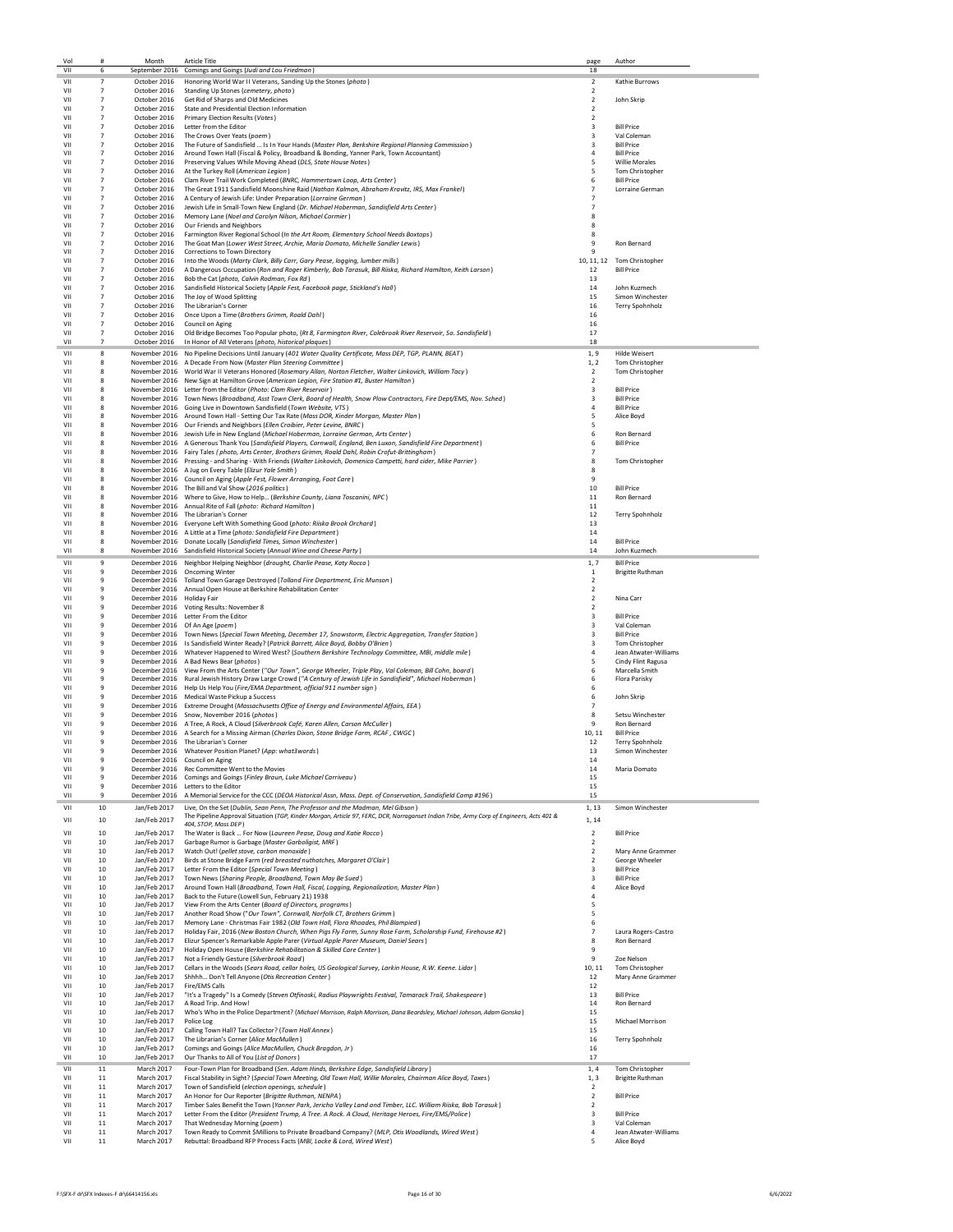| Vol | # | Month | Article Title | page | Author |
|---|---|---|---|---|---|
| VII | 6 | September 2016 | Comings and Goings (*Judi and Lou Friedman*) | 18 | |
| VII | 7 | October 2016 | Honoring World War II Veterans, Sanding Up the Stones (*photo*) | 2 | Kathie Burrows |
| VII | 7 | October 2016 | Standing Up Stones (*cemetery, photo*) | 2 | |
| VII | 7 | October 2016 | Get Rid of Sharps and Old Medicines | 2 | John Skrip |
| VII | 7 | October 2016 | State and Presidential Election Information | 2 | |
| VII | 7 | October 2016 | Primary Election Results (*Votes*) | 2 | |
| VII | 7 | October 2016 | Letter from the Editor | 3 | Bill Price |
| VII | 7 | October 2016 | The Crows Over Yeats (*poem*) | 3 | Val Coleman |
| VII | 7 | October 2016 | The Future of Sandisfield ... Is In Your Hands (*Master Plan, Berkshire Regional Planning Commission*) | 3 | Bill Price |
| VII | 7 | October 2016 | Around Town Hall (Fiscal & Policy, Broadband & Bonding, Yanner Park, Town Accountant) | 4 | Bill Price |
| VII | 7 | October 2016 | Preserving Values While Moving Ahead (*DLS, State House Notes*) | 5 | Willie Morales |
| VII | 7 | October 2016 | At the Turkey Roll (*American Legion*) | 5 | Tom Christopher |
| VII | 7 | October 2016 | Clam River Trail Work Completed (*BNRC, Hammertown Loop, Arts Center*) | 6 | Bill Price |
| VII | 7 | October 2016 | The Great 1911 Sandisfield Moonshine Raid (*Nathan Kalman, Abraham Kravitz, IRS, Max Frankel*) | 7 | Lorraine German |
| VII | 7 | October 2016 | A Century of Jewish Life: Under Preparation (*Lorraine German*) | 7 | |
| VII | 7 | October 2016 | Jewish Life in Small-Town New England (*Dr. Michael Hoberman, Sandisfield Arts Center*) | 7 | |
| VII | 7 | October 2016 | Memory Lane (*Noel and Carolyn Nilson, Michael Cormier*) | 8 | |
| VII | 7 | October 2016 | Our Friends and Neighbors | 8 | |
| VII | 7 | October 2016 | Farmington River Regional School (*In the Art Room, Elementary School Needs Boxtops*) | 8 | |
| VII | 7 | October 2016 | The Goat Man (*Lower West Street, Archie, Maria Domato, Michelle Sandler Lewis*) | 9 | Ron Bernard |
| VII | 7 | October 2016 | Corrections to Town Directory | 9 | |
| VII | 7 | October 2016 | Into the Woods (*Marty Clark, Billy Carr, Gary Pease, logging, lumber mills*) | 10, 11, 12 | Tom Christopher |
| VII | 7 | October 2016 | A Dangerous Occupation (*Ron and Roger Kimberly, Bob Tarasuk, Bill Riiska, Richard Hamilton, Keith Larson*) | 12 | Bill Price |
| VII | 7 | October 2016 | Bob the Cat (*photo, Calvin Rodman, Fox Rd*) | 13 | |
| VII | 7 | October 2016 | Sandisfield Historical Society (*Apple Fest, Facebook page, Stickland's Hall*) | 14 | John Kuzmech |
| VII | 7 | October 2016 | The Joy of Wood Splitting | 15 | Simon Winchester |
| VII | 7 | October 2016 | The Librarian's Corner | 16 | Terry Spohnholz |
| VII | 7 | October 2016 | Once Upon a Time (*Brothers Grimm, Roald Dahl*) | 16 | |
| VII | 7 | October 2016 | Council on Aging | 16 | |
| VII | 7 | October 2016 | Old Bridge Becomes Too Popular photo, (*Rt 8, Farmington River, Colebrook River Reservoir, So. Sandisfield*) | 17 | |
| VII | 7 | October 2016 | In Honor of All Veterans (*photo, historical plaques*) | 18 | |
| VII | 8 | November 2016 | No Pipeline Decisions Until January (*401 Water Quality Certificate, Mass DEP, TGP, PLANN, BEAT*) | 1, 9 | Hilde Weisert |
| VII | 8 | November 2016 | A Decade From Now (*Master Plan Steering Committee*) | 1, 2 | Tom Christopher |
| VII | 8 | November 2016 | World War II Veterans Honored (*Rosemary Allan, Norton Fletcher, Walter Linkovich, William Tacy*) | 2 | Tom Christopher |
| VII | 8 | November 2016 | New Sign at Hamilton Grove (*American Legion, Fire Station #1, Buster Hamilton*) | 2 | |
| VII | 8 | November 2016 | Letter from the Editor (*Photo: Clam River Reservoir*) | 3 | Bill Price |
| VII | 8 | November 2016 | Town News (*Broadband, Asst Town Clerk, Board of Health, Snow Plow Contractors, Fire Dept/EMS, Nov. Sched*) | 3 | Bill Price |
| VII | 8 | November 2016 | Going Live in Downtown Sandisfield (*Town Website, VTS*) | 4 | Bill Price |
| VII | 8 | November 2016 | Around Town Hall - Setting Our Tax Rate (*Mass DOR, Kinder Morgan, Master Plan*) | 5 | Alice Boyd |
| VII | 8 | November 2016 | Our Friends and Neighbors (*Ellen Croibier, Peter Levine, BNRC*) | 5 | |
| VII | 8 | November 2016 | Jewish Life in New England (*Michael Hoberman, Lorraine German, Arts Center*) | 6 | Ron Bernard |
| VII | 8 | November 2016 | A Generous Thank You (*Sandisfield Players, Cornwall, England, Ben Luxon, Sandisfield Fire Department*) | 6 | Bill Price |
| VII | 8 | November 2016 | Fairy Tales (*photo, Arts Center, Brothers Grimm, Roald Dahl, Robin Crofut-Brittingham*) | 7 | |
| VII | 8 | November 2016 | Pressing - and Sharing - With Friends (*Walter Linkovich, Domenico Campetti, hard cider, Mike Parrier*) | 8 | Tom Christopher |
| VII | 8 | November 2016 | A Jug on Every Table (*Elizur Yale Smith*) | 8 | |
| VII | 8 | November 2016 | Council on Aging (*Apple Fest, Flower Arranging, Foot Care*) | 9 | |
| VII | 8 | November 2016 | The Bill and Val Show (*2016 politics*) | 10 | Bill Price |
| VII | 8 | November 2016 | Where to Give, How to Help... (*Berkshire County, Liana Toscanini, NPC*) | 11 | Ron Bernard |
| VII | 8 | November 2016 | Annual Rite of Fall (*photo: Richard Hamilton*) | 11 | |
| VII | 8 | November 2016 | The Librarian's Corner | 12 | Terry Spohnholz |
| VII | 8 | November 2016 | Everyone Left With Something Good (*photo: Riiska Brook Orchard*) | 13 | |
| VII | 8 | November 2016 | A Little at a Time (*photo: Sandisfield Fire Department*) | 14 | |
| VII | 8 | November 2016 | Donate Locally (*Sandisfield Times, Simon Winchester*) | 14 | Bill Price |
| VII | 8 | November 2016 | Sandisfield Historical Society (*Annual Wine and Cheese Party*) | 14 | John Kuzmech |
| VII | 9 | December 2016 | Neighbor Helping Neighbor (*drought, Charlie Pease, Katy Rocco*) | 1, 7 | Bill Price |
| VII | 9 | December 2016 | Oncoming Winter | 1 | Brigitte Ruthman |
| VII | 9 | December 2016 | Tolland Town Garage Destroyed (*Tolland Fire Department, Eric Munson*) | 2 | |
| VII | 9 | December 2016 | Annual Open House at Berkshire Rehabilitation Center | 2 | |
| VII | 9 | December 2016 | Holiday Fair | 2 | Nina Carr |
| VII | 9 | December 2016 | Voting Results: November 8 | 2 | |
| VII | 9 | December 2016 | Letter From the Editor | 3 | Bill Price |
| VII | 9 | December 2016 | Of An Age (*poem*) | 3 | Val Coleman |
| VII | 9 | December 2016 | Town News (*Special Town Meeting, December 17, Snowstorm, Electric Aggregation, Transfer Station*) | 3 | Bill Price |
| VII | 9 | December 2016 | Is Sandisfield Winter Ready? (*Patrick Barrett, Alice Boyd, Bobby O'Brien*) | 3 | Tom Christopher |
| VII | 9 | December 2016 | Whatever Happened to Wired West? (*Southern Berkshire Technology Committee, MBI, middle mile*) | 4 | Jean Atwater-Williams |
| VII | 9 | December 2016 | A Bad News Bear (*photos*) | 5 | Cindy Flint Ragusa |
| VII | 9 | December 2016 | View From the Arts Center (*"Our Town", George Wheeler, Triple Play, Val Coleman, Bill Cohn, board*) | 6 | Marcella Smith |
| VII | 9 | December 2016 | Rural Jewish History Draw Large Crowd (*"A Century of Jewish Life in Sandisfield", Michael Hoberman*) | 6 | Flora Parisky |
| VII | 9 | December 2016 | Help Us Help You (*Fire/EMA Department, official 911 number sign*) | 6 | |
| VII | 9 | December 2016 | Medical Waste Pickup a Success | 6 | John Skrip |
| VII | 9 | December 2016 | Extreme Drought (*Massachusetts Office of Energy and Environmental Affairs, EEA*) | 7 | |
| VII | 9 | December 2016 | Snow, November 2016 (*photos*) | 8 | Setsu Winchester |
| VII | 9 | December 2016 | A Tree, A Rock, A Cloud (*Silverbrook Café, Karen Allen, Carson McCuller*) | 9 | Ron Bernard |
| VII | 9 | December 2016 | A Search for a Missing Airman (*Charles Dixon, Stone Bridge Farm, RCAF, CWGC*) | 10, 11 | Bill Price |
| VII | 9 | December 2016 | The Librarian's Corner | 12 | Terry Spohnholz |
| VII | 9 | December 2016 | Whatever Position Planet? (*App: what3words*) | 13 | Simon Winchester |
| VII | 9 | December 2016 | Council on Aging | 14 | |
| VII | 9 | December 2016 | Rec Committee Went to the Movies | 14 | Maria Domato |
| VII | 9 | December 2016 | Comings and Goings (*Finley Braun, Luke Michael Carriveau*) | 15 | |
| VII | 9 | December 2016 | Letters to the Editor | 15 | |
| VII | 9 | December 2016 | A Memorial Service for the CCC (*DEOA Historical Assn, Mass. Dept. of Conservation, Sandisfield Camp #196*) | 15 | |
| VII | 10 | Jan/Feb 2017 | Live, On the Set (*Dublin, Sean Penn, The Professor and the Madman, Mel Gibson*) | 1, 13 | Simon Winchester |
| VII | 10 | Jan/Feb 2017 | The Pipeline Approval Situation (*TGP, Kinder Morgan, Article 97, FERC, DCR, Narraganset Indian Tribe, Army Corp of Engineers, Acts 401 & 404, STOP, Mass DEP*) | 1, 14 | |
| VII | 10 | Jan/Feb 2017 | The Water is Back ... For Now (*Laureen Pease, Doug and Katie Rocco*) | 2 | Bill Price |
| VII | 10 | Jan/Feb 2017 | Garbage Rumor is Garbage (*Master Garboligist, MRF*) | 2 | |
| VII | 10 | Jan/Feb 2017 | Watch Out! (*pellet stove, carbon monoxide*) | 2 | Mary Anne Grammer |
| VII | 10 | Jan/Feb 2017 | Birds at Stone Bridge Farm (*red breasted nuthatches, Margaret O'Clair*) | 2 | George Wheeler |
| VII | 10 | Jan/Feb 2017 | Letter From the Editor (*Special Town Meeting*) | 3 | Bill Price |
| VII | 10 | Jan/Feb 2017 | Town News (*Sharing People, Broadband, Town May Be Sued*) | 3 | Bill Price |
| VII | 10 | Jan/Feb 2017 | Around Town Hall (*Broadband, Town Hall, Fiscal, Logging, Regionalization, Master Plan*) | 4 | Alice Boyd |
| VII | 10 | Jan/Feb 2017 | Back to the Future (Lowell Sun, February 21) 1938 | 4 | |
| VII | 10 | Jan/Feb 2017 | View From the Arts Center (*Board of Directors, programs*) | 5 | |
| VII | 10 | Jan/Feb 2017 | Another Road Show (*"Our Town", Cornwall, Norfolk CT, Brothers Grimm*) | 5 | |
| VII | 10 | Jan/Feb 2017 | Memory Lane - Christmas Fair 1982 (*Old Town Hall, Flora Rhoades, Phil Blampied*) | 6 | |
| VII | 10 | Jan/Feb 2017 | Holiday Fair, 2016 (*New Boston Church, When Pigs Fly Farm, Sunny Rose Farm, Scholarship Fund, Firehouse #2*) | 7 | Laura Rogers-Castro |
| VII | 10 | Jan/Feb 2017 | Elizur Spencer's Remarkable Apple Parer (*Virtual Apple Parer Museum, Daniel Sears*) | 8 | Ron Bernard |
| VII | 10 | Jan/Feb 2017 | Holiday Open House (*Berkshire Rehabilitation & Skilled Care Center*) | 9 | |
| VII | 10 | Jan/Feb 2017 | Not a Friendly Gesture (*Silverbrook Road*) | 9 | Zoe Nelson |
| VII | 10 | Jan/Feb 2017 | Cellars in the Woods (*Sears Road, cellar holes, US Geological Survey, Larkin House, R.W. Keene. Lidar*) | 10, 11 | Tom Christopher |
| VII | 10 | Jan/Feb 2017 | Shhhh... Don't Tell Anyone (*Otis Recreation Center*) | 12 | Mary Anne Grammer |
| VII | 10 | Jan/Feb 2017 | Fire/EMS Calls | 12 | |
| VII | 10 | Jan/Feb 2017 | "It's a Tragedy" Is a Comedy (*Steven Otfinoski, Radius Playwrights Festival, Tamarack Trail, Shakespeare*) | 13 | Bill Price |
| VII | 10 | Jan/Feb 2017 | A Road Trip. And How! | 14 | Ron Bernard |
| VII | 10 | Jan/Feb 2017 | Who's Who in the Police Department? (*Michael Morrison, Ralph Morrison, Dana Beardsley, Michael Johnson, Adam Gonska*) | 15 | |
| VII | 10 | Jan/Feb 2017 | Police Log | 15 | Michael Morrison |
| VII | 10 | Jan/Feb 2017 | Calling Town Hall? Tax Collector? (*Town Hall Annex*) | 15 | |
| VII | 10 | Jan/Feb 2017 | The Librarian's Corner (*Alice MacMullen*) | 16 | Terry Spohnholz |
| VII | 10 | Jan/Feb 2017 | Comings and Goings (*Alice MacMullen, Chuck Bragdon, Jr*) | 16 | |
| VII | 10 | Jan/Feb 2017 | Our Thanks to All of You (*List of Donors*) | 17 | |
| VII | 11 | March 2017 | Four-Town Plan for Broadband (*Sen. Adam Hinds, Berkshire Edge, Sandisfield Library*) | 1, 4 | Tom Christopher |
| VII | 11 | March 2017 | Fiscal Stability in Sight? (*Special Town Meeting, Old Town Hall, Willie Morales, Chairman Alice Boyd, Taxes*) | 1, 3 | Brigitte Ruthman |
| VII | 11 | March 2017 | Town of Sandisfield (*election openings, schedule*) | 2 | |
| VII | 11 | March 2017 | An Honor for Our Reporter (*Brigitte Ruthman, NENPA*) | 2 | Bill Price |
| VII | 11 | March 2017 | Timber Sales Benefit the Town (*Yanner Park, Jericho Valley Land and Timber, LLC. William Riiska, Bob Tarasuk*) | 2 | |
| VII | 11 | March 2017 | Letter From the Editor (*President Trump, A Tree. A Rock. A Cloud, Heritage Heroes, Fire/EMS/Police*) | 3 | Bill Price |
| VII | 11 | March 2017 | That Wednesday Morning (*poem*) | 3 | Val Coleman |
| VII | 11 | March 2017 | Town Ready to Commit $Millions to Private Broadband Company? (*MLP, Otis Woodlands, Wired West*) | 4 | Jean Atwater-Williams |
| VII | 11 | March 2017 | Rebuttal: Broadband RFP Process Facts (*MBI, Locke & Lord, Wired West*) | 5 | Alice Boyd |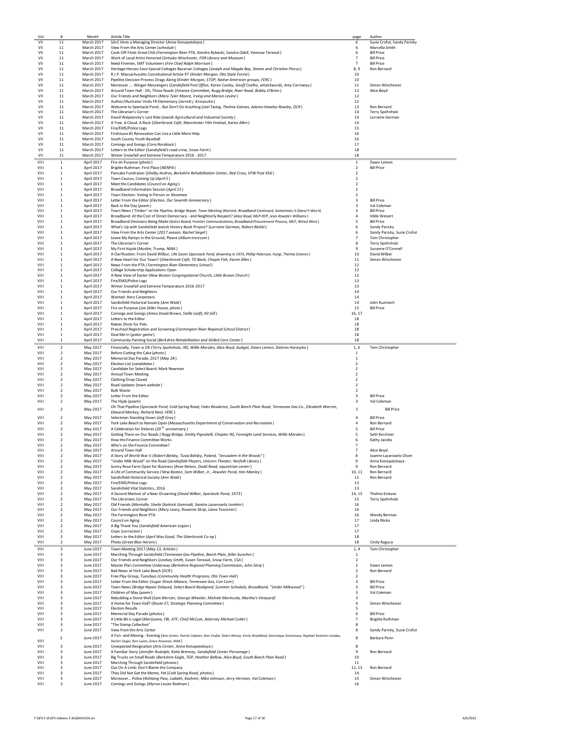| Vol | # | Month | Article Title | page | Author |
|---|---|---|---|---|---|
| VII | 11 | March 2017 | SArC Hires a Managing Director (*Anna Konopatskaya*) | 6 | Susie Crofut, Sandy Parisky |
| VII | 11 | March 2017 | View From the Arts Center (*schedule*) | 6 | Marcella Smith |
| VII | 11 | March 2017 | Cook-Off Finds Great Chili (*Farmington River PTA, Kendra Rybacki, Sandra Odell, Vanessa Tarasuk*) | 6 | Bill Price |
| VII | 11 | March 2017 | Work of Local Artist Honored (*Setsuko Winchester, FDR Library and Museum*) | 7 | Bill Price |
| VII | 11 | March 2017 | Need Firemen, EMT Volunteers (*Fire Chief Ralph Morrison*) | 7 | Bill Price |
| VII | 11 | March 2017 | Heritage Heroes Save Special Cottages Bavarian Cottages (*Joseph and Magda Bay, Steven and Christine Pincus*) | 8, 9 | Ron Bernard |
| VII | 11 | March 2017 | R.I.P. Massachusetts Constitutional Article 97 (*Kinder Morgan, Otis State Forest*) | 10 | |
| VII | 11 | March 2017 | Pipeline Decision Process Drags Along (*Kinder Morgan, STOP, Native American groups, FERC*) | 10 | |
| VII | 11 | March 2017 | Moreover …. Winger Messengers (*Sandisfield Post Office, Karen Cooley, Geoff Coelho, what3words, Amy Carriveau*) | 11 | Simon Winchester |
| VII | 11 | March 2017 | Around Town Hall - Oh, Those Roads (*Finance Committee, Rugg Bridge, River Road, Bobby O'Brien*) | 12 | Alice Boyd |
| VII | 11 | March 2017 | Our Friends and Neighbors (*Mary Tyler Moore, Irving and Marion Levine*) | 12 | |
| VII | 11 | March 2017 | Author/Illustrator Visits FR Elementary (*Jarrett j. Krosoczka*) | 12 | |
| VII | 11 | March 2017 | Welcome to Spectacle Pond… But Don't Do Anything (*Joel Twing, Thelma Esteves, Adams-Hawley-Rowley, DCR*) | 13 | Ron Bernard |
| VII | 11 | March 2017 | The Librarian's Corner | 14 | Terry Spohnholz |
| VII | 11 | March 2017 | David Walpiansky's Last Ride (*Jewish Agricultural and Industrial Society*) | 14 | Lorraine German |
| VII | 11 | March 2017 | A Tree. A Cloud. A Rock (*Silverbrook Café, Manchester Film Festival, Karen Allen*) | 14 | |
| VII | 11 | March 2017 | Fire/EMS/Police Logs | 15 | |
| VII | 11 | March 2017 | Firehouse #1 Renovation Can Use a Little More Help | 16 | |
| VII | 11 | March 2017 | South County Youth Baseball | 16 | |
| VII | 11 | March 2017 | Comings and Goings (*Cora Roraback*) | 17 | |
| VII | 11 | March 2017 | Letters to the Editor (*Sandisfield's road crew, Snow Farm*) | 18 | |
| VII | 11 | March 2017 | Winter Snowfall and Extreme Temperature 2016 - 2017 | 18 | |
| VIII | 1 | April 2017 | Fire on Purpose (*photo*) | 1 | Dawn Lemon |
| VIII | 1 | April 2017 | Brigitte Ruthman: First Place (*NENPA*) | 2 | Bill Price |
| VIII | 1 | April 2017 | Pancake Fundraiser (*Shelby Andros, Berkshire Rehabilitation Center, Red Cross, VFW Post 456*) | 2 | |
| VIII | 1 | April 2017 | Town Caucus, Coming Up (*April 5*) | 2 | |
| VIII | 1 | April 2017 | Meet the Candidates (*Council on Aging*) | 2 | |
| VIII | 1 | April 2017 | Broadband Information Session (*April 15*) | 2 | |
| VIII | 1 | April 2017 | Town Election: Voting in Person or Absentee | 2 | |
| VIII | 1 | April 2017 | Letter From the Editor (*Election, Our Seventh Anniversary*) | 3 | Bill Price |
| VIII | 1 | April 2017 | Back in the Day (*poem*) | 3 | Val Coleman |
| VIII | 1 | April 2017 | Town News (*"Timber" on the Pipeline, Bridge Repair, Town Meeting Warrant, Broadband Continued, Sometimes It Doesn't Work*) | 3 | Bill Price |
| VIII | 1 | April 2017 | Broadband: At the Cost of Direct Democracy - and Neighborly Respect? (*Alice Boyd, MLP-RFP, Jean Atwater-Williams*) | 4 | Hilde Weisert |
| VIII | 1 | April 2017 | Broadband Decisions Being Made (*Select Board, Frontier Communications, Broadband Procurement Process, MLP, Wired West*) | 5 | Bill Price |
| VIII | 1 | April 2017 | What's Up with Sandisfield Jewish History Book Project? (*Lorraine German, Robert Bielski*) | 6 | Sandy Parisky |
| VIII | 1 | April 2017 | View From the Arts Center (*2017 season, Rachel Siegel*) | 6 | Sandy Parisky, Susie Crofut |
| VIII | 1 | April 2017 | Leave My Ramps in the Ground, Please (*Allium triciccum*) | 7 | Tom Christopher |
| VIII | 1 | April 2017 | The Librarian's Corner | 8 | Terry Spohnholz |
| VIII | 1 | April 2017 | My First Hajob (*Muslim, Trump, NINA*) | 9 | Suzanne O'Connell |
| VIII | 1 | April 2017 | A Clarification: From David Wilbur, Life Saver (*Spectacle Pond, drowning in 1973, Phillip Paterson, Fungi, Thelma Esteves*) | 10 | David Wilber |
| VIII | 1 | April 2017 | A New Heart for Our Town? (*Silverbrook Café, TD Bank, Chapin Fish, Karen Allen*) | 11 | Simon Winchester |
| VIII | 1 | April 2017 | News From the PTA (*Farmington River Elementary School*) | 12 | |
| VIII | 1 | April 2017 | College Scholarship Applications Open | 12 | |
| VIII | 1 | April 2017 | A New View of Easter (*New Boston Congregational Church, Little Brown Church*) | 12 | |
| VIII | 1 | April 2017 | Fire/EMS/Police Logs | 13 | |
| VIII | 1 | April 2017 | Winter Snowfall and Extreme Temperature 2016-2017 | 13 | |
| VIII | 1 | April 2017 | Our Friends and Neighbors | 14 | |
| VIII | 1 | April 2017 | Wanted: Hero Carpenters | 14 | |
| VIII | 1 | April 2017 | Sandisfield Historical Society (*Ann Wald*) | 14 | John Kuzmech |
| VIII | 1 | April 2017 | Fire on Purpose (*Joe Zeller House, photo*) | 15 | Bill Price |
| VIII | 1 | April 2017 | Comings and Goings (*Amos David Brown, Stella (calf), Kit Gill*) | 16, 17 | |
| VIII | 1 | April 2017 | Letters to the Editor | 18 | |
| VIII | 1 | April 2017 | Rabies Shots for Pets | 18 | |
| VIII | 1 | April 2017 | Preschool Registration and Screening (*Farmington River Regional School District*) | 18 | |
| VIII | 1 | April 2017 | Deal Me In (*poker game*) | 18 | |
| VIII | 1 | April 2017 | Community Painting Social (*Berkshire Rehabilitation and Skilled Care Center*) | 18 | |
| VIII | 2 | May 2017 | Financially, Town is OK (*Terry Spohnholz, IRS, Willie Morales, Alice Boyd, budget, Dawn Lemon, Delores Harasyko*) | 1, 6 | Tom Christopher |
| VIII | 2 | May 2017 | Before Cutting the Cake (*photo*) | 1 | |
| VIII | 2 | May 2017 | Memorial Day Parade, 2017 (*May 28*) | 1 | |
| VIII | 2 | May 2017 | Election List (*candidates*) | 2 | |
| VIII | 2 | May 2017 | Candidate for Select Board: Mark Newman | 2 | |
| VIII | 2 | May 2017 | Annual Town Meeting | 2 | |
| VIII | 2 | May 2017 | Clothing Drop Closed | 2 | |
| VIII | 2 | May 2017 | Road Updates (*town website*) | 2 | |
| VIII | 2 | May 2017 | Bulk Waste | 2 | |
| VIII | 2 | May 2017 | Letter From the Editor | 3 | Bill Price |
| VIII | 2 | May 2017 | The Hijab (poem) | 3 | Val Coleman |
| VIII | 2 | May 2017 | Oh That Pipeline (*Spectacle Pond, Cold Spring Road, Fales Residence, South Beech Plain Road, Tennessee Gas Co., Elizabeth Warren, Edward Markey, Richard Neal, FERC*) | 3 | Bill Price |
| VIII | 2 | May 2017 | Selectman Standing Down (*Jeff Gray*) | 4 | Bill Price |
| VIII | 2 | May 2017 | York Lake Beach to Remain Open (*Massachusetts Department of Conservation and Recreation*) | 4 | Ron Bernard |
| VIII | 2 | May 2017 | A Celebration for Delores (*20th anniversary*) | 5 | Bill Price |
| VIII | 2 | May 2017 | Getting There on Our Roads (*Rugg Bridge, Smitty Pignatelli, Chapter 90, Foresight Land Services, Willie Morales*) | 5 | Seth Kershner |
| VIII | 2 | May 2017 | How the Finance Committee Works | 6 | Kathy Jacobs |
| VIII | 2 | May 2017 | Who's on the Finance Committee? | 7 | |
| VIII | 2 | May 2017 | Around Town Hall | 7 | Alice Boyd |
| VIII | 2 | May 2017 | A Story of World War II (*Robert Bielsky, Tuvia Bielsky, Poland, "Jerusalem in the Woods"*) | 8 | Joanne Lazarowitz Olsen |
| VIII | 2 | May 2017 | "Under Milk Wood" on the Road (*Sandisfield Players, Unicorn Theater, Norfolk Library*) | 9 | Anna Konopatskaya |
| VIII | 2 | May 2017 | Sunny Rose Farm Open for Business (*Rose Nelson, Dodd Road, equestrian center*) | 9 | Ron Bernard |
| VIII | 2 | May 2017 | A Life of Community Service (*New Boston, Sam Wilber, Jr., Atwater Pond, Hen Manley*) | 10, 11 | Ron Bernard |
| VIII | 2 | May 2017 | Sandisfield Historical Society (*Ann Wald*) | 12 | Ron Bernard |
| VIII | 2 | May 2017 | Fire/EMS/Police Logs | 13 | |
| VIII | 2 | May 2017 | Sandisfield Vital Statistics, 2016 | 13 | |
| VIII | 2 | May 2017 | A Second Memoir of a Near-Drowning (*David Wilber, Spectacle Pond, 1973*) | 14, 15 | Thelma Esteves |
| VIII | 2 | May 2017 | The Librarians Corner | 15 | Terry Spohnholz |
| VIII | 2 | May 2017 | Old Friends (*Montville, Sheila Skolnick Gamradt, Sandra Lazarowitz Lemlein*) | 16 | |
| VIII | 2 | May 2017 | Our Friends and Neighbors (*Mary Leary, Rosanne Skrip, Liana Toscanini*) | 16 | |
| VIII | 2 | May 2017 | The Farmington River PTA | 16 | Wendy Berman |
| VIII | 2 | May 2017 | Council on Aging | 17 | Linda Riiska |
| VIII | 2 | May 2017 | A Big Thank You (*Sandisfield American Legion*) | 17 | |
| VIII | 2 | May 2017 | Oops (*correction*) | 17 | |
| VIII | 2 | May 2017 | Letters to the Editor (*April Was Good, The Silverbrook Co-op*) | 18 | |
| VIII | 2 | May 2017 | Photo (*Great Blue Herons*) | 18 | Cindy Ragusa |
| VIII | 3 | June 2017 | Town Meeting 2017 (*May 13, Articles*) | 1, 4 | Tom Christopher |
| VIII | 3 | June 2017 | Marching Through Sandisfield (*Tennessee Gas Pipeline, Beech Plain, feller buncher*) | 1 | |
| VIII | 3 | June 2017 | Our Friends and Neighbors (*Lindsey Smith, Susan Tarasuk, Snow Farm, CSA*) | 2 | |
| VIII | 3 | June 2017 | Master Plan Committee Underway (*Berkshire Regional Planning Commission, John Skrip*) | 2 | Dawn Lemon |
| VIII | 3 | June 2017 | Bad News at York Lake Beach (*DCR*) | 2 | Ron Bernard |
| VIII | 3 | June 2017 | Free Play Group, Tuesdays (*Community Health Programs, Otis Town Hall*) | 2 | |
| VIII | 3 | June 2017 | Letter From the Editor (*Sugar Shack Alliance, Tennessee Gas, Con Com*) | 3 | Bill Price |
| VIII | 3 | June 2017 | Town News (*Bridge Repair Delayed, Select Board Realigned, Summer Schedule, Broadband, "Under Milkwood"*) | 3 | Bill Price |
| VIII | 3 | June 2017 | Children of May (*poem*) | 3 | Val Coleman |
| VIII | 3 | June 2017 | Rebuilding a Stone Wall (*Sam Mercier, George Wheeler, Michele Marincola, Martha's Vineyard*) | 3 | |
| VIII | 3 | June 2017 | A Home for Town Hall? (*Route 57, Strategic Planning Committee*) | 4 | Simon Winchester |
| VIII | 3 | June 2017 | Election Results | 5 | |
| VIII | 3 | June 2017 | Memorial Day Parade (*photos*) | 6 | Bill Price |
| VIII | 3 | June 2017 | A Little Bit is Legal (*Marijuana, FBI, ATF, Chief McCuin, Attorney Michael Cutler*) | 7 | Brigitte Ruthman |
| VIII | 3 | June 2017 | "The Stamp Collection" | 8 | |
| VIII | 3 | June 2017 | View from the Arts Center | 8 | Sandy Parisky, Susie Crofut |
| VIII | 3 | June 2017 | A Fun -and Moving - Evening (*Arts Center, Family Cabaret, Anni Crofut, Galen Winsor, Emily Woodland, Dominique Simoneaux, Raphael Kummer-Landau, Rachel Siegel, Ben Luxon, Grace Rossman, MAX*) | 8 | Barbara Penn |
| VIII | 3 | June 2017 | Unexpected Resignation (*Arts Center, Anna Konopatskaya*) | 8 | |
| VIII | 3 | June 2017 | A Familiar Story (*Jennifer Rudolph, Katie Brenney, Sandisfield Center Parsonage*) | 9 | Ron Bernard |
| VIII | 3 | June 2017 | Big Trucks on Small Roads (*Berkshire Eagle, TGP, Heather Bellow, Alice Boyd, South Beech Plain Road*) | 10 | |
| VIII | 3 | June 2017 | Marching Through Sandisfield (*photos*) | 11 | |
| VIII | 3 | June 2017 | Out On A Limb: Don't Blame the Company | 12, 13 | Ron Bernard |
| VIII | 3 | June 2017 | They Did Not Get the Memo, Yet (*Cold Spring Road, photos*) | 14 | |
| VIII | 3 | June 2017 | Moreover… Police (*Rohtang Pass, Ladakh, Kashmir, Mike Johnson, Jerry Herman, Val Coleman*) | 15 | Simon Winchester |
| VIII | 3 | June 2017 | Comings and Goings (*Myrna Louise Rodman*) | 16 | |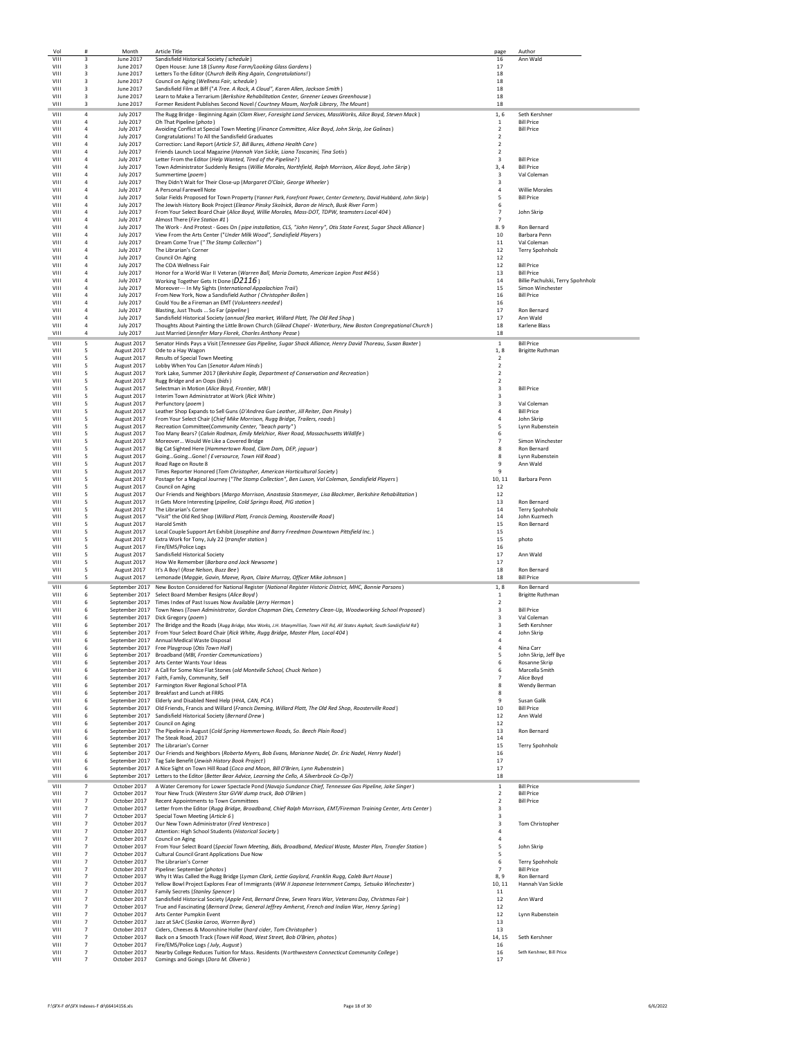| Vol | # | Month | Article Title | page | Author |
|---|---|---|---|---|---|
| VIII | 3 | June 2017 | Sandisfield Historical Society ( *schedule* ) | 16 | Ann Wald |
| VIII | 3 | June 2017 | Open House: June 18 (*Sunny Rose Farm/Looking Glass Gardens* ) | 17 | |
| VIII | 3 | June 2017 | Letters To the Editor (*Church Bells Ring Again, Congratulations!* ) | 18 | |
| VIII | 3 | June 2017 | Council on Aging (*Wellness Fair, schedule* ) | 18 | |
| VIII | 3 | June 2017 | Sandisfield Film at Biff ("*A Tree. A Rock, A Cloud", Karen Allen, Jackson Smith* ) | 18 | |
| VIII | 3 | June 2017 | Learn to Make a Terrarium (*Berkshire Rehabilitation Center, Greener Leaves Greenhouse* ) | 18 | |
| VIII | 3 | June 2017 | Former Resident Publishes Second Novel ( *Courtney Maum, Norfolk Library, The Mount* ) | 18 | |
| VIII | 4 | July 2017 | The Rugg Bridge - Beginning Again (*Clam River, Foresight Land Services, MassWorks, Alice Boyd, Steven Mack* ) | 1, 6 | Seth Kershner |
| VIII | 4 | July 2017 | Oh That Pipeline (*photo* ) | 1 | Bill Price |
| VIII | 4 | July 2017 | Avoiding Conflict at Special Town Meeting (*Finance Committee, Alice Boyd, John Skrip, Joe Galinas* ) | 2 | Bill Price |
| VIII | 4 | July 2017 | Congratulations! To All the Sandisfield Graduates | 2 | |
| VIII | 4 | July 2017 | Correction: Land Report (*Article 57, Bill Bures, Athena Health Care* ) | 2 | |
| VIII | 4 | July 2017 | Friends Launch Local Magazine (*Hannah Van Sickle, Liana Toscanini, Tina Sotis* ) | 2 | |
| VIII | 4 | July 2017 | Letter From the Editor (*Help Wanted, Tired of the Pipeline?* ) | 3 | Bill Price |
| VIII | 4 | July 2017 | Town Administrator Suddenly Resigns (*Willie Morales, Northfield, Ralph Morrison, Alice Boyd, John Skrip* ) | 3, 4 | Bill Price |
| VIII | 4 | July 2017 | Summertime (*poem* ) | 3 | Val Coleman |
| VIII | 4 | July 2017 | They Didn't Wait for Their Close-up (*Margaret O'Clair, George Wheeler* ) | 3 | |
| VIII | 4 | July 2017 | A Personal Farewell Note | 4 | Willie Morales |
| VIII | 4 | July 2017 | Solar Fields Proposed for Town Property (*Yanner Park, Forefront Power, Center Cemetery, David Hubbard, John Skrip* ) | 5 | Bill Price |
| VIII | 4 | July 2017 | The Jewish History Book Project (*Eleanor Pinsky Skolnick, Baron de Hirsch, Busk River Farm* ) | 6 | |
| VIII | 4 | July 2017 | From Your Select Board Chair (*Alice Boyd, Willie Morales, Mass-DOT, TDPW, teamsters Local 404* ) | 7 | John Skrip |
| VIII | 4 | July 2017 | Almost There (*Fire Station #1* ) | 7 | |
| VIII | 4 | July 2017 | The Work - And Protest - Goes On (*pipe installation, CLS, "John Henry", Otis State Forest, Sugar Shack Alliance* ) | 8. 9 | Ron Bernard |
| VIII | 4 | July 2017 | View From the Arts Center ("*Under Milk Wood", Sandisfield Players* ) | 10 | Barbara Penn |
| VIII | 4 | July 2017 | Dream Come True (" *The Stamp Collection"* ) | 11 | Val Coleman |
| VIII | 4 | July 2017 | The Librarian's Corner | 12 | Terry Spohnholz |
| VIII | 4 | July 2017 | Council On Aging | 12 | |
| VIII | 4 | July 2017 | The COA Wellness Fair | 12 | Bill Price |
| VIII | 4 | July 2017 | Honor for a World War II Veteran (*Warren Ball, Maria Domato, American Legion Post #456* ) | 13 | Bill Price |
| VIII | 4 | July 2017 | Working Together Gets It Done (*D2116* ) | 14 | Billie Pachulski, Terry Spohnholz |
| VIII | 4 | July 2017 | Moreover--- In My Sights (*International Appalachian Trail* ) | 15 | Simon Winchester |
| VIII | 4 | July 2017 | From New York, Now a Sandisfield Author ( *Christopher Bollen* ) | 16 | Bill Price |
| VIII | 4 | July 2017 | Could You Be a Fireman an EMT (*Volunteers needed* ) | 16 | |
| VIII | 4 | July 2017 | Blasting, Just Thuds ... So Far (*pipeline* ) | 17 | Ron Bernard |
| VIII | 4 | July 2017 | Sandisfield Historical Society (*annual flea market, Willard Platt, The Old Red Shop* ) | 17 | Ann Wald |
| VIII | 4 | July 2017 | Thoughts About Painting the Little Brown Church (*Gilead Chapel - Waterbury, New Boston Congregational Church* ) | 18 | Karlene Blass |
| VIII | 4 | July 2017 | Just Married (*Jennifer Mary Florek, Charles Anthony Pease* ) | 18 | |
| VIII | 5 | August 2017 | Senator Hinds Pays a Visit (*Tennessee Gas Pipeline, Sugar Shack Alliance, Henry David Thoreau, Susan Baxter* ) | 1 | Bill Price |
| VIII | 5 | August 2017 | Ode to a Hay Wagon | 1, 8 | Brigitte Ruthman |
| VIII | 5 | August 2017 | Results of Special Town Meeting | 2 | |
| VIII | 5 | August 2017 | Lobby When You Can (*Senator Adam Hinds* ) | 2 | |
| VIII | 5 | August 2017 | York Lake, Summer 2017 (*Berkshire Eagle, Department of Conservation and Recreation* ) | 2 | |
| VIII | 5 | August 2017 | Rugg Bridge and an Oops (*bids* ) | 2 | |
| VIII | 5 | August 2017 | Selectman in Motion (*Alice Boyd, Frontier, MBI* ) | 3 | Bill Price |
| VIII | 5 | August 2017 | Interim Town Administrator at Work (*Rick White* ) | 3 | |
| VIII | 5 | August 2017 | Perfunctory (*poem* ) | 3 | Val Coleman |
| VIII | 5 | August 2017 | Leather Shop Expands to Sell Guns (*D'Andrea Gun Leather, Jill Reiter, Dan Pinsky* ) | 4 | Bill Price |
| VIII | 5 | August 2017 | From Your Select Chair (*Chief Mike Morrison, Rugg Bridge, Trailers, roads* ) | 4 | John Skrip |
| VIII | 5 | August 2017 | Recreation Committee(*Community Center, "beach party"* ) | 5 | Lynn Rubenstein |
| VIII | 5 | August 2017 | Too Many Bears? (*Calvin Rodman, Emily Melchior, River Road, Massachusetts Wildlife* ) | 6 | |
| VIII | 5 | August 2017 | Moreover... Would We Like a Covered Bridge | 7 | Simon Winchester |
| VIII | 5 | August 2017 | Big Cat Sighted Here (*Hammertown Road, Clam Dam, DEP, jaguar* ) | 8 | Ron Bernard |
| VIII | 5 | August 2017 | Going...Going...Gone! ( *Eversource, Town Hill Road* ) | 8 | Lynn Rubenstein |
| VIII | 5 | August 2017 | Road Rage on Route 8 | 9 | Ann Wald |
| VIII | 5 | August 2017 | Times Reporter Honored (*Tom Christopher, American Horticultural Society* ) | 9 | |
| VIII | 5 | August 2017 | Postage for a Magical Journey ("*The Stamp Collection", Ben Luxon, Val Coleman, Sandisfield Players* ) | 10, 11 | Barbara Penn |
| VIII | 5 | August 2017 | Council on Aging | 12 | |
| VIII | 5 | August 2017 | Our Friends and Neighbors (*Margo Morrison, Anastasia Stanmeyer, Lisa Blackmer, Berkshire Rehabilitation* ) | 12 | |
| VIII | 5 | August 2017 | It Gets More Interesting (*pipeline, Cold Springs Road, PIG station* ) | 13 | Ron Bernard |
| VIII | 5 | August 2017 | The Librarian's Corner | 14 | Terry Spohnholz |
| VIII | 5 | August 2017 | "Visit" the Old Red Shop (*Willard Platt, Francis Deming, Roosterville Road* ) | 14 | John Kuzmech |
| VIII | 5 | August 2017 | Harold Smith | 15 | Ron Bernard |
| VIII | 5 | August 2017 | Local Couple Support Art Exhibit (*Josephine and Barry Freedman Downtown Pittsfield Inc.* ) | 15 | |
| VIII | 5 | August 2017 | Extra Work for Tony, July 22 (*transfer station* ) | 15 | photo |
| VIII | 5 | August 2017 | Fire/EMS/Police Logs | 16 | |
| VIII | 5 | August 2017 | Sandisfield Historical Society | 17 | Ann Wald |
| VIII | 5 | August 2017 | How We Remember (*Barbara and Jack Newsome* ) | 17 | |
| VIII | 5 | August 2017 | It's A Boy! (*Rose Nelson, Buzz Bee* ) | 18 | Ron Bernard |
| VIII | 5 | August 2017 | Lemonade (*Maggie, Gavin, Maeve, Ryan, Claire Murray, Officer Mike Johnson* ) | 18 | Bill Price |
| VIII | 6 | September 2017 | New Boston Considered for National Register (*National Register Historic District, MHC, Bonnie Parsons* ) | 1, 8 | Ron Bernard |
| VIII | 6 | September 2017 | Select Board Member Resigns (*Alice Boyd* ) | 1 | Brigitte Ruthman |
| VIII | 6 | September 2017 | Times Index of Past Issues Now Available (*Jerry Herman* ) | 2 | |
| VIII | 6 | September 2017 | Town News (*Town Administrator, Gordon Chapman Dies, Cemetery Clean-Up, Woodworking School Proposed* ) | 3 | Bill Price |
| VIII | 6 | September 2017 | Dick Gregory (*poem* ) | 3 | Val Coleman |
| VIII | 6 | September 2017 | The Bridge and the Roads (*Rugg Bridge, Max Works, J.H. Maxymillian, Town Hill Rd, All States Asphalt, South Sandisfield Rd* ) | 3 | Seth Kershner |
| VIII | 6 | September 2017 | From Your Select Board Chair (*Rick White, Rugg Bridge, Master Plan, Local 404* ) | 4 | John Skrip |
| VIII | 6 | September 2017 | Annual Medical Waste Disposal | 4 | |
| VIII | 6 | September 2017 | Free Playgroup (*Otis Town Hall* ) | 4 | Nina Carr |
| VIII | 6 | September 2017 | Broadband (*MBI, Frontier Communications* ) | 5 | John Skrip, Jeff Bye |
| VIII | 6 | September 2017 | Arts Center Wants Your Ideas | 6 | Rosanne Skrip |
| VIII | 6 | September 2017 | A Call for Some Nice Flat Stones (*old Montville School, Chuck Nelson* ) | 6 | Marcella Smith |
| VIII | 6 | September 2017 | Faith, Family, Community, Self | 7 | Alice Boyd |
| VIII | 6 | September 2017 | Farmington River Regional School PTA | 8 | Wendy Berman |
| VIII | 6 | September 2017 | Breakfast and Lunch at FRRS | 8 | |
| VIII | 6 | September 2017 | Elderly and Disabled Need Help (*HHA, CAN, PCA* ) | 9 | Susan Galik |
| VIII | 6 | September 2017 | Old Friends, Francis and Willard (*Francis Deming, Willard Platt, The Old Red Shop, Roosterville Road* ) | 10 | Bill Price |
| VIII | 6 | September 2017 | Sandisfield Historical Society (*Bernard Drew* ) | 12 | Ann Wald |
| VIII | 6 | September 2017 | Council on Aging | 12 | |
| VIII | 6 | September 2017 | The Pipeline in August (*Cold Spring Hammertown Roads, So. Beech Plain Road* ) | 13 | Ron Bernard |
| VIII | 6 | September 2017 | The Steak Road, 2017 | 14 | |
| VIII | 6 | September 2017 | The Librarian's Corner | 15 | Terry Spohnholz |
| VIII | 6 | September 2017 | Our Friends and Neighbors (*Roberta Myers, Bob Evans, Marianne Nadel, Dr. Eric Nadel, Henry Nadel* ) | 16 | |
| VIII | 6 | September 2017 | Tag Sale Benefit (*Jewish History Book Project* ) | 17 | |
| VIII | 6 | September 2017 | A Nice Sight on Town Hill Road (*Coco and Moon, Bill O'Brien, Lynn Rubenstein* ) | 17 | |
| VIII | 6 | September 2017 | Letters to the Editor (*Better Bear Advice, Learning the Cello, A Silverbrook Co-Op?)* | 18 | |
| VIII | 7 | October 2017 | A Water Ceremony for Lower Spectacle Pond (*Navajo Sundance Chief, Tennessee Gas Pipeline, Jake Singer* ) | 1 | Bill Price |
| VIII | 7 | October 2017 | Your New Truck (*Western Star GVW dump truck, Bob O'Brien* ) | 2 | Bill Price |
| VIII | 7 | October 2017 | Recent Appointments to Town Committees | 2 | Bill Price |
| VIII | 7 | October 2017 | Letter from the Editor (*Rugg Bridge, Broadband, Chief Ralph Morrison, EMT/Fireman Training Center, Arts Center* ) | 3 | |
| VIII | 7 | October 2017 | Special Town Meeting (*Article 6* ) | 3 | |
| VIII | 7 | October 2017 | Our New Town Administrator (*Fred Ventresco* ) | 3 | Tom Christopher |
| VIII | 7 | October 2017 | Attention: High School Students (*Historical Society* ) | 4 | |
| VIII | 7 | October 2017 | Council on Aging | 4 | |
| VIII | 7 | October 2017 | From Your Select Board (*Special Town Meeting, Bids, Broadband, Medical Waste, Master Plan, Transfer Station* ) | 5 | John Skrip |
| VIII | 7 | October 2017 | Cultural Council Grant Applications Due Now | 5 | |
| VIII | 7 | October 2017 | The Librarian's Corner | 6 | Terry Spohnholz |
| VIII | 7 | October 2017 | Pipeline: September (*photos* ) | 7 | Bill Price |
| VIII | 7 | October 2017 | Why It Was Called the Rugg Bridge (*Lyman Clark, Lettie Gaylord, Franklin Rugg, Caleb Burt House* ) | 8, 9 | Ron Bernard |
| VIII | 7 | October 2017 | Yellow Bowl Project Explores Fear of Immigrants (*WW II Japanese Internment Camps, Setsuko Winchester* ) | 10, 11 | Hannah Van Sickle |
| VIII | 7 | October 2017 | Family Secrets (*Stanley Spencer* ) | 11 | |
| VIII | 7 | October 2017 | Sandisfield Historical Society (*Apple Fest, Bernard Drew, Seven Years War, Veterans Day, Christmas Fair* ) | 12 | Ann Ward |
| VIII | 7 | October 2017 | True and Fascinating (*Bernard Drew, General Jeffrey Amherst, French and Indian War, Henry Spring* ) | 12 | |
| VIII | 7 | October 2017 | Arts Center Pumpkin Event | 12 | Lynn Rubenstein |
| VIII | 7 | October 2017 | Jazz at SArC (*Saskia Laroo, Warren Byrd* ) | 13 | |
| VIII | 7 | October 2017 | Ciders, Cheeses & Moonshine Holler (*hard cider, Tom Christopher* ) | 13 | |
| VIII | 7 | October 2017 | Back on a Smooth Track (*Town Hill Road, West Street, Bob O'Brien, photos* ) | 14, 15 | Seth Kershner |
| VIII | 7 | October 2017 | Fire/EMS/Police Logs (*July, August* ) | 16 | |
| VIII | 7 | October 2017 | Nearby College Reduces Tuition for Mass. Residents (*Northwestern Connecticut Community College* ) | 16 | Seth Kershner, Bill Price |
| VIII | 7 | October 2017 | Comings and Goings (*Dora M. Oliverio* ) | 17 | |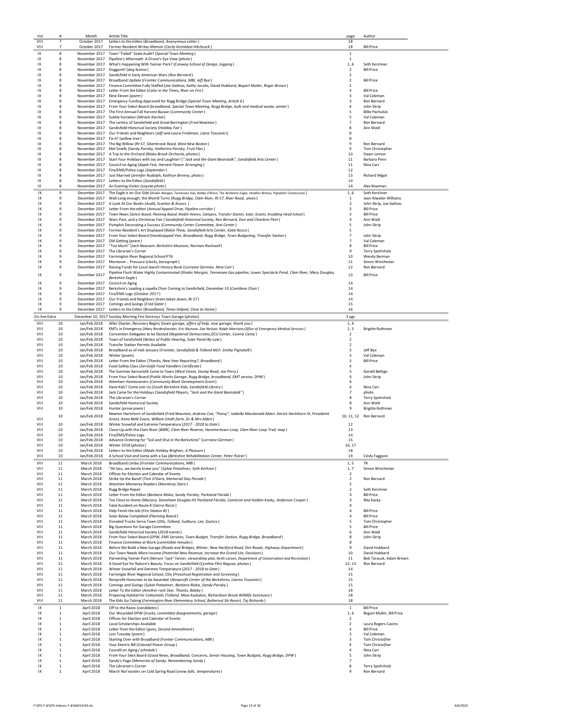| Vol | # | Month | Article Title | page | Author |
|---|---|---|---|---|---|
| VIII | 7 | October 2017 | Letters to the Editor (*Broadband, Anonymous Letter*) | 18 | |
| VIII | 7 | October 2017 | Former Resident Writes Memoir (*Cecily Kornblast Hitchcock*) | 18 | Bill Price |
| IX | 8 | November 2017 | Town "Failed" State Audit? (*Special Town Meeting*) | 1 | |
| IX | 8 | November 2017 | Pipeline's Aftermath: A Drone's Eye View (*photo*) | 1 | |
| IX | 8 | November 2017 | What's Happening With Yanner Park? (*Conway School of Design, logging*) | 1, 6 | Seth Kershner |
| IX | 8 | November 2017 | Doggonit! (*dog license*) | 2 | Bill Price |
| IX | 8 | November 2017 | Sandisfield in Early American Wars (*Ron Bernard*) | 2 | |
| IX | 8 | November 2017 | Broadband Update (*Frontier Communications, MBI, Jeff Bye*) | 2 | Bill Price |
| IX | 8 | November 2017 | Finance Committee Fully Staffed (*Joe Galinas, Kathy Jacobs, David Hubbard, Bogart Muller, Roger Brown*) | 2 | |
| IX | 8 | November 2017 | Letter From the Editor (*Color in the Times, River on Fire*) | 3 | Bill Price |
| IX | 8 | November 2017 | Nine Eleven (*poem*) | 3 | Val Coleman |
| IX | 8 | November 2017 | Emergency Funding Approved for Rugg Bridge (*Special Town Meeting, Article 6*) | 3 | Ron Bernard |
| IX | 8 | November 2017 | From Your Select Board (*broadband, Special Town Meeting, Rugg Bridge, bulk and medical waste, winter*) | 4 | John Skrip |
| IX | 8 | November 2017 | The First Annual Fall Harvest Bazaar (*Community Center*) | 5 | Billie Pachulski |
| IX | 8 | November 2017 | Subtle Variation (*Miriam Karmel*) | 5 | Val Coleman |
| IX | 8 | November 2017 | The Larkins of Sandisfield and Great Barrington (*Fred Newman*) | 7 | Ron Bernard |
| IX | 8 | November 2017 | Sandisfield Historical Society (*Holiday Fair*) | 8 | Ann Wald |
| IX | 8 | November 2017 | Our Friends and Neighbors (*Jeff and Laura Freidman, Liana Toscanini*) | 8 | |
| IX | 8 | November 2017 | Fix it? (*willow tree*) | 8 | |
| IX | 8 | November 2017 | The Big Willow (*Rt 57, Silverbrook Road, West New Boston*) | 9 | Ron Bernard |
| IX | 8 | November 2017 | Mel Smells (*Sandy Parisky, Katherine Parisky, Fruit Flies*) | 9 | Tom Christopher |
| IX | 8 | November 2017 | A Trip to the Orchard (*Riiska Brook Orchards, photos*) | 10 | Dawn Lemon |
| IX | 8 | November 2017 | Start Your Holidays with Joy and Laughter! ("*Jack and the Giant Beanstalk", Sandisfield Arts Center*) | 11 | Barbara Penn |
| IX | 8 | November 2017 | Council on Aging (*Apple Fest, Harvest Flower Arranging*) | 11 | Nina Carr |
| IX | 8 | November 2017 | Fire/EMS/Police Logs (*September*) | 12 | |
| IX | 8 | November 2017 | Just Married (*Jennifer Rudolph, Kathryn Brenny, photo*) | 13 | Richard Migot |
| IX | 8 | November 2017 | Letters to the Editor (*Sandisfield*) | 14 | |
| IX | 8 | November 2017 | An Evening Visitor (*coyote photo*) | 14 | Alex Bowman |
| IX | 9 | December 2017 | The Eagle is on Our Side (*Kinder Morgan, Tennessee Gas, Bobby O'Brien, The Berkshire Eagle, Heather Bellow, Pignatelli Construction*) | 1, 6 | Seth Kershner |
| IX | 9 | December 2017 | Wait Long enough, the Woirld Turns (*Rugg Bridge, Clam River, Rt 57, River Road, photo*) | 1 | Jean Atwater-Williams |
| IX | 9 | December 2017 | A Look At Our Books (*Audit, Scanlon & Assocs.*) | 2 | John Skrip, Joe Galinas |
| IX | 9 | December 2017 | Letter From the editor (*Annual Appeal Drive, Pipeline corridor*) | 3 | Bill Price |
| IX | 9 | December 2017 | Town News (*Select Board, Planning Board, Mobile Homes, Campers, Transfer Station, Solar, Grants, Knodding Head School*) | 3 | Bill Price |
| IX | 9 | December 2017 | Wars Past, and a Christmas Fair (*Sandisfield Historical Society, Ron Bernard, Don and Charlene Peet*) | 4 | Ann Wald |
| IX | 9 | December 2017 | Pumpkin Decorating a Success (*Community Center Committee, Arts Center*) | 5 | John Skrip |
| IX | 9 | December 2017 | Former Resident's Art Displayed (*Robin Thew, Sandisfield Arts Center, Katie Rocco*) | 5 | |
| IX | 9 | December 2017 | From Your Select Board (*Handicapped Van, Broadband, Rugg Bridge, Town Budgeting, Transfer Station*) | 7 | John Skrip |
| IX | 9 | December 2017 | Old Getting (*poem*) | 7 | Val Coleman |
| IX | 9 | December 2017 | "Too Much" (*Jack Newsom. Berkshire Museum, Norman Rockwell*) | 8 | Bill Price |
| IX | 9 | December 2017 | The Librarian's Corner | 9 | Terry Spohnholz |
| IX | 9 | December 2017 | Farmington River Regional School PTA | 10 | Wendy Berman |
| IX | 9 | December 2017 | Moreover... Pressure (*clocks, barograph*) | 11 | Simon Winchester |
| IX | 9 | December 2017 | Raising Funds for Local Jewish History Book (*Lorraine German, Nina Carr*) | 12 | Ron Bernard |
| IX | 9 | December 2017 | Pipeline Flush Water Highly Contaminated (*Kinder Morgan, Tennessee Gas pipeline, Lower Spectacle Pond, Clam River, Mary Douglas, Berkshire Eagle*) | 13 | Bill Price |
| IX | 9 | December 2017 | Council on Aging | 14 | |
| IX | 9 | December 2017 | Berkshire's Leading a capella Choir Coming to Sandisfield, December 10 (*Cantilena Choir*) | 14 | |
| IX | 9 | December 2017 | Fire/EMS Logs (*October 2017*) | 14 | |
| IX | 9 | December 2017 | Our Friends and Neighbors (*trees taken down, Rt 57*) | 14 | |
| IX | 9 | December 2017 | Comings and Goings (*Fred Slater*) | 15 | |
| IX | 9 | December 2017 | Letters to the Editor (*Broadband, Times Helped, Close to Home*) | 16 | |
| On-line Extra | | | December 10, 2017 Sunday Morning Fire Destroys Town Garage (photos) | 3 pgs | |
| VIII | 10 | Jan/Feb 2018 | After Diaster, Recovery Begins (*town garage, offers of help, new garage, thank you*) | 1, 4 | |
| VIII | 10 | Jan/Feb 2018 | EMTs in Emergency (*Mary Bredenfoerder, Eric Munson, Zoe Nelson, Ralph Morrison,Office of Emergency Medical Services*) | 1, 5 | Brigitte Ruthman |
| VIII | 10 | Jan/Feb 2018 | Convention Delegates to be Elected (*Registered Democrates,DCU Center, Connie Canty*) | 2 | |
| VIII | 10 | Jan/Feb 2018 | Town of Sandisfield (*Notice of Public Hearing, Solar Panel By-Law*) | 2 | |
| VIII | 10 | Jan/Feb 2018 | Transfer Station Permits Available | 2 | |
| VIII | 10 | Jan/Feb 2018 | Broadband as of mid-January (*Frontier, Sandisfield & Tolland MLP, Smitty Pignatelli*) | 3 | Jeff Bye |
| VIII | 10 | Jan/Feb 2018 | Winter (poem) | 3 | Val Coleman |
| VIII | 10 | Jan/Feb 2018 | Letter From the Editor (*Thanks, New Year Reporting?, Broadband*) | 3 | Bill Price |
| VIII | 10 | Jan/Feb 2018 | Food Safety Class (*ServSafe Food Handlers Certificate*) | 4 | |
| VIII | 10 | Jan/Feb 2018 | The Summer Aerosmith Came to Town (*West Street, Stump Road, Joe Perry*) | 5 | Gerald Bethge |
| VIII | 10 | Jan/Feb 2018 | From Your Select Board (*Public Works Garage, Rugg Bridge, broadband, EMT service, DPW*) | 6 | John Skrip |
| VIII | 10 | Jan/Feb 2018 | Attention Homeowners (*Community Block Development Grant*) | 6 | |
| VIII | 10 | Jan/Feb 2018 | Have Kids? Come Join Us (*South Berkshire Kids, Sandisfield Library*) | 6 | Nina Carr |
| VIII | 10 | Jan/Feb 2018 | Jack Came for the Holidays (*Sandisfield Players, "Jack and the Giant Beanstalk"*) | 7 | photo |
| VIII | 10 | Jan/Feb 2018 | The Librarian's Corner | 8 | Terry Spohnholz |
| VIII | 10 | Jan/Feb 2018 | Sandisfield Hostorical Society | 8 | Ann Wald |
| VIII | 10 | Jan/Feb 2018 | Hunter (*prose poem*) | 9 | Brigitte Ruthman |
| VIII | 10 | Jan/Feb 2018 | Newton Hartshorn of Sandisfield (*Fred Newman, Andrew Coe, "Pansy", Isabella Macdonald Alden. Derick Hartshorn III, Presidemt Grant, Anna Belle Evans, William Smith farm, Dr & Mrs Alden*) | 10, 11, 12 | Ron Bernard |
| VIII | 10 | Jan/Feb 2018 | Winter Snowfall and Extreme Temperature (*2017 - 2018 to Date*) | 12 | |
| VIII | 10 | Jan/Feb 2018 | Close-Up with the Clam River (*BNRC, Clam River Reserve, Hammertown Loop, Clam River Loop Trail, map*) | 13 | |
| VIII | 10 | Jan/Feb 2018 | Fire/EMS/Police Logs | 14 | |
| VIII | 10 | Jan/Feb 2018 | Advance Ordering for "Soil and Shul in the Berkshires" (*Lorraine German*) | 15 | |
| VIII | 10 | Jan/Feb 2018 | Winter 2018 (*photos*) | 16, 17 | |
| VIII | 10 | Jan/Feb 2018 | Letters to the Editor (*Made Holiday Brighter, A Pleasure*) | 18 | |
| VIII | 10 | Jan/Feb 2018 | A School Visit and Santa with a Sax (*Berkshire Rehabilitation Center, Peter Poirier*) | 19 | Cindy Faggioni |
| VIII | 11 | March 2018 | Broadband Limbo (*Frontier Communications, MBI*) | 1, 5 | TR |
| VIII | 11 | March 2018 | "Ah lass, we barely knew you" (*Sylvie Potashner, Seth Kerhner*) | 1, 7 | Simon Winchester |
| VIII | 11 | March 2018 | Offices for Election and Calendar of Events | 2 | |
| VIII | 11 | March 2018 | Strike Up the Band! (*Tom O'Gara, Memorial Day Parade*) | 2 | Ron Bernard |
| VIII | 11 | March 2018 | Attention Monterey Readers (*Monterey Store*) | 2 | |
| VIII | 11 | March 2018 | Rugg Bridge Repair | 2 | Seth Kershner |
| VIII | 11 | March 2018 | Letter From the Editor (*Barbara Riiska, Sandy Parisky, Parkland Florida*) | 3 | Bill Price |
| VIII | 11 | March 2018 | Too Close to Home (*Marjory Stoneham Douglas HS Parkland Florida, Cameron and Holden Kasky, Anderson Cooper*) | 3 | Rita Kasky |
| VIII | 11 | March 2018 | Fatal Accident on Route 8 (*Sierra Riccio*) | 4 | |
| VIII | 11 | March 2018 | Help Finish the Job (*Fire Station #1*) | 4 | Bill Price |
| VIII | 11 | March 2018 | Solar Bylaw Completed (*Planning Board*) | 4 | Bill Price |
| VIII | 11 | March 2018 | Donated Trucks Serve Town (*Otis, Tolland, Sudbury, Lee, Quincy*) | 5 | Tom Christopher |
| VIII | 11 | March 2018 | Big Questions for Garage Committee | 5 | Bill Price |
| VIII | 11 | March 2018 | Sandisfield Historical Society (*2018 events*) | 6 | Ann Wald |
| VIII | 11 | March 2018 | From Your Select Board (*DPW, EMS Services, Town Budget, Transfer Station, Rugg Bridge, Broadband*) | 8 | John Skrip |
| VIII | 11 | March 2018 | Finance Committee at Work (*committee minutes*) | 8 | |
| VIII | 11 | March 2018 | Before We Build a New Garage (*Roads and Bridges, Winter, New Hartford Road, Dirt Roads, Highway Department*) | 9 | David Hubbard |
| VIII | 11 | March 2018 | Our Town Needs More Income (*Potential New Revenue, Increase the Grand List, Decisions*) | 10 | David Hubbard |
| VIII | 11 | March 2018 | Harvesting Yanner Park (*Merwin "Jack" Yanner, stewardship plan, Keith Larsen, Department of Conservation and Recreation*) | 11 | Bob Tarasuk, Adam Brown |
| VIII | 11 | March 2018 | A Good Eye for Nature's Beauty: Focus on Sandisfield (*Cynthia Flint Ragusa, photos*) | 12, 13 | Ron Bernard |
| VIII | 11 | March 2018 | Winter Snowfall and Extreme Temperature (*2017 - 2018 to Date*) | 14 | |
| VIII | 11 | March 2018 | Farmingto River Regional School, Otis (*Preschool Registration and Screening*) | 15 | |
| VIII | 11 | March 2018 | Nonprofit Honorees to be Awarded (*Nonprofit Center of the Berkshires, Lianna Toscanini*) | 15 | |
| VIII | 11 | March 2018 | Comings and Goings (*Sylvie Potashner, Barbara Riiska, Sandy Parisky*) | 15 | |
| VIII | 11 | March 2018 | Letter To the Editor (*Another rock Star, Thanks, Bobby*) | 18 | |
| VIII | 11 | March 2018 | Preparing Habitat for Cottontails (*Tolland, Mass Audubon, Richardson Brook Wildlife Sanctuary*) | 18 | |
| VIII | 11 | March 2018 | The Kids Go Tubing (*Farmington River Elementary School, Butternut Ski Resort, Taj Richards*) | 18 | |
| IX | 1 | April 2018 | Off to the Races (*candidates*) | 1 | Bill Price |
| IX | 1 | April 2018 | Our Wounded DPW (*trucks, committee disagreements, garage*) | 1, 6 | Bogart Muller, Bill Price |
| IX | 1 | April 2018 | Offices for Election and Calendar of Events | 2 | |
| IX | 1 | April 2018 | Local Scholarships Available | 2 | Laura Rogers-Castro |
| IX | 1 | April 2018 | Letter from the Editor (*guns, Second Amendment*) | 3 | Bill Price |
| IX | 1 | April 2018 | Last Tuesday (*poem*) | 3 | Val Coleman |
| IX | 1 | April 2018 | Starting Over with Broadband (*Fontier Communications, MBI*) | 3 | Tom Christo[her |
| IX | 1 | April 2018 | Your Electric Bill (*Colonial Power Group*) | 4 | Tom Christo[her |
| IX | 1 | April 2018 | Coundil on Aging (*schedule*) | 4 | Nina Carr |
| IX | 1 | April 2018 | From Your Slect Board (*Good News, Broadband, Concerns, Senior Housing, Town Budgets, Rugg Bridge, DPW*) | 5 | John Skrip |
| IX | 1 | April 2018 | Sandy's Page (*Memories of Sandy, Remembering Sandy*) | 7 | |
| IX | 1 | April 2018 | The Librarian's Corner | 8 | Terry Spohnholz |
| IX | 1 | April 2018 | March Nor'easters on Cold Spring Road (*snow falls, temperatures*) | 9 | Ron Bernard |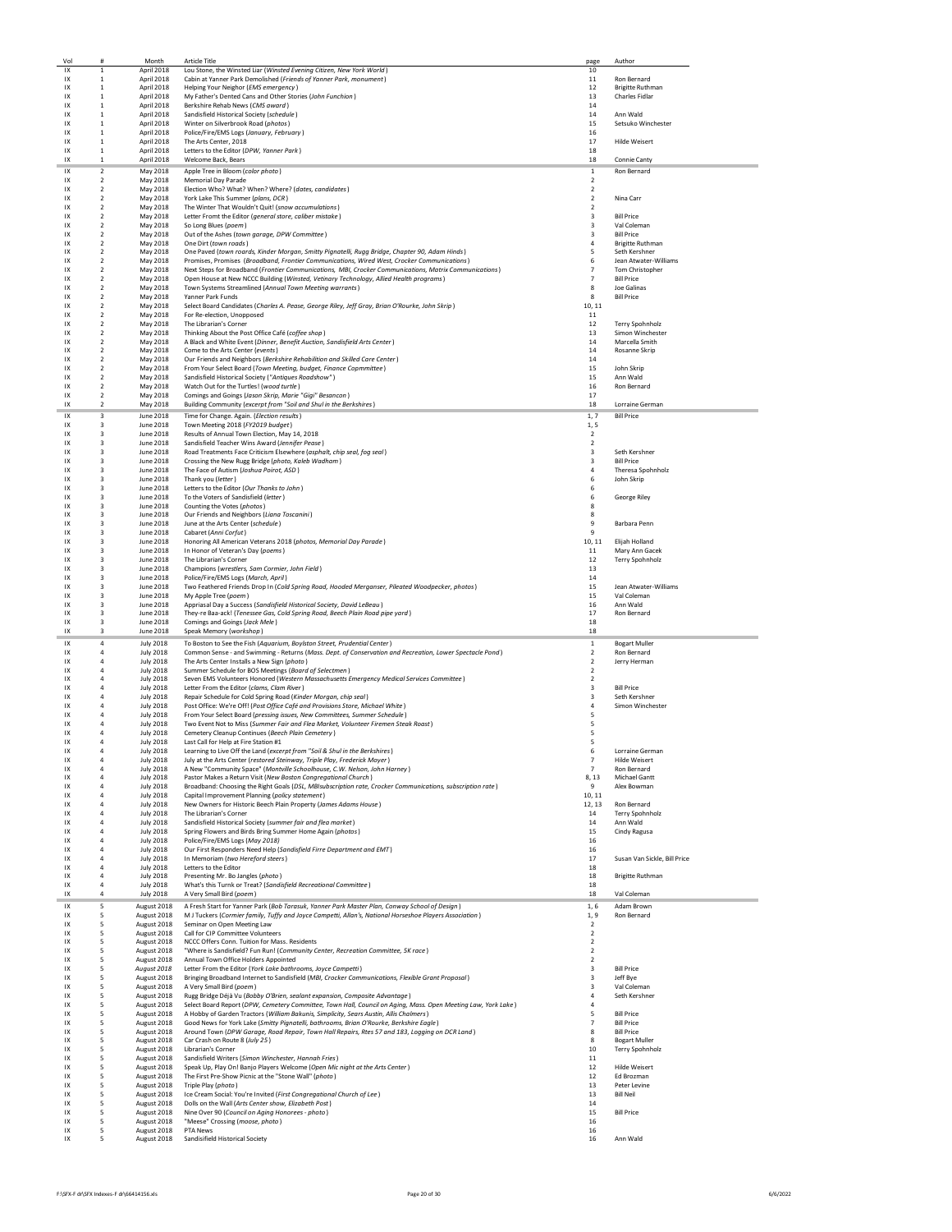| Vol | # | Month | Article Title | page | Author |
|---|---|---|---|---|---|
| IX | 1 | April 2018 | Lou Stone, the Winsted Liar (*Winsted Evening Citizen, New York World*) | 10 | |
| IX | 1 | April 2018 | Cabin at Yanner Park Demolished (*Friends of Yanner Park, monument*) | 11 | Ron Bernard |
| IX | 1 | April 2018 | Helping Your Neighor (*EMS emergency*) | 12 | Brigitte Ruthman |
| IX | 1 | April 2018 | My Father's Dented Cans and Other Stories (*John Funchion*) | 13 | Charles Fidlar |
| IX | 1 | April 2018 | Berkshire Rehab News (*CMS award*) | 14 | |
| IX | 1 | April 2018 | Sandisfield Historical Society (*schedule*) | 14 | Ann Wald |
| IX | 1 | April 2018 | Winter on Silverbrook Road (*photos*) | 15 | Setsuko Winchester |
| IX | 1 | April 2018 | Police/Fire/EMS Logs (*January, February*) | 16 | |
| IX | 1 | April 2018 | The Arts Center, 2018 | 17 | Hilde Weisert |
| IX | 1 | April 2018 | Letters to the Editor (*DPW, Yanner Park*) | 18 | |
| IX | 1 | April 2018 | Welcome Back, Bears | 18 | Connie Canty |
| IX | 2 | May 2018 | Apple Tree in Bloom (*color photo*) | 1 | Ron Bernard |
| IX | 2 | May 2018 | Memorial Day Parade | 2 | |
| IX | 2 | May 2018 | Election Who? What? When? Where? (*dates, candidates*) | 2 | |
| IX | 2 | May 2018 | York Lake This Summer (*plans, DCR*) | 2 | Nina Carr |
| IX | 2 | May 2018 | The Winter That Wouldn't Quit! (*snow accumulations*) | 2 | |
| IX | 2 | May 2018 | Letter Fromt the Editor (*general store, caliber mistake*) | 3 | Bill Price |
| IX | 2 | May 2018 | So Long Blues (*poem*) | 3 | Val Coleman |
| IX | 2 | May 2018 | Out of the Ashes (*town garage, DPW Committee*) | 3 | Bill Price |
| IX | 2 | May 2018 | One Dirt (*town roads*) | 4 | Brigitte Ruthman |
| IX | 2 | May 2018 | One Paved (*town roards, Kinder Morgan, Smitty Pignatelli, Rugg Bridge, Chapter 90, Adam Hinds*) | 5 | Seth Kershner |
| IX | 2 | May 2018 | Promises, Promises (*Broadband, Frontier Communications, Wired West, Crocker Communications*) | 6 | Jean Atwater-Williams |
| IX | 2 | May 2018 | Next Steps for Broadband (*Frontier Communications, MBI, Crocker Communications, Matrix Communications*) | 7 | Tom Christopher |
| IX | 2 | May 2018 | Open House at New NCCC Building (*Winsted, Vetinary Technology, Allied Health programs*) | 7 | Bill Price |
| IX | 2 | May 2018 | Town Systems Streamlined (*Annual Town Meeting warrants*) | 8 | Joe Galinas |
| IX | 2 | May 2018 | Yanner Park Funds | 8 | Bill Price |
| IX | 2 | May 2018 | Select Board Candidates (*Charles A. Pease, George Riley, Jeff Gray, Brian O'Rourke, John Skrip*) | 10, 11 | |
| IX | 2 | May 2018 | For Re-election, Unopposed | 11 | |
| IX | 2 | May 2018 | The Librarian's Corner | 12 | Terry Spohnholz |
| IX | 2 | May 2018 | Thinking About the Post Office Café (*coffee shop*) | 13 | Simon Winchester |
| IX | 2 | May 2018 | A Black and White Event (*Dinner, Benefit Auction, Sandisfield Arts Center*) | 14 | Marcella Smith |
| IX | 2 | May 2018 | Come to the Arts Center (*events*) | 14 | Rosanne Skrip |
| IX | 2 | May 2018 | Our Friends and Neighbors (*Berkshire Rehabilition and Skilled Care Center*) | 14 | |
| IX | 2 | May 2018 | From Your Select Board (*Town Meeting, budget, Finance Copmmittee*) | 15 | John Skrip |
| IX | 2 | May 2018 | Sandisfield Historical Society (*"Antiques Roadshow"*) | 15 | Ann Wald |
| IX | 2 | May 2018 | Watch Out for the Turtles! (*wood turtle*) | 16 | Ron Bernard |
| IX | 2 | May 2018 | Comings and Goings (*Jason Skrip, Marie "Gigi" Besancon*) | 17 | |
| IX | 2 | May 2018 | Building Community (*excerpt from "Soil and Shul in the Berkshires*) | 18 | Lorraine German |
| IX | 3 | June 2018 | Time for Change. Again. (*Election results*) | 1, 7 | Bill Price |
| IX | 3 | June 2018 | Town Meeting 2018 (*FY2019 budget*) | 1, 5 | |
| IX | 3 | June 2018 | Results of Annual Town Election, May 14, 2018 | 2 | |
| IX | 3 | June 2018 | Sandisfield Teacher Wins Award (*Jennifer Pease*) | 2 | |
| IX | 3 | June 2018 | Road Treatments Face Criticism Elsewhere (*asphalt, chip seal, fog seal*) | 3 | Seth Kershner |
| IX | 3 | June 2018 | Crossing the New Rugg Bridge (*photo, Kaleb Wadham*) | 3 | Bill Price |
| IX | 3 | June 2018 | The Face of Autism (*Joshua Poirot, ASD*) | 4 | Theresa Spohnholz |
| IX | 3 | June 2018 | Thank you (*letter*) | 6 | John Skrip |
| IX | 3 | June 2018 | Letters to the Editor (*Our Thanks to John*) | 6 | |
| IX | 3 | June 2018 | To the Voters of Sandisfield (*letter*) | 6 | George Riley |
| IX | 3 | June 2018 | Counting the Votes (*photos*) | 8 | |
| IX | 3 | June 2018 | Our Friends and Neighbors (*Liana Toscanini*) | 8 | |
| IX | 3 | June 2018 | June at the Arts Center (*schedule*) | 9 | Barbara Penn |
| IX | 3 | June 2018 | Cabaret (*Anni Corfut*) | 9 | |
| IX | 3 | June 2018 | Honoring All American Veterans 2018 (*photos, Memorial Day Parade*) | 10, 11 | Elijah Holland |
| IX | 3 | June 2018 | In Honor of Veteran's Day (*poems*) | 11 | Mary Ann Gacek |
| IX | 3 | June 2018 | The Librarian's Corner | 12 | Terry Spohnholz |
| IX | 3 | June 2018 | Champions (*wrestlers, Sam Cormier, John Field*) | 13 | |
| IX | 3 | June 2018 | Police/Fire/EMS Logs (*March, April*) | 14 | |
| IX | 3 | June 2018 | Two Feathered Friends Drop In (*Cold Spring Road, Hooded Merganser, Pileated Woodpecker, photos*) | 15 | Jean Atwater-Williams |
| IX | 3 | June 2018 | My Apple Tree (*poem*) | 15 | Val Coleman |
| IX | 3 | June 2018 | Appriasal Day a Success (*Sandisfield Historical Society, David LeBeau*) | 16 | Ann Wald |
| IX | 3 | June 2018 | They-re Baa-ack! (*Tenessee Gas, Cold Spring Road, Beech Plain Road pipe yard*) | 17 | Ron Bernard |
| IX | 3 | June 2018 | Comings and Goings (*Jack Mele*) | 18 | |
| IX | 3 | June 2018 | Speak Memory (*workshop*) | 18 | |
| IX | 4 | July 2018 | To Boston to See the Fish (*Aquarium, Boylston Street, Prudential Center*) | 1 | Bogart Muller |
| IX | 4 | July 2018 | Common Sense - and Swimming - Returns (*Mass. Dept. of Conservation and Recreation, Lower Spectacle Pond*) | 2 | Ron Bernard |
| IX | 4 | July 2018 | The Arts Center Installs a New Sign (*photo*) | 2 | Jerry Herman |
| IX | 4 | July 2018 | Summer Schedule for BOS Meetings (*Board of Selectmen*) | 2 | |
| IX | 4 | July 2018 | Seven EMS Volunteers Honored (*Western Massachusetts Emergency Medical Services Committee*) | 2 | |
| IX | 4 | July 2018 | Letter From the Editor (*clams, Clam River*) | 3 | Bill Price |
| IX | 4 | July 2018 | Repair Schedule for Cold Spring Road (*Kinder Morgan, chip seal*) | 3 | Seth Kershner |
| IX | 4 | July 2018 | Post Office: We're Off! (*Post Office Café and Provisions Store, Michael White*) | 4 | Simon Winchester |
| IX | 4 | July 2018 | From Your Select Board (*pressing issues, New Committees, Summer Schedule*) | 5 | |
| IX | 4 | July 2018 | Two Event Not to Miss (*Summer Fair and Flea Market, Volunteer Firemen Steak Roast*) | 5 | |
| IX | 4 | July 2018 | Cemetery Cleanup Continues (*Beech Plain Cemetery*) | 5 | |
| IX | 4 | July 2018 | Last Call for Help at Fire Station #1 | 5 | |
| IX | 4 | July 2018 | Learning to Live Off the Land (*excerpt from "Soil & Shul in the Berkshires*) | 6 | Lorraine German |
| IX | 4 | July 2018 | July at the Arts Center (*restored Steinway, Triple Play, Frederick Moyer*) | 7 | Hilde Weisert |
| IX | 4 | July 2018 | A New "Community Space" (*Montville Schoolhouse, C.W. Nelson, John Harney*) | 7 | Ron Bernard |
| IX | 4 | July 2018 | Pastor Makes a Return Visit (*New Boston Congregational Church*) | 8, 13 | Michael Gantt |
| IX | 4 | July 2018 | Broadband: Choosing the Right Goals (*DSL, MBIsubscription rate, Crocker Communications, subscription rate*) | 9 | Alex Bowman |
| IX | 4 | July 2018 | Capital Improvement Planning (*policy statement*) | 10, 11 | |
| IX | 4 | July 2018 | New Owners for Historic Beech Plain Property (*James Adams House*) | 12, 13 | Ron Bernard |
| IX | 4 | July 2018 | The Librarian's Corner | 14 | Terry Spohnholz |
| IX | 4 | July 2018 | Sandisfield Historical Society (*summer fair and flea market*) | 14 | Ann Wald |
| IX | 4 | July 2018 | Spring Flowers and Birds Bring Summer Home Again (*photos*) | 15 | Cindy Ragusa |
| IX | 4 | July 2018 | Police/Fire/EMS Logs (*May 2018*) | 16 | |
| IX | 4 | July 2018 | Our First Responders Need Help (*Sandisfield Firre Department and EMT*) | 16 | |
| IX | 4 | July 2018 | In Memoriam (*two Hereford steers*) | 17 | Susan Van Sickle, Bill Price |
| IX | 4 | July 2018 | Letters to the Editor | 18 | |
| IX | 4 | July 2018 | Presenting Mr. Bo Jangles (*photo*) | 18 | Brigitte Ruthman |
| IX | 4 | July 2018 | What's this Turnk or Treat? (*Sandisfield Recreational Committee*) | 18 | |
| IX | 4 | July 2018 | A Very Small Bird (*poem*) | 18 | Val Coleman |
| IX | 5 | August 2018 | A Fresh Start for Yanner Park (*Bob Tarasuk, Yanner Park Master Plan, Conway School of Design*) | 1, 6 | Adam Brown |
| IX | 5 | August 2018 | M J Tuckers (*Cormier family, Tuffy and Joyce Campetti, Allan's, National Horseshoe Players Association*) | 1, 9 | Ron Bernard |
| IX | 5 | August 2018 | Seminar on Open Meeting Law | 2 | |
| IX | 5 | August 2018 | Call for CIP Committee Volunteers | 2 | |
| IX | 5 | August 2018 | NCCC Offers Conn. Tuition for Mass. Residents | 2 | |
| IX | 5 | August 2018 | "Where is Sandisfield? Fun Run! (*Community Center, Recreation Committee, 5K race*) | 2 | |
| IX | 5 | August 2018 | Annual Town Office Holders Appointed | 2 | |
| IX | 5 | *August 2018* | Letter From the Editor (*York Lake bathrooms, Joyce Campetti*) | 3 | Bill Price |
| IX | 5 | August 2018 | Bringing Broadband Internet to Sandisfield (*MBI, Crocker Communications, Flexible Grant Proposal*) | 3 | Jeff Bye |
| IX | 5 | August 2018 | A Very Small Bird (*poem*) | 3 | Val Coleman |
| IX | 5 | August 2018 | Rugg Bridge Déjà Vu (*Bobby O'Brien, sealant expansion, Composite Advantage*) | 4 | Seth Kershner |
| IX | 5 | August 2018 | Select Board Report (*DPW, Cemetery Committee, Town Hall, Council on Aging, Mass. Open Meeting Law, York Lake*) | 4 | |
| IX | 5 | August 2018 | A Hobby of Garden Tractors (*William Bakunis, Simplicity, Sears Austin, Allis Chalmers*) | 5 | Bill Price |
| IX | 5 | August 2018 | Good News for York Lake (*Smitty Pignatelli, bathrooms, Brian O'Rourke, Berkshire Eagle*) | 7 | Bill Price |
| IX | 5 | August 2018 | Around Town (*DPW Garage, Road Repair, Town Hall Repairs, Rtes 57 and 183, Logging on DCR Land*) | 8 | Bill Price |
| IX | 5 | August 2018 | Car Crash on Route 8 (*July 25*) | 8 | Bogart Muller |
| IX | 5 | August 2018 | Librarian's Corner | 10 | Terry Spohnholz |
| IX | 5 | August 2018 | Sandisfield Writers (*Simon Winchester, Hannah Fries*) | 11 | |
| IX | 5 | August 2018 | Speak Up, Play On! Banjo Players Welcome (*Open Mic night at the Arts Center*) | 12 | Hilde Weisert |
| IX | 5 | August 2018 | The First Pre-Show Picnic at the "Stone Wall" (*photo*) | 12 | Ed Brozman |
| IX | 5 | August 2018 | Triple Play (*photo*) | 13 | Peter Levine |
| IX | 5 | August 2018 | Ice Cream Social: You're Invited (*First Congregational Church of Lee*) | 13 | Bill Neil |
| IX | 5 | August 2018 | Dolls on the Wall (*Arts Center show, Elizabeth Post*) | 14 | |
| IX | 5 | August 2018 | Nine Over 90 (*Council on Aging Honorees - photo*) | 15 | Bill Price |
| IX | 5 | August 2018 | "Meese" Crossing (*moose, photo*) | 16 | |
| IX | 5 | August 2018 | PTA News | 16 | |
| IX | 5 | August 2018 | Sandisfield Historical Society | 16 | Ann Wald |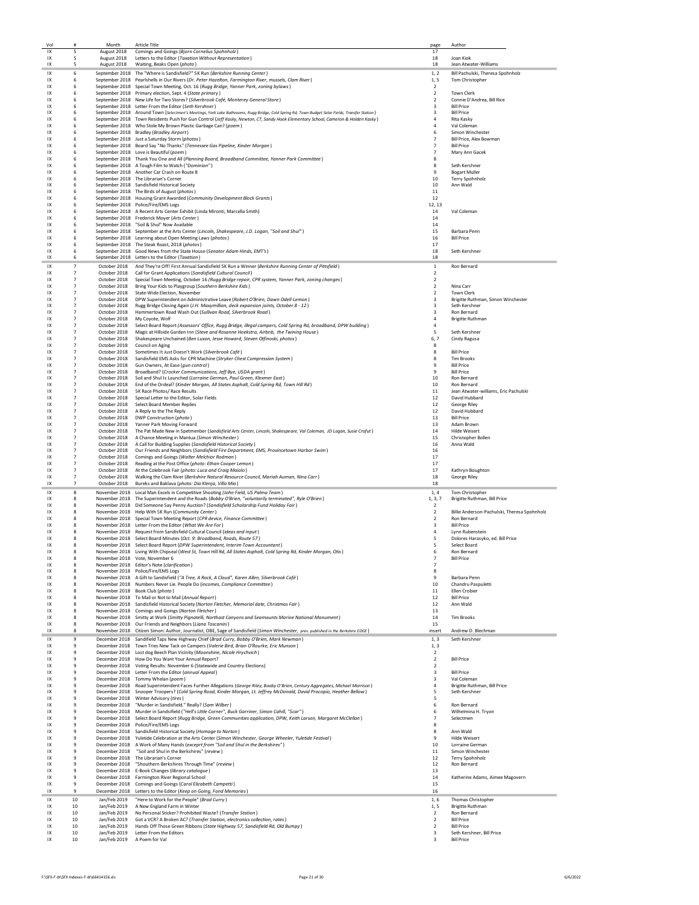| Vol | # | Month | Article Title | page | Author |
|---|---|---|---|---|---|
| IX | 5 | August 2018 | Comings and Goings (*Bjorn Cornelius Spohnholz*) | 17 | |
| IX | 5 | August 2018 | Letters to the Editor (*Taxation Without Representation*) | 18 | Joan Kiok |
| IX | 5 | August 2018 | Waiting, Beaks Open (*photo*) | 18 | Jean Atwater-Williams |
| IX | 6 | September 2018 | The "Where is Sandisfield?" 5K Run (*Berkshire Running Center*) | 1, 2 | Bill Pachulski, Theresa Spohnholz |
| IX | 6 | September 2018 | Pearlshells in Our Rivers (*Dr. Peter Hazelton, Farmington River, mussels, Clam River*) | 1, 5 | Tom Christopher |
| IX | 6 | September 2018 | Special Town Meeting, Oct. 16 (*Rugg Bridge, Yanner Park, zoning bylaws*) | 2 | |
| IX | 6 | September 2018 | Primary election, Sept. 4 (*State primary*) | 2 | Town Clerk |
| IX | 6 | September 2018 | New Life for Two Stores? (*Silverbrook Café, Monterey General Store*) | 2 | Connie D'Andrea, Bill Rice |
| IX | 6 | September 2018 | Letter From the Editor (*Seth Kershner*) | 3 | Bill Price |
| IX | 6 | September 2018 | Around Town (*Selectmen's Meetings, York Lake Bathrooms, Rugg Bridge, Cold Spring Rd, Town Budget Solar Fields, Transfer Station*) | 3 | Bill Price |
| IX | 6 | September 2018 | Town Residents Push for Gun Control (*Jeff Kasky, Newton, CT, Sandy Hook Elementary School, Cameron & Holden Kasky*) | 4 | Rita Kasky |
| IX | 6 | September 2018 | Who Stole My Brown Plastic Garbage Can? (*poem*) | 4 | Val Coleman |
| IX | 6 | September 2018 | Bradley (*Bradley Airport*) | 6 | Simon Winchester |
| IX | 6 | September 2018 | Just a Saturday Storm (*photos*) | 7 | Bill Price, Alex Bowman |
| IX | 6 | September 2018 | Board Say "No Thanks" (*Tennessee Gas Pipeline, Kinder Morgan*) | 7 | Bill Price |
| IX | 6 | September 2018 | Love is Beautiful (*poem*) | 7 | Mary Ann Gacek |
| IX | 6 | September 2018 | Thank You One and All (*Planning Board, Broadband Committee, Yanner Park Committee*) | 8 | |
| IX | 6 | September 2018 | A Tough Film to Watch ("*Dominion*") | 8 | Seth Kershner |
| IX | 6 | September 2018 | Another Car Crash on Route 8 | 9 | Bogart Muller |
| IX | 6 | September 2018 | The Librarian's Corner | 10 | Terry Spohnholz |
| IX | 6 | September 2018 | Sandisfield Historical Society | 10 | Ann Wald |
| IX | 6 | September 2018 | The Birds of August (*photos*) | 11 | |
| IX | 6 | September 2018 | Housing Grant Awarded (*Community Development Block Grants*) | 12 | |
| IX | 6 | September 2018 | Police/Fire/EMS Logs | 12, 13 | |
| IX | 6 | September 2018 | A Recent Arts Center Exhibit (Linda Mironti, Marcella Smith) | 14 | Val Coleman |
| IX | 6 | September 2018 | Frederick Moyer (*Arts Center*) | 14 | |
| IX | 6 | September 2018 | "Soil & Shul" Now Available | 14 | |
| IX | 6 | September 2018 | September at the Arts Center (*Lincoln, Shakespeare, J.D. Logan, "Soil and Shul"*) | 15 | Barbara Penn |
| IX | 6 | September 2018 | Learning about Open Meeting Laws (*photos*) | 16 | Bill Price |
| IX | 6 | September 2018 | The Steak Roast, 2018 (*photos*) | 17 | |
| IX | 6 | September 2018 | Good News from the State House (*Senator Adam Hinds, EMT's*) | 18 | Seth Kershner |
| IX | 6 | September 2018 | Letters to the Editor (*Taxation*) | 18 | |
| IX | 7 | October 2018 | And They're Off! First Annual Sandisfield 5K Run a Winner (*Berkshire Running Center of Pittsfield*) | 1 | Ron Bernard |
| IX | 7 | October 2018 | Call for Grant Applications (*Sandisfield Cultural Council*) | 2 | |
| IX | 7 | October 2018 | Special Town Meeting, October 16 (*Rugg Bridge repair, CPR system, Yanner Park, zoning changes*) | 2 | |
| IX | 7 | October 2018 | Bring Your Kids to Playgroup (*Southern Berkshire Kids*) | 2 | Nina Carr |
| IX | 7 | October 2018 | State-Wide Election, November | 2 | Town Clerk |
| IX | 7 | October 2018 | DPW Superintendent on Administrative Leave (*Robert O'Brien, Dawn Odell-Lemon*) | 3 | Brigitte Ruthman, Simon Winchester |
| IX | 7 | October 2018 | Rugg Bridge Closing Again (*J.H. Maxymillian, deck expansion joints, October 8 - 12*) | 3 | Seth Kershner |
| IX | 7 | October 2018 | Hammertown Road Wash Out (*Sullivan Road, Silverbrook Road*) | 3 | Ron Bernard |
| IX | 7 | October 2018 | My Coyote, Wolf | 4 | Brigitte Ruthman |
| IX | 7 | October 2018 | Select Board Report (*Assessors' Office, Rugg Bridge, illegal campers, Cold Spring Rd, broadband, DPW building*) | 4 | |
| IX | 7 | October 2018 | Magic at Hillside Garden Inn (*Steve and Rosanne Hoekstra, Airbnb, the Twining House*) | 5 | Seth Kershner |
| IX | 7 | October 2018 | Shakespeare Unchained (*Ben Luxon, Jesse Howard, Steven Otfinoski, photos*) | 6, 7 | Cindy Ragusa |
| IX | 7 | October 2018 | Council on Aging | 8 | |
| IX | 7 | October 2018 | Sometimes It Just Doesn't Work (*Silverbrook Café*) | 8 | Bill Price |
| IX | 7 | October 2018 | Sandisfield EMS Asks for CPR Machine (*Stryker Chest Compression System*) | 8 | Tim Brooks |
| IX | 7 | October 2018 | Gun Owners, At Ease (*gun control*) | 9 | Bill Price |
| IX | 7 | October 2018 | Broadband? (*Crocker Communications, Jeff Bye, USDA grant*) | 9 | Bill Price |
| IX | 7 | October 2018 | Soil and Shul Is Launched (*Lorraine German, Paul Green, Klexmer East*) | 10 | Ron Bernard |
| IX | 7 | October 2018 | End of the Ordeal? (*Kinder Morgan, All States Asphalt, Cold Spring Rd, Town Hill Rd*) | 10 | Ron Bernard |
| IX | 7 | October 2018 | 5K Race Photos/ Race Results | 11 | Jean Atwater-williams, Eric Pachulski |
| IX | 7 | October 2018 | Special Letter to the Editor, Solar Fields | 12 | David Hubbard |
| IX | 7 | October 2018 | Select Board Member Replies | 12 | George Riley |
| IX | 7 | October 2018 | A Reply to the The Reply | 12 | David Hubbard |
| IX | 7 | October 2018 | DWP Construction (*photo*) | 13 | Bill Price |
| IX | 7 | October 2018 | Yanner Park Moving Forward | 13 | Adam Brown |
| IX | 7 | October 2018 | The Pat Made New in Spetmenber (*Sandisfield Arts Center, Lincoln, Shakespeare, Val Coleman, JD Logan, Susie Crofut*) | 14 | Hilde Weisert |
| IX | 7 | October 2018 | A Chance Meeting in Mantua (*Simon Winchester*) | 15 | Christopher Bollen |
| IX | 7 | October 2018 | A Call for Building Supplies (*Sandisfield Historical Society*) | 16 | Anna Wald |
| IX | 7 | October 2018 | Our Friends and Neighbors (*Sandisfield Fire Department, EMS, Provincetown Harbor Swim*) | 16 | |
| IX | 7 | October 2018 | Comings and Goings (*Walter Melchior Rodman*) | 17 | |
| IX | 7 | October 2018 | Reading at the Post Office (*photo: Ethan Cooper Lemon*) | 17 | |
| IX | 7 | October 2018 | At the Colebrook Fair (*photo: Luca and Craig Maiolo*) | 17 | Kathryn Boughton |
| IX | 7 | October 2018 | Walking the Clam River (*Berkshire Natural Resource Council, Mariah Auman, Nina Carr*) | 18 | George Riley |
| IX | 7 | October 2018 | Bureks and Baklava (*photo: Dia Klenja, Villa Mia*) | 18 | |
| IX | 8 | November 2018 | Local Man Excels in Competitive Shooting (*John Field, US Palma Team*) | 1, 4 | Tom Christopher |
| IX | 8 | November 2018 | The Superintendent and the Roads (*Bobby O'Brien, "voluntarily terminated", Ryle O'Brien*) | 1, 3, 7 | Brigitte Ruthman, Bill Price |
| IX | 8 | November 2018 | Did Someone Say Penny Auction? (*Sandisfield Scholarship Fund Holiday Fair*) | 2 | |
| IX | 8 | November 2018 | Help With 5K Run (*Community Center*) | 2 | Billie Anderson-Pachulski, Theresa Spohnholz |
| IX | 8 | November 2018 | Special Town Meeting Report (*CPR device, Finance Committee*) | 2 | Ron Bernard |
| IX | 8 | November 2018 | Letter From the Editor (*What We Are For*) | 3 | Bill Price |
| IX | 8 | November 2018 | Request from Sandisfield Cultural Council (*ideas and input*) | 4 | Lynn Rubenstein |
| IX | 8 | November 2018 | Select Board Minutes (*Oct. 9: Broadband, Roads, Route 57*) | 5 | Dolores Harasyko, ed. Bill Price |
| IX | 8 | November 2018 | Select Board Report (*DPW Superintendent, Interim Town Accountant*) | 5 | Select Board |
| IX | 8 | November 2018 | Living With Chipseal (*West St, Town Hill Rd, All States Asphalt, Cold Spring Rd, Kinder Morgan, Otis*) | 6 | Ron Bernard |
| IX | 8 | November 2018 | Vote, November 6 | 7 | Bill Price |
| IX | 8 | November 2018 | Editor's Note (*clarification*) | 7 | |
| IX | 8 | November 2018 | Police/Fire/EMS Logs | 8 | |
| IX | 8 | November 2018 | A Gift to Sandisfield (*"A Tree, A Rock, A Cloud", Karen Allen, Silverbrook Café*) | 9 | Barbara Penn |
| IX | 8 | November 2018 | Numbers Never Lie. People Do (*incomes, Compliance Committee*) | 10 | Chandru Paspuletti |
| IX | 8 | November 2018 | Book Club (*photo*) | 11 | Ellen Crobier |
| IX | 8 | November 2018 | To Mail or Not to Mail (*Annual Report*) | 12 | Bill Price |
| IX | 8 | November 2018 | Sandisfield Historical Society (*Norton Fletcher, Memorial date, Christmas Fair*) | 12 | Ann Wald |
| IX | 8 | November 2018 | Comings and Goings (*Norton Fletcher*) | 13 | |
| IX | 8 | November 2018 | Smitty at Work (*Smitty Pignatelli, Northast Canyons and Seamounts Marine National Monument*) | 14 | Tim Brooks |
| IX | 8 | November 2018 | Our Friends and Neighbors (*Liana Toscanini*) | 15 | |
| IX | 8 | November 2018 | Citizen Simon: Author, Journalist, OBE, Sage of Sandisfield (*Simon Winchester, prev. published in the Berkshire EDGE*) | insert | Andrew D. Blechman |
| IX | 9 | December 2018 | Sandifield Taps New Highway Chief (*Brad Curry, Bobby O'Brien, Mark Newman*) | 1, 3 | Seth Kershner |
| IX | 9 | December 2018 | Town Tries New Tack on Campers (*Valerie Bird, Brian O'Rourke, Eric Munson*) | 1, 3 | |
| IX | 9 | December 2018 | Lost dog Beech Plan Vicinity (*Moonshine, Nicole Hrychvich*) | 2 | |
| IX | 9 | December 2018 | How Do You Want Your Annual Report? | 2 | Bill Price |
| IX | 9 | December 2018 | Voting Results: November 6 (Statewide and Country Elections) | 2 | |
| IX | 9 | December 2018 | Letter From the Editor (*annual Appeal*) | 3 | Bill Price |
| IX | 9 | December 2018 | Tommy Whelan (*poem*) | 3 | Val Coleman |
| IX | 9 | December 2018 | Road Superintendent Faces Further Allegations (*George Riley, Booby O'Brien, Century Aggregates, Michael Morrison*) | 4 | Brigitte Ruthman, Bill Price |
| IX | 9 | December 2018 | Snooper Troopers? (*Cold Spring Road, Kinder Morgan, Lt. Jeffrey McDonald, David Procopio, Heather Bellow*) | 5 | Seth Kershner |
| IX | 9 | December 2018 | Winter Advisory (*tires*) | 5 | |
| IX | 9 | December 2018 | "Murder in Sandisfield." Really? (*Sam Wilber*) | 6 | Ron Bernard |
| IX | 9 | December 2018 | Murder in Sandisfield (*"Hell's Little Corner", Buck Garriner, Simon Cahill, "Scar"*) | 6 | Wilhelmina H. Tryon |
| IX | 9 | December 2018 | Select Board Report (*Rugg Bridge, Green Communities application, DPW, Keith Larson, Margaret McClellan*) | 7 | Selectmen |
| IX | 9 | December 2018 | Police/Fire/EMS Logs | 8 | |
| IX | 9 | December 2018 | Sandisfield Historical Society (*Homage to Norton*) | 8 | Ann Wald |
| IX | 9 | December 2018 | Yuletide Celebration at the Arts Center (*Simon Winchester, George Wheeler, Yuletide Festival*) | 9 | Hilde Weisert |
| IX | 9 | December 2018 | A Work of Many Hands (*excerpt from "Soil and Shul in the Berkshires"*) | 10 | Lorraine German |
| IX | 9 | December 2018 | "Soil and Shul in the Berkshires" (*review*) | 11 | Simon Winchester |
| IX | 9 | December 2018 | The Librarian's Corner | 12 | Terry Spohnholz |
| IX | 9 | December 2018 | "Shouthern Berkshires Through Time" (*review*) | 12 | Ron Bernard |
| IX | 9 | December 2018 | E-Book Changes (*library catalogue*) | 13 | |
| IX | 9 | December 2018 | Farmington River Regional School | 14 | Katherine Adams, Aimee Magovern |
| IX | 9 | December 2018 | Comings and Goings (*Carol Elizabeth Campetti*) | 15 | |
| IX | 9 | December 2018 | Letters to the Editor (*Keep on Going, Fond Memories*) | 16 | |
| IX | 10 | Jan/Feb 2019 | "Here to Work for the People" (*Brad Curry*) | 1, 6 | Thomas Christopher |
| IX | 10 | Jan/Feb 2019 | A New England Farm in Winter | 1, 5 | Brigitte Ruthman |
| IX | 10 | Jan/Feb 2019 | No Personal Sticker? Prohibited Waste? (*Transfer Station*) | 2 | Ron Bernard |
| IX | 10 | Jan/Feb 2019 | Got a VCR? A Broken AC? (*Transfer Station, electronics collection, rates*) | 2 | Bill Price |
| IX | 10 | Jan/Feb 2019 | Hands Off Those Green Ribbons (*State Highway 57, Sandisfield Rd, Old Bumpy*) | 2 | Bill Price |
| IX | 10 | Jan/Feb 2019 | Letter From the Editors | 3 | Seth Kershner, Bill Price |
| IX | 10 | Jan/Feb 2019 | A Poem for Val | 3 | Bill Price |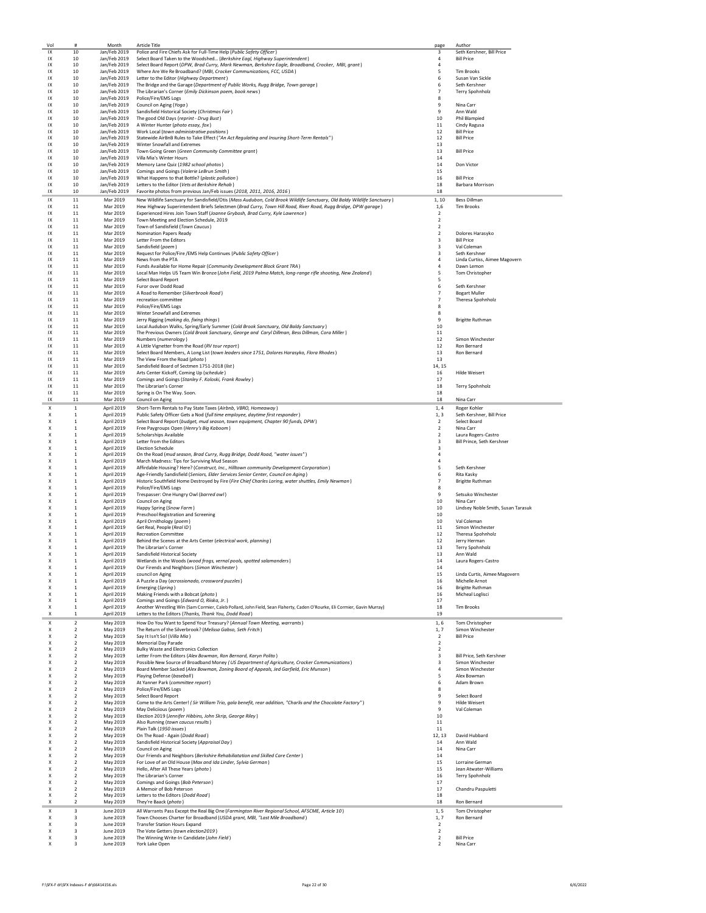| Vol | # | Month | Article Title | page | Author |
|---|---|---|---|---|---|
| IX | 10 | Jan/Feb 2019 | Police and Fire Chiefs Ask for Full-Time Help (*Public Safety Officer*) | 3 | Seth Kershner, Bill Price |
| IX | 10 | Jan/Feb 2019 | Select Board Taken to the Woodshed... (*Berkshire Eagl, Highway Superintendent*) | 4 | Bill Price |
| IX | 10 | Jan/Feb 2019 | Select Board Report (*DPW, Brad Curry, Mark Newman, Berkshire Eagle, Broadband, Crocker, MBI, grant*) | 4 | |
| IX | 10 | Jan/Feb 2019 | Where Are We Re Broadband? (*MBI, Crocker Communications, FCC, USDA*) | 5 | Tim Brooks |
| IX | 10 | Jan/Feb 2019 | Letter to the Editor (*Highway Department*) | 6 | Susan Van Sickle |
| IX | 10 | Jan/Feb 2019 | The Bridge and the Garage (*Department of Public Works, Rugg Bridge, Town garage*) | 6 | Seth Kershner |
| IX | 10 | Jan/Feb 2019 | The Librarian's Corner (*Emily Dickinson poem, book news*) | 7 | Terry Spohnholz |
| IX | 10 | Jan/Feb 2019 | Police/Fire/EMS Logs | 8 | |
| IX | 10 | Jan/Feb 2019 | Council on Aging (*Yoga*) | 9 | Nina Carr |
| IX | 10 | Jan/Feb 2019 | Sandisfield Historical Society (*Christmas Fair*) | 9 | Ann Wald |
| IX | 10 | Jan/Feb 2019 | The good Old Days (*reprint - Drug Bust*) | 10 | Phil Blampied |
| IX | 10 | Jan/Feb 2019 | A Winter Hunter (*photo essay, fox*) | 11 | Cindy Ragusa |
| IX | 10 | Jan/Feb 2019 | Work Local (*town administrative positions*) | 12 | Bill Price |
| IX | 10 | Jan/Feb 2019 | Statewide AirBnB Rules to Take Effect (*"An Act Regulating and Insuring Short-Term Rentals"*) | 12 | Bill Price |
| IX | 10 | Jan/Feb 2019 | Winter Snowfall and Extremes | 13 | |
| IX | 10 | Jan/Feb 2019 | Town Going Green (*Green Community Committee grant*) | 13 | Bill Price |
| IX | 10 | Jan/Feb 2019 | Villa Mia's Winter Hours | 14 | |
| IX | 10 | Jan/Feb 2019 | Memory Lane Quiz (*1982 school photos*) | 14 | Don Victor |
| IX | 10 | Jan/Feb 2019 | Comings and Goings (*Valerie LeBrun Smith*) | 15 | |
| IX | 10 | Jan/Feb 2019 | What Happens to that Bottle? (*plastic pollution*) | 16 | Bill Price |
| IX | 10 | Jan/Feb 2019 | Letters to the Editor (*Vets at Berkshire Rehab*) | 18 | Barbara Morrison |
| IX | 10 | Jan/Feb 2019 | Favorite photos from previous Jan/Feb issues (*2018, 2011, 2016, 2016*) | 18 | |
| IX | 11 | Mar 2019 | New Wildlife Sanctuary for Sandisfield/Otis (*Mass Audubon, Cold Brook Wildlife Sanctuary, Old Baldy Wildlife Sanctuary*) | 1, 10 | Bess Dillman |
| IX | 11 | Mar 2019 | Hew Highway Superintendent Briefs Selectmen (*Brad Curry, Town Hill Road, River Road, Rugg Bridge, DPW garage*) | 1,6 | Tim Brooks |
| IX | 11 | Mar 2019 | Experienced Hires Join Town Staff (*Joanne Grybosh, Brad Curry, Kyle Lawrence*) | 2 | |
| IX | 11 | Mar 2019 | Town Meeting and Election Schedule, 2019 | 2 | |
| IX | 11 | Mar 2019 | Town of Sandisfield (*Town Caucus*) | 2 | |
| IX | 11 | Mar 2019 | Nomination Papers Ready | 2 | Dolores Harasyko |
| IX | 11 | Mar 2019 | Letter From the Editors | 3 | Bill Price |
| IX | 11 | Mar 2019 | Sandisfield (*poem*) | 3 | Val Coleman |
| IX | 11 | Mar 2019 | Request for Police/Fire /EMS Help Continues (*Public Safety Officer*) | 3 | Seth Kershner |
| IX | 11 | Mar 2019 | News from the PTA | 4 | Linda Curtiss, Aimee Magovern |
| IX | 11 | Mar 2019 | Funds Available for Home Repair (*Community Development Block Grant TRA*) | 4 | Dawn Lemon |
| IX | 11 | Mar 2019 | Local Man Helps US Team Win Bronze (*John Field, 2019 Palma Match, long-range rifle shooting, New Zealand*) | 5 | Tom Christopher |
| IX | 11 | Mar 2019 | Select Board Report | 5 | |
| IX | 11 | Mar 2019 | Furor over Dodd Road | 6 | Seth Kershner |
| IX | 11 | Mar 2019 | A Road to Remember (*Silverbrook Road*) | 7 | Bogart Muller |
| IX | 11 | Mar 2019 | recreation committee | 7 | Theresa Spohnholz |
| IX | 11 | Mar 2019 | Police/Fire/EMS Logs | 8 | |
| IX | 11 | Mar 2019 | Winter Snowfall and Extremes | 8 | |
| IX | 11 | Mar 2019 | Jerry Rigging (*making do, fixing things*) | 9 | Brigitte Ruthman |
| IX | 11 | Mar 2019 | Local Audubon Walks, Spring/Early Summer (*Cold Brook Sanctuary, Old Baldy Sanctuary*) | 10 | |
| IX | 11 | Mar 2019 | The Previous Owners (*Cold Brook Sanctuary, George and Caryl Dillman, Bess Dillman, Cora Miller*) | 11 | |
| IX | 11 | Mar 2019 | Numbers (*numerology*) | 12 | Simon Winchester |
| IX | 11 | Mar 2019 | A Little Vignetter from the Road (*RV tour report*) | 12 | Ron Bernard |
| IX | 11 | Mar 2019 | Select Board Members, A Long List (*town leaders since 1751, Dolores Harasyko, Flora Rhodes*) | 13 | Ron Bernard |
| IX | 11 | Mar 2019 | The View From the Road (*photo*) | 13 | |
| IX | 11 | Mar 2019 | Sandisfield Board of Sectmen 1751-2018 (*list*) | 14, 15 | |
| IX | 11 | Mar 2019 | Arts Center Kickoff, Coming Up (*schedule*) | 16 | Hilde Weisert |
| IX | 11 | Mar 2019 | Comings and Goings (*Stanley F. Koloski, Frank Rowley*) | 17 | |
| IX | 11 | Mar 2019 | The Librarian's Corner | 18 | Terry Spohnholz |
| IX | 11 | Mar 2019 | Spring is On The Way. Soon. | 18 | |
| IX | 11 | Mar 2019 | Council on Aging | 18 | Nina Carr |
| X | 1 | April 2019 | Short-Term Rentals to Pay State Taxes (*Airbnb, VBRO, Homeaway*) | 1, 4 | Roger Kohler |
| X | 1 | April 2019 | Public Safety Officer Gets a Nod (*full time employee, daytime first responder*) | 1, 3 | Seth Kershner, Bill Price |
| X | 1 | April 2019 | Select Board Report (*budget, mud season, town equipment, Chapter 90 funds, DPW*) | 2 | Select Board |
| X | 1 | April 2019 | Free Paygroups Open (*Henry's Big Kaboom*) | 2 | Nina Carr |
| X | 1 | April 2019 | Scholarships Available | 2 | Laura Rogers-Castro |
| X | 1 | April 2019 | Letter from the Editors | 3 | Bill Prince, Seth Kershner |
| X | 1 | April 2019 | Election Schedule | 3 | |
| X | 1 | April 2019 | On the Road (*mud season, Brad Curry, Rugg Bridge, Dodd Road, "water issues"*) | 4 | |
| X | 1 | April 2019 | March Madness: Tips for Surviving Mud Season | 4 | |
| X | 1 | April 2019 | Affrdable Housing? Here? (*Construct, Inc., Hilltown community Development Corporation*) | 5 | Seth Kershner |
| X | 1 | April 2019 | Age-Friendly Sandisfield (*Seniors, Elder Services Senior Center, Council on Aging*) | 6 | Rita Kasky |
| X | 1 | April 2019 | Historic Southfield Home Destroyed by Fire (*Fire Chief Charles Loring, water shuttles, Emily Newman*) | 7 | Brigitte Ruthman |
| X | 1 | April 2019 | Police/Fire/EMS Logs | 8 | |
| X | 1 | April 2019 | Trespasser: One Hungry Owl (*barred owl*) | 9 | Setsuko Winchester |
| X | 1 | April 2019 | Council on Aging | 10 | Nina Carr |
| X | 1 | April 2019 | Happy Spring (*Snow Farm*) | 10 | Lindsey Noble Smith, Susan Tarasuk |
| X | 1 | April 2019 | Preschool Registration and Screening | 10 | |
| X | 1 | April 2019 | April Ornithology (*poem*) | 10 | Val Coleman |
| X | 1 | April 2019 | Get Real, People (*Real ID*) | 11 | Simon Winchester |
| X | 1 | April 2019 | Recreation Committee | 12 | Theresa Spohnholz |
| X | 1 | April 2019 | Behind the Scenes at the Arts Center (*electrical work, planning*) | 12 | Jerry Herman |
| X | 1 | April 2019 | The Librarian's Corner | 13 | Terry Spohnholz |
| X | 1 | April 2019 | Sandisfield Historical Society | 13 | Ann Wald |
| X | 1 | April 2019 | Wetlands in the Woods (*wood frogs, vernal pools, spotted salamanders*) | 14 | Laura Rogers-Castro |
| X | 1 | April 2019 | Our Firends and Neighbors (*Simon Winchester*) | 14 | |
| X | 1 | April 2019 | council on Aging | 15 | Linda Curtis, Aimee Magovern |
| X | 1 | April 2019 | A Puzzle a Day (*acrossionado, crossword puzzles*) | 16 | Michelle Arnot |
| X | 1 | April 2019 | Emerging (*Spring*) | 16 | Brigitte Ruthman |
| X | 1 | April 2019 | Making Friends with a Bobcat (*photo*) | 16 | Micheal Loglisci |
| X | 1 | April 2019 | Comings and Goings (*Edward O, Riiska, Jr.*) | 17 | |
| X | 1 | April 2019 | Another Wrestling Win (Sam Cormier, Caleb Pollard, John Field, Sean Flaherty, Caden O'Rourke, Eli Cormier, Gavin Murray) | 18 | Tim Brooks |
| X | 1 | April 2019 | Letters to the Editors (*Thanks, Thank You, Dodd Road*) | 19 | |
| X | 2 | May 2019 | How Do You Want to Spend Your Treasury? (*Annual Town Meeting, warrants*) | 1, 6 | Tom Christopher |
| X | 2 | May 2019 | The Return of the Silverbrook? (*Melissa Gabso, Seth Fritch*) | 1, 7 | Simon Winchester |
| X | 2 | May 2019 | Say It Isn't So! (*Villa Mia*) | 2 | Bill Price |
| X | 2 | May 2019 | Memorial Day Parade | 2 | |
| X | 2 | May 2019 | Bulky Waste and Electronics Collection | 2 | |
| X | 2 | May 2019 | Letter From the Editors (*Alex Bowman, Ron Bernard, Karyn Polito*) | 3 | Bill Price, Seth Kershner |
| X | 2 | May 2019 | Possible New Source of Broadband Money (*US Department of Agriculture, Crocker Communications*) | 3 | Simon Winchester |
| X | 2 | May 2019 | Board Member Sacked (*Alex Bowman, Zoning Board of Appeals, Jed Garfield, Eric Munson*) | 4 | Simon Winchester |
| X | 2 | May 2019 | Playing Defense (*baseball*) | 5 | Alex Bowman |
| X | 2 | May 2019 | At Yanner Park (*committee report*) | 6 | Adam Brown |
| X | 2 | May 2019 | Police/Fire/EMS Logs | 8 | |
| X | 2 | May 2019 | Select Board Report | 9 | Select Board |
| X | 2 | May 2019 | Come to the Arts Center! (*Sir William Trio, gala benefit, rear addition, "Charlis and the Chocolate Factory"*) | 9 | Hilde Weisert |
| X | 2 | May 2019 | May Deliciious (*poem*) | 9 | Val Coleman |
| X | 2 | May 2019 | Election 2019 (*Jennifer Hibbins, John Skrip, George Riley*) | 10 | |
| X | 2 | May 2019 | Also Running (*town caucus results*) | 11 | |
| X | 2 | May 2019 | Plain Talk (*1950 issues*) | 11 | |
| X | 2 | May 2019 | On The Road - Again (*Dodd Road*) | 12, 13 | David Hubbard |
| X | 2 | May 2019 | Sandisfield Historical Society (*Appraisal Day*) | 14 | Ann Wald |
| X | 2 | May 2019 | Council on Aging | 14 | Nina Carr |
| X | 2 | May 2019 | Our Friends and Neighbors (*Berkshire Rehabiliatation and Skilled Care Center*) | 14 | |
| X | 2 | May 2019 | For Love of an Old House (*Max and Ida Linder, Sylvia German*) | 15 | Lorraine German |
| X | 2 | May 2019 | Hello, After All These Years (*photo*) | 15 | Jean Atwater-Williams |
| X | 2 | May 2019 | The Librarian's Corner | 16 | Terry Spohnholz |
| X | 2 | May 2019 | Comings and Goings (*Bob Peterson*) | 17 | |
| X | 2 | May 2019 | A Memoir of Bob Peterson | 17 | Chandru Paspuletti |
| X | 2 | May 2019 | Letters to the Editors (*Dodd Road*) | 18 | |
| X | 2 | May 2019 | They're Baack (*photo*) | 18 | Ron Bernard |
| X | 3 | June 2019 | All Warrants Pass Except the Real Big One (*Farmington River Regional School, AFSCME, Article 10*) | 1, 5 | Tom Christopher |
| X | 3 | June 2019 | Town Chooses Charter for Broadband (*USDA grant, MBI, "Last Mile Broadband"*) | 1, 7 | Ron Bernard |
| X | 3 | June 2019 | Transfer Station Hours Expand | 2 | |
| X | 3 | June 2019 | The Vote Getters (*town election2019*) | 2 | |
| X | 3 | June 2019 | The Winning Write-In Candidate (*John Field*) | 2 | Bill Price |
| X | 3 | June 2019 | York Lake Open | 2 | Nina Carr |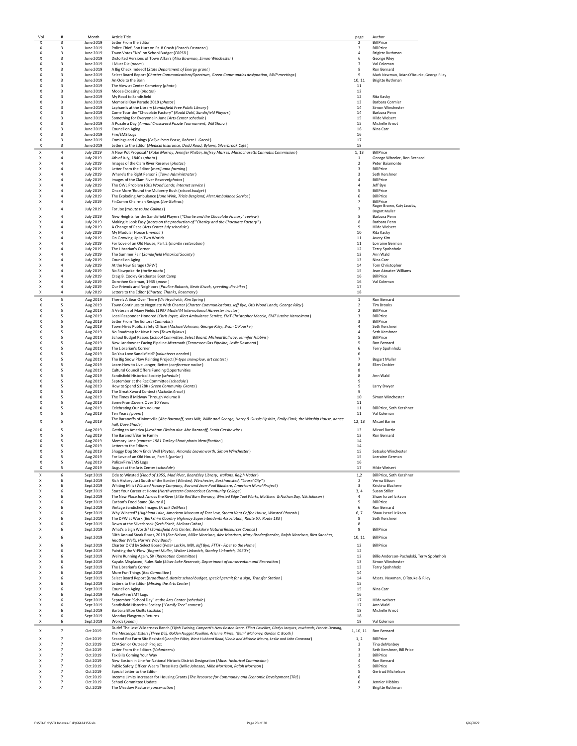| Vol | # | Month | Article Title | page | Author |
|---|---|---|---|---|---|
| X | 3 | June 2019 | Letter From the Editor | 2 | Bill Price |
| X | 3 | June 2019 | Police Chief, Son Hurt on Rt. 8 Crash (*Francis Costanzo*) | 3 | Bill Price |
| X | 3 | June 2019 | Town Votes "No" on School Budget (*FRRSD*) | 4 | Brigitte Ruthman |
| X | 3 | June 2019 | Distorted Versions of Town Affairs (*Alex Bowman, Simon Winchester*) | 6 | George Riley |
| X | 3 | June 2019 | I Must Die (*poem*) | 7 | Val Coleman |
| X | 3 | June 2019 | A Big Check Indeed! (*State Department of Energy grant*) | 8 | Ron Bernard |
| X | 3 | June 2019 | Select Board Report (*Charter Communications/Spectrum, Green Communities designation, MVP meetings*) | 9 | Mark Newman, Brian O'Rourke, George Riley |
| X | 3 | June 2019 | An Ode to the Barn | 10, 11 | Brigitte Ruthman |
| X | 3 | June 2019 | The View at Center Cemetery (*photo*) | 11 | |
| X | 3 | June 2019 | Moose Crossing (*photos*) | 12 | |
| X | 3 | June 2019 | My Road to Sandisfield | 12 | Rita Kasky |
| X | 3 | June 2019 | Memorial Day Parade 2019 (*photos*) | 13 | Barbara Cormier |
| X | 3 | June 2019 | Lapham's at the Library (*Sandisfield Free Public Library*) | 14 | Simon Winchester |
| X | 3 | June 2019 | Come Tour the "Chocolate Factory" (*Roald Dahl, Sandisfield Players*) | 14 | Barbara Penn |
| X | 3 | June 2019 | Something for Everyone in June (*Arts Center schedule*) | 15 | Hilde Weisert |
| X | 3 | June 2019 | A Puzzle a Day (*Annual Crossword Puzzle Tournament, Will Shorz*) | 15 | Michelle Arnot |
| X | 3 | June 2019 | Council on Aging | 16 | Nina Carr |
| X | 3 | June 2019 | Fire/EMS Logs | 16 | |
| X | 3 | June 2019 | Comings and Goings (*Fallyn Irma Pease, Robert L. Gacek*) | 17 | |
| X | 3 | June 2019 | Letters to the Editor (*Medical Insurance, Dodd Road, Bylaws, Silverbrook Café*) | 18 | |
| X | 4 | July 2019 | A New Pot Proposal? (*Katie Murray, Jennifer Philbin, Jeffrey Marres, Massachusetts Cannabis Commission*) | 1, 13 | Bill Price |
| X | 4 | July 2019 | 4th of July, 1840s (*photo*) | 1 | George Wheeler, Ron Bernard |
| X | 4 | July 2019 | Images of the Clam River Reserve (*photos*) | 2 | Peter Baiamonte |
| X | 4 | July 2019 | Letter From the Editor (*marijuana farming*) | 3 | Bill Price |
| X | 4 | July 2019 | Where's the Right Person? (*Town Administrator*) | 3 | Seth Kershner |
| X | 4 | July 2019 | images of the Clam River Reserve(*photos*) | 4 | Bill Price |
| X | 4 | July 2019 | The OWL Problem (*Otis Wood Lands, internet service*) | 4 | Jeff Bye |
| X | 4 | July 2019 | Once More 'Round the Mulberry Bush (*school budget*) | 5 | Bill Price |
| X | 4 | July 2019 | The Exploding Ambulance (*June Wink, Tricia Bergland, Alert Ambulance Service*) | 6 | Bill Price |
| X | 4 | July 2019 | FinComm Chairman Resigns (*Joe Galinas*) | 7 | Bill Price |
| X | 4 | July 2019 | For Joe (*tribute to Joe Galinas*) | 7 | Roger Brown, Katy Jacobs, Bogart Muller |
| X | 4 | July 2019 | New Heights for the Sandisfield Players ("*Charlie and the Chocolate Factory" review*) | 8 | Barbara Penn |
| X | 4 | July 2019 | Making it Look Easy (*notes on the production of "Charley and the Chocolate Factory"*) | 8 | Barbara Penn |
| X | 4 | July 2019 | A Change of Pace (*Arts Center July schedule*) | 9 | Hilde Weisert |
| X | 4 | July 2019 | My Modular House (*memoir*) | 10 | Rita Kasky |
| X | 4 | July 2019 | On Growing Up in Two Worlds | 11 | Avery Kim |
| X | 4 | July 2019 | For Love of an Old House, Part 2 (*mantle restoration*) | 11 | Lorraine German |
| X | 4 | July 2019 | The Librarian's Corner | 12 | Terry Spohnholz |
| X | 4 | July 2019 | The Summer Fair (*Sandisfield Historical Society*) | 13 | Ann Wald |
| X | 4 | July 2019 | Council on Aging | 13 | Nina Carr |
| X | 4 | July 2019 | At the New Garage (*DPW*) | 14 | Tom Christopher |
| X | 4 | July 2019 | No Slowpoke He (*turtle photo*) | 15 | Jean Atwater-Williams |
| X | 4 | July 2019 | Craig B. Cooley Graduates Boot Camp | 16 | Bill Price |
| X | 4 | July 2019 | Dorothee Coleman, 1935 (*poem*) | 16 | Val Coleman |
| X | 4 | July 2019 | Our Friends and Neighbors (*Pauline Bukanis, Kevin Kiwak, speeding dirt bikes*) | 17 | |
| X | 4 | July 2019 | Letters to the Editor (*Charter, Thanks, Rosemary*) | 18 | |
| X | 5 | Aug 2019 | There's A Bear Over There (*Vic Hrychvich, Kim Spring*) | 1 | Ron Bernard |
| X | 5 | Aug 2019 | Town Continues to Negotiate With Charter (*Charter Communications, Jeff Bye, Otis Wood Lands, George Riley*) | 2 | Tim Brooks |
| X | 5 | Aug 2019 | A Veteran of Many Fields (*1937 Model M International Harvester tractor*) | 2 | Bill Price |
| X | 5 | Aug 2019 | Local Responder Honored (*Chris Joyce, Alert Ambulance Service, EMT Christopher Moccio, EMT Justine Hanselman*) | 3 | Bill Price |
| X | 5 | Aug 2019 | Letter From The Editors (*Cannabis*) | 3 | Bill Price |
| X | 5 | Aug 2019 | Town Hires Public Safety Officer (*Michael Johnson, George Riley, Brian O'Rourke*) | 4 | Seth Kershner |
| X | 5 | Aug 2019 | No Roadmap for New Hires (*Town Bylaws*) | 4 | Seth Kershner |
| X | 5 | Aug 2019 | School Budget Passes (*School Committee, Select Board, Micheal Ballway, Jennifer Hibbins*) | 5 | Bill Price |
| X | 5 | Aug 2019 | New Landowner Facing Pipeline Aftermath (*Tennessee Gas Pipeline, Leslie Desmond*) | 5 | Ron Bernard |
| X | 5 | Aug 2019 | The Librarian's Corner | 6 | Terry Spohnholz |
| X | 5 | Aug 2019 | Do You Love Sandisfield? (*volunteers needed*) | 6 | |
| X | 5 | Aug 2019 | The Big Snow Plow Painting Project (*V-type snowplow, art contest*) | 7 | Bogart Muller |
| X | 5 | Aug 2019 | Learn How to Live Longer, Better (*conference notice*) | 8 | Ellen Crobier |
| X | 5 | Aug 2019 | Cultural Council Offers Funding Opportunities | 8 | |
| X | 5 | Aug 2019 | Sandisfield Historical Society (*schedule*) | 8 | Ann Wald |
| X | 5 | Aug 2019 | September at the Rec Committee (*schedule*) | 9 | |
| X | 5 | Aug 2019 | How to Spend $128K (*Green Community Grants*) | 9 | Larry Dwyer |
| X | 5 | Aug 2019 | The Great Xword Contest (*Michelle Arnot*) | 9 | |
| X | 5 | Aug 2019 | The Times if Midway Through Volume X | 10 | Simon Winchester |
| X | 5 | Aug 2019 | Some FrontCovers Over 10 Years | 11 | |
| X | 5 | Aug 2019 | Celebrating Our Xth Volume | 11 | Bill Price, Seth Kershner |
| X | 5 | Aug 2019 | Ten Years (*poem*) | 11 | Val Coleman |
| X | 5 | Aug 2019 | The Baranoffs of Montville (*Abe Baranoff, sons Milt, Willie and George, Harry & Gussie Lipshitz, Emily Clark, the Winship House, dance hall, Dave Shade*) | 12, 13 | Micael Barrie |
| X | 5 | Aug 2019 | Getting to America (*Avraham Oksion aka Abe Baranoff, Sonia Gershowitz*) | 13 | Micael Barrie |
| X | 5 | Aug 2019 | The Baranoff/Barrie Family | 13 | Ron Bernard |
| X | 5 | Aug 2019 | Memory Lane (*contest: 1981 Turkey Shoot photo identification*) | 14 | |
| X | 5 | Aug 2019 | Letters to the Editors | 14 | |
| X | 5 | Aug 2019 | Shaggy Dog Story Ends Well (*Peyton, Amanda Leavenworth, Simon Winchester*) | 15 | Setsuko Winchester |
| X | 5 | Aug 2019 | For Love of an Old House, Part 3 (*parlor*) | 15 | Lorraine German |
| X | 5 | Aug 2019 | Police/Fire/EMS Logs | 16 | |
| X | 5 | Aug 2019 | August at the Arts Center (*schedule*) | 17 | Hilde Weisert |
| X | 6 | Sept 2019 | Ode to Winsted (*Flood of 1955, Mad River, Beardsley Library, Italians, Ralph Nader*) | 1,2 | Bill Price, Seth Kershner |
| X | 6 | Sept 2019 | Rich History Just South of the Border (*Winsted, Winchester, Barkhamsted, "Laurel City"*) | 2 | Verna Gilson |
| X | 6 | Sept 2019 | Whiting Mills (*Winsted Hosiery Company, Eva and Jean-Paul Blachere, American Mural Project*) | 3 | Kristina Blachere |
| X | 6 | Sept 2019 | Start Your Career at Home (*Northwestern Connecticut Community College*) | 3, 4 | Susan Stiller |
| X | 6 | Sept 2019 | The New Place Just Across the River (*Little Red Barn Brewery, Winsted Edge Tool Works, Matthew & Nathan Day, Nils Johnson*) | 4 | Shaw Israel Izikson |
| X | 6 | Sept 2019 | Carbon's Food Stand (*Route 8*) | 5 | Bill Price |
| X | 6 | Sept 2019 | Vintage Sandisfield Images (*Frank DeMars*) | 6 | Ron Bernard |
| X | 6 | Sept 2019 | Why Winsted? (*Highland Lake, American Museum of Tort Law, Steam Vent Coffee House, Winsted Phoenix*) | 6, 7 | Shaw Israel Izikson |
| X | 6 | Sept 2019 | The DPW at Work (*Berkshire Country Highway Superintendents Association, Route 57, Route 183*) | 8 | Seth Kershner |
| X | 6 | Sept 2019 | Down at the Silverbrook (*Seth Fritch, Melissa Gabso*) | 8 | |
| X | 6 | Sept 2019 | What's a Sign Worth? (*Sandisfield Arts Center, Berkshire Natural Resources Council*) | 9 | Bill Price |
| X | 6 | Sept 2019 | 30th Annual Steak Roast, 2019 (*Zoe Nelson, Milke Morrison, Alec Morrison, Mary Bredenfoerder, Ralph Morrison, Rico Sanchez, Heather Wells, Harm's Way Band*) | 10, 11 | Bill Price |
| X | 6 | Sept 2019 | Charter OK'd by Select Board (*Peter Larkin, MBI, Jeff Bye, FTTH - Fiber to the Home*) | 12 | Bill Price |
| X | 6 | Sept 2019 | Painting the V-Plow (*Bogart Muller, Walter Linkovich, Stanley Linkovich, 1930's*) | 12 | |
| X | 6 | Sept 2019 | We're Running Again, 5K (*Recreation Committee*) | 12 | Billie Anderson-Pachulski, Terry Spohnholz |
| X | 6 | Sept 2019 | Kayaks Misplaced, Rules Rule (*Silver Lake Reservoir, Department of conservation and Recreation*) | 13 | Simon Winchester |
| X | 6 | Sept 2019 | The Librarian's Corner | 13 | Terry Spohnholz |
| X | 6 | Sept 2019 | More Fun Things (*Rec Committee*) | 14 | |
| X | 6 | Sept 2019 | Select Board Report (*broadband, district school budget, special permit for a sign, Transfer Station*) | 14 | Mssrs. Newman, O'Rouke & Riley |
| X | 6 | Sept 2019 | Letters to the Editor (*Missing the Arts Center*) | 15 | |
| X | 6 | Sept 2019 | Council on Aging | 15 | Nina Carr |
| X | 6 | Sept 2019 | Police/Fire/EMT Logs | 16 | |
| X | 6 | Sept 2019 | September "School Day" at the Arts Center (*schedule*) | 17 | Hilde weisert |
| X | 6 | Sept 2019 | Sandisfield Historical Society ("*Family Tree" contest*) | 17 | Ann Wald |
| X | 6 | Sept 2019 | Barbara Elton Quilts (*sashiko*) | 18 | Michelle Arnot |
| X | 6 | Sept 2019 | Monday Playgroup Returns | 18 | |
| X | 6 | Sept 2019 | Words (*poem*) | 18 | Val Coleman |
| X | 7 | Oct 2019 | Dude! The Lost Wilderness Ranch (*Elijah Twining, Campetti's New Boston Store, Elliott Cavellier, Gladys Jacques, cowhands, Francis Deming, The Messenger Sisters [Three D's], Golden Nugget Pavillion, Arienne Prince, "Gem" Mahoney, Gordon C. Booth*) | 1, 10, 11 | Ron Bernard |
| X | 7 | Oct 2019 | Second Pot Farm Site Resisted (*Jennifer Pilbin, West Hubbard Road, Vinnie and Michele Mauro, Leslie and John Garwood*) | 1, 2 | Bill Price |
| X | 7 | Oct 2019 | COA Senior Outreach Project | 2 | Tina deManbey |
| X | 7 | Oct 2019 | Letter From the Editors (*Volunteers*) | 3 | Seth Kershner, Bill Price |
| X | 7 | Oct 2019 | Tax Bills Coming Your Way | 3 | Bill Price |
| X | 7 | Oct 2019 | New Boston in Line for National Historic District Designation (*Mass. Historical Commission*) | 4 | Ron Bernard |
| X | 7 | Oct 2019 | Public Safety Officer Wears Three Hats (*Mike Johnson, Mike Morrison, Ralph Morrison*) | 5 | Bill Price |
| X | 7 | Oct 2019 | Special Letter to the Editor | 5 | Gertrud Michelson |
| X | 7 | Oct 2019 | Income Limits Increaser for Housing Grants (*The Resource for Community and Economic Development [TRI]*) | 6 | |
| X | 7 | Oct 2019 | School Committee Update | 6 | Jennier Hibbins |
| X | 7 | Oct 2019 | The Meadow Pasture (*conservation*) | 7 | Brigitte Ruthman |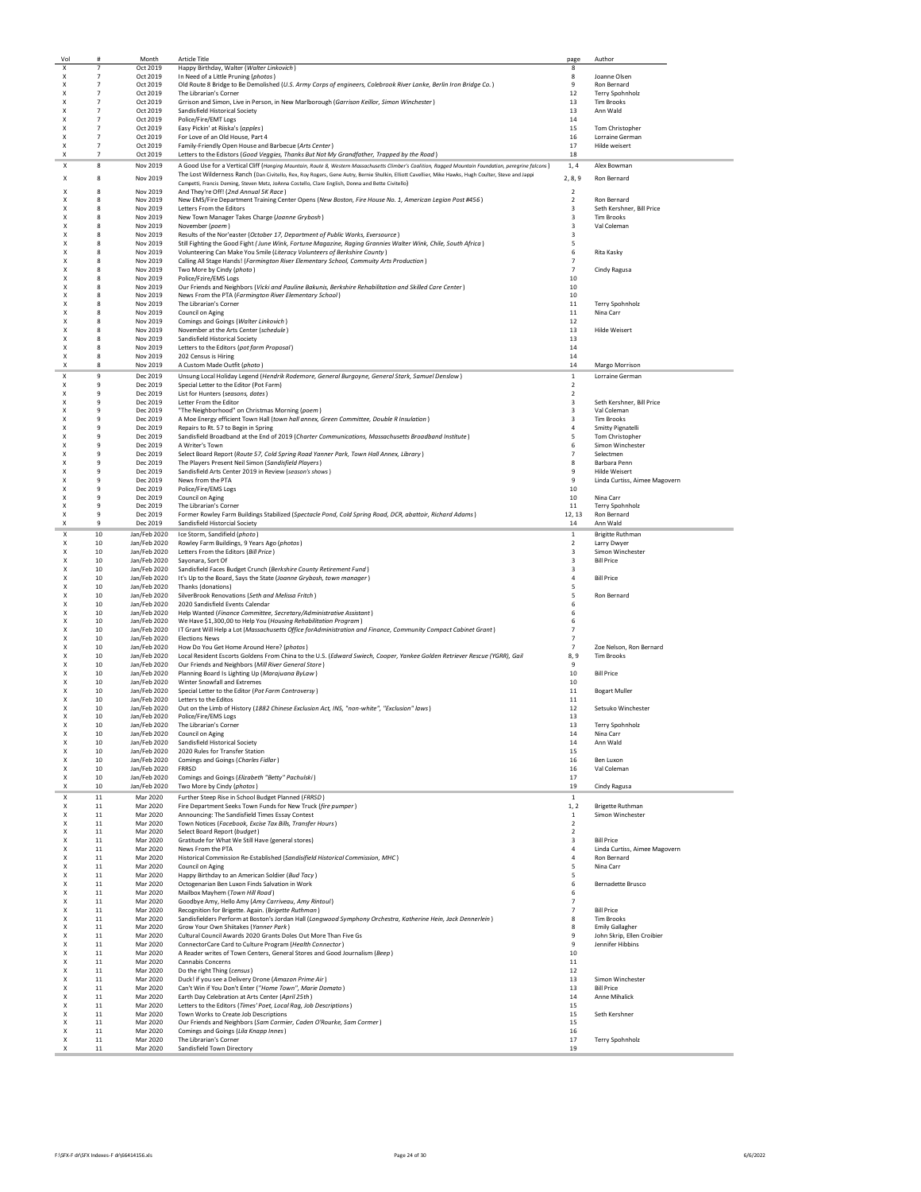| Vol | # | Month | Article Title | page | Author |
|---|---|---|---|---|---|
| X | 7 | Oct 2019 | Happy Birthday, Walter (*Walter Linkovich*) | 8 | |
| X | 7 | Oct 2019 | In Need of a Little Pruning (*photos*) | 8 | Joanne Olsen |
| X | 7 | Oct 2019 | Old Route 8 Bridge to Be Demolished (*U.S. Army Corps of engineers, Colebrook River Lanke, Berlin Iron Bridge Co.*) | 9 | Ron Bernard |
| X | 7 | Oct 2019 | The Librarian's Corner | 12 | Terry Spohnholz |
| X | 7 | Oct 2019 | Grrison and Simon, Live in Person, in New Marlborough (*Garrison Keillor, Simon Winchester*) | 13 | Tim Brooks |
| X | 7 | Oct 2019 | Sandisfield Historical Society | 13 | Ann Wald |
| X | 7 | Oct 2019 | Police/Fire/EMT Logs | 14 | |
| X | 7 | Oct 2019 | Easy Pickin' at Riiska's (*apples*) | 15 | Tom Christopher |
| X | 7 | Oct 2019 | For Love of an Old House, Part 4 | 16 | Lorraine German |
| X | 7 | Oct 2019 | Family-Friendly Open House and Barbecue (*Arts Center*) | 17 | Hilde weisert |
| X | 7 | Oct 2019 | Letters to the Edistors (*Good Veggies, Thanks But Not My Grandfather, Trapped by the Road*) | 18 | |
| X | 8 | Nov 2019 | A Good Use for a Vertical Cliff (*Hanging Mountain, Route 8, Western Massachusetts Climber's Coalition, Ragged Mountain Foundation, peregrine falcons*) | 1, 4 | Alex Bowman |
| X | 8 | Nov 2019 | The Lost Wilderness Ranch (Dan Civitello, Rex, Roy Rogers, Gene Autry, Bernie Shulkin, Elliott Cavellier, Mike Hawks, Hugh Coulter, Steve and Jappi Campetti, Francis Deming, Steven Metz, JoAnna Costello, Clare English, Donna and Bette Civitello) | 2, 8, 9 | Ron Bernard |
| X | 8 | Nov 2019 | And They're Off! (*2nd Annual 5K Race*) | 2 | |
| X | 8 | Nov 2019 | New EMS/Fire Department Training Center Opens (*New Boston, Fire House No. 1, American Legion Post #456*) | 2 | Ron Bernard |
| X | 8 | Nov 2019 | Letters From the Editors | 3 | Seth Kershner, Bill Price |
| X | 8 | Nov 2019 | New Town Manager Takes Charge (*Joanne Grybosh*) | 3 | Tim Brooks |
| X | 8 | Nov 2019 | November (*poem*) | 3 | Val Coleman |
| X | 8 | Nov 2019 | Results of the Nor'easter (*October 17, Department of Public Works, Eversource*) | 3 | |
| X | 8 | Nov 2019 | Still Fighting the Good Fight (*June Wink, Fortune Magazine, Raging Grannies Walter Wink, Chile, South Africa*) | 5 | |
| X | 8 | Nov 2019 | Volunteering Can Make You Smile (*Literacy Volunteers of Berkshire County*) | 6 | Rita Kasky |
| X | 8 | Nov 2019 | Calling All Stage Hands! (*Farmington River Elementary School, Commuity Arts Production*) | 7 | |
| X | 8 | Nov 2019 | Two More by Cindy (*photo*) | 7 | Cindy Ragusa |
| X | 8 | Nov 2019 | Police/Fzire/EMS Logs | 10 | |
| X | 8 | Nov 2019 | Our Friends and Neighbors (*Vicki and Pauline Bakunis, Berkshire Rehabilitation and Skilled Care Center*) | 10 | |
| X | 8 | Nov 2019 | News From the PTA (*Farmington River Elementary School*) | 10 | |
| X | 8 | Nov 2019 | The Librarian's Corner | 11 | Terry Spohnholz |
| X | 8 | Nov 2019 | Council on Aging | 11 | Nina Carr |
| X | 8 | Nov 2019 | Comings and Goings (*Walter Linkovich*) | 12 | |
| X | 8 | Nov 2019 | November at the Arts Center (*schedule*) | 13 | Hilde Weisert |
| X | 8 | Nov 2019 | Sandisfield Historical Society | 13 | |
| X | 8 | Nov 2019 | Letters to the Editors (*pot farm Proposal*) | 14 | |
| X | 8 | Nov 2019 | 202 Census is Hiring | 14 | |
| X | 8 | Nov 2019 | A Custom Made Outfit (*photo*) | 14 | Margo Morrison |
| X | 9 | Dec 2019 | Unsung Local Holiday Legend (*Hendrik Rodemore, General Burgoyne, General Stark, Samuel Denslow*) | 1 | Lorraine German |
| X | 9 | Dec 2019 | Special Letter to the Editor (Pot Farm) | 2 | |
| X | 9 | Dec 2019 | List for Hunters (*seasons, dates*) | 2 | |
| X | 9 | Dec 2019 | Letter From the Editor | 3 | Seth Kershner, Bill Price |
| X | 9 | Dec 2019 | "The Neighborhood" on Christmas Morning (*poem*) | 3 | Val Coleman |
| X | 9 | Dec 2019 | A Moe Energy efficient Town Hall (*town hall annex, Green Committee, Double R Insulation*) | 3 | Tim Brooks |
| X | 9 | Dec 2019 | Repairs to Rt. 57 to Begin in Spring | 4 | Smitty Pignatelli |
| X | 9 | Dec 2019 | Sandisfield Broadband at the End of 2019 (*Charter Communications, Massachusetts Broadband Institute*) | 5 | Tom Christopher |
| X | 9 | Dec 2019 | A Writer's Town | 6 | Simon Winchester |
| X | 9 | Dec 2019 | Select Board Report (*Route 57, Cold Spring Road Yanner Park, Town Hall Annex, Library*) | 7 | Selectmen |
| X | 9 | Dec 2019 | The Players Present Neil Simon (*Sandisfield Players*) | 8 | Barbara Penn |
| X | 9 | Dec 2019 | Sandisfield Arts Center 2019 in Review (*season's shows*) | 9 | Hilde Weisert |
| X | 9 | Dec 2019 | News from the PTA | 9 | Linda Curtiss, Aimee Magovern |
| X | 9 | Dec 2019 | Police/Fire/EMS Logs | 10 | |
| X | 9 | Dec 2019 | Council on Aging | 10 | Nina Carr |
| X | 9 | Dec 2019 | The Librarian's Corner | 11 | Terry Spohnholz |
| X | 9 | Dec 2019 | Former Rowley Farm Buildings Stabilized (*Spectacle Pond, Cold Spring Road, DCR, abattoir, Richard Adams*) | 12, 13 | Ron Bernard |
| X | 9 | Dec 2019 | Sandisfield Historcial Society | 14 | Ann Wald |
| X | 10 | Jan/Feb 2020 | Ice Storm, Sandifield (*photo*) | 1 | Brigitte Ruthman |
| X | 10 | Jan/Feb 2020 | Rowley Farm Buildings, 9 Years Ago (*photos*) | 2 | Larry Dwyer |
| X | 10 | Jan/Feb 2020 | Letters From the Editors (*Bill Price*) | 3 | Simon Winchester |
| X | 10 | Jan/Feb 2020 | Sayonara, Sort Of | 3 | Bill Price |
| X | 10 | Jan/Feb 2020 | Sandisfield Faces Budget Crunch (*Berkshire County Retirement Fund*) | 3 | |
| X | 10 | Jan/Feb 2020 | It's Up to the Board, Says the State (*Joanne Grybosh, town manager*) | 4 | Bill Price |
| X | 10 | Jan/Feb 2020 | Thanks (donations) | 5 | |
| X | 10 | Jan/Feb 2020 | SilverBrook Renovations (*Seth and Melissa Fritch*) | 5 | Ron Bernard |
| X | 10 | Jan/Feb 2020 | 2020 Sandisfield Events Calendar | 6 | |
| X | 10 | Jan/Feb 2020 | Help Wanted (*Finance Committee, Secretary/Administrative Assistant*) | 6 | |
| X | 10 | Jan/Feb 2020 | We Have $1,300,00 to Help You (*Housing Rehabilitation Program*) | 6 | |
| X | 10 | Jan/Feb 2020 | IT Grant Will Help a Lot (*Massachusetts Office forAdministration and Finance, Community Compact Cabinet Grant*) | 7 | |
| X | 10 | Jan/Feb 2020 | Elections News | 7 | |
| X | 10 | Jan/Feb 2020 | How Do You Get Home Around Here? (*photos*) | 7 | Zoe Nelson, Ron Bernard |
| X | 10 | Jan/Feb 2020 | Local Resident Escorts Goldens From China to the U.S. (*Edward Swiech, Cooper, Yankee Golden Retriever Rescue (YGRR), Gail* | 8, 9 | Tim Brooks |
| X | 10 | Jan/Feb 2020 | Our Friends and Neighbors (*Mill River General Store*) | 9 | |
| X | 10 | Jan/Feb 2020 | Planning Board Is Lighting Up (*Marajuana ByLaw*) | 10 | Bill Price |
| X | 10 | Jan/Feb 2020 | Winter Snowfall and Extremes | 10 | |
| X | 10 | Jan/Feb 2020 | Special Letter to the Editor (*Pot Farm Controversy*) | 11 | Bogart Muller |
| X | 10 | Jan/Feb 2020 | Letters to the Editos | 11 | |
| X | 10 | Jan/Feb 2020 | Out on the Limb of History (*1882 Chinese Exclusion Act, INS, "non-white", "Exclusion" laws*) | 12 | Setsuko Winchester |
| X | 10 | Jan/Feb 2020 | Police/Fire/EMS Logs | 13 | |
| X | 10 | Jan/Feb 2020 | The Librarian's Corner | 13 | Terry Spohnholz |
| X | 10 | Jan/Feb 2020 | Council on Aging | 14 | Nina Carr |
| X | 10 | Jan/Feb 2020 | Sandisfield Historical Society | 14 | Ann Wald |
| X | 10 | Jan/Feb 2020 | 2020 Rules for Transfer Station | 15 | |
| X | 10 | Jan/Feb 2020 | Comings and Goings (*Charles Fidlar*) | 16 | Ben Luxon |
| X | 10 | Jan/Feb 2020 | FRRSD | 16 | Val Coleman |
| X | 10 | Jan/Feb 2020 | Comings and Goings (*Elizabeth "Betty" Pachulski*) | 17 | |
| X | 10 | Jan/Feb 2020 | Two More by Cindy (*photos*) | 19 | Cindy Ragusa |
| X | 11 | Mar 2020 | Further Steep Rise in School Budget Planned (*FRRSD*) | 1 | |
| X | 11 | Mar 2020 | Fire Department Seeks Town Funds for New Truck (*fire pumper*) | 1, 2 | Brigette Ruthman |
| X | 11 | Mar 2020 | Announcing: The Sandisfield Times Essay Contest | 1 | Simon Winchester |
| X | 11 | Mar 2020 | Town Notices (*Facebook, Excise Tax Bills, Transfer Hours*) | 2 | |
| X | 11 | Mar 2020 | Select Board Report (*budget*) | 2 | |
| X | 11 | Mar 2020 | Gratitude for What We Still Have (general stores) | 3 | Bill Price |
| X | 11 | Mar 2020 | News From the PTA | 4 | Linda Curtiss, Aimee Magovern |
| X | 11 | Mar 2020 | Historical Commission Re-Established (*Sandisifield Historical Commission, MHC*) | 4 | Ron Bernard |
| X | 11 | Mar 2020 | Council on Aging | 5 | Nina Carr |
| X | 11 | Mar 2020 | Happy Birthday to an American Soldier (*Bud Tacy*) | 5 | |
| X | 11 | Mar 2020 | Octogenarian Ben Luxon Finds Salvation in Work | 6 | Bernadette Brusco |
| X | 11 | Mar 2020 | Mailbox Mayhem (*Town Hill Road*) | 6 | |
| X | 11 | Mar 2020 | Goodbye Amy, Hello Amy (*Amy Carriveau, Amy Rintoul*) | 7 | |
| X | 11 | Mar 2020 | Recognition for Brigette. Again. (*Brigette Ruthman*) | 7 | Bill Price |
| X | 11 | Mar 2020 | Sandisfielders Perform at Boston's Jordan Hall (*Longwood Symphony Orchestra, Katherine Hein, Jack Dennerlein*) | 8 | Tim Brooks |
| X | 11 | Mar 2020 | Grow Your Own Shiitakes (*Yanner Park*) | 8 | Emily Gallagher |
| X | 11 | Mar 2020 | Cultural Council Awards 2020 Grants Doles Out More Than Five Gs | 9 | John Skrip, Ellen Croibier |
| X | 11 | Mar 2020 | ConnectorCare Card to Culture Program (*Health Connector*) | 9 | Jennifer Hibbins |
| X | 11 | Mar 2020 | A Reader writes of Town Centers, General Stores and Good Journalism (*Beep*) | 10 | |
| X | 11 | Mar 2020 | Cannabis Concerns | 11 | |
| X | 11 | Mar 2020 | Do the right Thing (*census*) | 12 | |
| X | 11 | Mar 2020 | Duck! if you see a Delivery Drone (*Amazon Prime Air*) | 13 | Simon Winchester |
| X | 11 | Mar 2020 | Can't Win if You Don't Enter (*"Home Town", Marie Domato*) | 13 | Bill Price |
| X | 11 | Mar 2020 | Earth Day Celebration at Arts Center (*April 25th*) | 14 | Anne Mihalick |
| X | 11 | Mar 2020 | Letters to the Editors (*Times' Poet, Local Rag, Job Descriptions*) | 15 | |
| X | 11 | Mar 2020 | Town Works to Create Job Descriptions | 15 | Seth Kershner |
| X | 11 | Mar 2020 | Our Friends and Neighbors (*Sam Cormier, Caden O'Rourke, Sam Cormer*) | 15 | |
| X | 11 | Mar 2020 | Comings and Goings (*Lila Knapp Innes*) | 16 | |
| X | 11 | Mar 2020 | The Librarian's Corner | 17 | Terry Spohnholz |
| X | 11 | Mar 2020 | Sandisfield Town Directory | 19 | |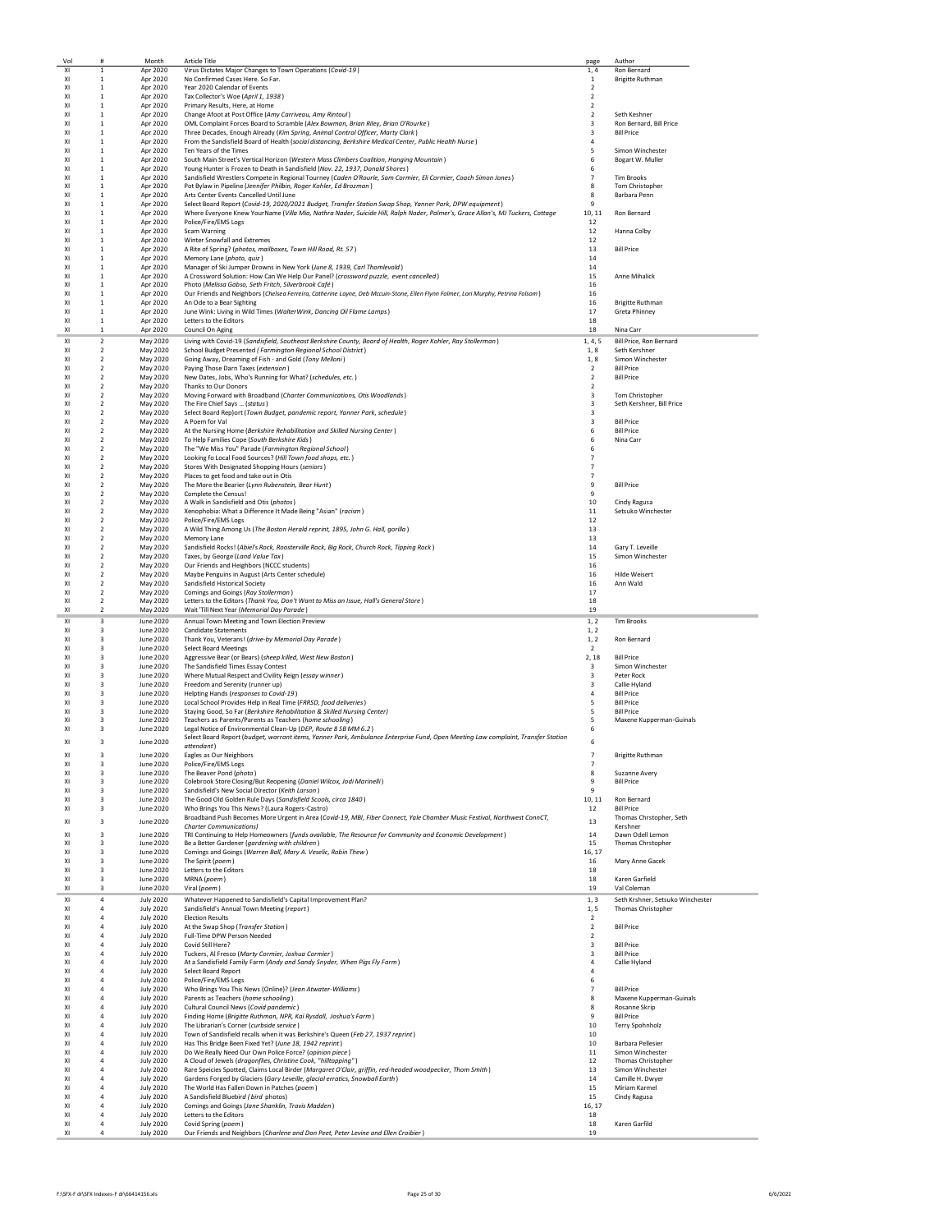| Vol | # | Month | Article Title | page | Author |
|---|---|---|---|---|---|
| XI | 1 | Apr 2020 | Virus Dictates Major Changes to Town Operations (*Covid-19*) | 1, 4 | Ron Bernard |
| XI | 1 | Apr 2020 | No Confirmed Cases Here. So Far. | 1 | Brigitte Ruthman |
| XI | 1 | Apr 2020 | Year 2020 Calendar of Events | 2 | |
| XI | 1 | Apr 2020 | Tax Collector's Woe (*April 1, 1938*) | 2 | |
| XI | 1 | Apr 2020 | Primary Results, Here, at Home | 2 | |
| XI | 1 | Apr 2020 | Change Afoot at Post Office (*Amy Carriveau, Amy Rintoul*) | 2 | Seth Keshner |
| XI | 1 | Apr 2020 | OML Complaint Forces Board to Scramble (*Alex Bowman, Brian Riley, Brian O'Rourke*) | 3 | Ron Bernard, Bill Price |
| XI | 1 | Apr 2020 | Three Decades, Enough Already (*Kim Spring, Animal Control Officer, Marty Clark*) | 3 | Bill Price |
| XI | 1 | Apr 2020 | From the Sandisfield Board of Health (*social distancing, Berkshire Medical Center, Public Health Nurse*) | 4 | |
| XI | 1 | Apr 2020 | Ten Years of the Times | 5 | Simon Winchester |
| XI | 1 | Apr 2020 | South Main Street's Vertical Horizon (*Western Mass Climbers Coalition, Hanging Mountain*) | 6 | Bogart W. Muller |
| XI | 1 | Apr 2020 | Young Hunter is Frozen to Death in Sandisfield (*Nov. 22, 1937, Donald Shores*) | 6 | |
| XI | 1 | Apr 2020 | Sandisfield Wrestlers Compete in Regional Tourney (*Caden O'Rourle, Sam Cormier, Eli Cormier, Coach Simon Jones*) | 7 | Tim Brooks |
| XI | 1 | Apr 2020 | Pot Bylaw in Pipeline (*Jennifer Philbin, Roger Kohler, Ed Brozman*) | 8 | Tom Christopher |
| XI | 1 | Apr 2020 | Arts Center Events Cancelled Until June | 8 | Barbara Penn |
| XI | 1 | Apr 2020 | Select Board Report (*Covid-19, 2020/2021 Budget, Transfer Station Swap Shop, Yanner Park, DPW equipment*) | 9 | |
| XI | 1 | Apr 2020 | Where Everyone Knew YourName (*Villa Mia, Nathra Nader, Suicide Hill, Ralph Nader, Palmer's, Grace Allan's, MJ Tuckers, Cottage*) | 10, 11 | Ron Bernard |
| XI | 1 | Apr 2020 | Police/Fire/EMS Logs | 12 | |
| XI | 1 | Apr 2020 | Scam Warning | 12 | Hanna Colby |
| XI | 1 | Apr 2020 | Winter Snowfall and Extremes | 12 | |
| XI | 1 | Apr 2020 | A Rite of Spring? (*photos, mailboxes, Town Hill Road, Rt. 57*) | 13 | Bill Price |
| XI | 1 | Apr 2020 | Memory Lane (*photo, quiz*) | 14 | |
| XI | 1 | Apr 2020 | Manager of Ski Jumper Drowns in New York (*June 8, 1939, Carl Thornlevold*) | 14 | |
| XI | 1 | Apr 2020 | A Crossword Solution: How Can We Help Our Panel? (*crossword puzzle, event cancelled*) | 15 | Anne Mihalick |
| XI | 1 | Apr 2020 | Photo (*Melissa Gabso, Seth Fritch, Silverbrook Café*) | 16 | |
| XI | 1 | Apr 2020 | Our Friends and Neighbors (*Chelsea Ferreira, Catherine Layne, Deb Mccuin-Stone, Ellen Flynn Folmer, Lori Murphy, Petrina Folsom*) | 16 | |
| XI | 1 | Apr 2020 | An Ode to a Bear Sighting | 16 | Brigitte Ruthman |
| XI | 1 | Apr 2020 | June Wink: Living in Wild Times (*WalterWink, Dancing Oil Flame Lamps*) | 17 | Greta Phinney |
| XI | 1 | Apr 2020 | Letters to the Editors | 18 | |
| XI | 1 | Apr 2020 | Council On Aging | 18 | Nina Carr |
| XI | 2 | May 2020 | Living with Covid-19 (*Sandisfield, Southeast Berkshire County, Board of Health, Roger Kohler, Ray Stollerman*) | 1, 4, 5 | Bill Price, Ron Bernard |
| XI | 2 | May 2020 | School Budget Presented (*Farmington Regional School District*) | 1, 8 | Seth Kershner |
| XI | 2 | May 2020 | Going Away, Dreaming of Fish - and Gold (*Tony Melloni*) | 1, 8 | Simon Winchester |
| XI | 2 | May 2020 | Paying Those Darn Taxes (*extension*) | 2 | Bill Price |
| XI | 2 | May 2020 | New Dates, Jobs, Who's Running for What? (*schedules, etc.*) | 2 | Bill Price |
| XI | 2 | May 2020 | Thanks to Our Donors | 2 | |
| XI | 2 | May 2020 | Moving Forward with Broadband (*Charter Communications, Otis Woodlands*) | 3 | Tom Christopher |
| XI | 2 | May 2020 | The Fire Chief Says … (*status*) | 3 | Seth Kershner, Bill Price |
| XI | 2 | May 2020 | Select Board Rep)ort (*Town Budget, pandemic report, Yanner Park, schedule*) | 3 | |
| XI | 2 | May 2020 | A Poem for Val | 3 | Bill Price |
| XI | 2 | May 2020 | At the Nursing Home (*Berkshire Rehabilitation and Skilled Nursing Center*) | 6 | Bill Price |
| XI | 2 | May 2020 | To Help Families Cope (*South Berkshire Kids*) | 6 | Nina Carr |
| XI | 2 | May 2020 | The "We Miss You" Parade (*Farmington Regional School*) | 6 | |
| XI | 2 | May 2020 | Looking fo Local Food Sources? (*Hill Town food shops, etc.*) | 7 | |
| XI | 2 | May 2020 | Stores With Designated Shopping Hours (*seniors*) | 7 | |
| XI | 2 | May 2020 | Places to get food and take out in Otis | 7 | |
| XI | 2 | May 2020 | The More the Bearier (*Lynn Rubenstein, Bear Hunt*) | 9 | Bill Price |
| XI | 2 | May 2020 | Complete the Census! | 9 | |
| XI | 2 | May 2020 | A Walk in Sandisfield and Otis (*photos*) | 10 | Cindy Ragusa |
| XI | 2 | May 2020 | Xenophobia: What a Difference It Made Being "Asian" (*racism*) | 11 | Setsuko Winchester |
| XI | 2 | May 2020 | Police/Fire/EMS Logs | 12 | |
| XI | 2 | May 2020 | A Wild Thing Among Us (*The Boston Herald reprint, 1895, John G. Hall, gorilla*) | 13 | |
| XI | 2 | May 2020 | Memory Lane | 13 | |
| XI | 2 | May 2020 | Sandisfield Rocks! (*Abiel's Rock, Roosterville Rock, Big Rock, Church Rock, Tipping Rock*) | 14 | Gary T. Leveille |
| XI | 2 | May 2020 | Taxes, by George (*Land Value Tax*) | 15 | Simon Winchester |
| XI | 2 | May 2020 | Our Friends and Heighbors (NCCC students) | 16 | |
| XI | 2 | May 2020 | Maybe Penguins in August (Arts Center schedule) | 16 | Hilde Weisert |
| XI | 2 | May 2020 | Sandisfield Historical Society | 16 | Ann Wald |
| XI | 2 | May 2020 | Comings and Goings (*Ray Stollerman*) | 17 | |
| XI | 2 | May 2020 | Letters to the Editors (*Thank You, Don't Want to Miss an Issue, Hall's General Store*) | 18 | |
| XI | 2 | May 2020 | Wait 'Till Next Year (*Memorial Day Parade*) | 19 | |
| XI | 3 | June 2020 | Annual Town Meeting and Town Election Preview | 1, 2 | Tim Brooks |
| XI | 3 | June 2020 | Candidate Statements | 1, 2 | |
| XI | 3 | June 2020 | Thank You, Veterans! (*drive-by Memorial Day Parade*) | 1, 2 | Ron Bernard |
| XI | 3 | June 2020 | Select Board Meetings | 2 | |
| XI | 3 | June 2020 | Aggressive Bear (or Bears) (*sheep killed, West New Boston*) | 2, 18 | Bill Price |
| XI | 3 | June 2020 | The Sandisfield Times Essay Contest | 3 | Simon Winchester |
| XI | 3 | June 2020 | Where Mutual Respect and Civility Reign (*essay winner*) | 3 | Peter Rock |
| XI | 3 | June 2020 | Freedom and Serenity (runner up) | 3 | Callie Hyland |
| XI | 3 | June 2020 | Helpting Hands (*responses to Covid-19*) | 4 | Bill Price |
| XI | 3 | June 2020 | Local School Provides Help in Real Time (*FRRSD, food deliveries*) | 5 | Bill Price |
| XI | 3 | June 2020 | Staying Good, So Far (*Berkshire Rehabilitation & Skilled Nursing Center*) | 5 | Bill Price |
| XI | 3 | June 2020 | Teachers as Parents/Parents as Teachers (*home schooling*) | 5 | Maxene Kupperman-Guinals |
| XI | 3 | June 2020 | Legal Notice of Environmental Clean-Up (*DEP, Route 8 SB MM 6.2*) | 6 | |
| XI | 3 | June 2020 | Select Board Report (*budget, warrant items, Yanner Park, Ambulance Enterprise Fund, Open Meeting Law complaint, Transfer Station attendant*) | 6 | |
| XI | 3 | June 2020 | Eagles as Our Neighbors | 7 | Brigitte Ruthman |
| XI | 3 | June 2020 | Police/Fire/EMS Logs | 7 | |
| XI | 3 | June 2020 | The Beaver Pond (*photo*) | 8 | Suzanne Avery |
| XI | 3 | June 2020 | Colebrook Store Closing/But Reopening (*Daniel Wilcox, Jodi Marinelli*) | 9 | Bill Price |
| XI | 3 | June 2020 | Sandisfield's New Social Director (*Keith Larson*) | 9 | |
| XI | 3 | June 2020 | The Good Old Golden Rule Days (*Sandisfield Scools, circa 1840*) | 10, 11 | Ron Bernard |
| XI | 3 | June 2020 | Who Brings You This News? (Laura Rogers-Castro) | 12 | Bill Price |
| XI | 3 | June 2020 | Broadband Push Becomes More Urgent in Area (*Covid-19, MBI, Fiber Connect, Yale Chamber Music Festival, Northwest ConnCT, Charter Communications*) | 13 | Thomas Chrstopher, Seth Kershner |
| XI | 3 | June 2020 | TRI Continuing to Help Homeowners (*funds available, The Resource for Community and Economic Development*) | 14 | Dawn Odell Lemon |
| XI | 3 | June 2020 | Be a Better Gardener (*gardening with children*) | 15 | Thomas Chrstopher |
| XI | 3 | June 2020 | Comings and Goings (*Warren Ball, Mary A. Veselic, Robin Thew*) | 16, 17 | |
| XI | 3 | June 2020 | The Spirit (*poem*) | 16 | Mary Anne Gacek |
| XI | 3 | June 2020 | Letters to the Editors | 18 | |
| XI | 3 | June 2020 | MRNA (*poem*) | 18 | Karen Garfield |
| XI | 3 | June 2020 | Viral (*poem*) | 19 | Val Coleman |
| XI | 4 | July 2020 | Whatever Happened to Sandisfield's Capital Improvement Plan? | 1, 3 | Seth Krshner, Setsuko Winchester |
| XI | 4 | July 2020 | Sandisfield's Annual Town Meeting (*report*) | 1, 5 | Thomas Christopher |
| XI | 4 | July 2020 | Election Results | 2 | |
| XI | 4 | July 2020 | At the Swap Shop (*Transfer Station*) | 2 | Bill Price |
| XI | 4 | July 2020 | Full-Time DPW Person Needed | 2 | |
| XI | 4 | July 2020 | Covid Still Here? | 3 | Bill Price |
| XI | 4 | July 2020 | Tuckers, Al Fresco (*Marty Cormier, Joshua Cormier*) | 3 | Bill Price |
| XI | 4 | July 2020 | At a Sandisfield Family Farm (*Andy and Sandy Snyder, When Pigs Fly Farm*) | 4 | Callie Hyland |
| XI | 4 | July 2020 | Select Board Report | 4 | |
| XI | 4 | July 2020 | Police/Fire/EMS Logs | 6 | |
| XI | 4 | July 2020 | Who Brings You This News (Online)? (*Jean Atwater-Williams*) | 7 | Bill Price |
| XI | 4 | July 2020 | Parents as Teachers (*home schooling*) | 8 | Maxene Kupperman-Guinals |
| XI | 4 | July 2020 | Cultural Council News (*Covid pandemic*) | 8 | Rosanne Skrip |
| XI | 4 | July 2020 | Finding Home (*Brigitte Ruthman, NPR, Kai Rysdall, Joshua's Farm*) | 9 | Bill Price |
| XI | 4 | July 2020 | The Librarian's Corner (*curbside service*) | 10 | Terry Spohnholz |
| XI | 4 | July 2020 | Town of Sandisfield recalls when it was Berkshire's Queen (*Feb 27, 1937 reprint*) | 10 | |
| XI | 4 | July 2020 | Has This Bridge Been Fixed Yet? (*June 18, 1942 reprint*) | 10 | Barbara Pellesier |
| XI | 4 | July 2020 | Do We Really Need Our Own Police Force? (*opinion piece*) | 11 | Simon Winchester |
| XI | 4 | July 2020 | A Cloud of Jewels (*dragonflies, Christine Cook, "hilltopping"*) | 12 | Thomas Christopher |
| XI | 4 | July 2020 | Rare Speicies Spotted, Claims Local Birder (*Margaret O'Clair, griffin, red-headed woodpecker, Thom Smith*) | 13 | Simon Winchester |
| XI | 4 | July 2020 | Gardens Forged by Glaciers (*Gary Leveille, glacial erratics, Snowball Earth*) | 14 | Camille H. Dwyer |
| XI | 4 | July 2020 | The World Has Fallen Down in Patches (*poem*) | 15 | Miriam Karmel |
| XI | 4 | July 2020 | A Sandisfield Bluebird (*bird* photos) | 15 | Cindy Ragusa |
| XI | 4 | July 2020 | Comings and Goings (*Jane Shanklin, Travis Madden*) | 16, 17 | |
| XI | 4 | July 2020 | Letters to the Editors | 18 | |
| XI | 4 | July 2020 | Covid Spring (*poem*) | 18 | Karen Garfild |
| XI | 4 | July 2020 | Our Friends and Neighbors (*Charlene and Don Peet, Peter Levine and Ellen Croibier*) | 19 | |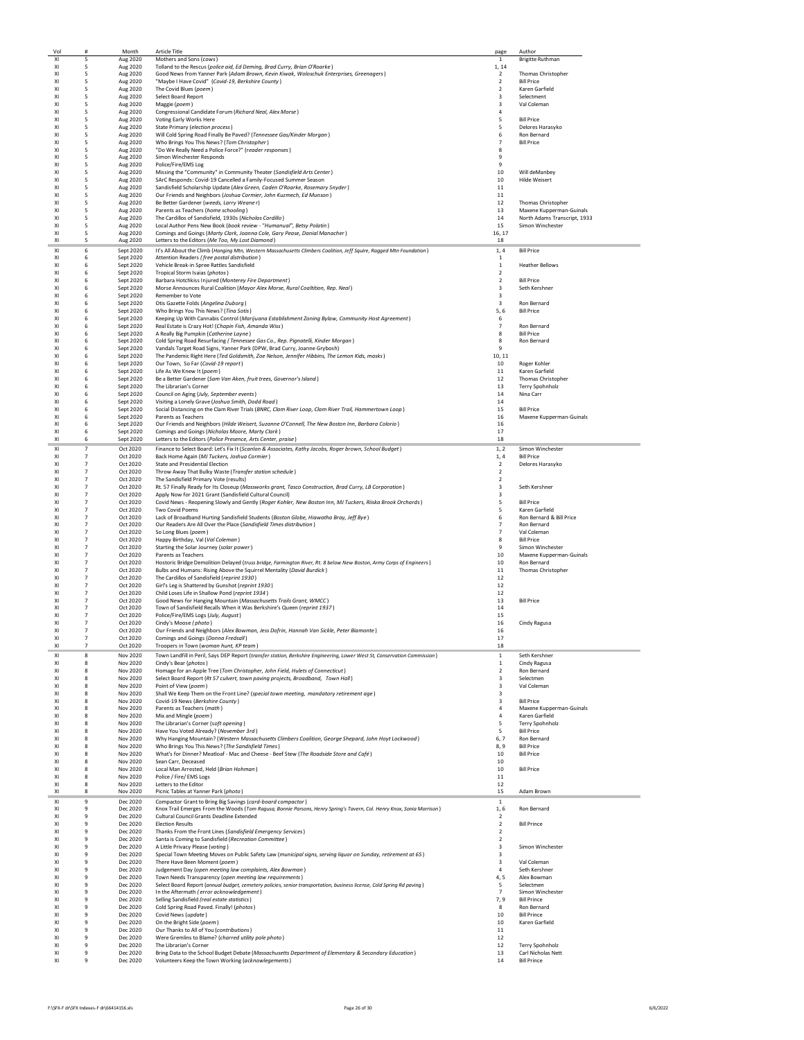| Vol | # | Month | Article Title | page | Author |
|---|---|---|---|---|---|
| XI | 5 | Aug 2020 | Mothers and Sons (*cows*) | 1 | Brigitte Ruthman |
| XI | 5 | Aug 2020 | Tolland to the Rescus (*police aid, Ed Deming, Brad Curry, Brian O'Roarke*) | 1, 14 | |
| XI | 5 | Aug 2020 | Good News from Yanner Park (*Adam Brown, Kevin Kiwak, Woloschuk Enterprises, Greenagers*) | 2 | Thomas Christopher |
| XI | 5 | Aug 2020 | "Maybe I Have Covid" (*Covid-19, Berkshire County*) | 2 | Bill Price |
| XI | 5 | Aug 2020 | The Covid Blues (*poem*) | 2 | Karen Garfield |
| XI | 5 | Aug 2020 | Select Board Report | 3 | Selectment |
| XI | 5 | Aug 2020 | Maggie (*poem*) | 3 | Val Coleman |
| XI | 5 | Aug 2020 | Congressional Candidate Forum (*Richard Neal, Alex Morse*) | 4 | |
| XI | 5 | Aug 2020 | Voting Early Works Here | 5 | Bill Price |
| XI | 5 | Aug 2020 | State Primary (*election process*) | 5 | Delores Harasyko |
| XI | 5 | Aug 2020 | Will Cold Spring Road Finally Be Paved? (*Tennessee Gas/Kinder Morgan*) | 6 | Ron Bernard |
| XI | 5 | Aug 2020 | Who Brings You This News? (*Tom Christopher*) | 7 | Bill Price |
| XI | 5 | Aug 2020 | "Do We Really Need a Police Force?" (*reader responses*) | 8 | |
| XI | 5 | Aug 2020 | Simon Winchester Responds | 9 | |
| XI | 5 | Aug 2020 | Police/Fire/EMS Log | 9 | |
| XI | 5 | Aug 2020 | Missing the "Community" in Community Theater (*Sandisfield Arts Center*) | 10 | Will deManbey |
| XI | 5 | Aug 2020 | SArC Responds: Covid-19 Cancelled a Family-Focused Summer Season | 10 | Hilde Weisert |
| XI | 5 | Aug 2020 | Sandisfield Scholarship Update (*Alex Green, Caden O'Roarke, Rosemary Snyder*) | 11 | |
| XI | 5 | Aug 2020 | Our Friends and Neighbors (*Joshua Cormier, John Kuzmech, Ed Munson*) | 11 | |
| XI | 5 | Aug 2020 | Be Better Gardener (*weeds, Larry Weaner*) | 12 | Thomas Christopher |
| XI | 5 | Aug 2020 | Parents as Teachers (*home schooling*) | 13 | Maxene Kupperman-Guinals |
| XI | 5 | Aug 2020 | The Cardillos of Sandisfield, 1930s (*Nicholas Cordillo*) | 14 | North Adams Transcript, 1933 |
| XI | 5 | Aug 2020 | Local Author Pens New Book (*book review - "Humanual", Betsy Polatin*) | 15 | Simon Winchester |
| XI | 5 | Aug 2020 | Comings and Goings (*Marty Clark, Joanna Cole, Gary Pease, Danial Manacher*) | 16, 17 | |
| XI | 5 | Aug 2020 | Letters to the Editors (*Me Too, My Lost Diamond*) | 18 | |
| XI | 6 | Sept 2020 | It's All About the Climb (*Hanging Mtn, Western Massachusetts Climbers Coalition, Jeff Squire, Ragged Mtn Foundation*) | 1, 4 | Bill Price |
| XI | 6 | Sept 2020 | Attention Readers (*free postal distribution*) | 1 | |
| XI | 6 | Sept 2020 | Vehicle Break-in Spree Rattles Sandisfield | 1 | Heather Bellows |
| XI | 6 | Sept 2020 | Tropical Storm Isaias (*photos*) | 2 | |
| XI | 6 | Sept 2020 | Barbara Hotchkiss Injured (*Monterey Fire Department*) | 2 | Bill Price |
| XI | 6 | Sept 2020 | Morse Announces Rural Coalition (*Mayor Alex Morse, Rural Coalition, Rep. Neal*) | 3 | Seth Kershner |
| XI | 6 | Sept 2020 | Remember to Vote | 3 | |
| XI | 6 | Sept 2020 | Otis Gazette Folds (*Angelina Duborg*) | 3 | Ron Bernard |
| XI | 6 | Sept 2020 | Who Brings You This News? (*Tina Sotis*) | 5, 6 | Bill Price |
| XI | 6 | Sept 2020 | Keeping Up With Cannabis Control (*Marijuana Establishment Zoning Bylaw, Community Host Agreement*) | 6 | |
| XI | 6 | Sept 2020 | Real Estate is Crazy Hot! (*Chapin Fish, Amanda Wiss*) | 7 | Ron Bernard |
| XI | 6 | Sept 2020 | A Really Big Pumpkin (*Catherine Layne*) | 8 | Bill Price |
| XI | 6 | Sept 2020 | Cold Spring Road Resurfacing (*Tennessee Gas Co., Rep. Pignatelli, Kinder Morgan*) | 8 | Ron Bernard |
| XI | 6 | Sept 2020 | Vandals Target Road Signs, Yanner Park (DPW, Brad Curry, Joanne Grybosh) | 9 | |
| XI | 6 | Sept 2020 | The Pandemic Right Here (*Ted Goldsmith, Zoe Nelson, Jennifer Hibbins, The Lemon Kids, masks*) | 10, 11 | |
| XI | 6 | Sept 2020 | Our Town, So Far (*Covid-19 report*) | 10 | Roger Kohler |
| XI | 6 | Sept 2020 | Life As We Knew It (*poem*) | 11 | Karen Garfield |
| XI | 6 | Sept 2020 | Be a Better Gardener (*Sam Van Aken, fruit trees, Governor's Island*) | 12 | Thomas Christopher |
| XI | 6 | Sept 2020 | The Librarian's Corner | 13 | Terry Spohnholz |
| XI | 6 | Sept 2020 | Council on Aging (*July, September events*) | 14 | Nina Carr |
| XI | 6 | Sept 2020 | Visiting a Lonely Grave (*Joshua Smith, Dodd Road*) | 14 | |
| XI | 6 | Sept 2020 | Social Distancing on the Clam River Trials (*BNRC, Clam River Loop, Clam River Trail, Hammertown Loop*) | 15 | Bill Price |
| XI | 6 | Sept 2020 | Parents as Teachers | 16 | Maxene Kupperman-Guinals |
| XI | 6 | Sept 2020 | Our Friends and Neighbors (*Hilde Weisert, Suzanne O'Connell, The New Boston Inn, Barbara Colorio*) | 16 | |
| XI | 6 | Sept 2020 | Comings and Goings (*Nicholas Moore, Marty Clark*) | 17 | |
| XI | 6 | Sept 2020 | Letters to the Editors (*Police Presence, Arts Center, praise*) | 18 | |
| XI | 7 | Oct 2020 | Finance to Select Board: Let's Fix It (*Scanlon & Associates, Kathy Jacobs, Roger brown, School Budget*) | 1, 2 | Simon Winchester |
| XI | 7 | Oct 2020 | Back Home Again (*MJ Tuckers, Joshua Cormier*) | 1, 4 | Bill Price |
| XI | 7 | Oct 2020 | State and Presidential Election | 2 | Delores Harasyko |
| XI | 7 | Oct 2020 | Throw Away That Bulky Waste (*Transfer station schedule*) | 2 | |
| XI | 7 | Oct 2020 | The Sandisfield Primary Vote (results) | 2 | |
| XI | 7 | Oct 2020 | Rt. 57 Finally Ready for Its Closeup (*Massworks grant, Tasco Construction, Brad Curry, LB Corporation*) | 3 | Seth Kershner |
| XI | 7 | Oct 2020 | Apply Now for 2021 Grant (Sandisfield Cultural Council) | 3 | |
| XI | 7 | Oct 2020 | Covid News - Reopening Slowly and Gently (*Roger Kohler, New Boston Inn, MJ Tuckers, Riiska Brook Orchards*) | 5 | Bill Price |
| XI | 7 | Oct 2020 | Two Covid Poems | 5 | Karen Garfield |
| XI | 7 | Oct 2020 | Lack of Broadband Hurting Sandisfield Students (*Boston Globe, Hiawatha Bray, Jeff Bye*) | 6 | Ron Bernard & Bill Price |
| XI | 7 | Oct 2020 | Our Readers Are All Over the Place (*Sandisfield Times distribution*) | 7 | Ron Bernard |
| XI | 7 | Oct 2020 | So Long Blues (*poem*) | 7 | Val Coleman |
| XI | 7 | Oct 2020 | Happy Birthday, Val (*Val Coleman*) | 8 | Bill Price |
| XI | 7 | Oct 2020 | Starting the Solar Journey (*solar power*) | 9 | Simon Winchester |
| XI | 7 | Oct 2020 | Parents as Teachers | 10 | Maxene Kupperman-Guinals |
| XI | 7 | Oct 2020 | Hostoric Bridge Demolition Delayed (*truss bridge, Farmington River, Rt. 8 below New Boston, Army Corps of Engineers*) | 10 | Ron Bernard |
| XI | 7 | Oct 2020 | Bulbs and Humans: Rising Above the Squirrel Mentality (*David Burdick*) | 11 | Thomas Christopher |
| XI | 7 | Oct 2020 | The Cardillos of Sandisfield (*reprint 1930*) | 12 | |
| XI | 7 | Oct 2020 | Girl's Leg is Shattered by Gunshot (*reprint 1930*) | 12 | |
| XI | 7 | Oct 2020 | Child Loses Life in Shallow Pond (*reprint 1934*) | 12 | |
| XI | 7 | Oct 2020 | Good News for Hanging Mountain (*Massachusetts Trails Grant, WMCC*) | 13 | Bill Price |
| XI | 7 | Oct 2020 | Town of Sandisfield Recalls When it Was Berkshire's Queen (*reprint 1937*) | 14 | |
| XI | 7 | Oct 2020 | Police/Fire/EMS Logs (*July, August*) | 15 | |
| XI | 7 | Oct 2020 | Cindy's Moose (*photo*) | 16 | Cindy Ragusa |
| XI | 7 | Oct 2020 | Our Friends and Neighbors (*Alex Bowman, Jess Dofrin, Hannah Van Sickle, Peter Biamonte*) | 16 | |
| XI | 7 | Oct 2020 | Comings and Goings (*Donna Fredsall*) | 17 | |
| XI | 7 | Oct 2020 | Troopers in Town (*woman hunt, KP team*) | 18 | |
| XI | 8 | Nov 2020 | Town Landfill in Peril, Says DEP Report (*transfer station, Berkshire Engineering, Lower West St, Conservation Commission*) | 1 | Seth Kershner |
| XI | 8 | Nov 2020 | Cindy's Bear (*photos*) | 1 | Cindy Ragusa |
| XI | 8 | Nov 2020 | Homage for an Apple Tree (*Tom Christopher, John Field, Hulets of Connecticut*) | 2 | Ron Bernard |
| XI | 8 | Nov 2020 | Select Board Report (*Rt 57 culvert, town paving projects, Broadband, Town Hall*) | 3 | Selectmen |
| XI | 8 | Nov 2020 | Point of View (*poem*) | 3 | Val Coleman |
| XI | 8 | Nov 2020 | Shall We Keep Them on the Front Line? (*special town meeting, mandatory retirement age*) | 3 | |
| XI | 8 | Nov 2020 | Covid-19 News (*Berkshire County*) | 3 | Bill Price |
| XI | 8 | Nov 2020 | Parents as Teachers (*math*) | 4 | Maxene Kupperman-Guinals |
| XI | 8 | Nov 2020 | Mix and Mingle (*poem*) | 4 | Karen Garfield |
| XI | 8 | Nov 2020 | The Librarian's Corner (*soft opening*) | 5 | Terry Spohnholz |
| XI | 8 | Nov 2020 | Have You Voted Already? (*November 3rd*) | 5 | Bill Price |
| XI | 8 | Nov 2020 | Why Hanging Mountain? (*Western Massachusetts Climbers Coalition, George Shepard, John Hoyt Lockwood*) | 6, 7 | Ron Bernard |
| XI | 8 | Nov 2020 | Who Brings You This News? (*The Sandisfield Times*) | 8, 9 | Bill Price |
| XI | 8 | Nov 2020 | What's for Dinner? Meatloaf - Mac and Cheese - Beef Stew (*The Roadside Store and Café*) | 10 | Bill Price |
| XI | 8 | Nov 2020 | Sean Carr, Deceased | 10 | |
| XI | 8 | Nov 2020 | Local Man Arrested, Held (*Brian Hohman*) | 10 | Bill Price |
| XI | 8 | Nov 2020 | Police / Fire/ EMS Logs | 11 | |
| XI | 8 | Nov 2020 | Letters to the Editor | 12 | |
| XI | 8 | Nov 2020 | Picnic Tables at Yanner Park (*photo*) | 15 | Adam Brown |
| XI | 9 | Dec 2020 | Compactor Grant to Bring Big Savings (*card-board compactor*) | 1 | |
| XI | 9 | Dec 2020 | Knox Trail Emerges From the Woods (*Tom Ragusa, Bonnie Parsons, Henry Spring's Tavern, Col. Henry Knox, Sonia Morrison*) | 1, 6 | Ron Bernard |
| XI | 9 | Dec 2020 | Cultural Council Grants Deadline Extended | 2 | |
| XI | 9 | Dec 2020 | Election Results | 2 | Bill Prince |
| XI | 9 | Dec 2020 | Thanks From the Front Lines (*Sandisfield Emergency Services*) | 2 | |
| XI | 9 | Dec 2020 | Santa is Coming to Sandisfield (*Recreation Committee*) | 2 | |
| XI | 9 | Dec 2020 | A Little Privacy Please (*voting*) | 3 | Simon Winchester |
| XI | 9 | Dec 2020 | Special Town Meeting Moves on Public Safety Law (*municipal signs, serving liquor on Sunday, retirement at 65*) | 3 | |
| XI | 9 | Dec 2020 | There Have Been Moment (*poem*) | 3 | Val Coleman |
| XI | 9 | Dec 2020 | Judgement Day (*open meeting law complaints, Alex Bowman*) | 4 | Seth Kershner |
| XI | 9 | Dec 2020 | Town Needs Transparency (*open meeting law requirements*) | 4, 5 | Alex Bowman |
| XI | 9 | Dec 2020 | Select Board Report (*annual budget, cemetery policies, senior transportation, business license, Cold Spring Rd paving*) | 5 | Selectmen |
| XI | 9 | Dec 2020 | In the Aftermath (*error acknowledgement*) | 7 | Simon Winchester |
| XI | 9 | Dec 2020 | Selling Sandisfield (*real estate statistics*) | 7, 9 | Bill Prince |
| XI | 9 | Dec 2020 | Cold Spring Road Paved. Finally! (*photos*) | 8 | Ron Bernard |
| XI | 9 | Dec 2020 | Covid News (*update*) | 10 | Bill Prince |
| XI | 9 | Dec 2020 | On the Bright Side (*poem*) | 10 | Karen Garfield |
| XI | 9 | Dec 2020 | Our Thanks to All of You (*contributions*) | 11 | |
| XI | 9 | Dec 2020 | Were Gremlins to Blame? (*charred utility pole photo*) | 12 | |
| XI | 9 | Dec 2020 | The Librarian's Corner | 12 | Terry Spohnholz |
| XI | 9 | Dec 2020 | Bring Data to the School Budget Debate (*Massachusetts Department of Elementary & Secondary Education*) | 13 | Carl Nicholas Nett |
| XI | 9 | Dec 2020 | Volunteers Keep the Town Working (*acknowlegements*) | 14 | Bill Prince |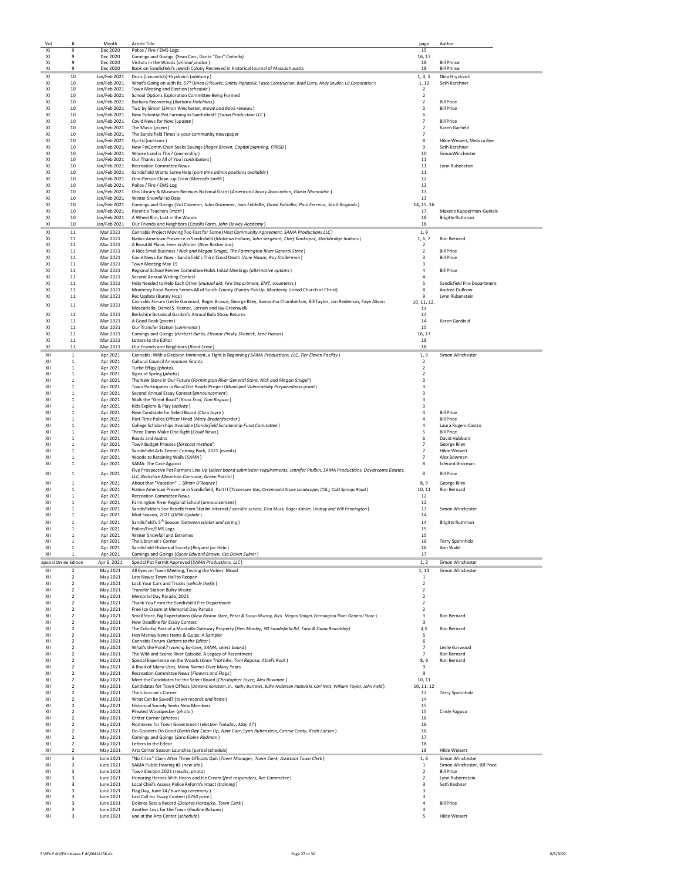| Vol | # | Month | Article Title | page | Author |
|---|---|---|---|---|---|
| XI | 9 | Dec 2020 | Police / Fire / EMS Logs | 15 | |
| XI | 9 | Dec 2020 | Comings and Goings (Sean Carr, Dante "Dan" Civitello) | 16, 17 | |
| XI | 9 | Dec 2020 | Visitors in the Woods (*animal photos*) | 18 | Bill Prince |
| XI | 9 | Dec 2020 | Book on Sandisfield's Jewish Colony Reviewed in Historical Journal of Massachusetts | 18 | Bill Prince |
| XI | 10 | Jan/Feb 2021 | Doris (Lincovitch) Hryckvich (*obituary*) | 1, 4, 5 | Nina Hryckvich |
| XI | 10 | Jan/Feb 2021 | What's Going on with Rt. 57? (*Brian O'Rourke, Smitty Pignatelli, Tasco Construction, Brad Curry, Andy Snyder, LB Corporation*) | 1, 12 | Seth Kershner |
| XI | 10 | Jan/Feb 2021 | Town Meeting and Election (*schedule*) | 2 | |
| XI | 10 | Jan/Feb 2021 | School Options Exploration Committee Being Formed | 2 | |
| XI | 10 | Jan/Feb 2021 | Barbara Recovering (*Barbara Hotchkiss*) | 2 | Bill Price |
| XI | 10 | Jan/Feb 2021 | Two by Simon (*Simon Winchester, movie and book reviews*) | 3 | Bill Price |
| XI | 10 | Jan/Feb 2021 | New Potential Pot Farming in Sandisfield? (*Sama Production LLC*) | 6 | |
| XI | 10 | Jan/Feb 2021 | Covid News for Now (*update*) | 7 | Bill Price |
| XI | 10 | Jan/Feb 2021 | The Music (*poem*) | 7 | Karen Garfield |
| XI | 10 | Jan/Feb 2021 | The Sandisfield Times is your community newspaper | 7 | |
| XI | 10 | Jan/Feb 2021 | Op-Ed (*opinions*) | 8 | Hilde Weisert, Melissa Bye |
| XI | 10 | Jan/Feb 2021 | New FinComm Chair Seeks Savings (*Roger Brown, Capital planning, FRRSD*) | 9 | Seth Kershner |
| XI | 10 | Jan/Feb 2021 | Whose Land is This? (*ownership*) | 10 | SimonWinchester |
| XI | 10 | Jan/Feb 2021 | Our Thanks to All of You (*contributors*) | 11 | |
| XI | 10 | Jan/Feb 2021 | Recreation Committee News | 11 | Lynn Rubenstien |
| XI | 10 | Jan/Feb 2021 | Sandisfield Wants Some Help (*part time admin positions available*) | 11 | |
| XI | 10 | Jan/Feb 2021 | One-Person Clean -up Crew (*Marcella Smith*) | 12 | |
| XI | 10 | Jan/Feb 2021 | Police / Fire / EMS Log | 13 | |
| XI | 10 | Jan/Feb 2021 | Otis Library & Museum Receives National Grant (*American Library Association, Gloria Mamokhin*) | 13 | |
| XI | 10 | Jan/Feb 2021 | Winter Snowfall to Date | 13 | |
| XI | 10 | Jan/Feb 2021 | Comings and Goings (*Val Coleman, John Grammer, Ivan Fiddelke, David Fiddelke, Paul Ferreira, Scott Brignolo*) | 14, 15, 16 | |
| XI | 10 | Jan/Feb 2021 | Parent a Teachers (*math*) | 17 | Maxene Kupperman-Guinals |
| XI | 10 | Jan/Feb 2021 | A Wheel Rim, Lost in the Woods | 18 | Brigitte Ruthman |
| XI | 10 | Jan/Feb 2021 | Our Friends and Neighbors (*Cassilis Farm, John Dewey Academy*) | 18 | |
| XI | 11 | Mar 2021 | Cannabis Project Moving Too Fast for Some (*Host Community Agreement, SAMA Productions LLC*) | 1, 9 | |
| XI | 11 | Mar 2021 | Native American Presence in Sandisfield (*Mohican Indians, John Sergeant, Chief Konkapot, Stockbridge Indians*) | 1, 6, 7 | Ron Bernard |
| XI | 11 | Mar 2021 | A Beautifil Place, Even in Winter (*New Boston Inn*) | 2 | |
| XI | 11 | Mar 2021 | A Nice Small Business (*Nick and Megan Smigel, The Farmington River General Store*) | 2 | Bill Price |
| XI | 11 | Mar 2021 | Covid News for Now - Sandisfield's Third Covid Death (*Jane Hason, Ray Stollerman*) | 3 | Bill Price |
| XI | 11 | Mar 2021 | Town Meeting May 15 | 3 | |
| XI | 11 | Mar 2021 | Regional School Review Committee Holds Initial Meetings (*alternative options*) | 4 | Bill Price |
| XI | 11 | Mar 2021 | Second Annual Writing Contest | 4 | |
| XI | 11 | Mar 2021 | Help Needed to Help Each Other (*mutual aid, Fire Department, EMT, volunteers*) | 5 | Sandisfield Fire Department |
| XI | 11 | Mar 2021 | Monterey Food Pantry Serves All of South County (Pantry PickUp, Monterey United Church of Christ) | 8 | Andrea DuBrow |
| XI | 11 | Mar 2021 | Rec Update (Bunny Hop) | 9 | Lynn Rubenstein |
| XI | 11 | Mar 2021 | Cannabis Forum (Leslie Garwood, Roger Brown, George Riley, Samantha Chamberlain, Bill Taylor, Jon Reideman, Faye Alison Moscariello, Daniel S. Keener, Lorrain and Jay Greenwell) | 10, 11, 12, 13 | |
| XI | 11 | Mar 2021 | Berkshire Botanical Garden's Annual Bulb Show Returns | 14 | |
| XI | 11 | Mar 2021 | A Good Book (*poem*) | 14 | Karen Gardield |
| XI | 11 | Mar 2021 | Our Transfer Station (*comments*) | 15 | |
| XI | 11 | Mar 2021 | Comings and Goings (*Herbert Burtis, Eleanor Pinsky Skolnick, Jane Hason*) | 16, 17 | |
| XI | 11 | Mar 2021 | Letters to the Editor | 18 | |
| XI | 11 | Mar 2021 | Our Friends and Neighbors (*Road Crew*) | 18 | |
| XII | 1 | Apr 2021 | Cannabis: With a Decision Imminent, a Fight is Beginning (*SAMA Productions, LLC, Tier Eleven Facility*) | 1, 9 | Simon Winchester |
| XII | 1 | Apr 2021 | Cultural Council Announces Grants | 2 | |
| XII | 1 | Apr 2021 | Turtle Effigy (photo) | 2 | |
| XII | 1 | Apr 2021 | Signs of Spring (*photo*) | 2 | |
| XII | 1 | Apr 2021 | The New Store in Our Future (*Farmington River General Store, Nick and Megan Smigel*) | 3 | |
| XII | 1 | Apr 2021 | Town Participates in Rural Dirt Roads Project (*Municipal Vulnerability Preparedness grant*) | 3 | |
| XII | 1 | Apr 2021 | Second Annual Essay Contest (*announcement*) | 3 | |
| XII | 1 | Apr 2021 | Walk the "Great Road" (*Knox Trail, Tom Ragusa*) | 3 | |
| XII | 1 | Apr 2021 | Kids Explore & Play (*activity*) | 3 | |
| XII | 1 | Apr 2021 | New Candidate for Select Board (*Chris Joyce*) | 4 | Bill Price |
| XII | 1 | Apr 2021 | Part-Time Police Officer Hired (*Mary Bredenfoerder*) | 4 | Bill Price |
| XII | 1 | Apr 2021 | College Scholarships Available (*Sandisfield Scholarship Fund Committee*) | 4 | Laura Rogers-Castro |
| XII | 1 | Apr 2021 | Three Dams Make One Right (*Covid News*) | 5 | Bill Price |
| XII | 1 | Apr 2021 | Roads and Audits | 6 | David Hubbard |
| XII | 1 | Apr 2021 | Town Budget Process (*forecast method*) | 7 | George Riley |
| XII | 1 | Apr 2021 | Sandisfield Arts Center Coming Back, 2021 (events) | 7 | Hilde Weisert |
| XII | 1 | Apr 2021 | Woods to Retaining Walls (*SAMA*) | 7 | Alex Bowman |
| XII | 1 | Apr 2021 | SAMA: The Case Against | 8 | Edward Brozman |
| XII | 1 | Apr 2021 | Five Prospective Pot Farmers Line Up (*select board submission requirements, Jennifer Philbin, SAMA Productions, Daydreamz Estates, LLC, Berkshire Mountain Cannabis, Green Patriot*) | 8 | Bill Price |
| XII | 1 | Apr 2021 | About that "Vacation" ... (*Brian O'Rourke*) | 8, 9 | George Riley |
| XII | 1 | Apr 2021 | Native American Presence in Sandisfield, Part II (*Tennessee Gas, Ceremonial Stone Landscapes (CSL), Cold Springs Road*) | 10, 11 | Ron Bernard |
| XII | 1 | Apr 2021 | Recreation Committee News | 12 | |
| XII | 1 | Apr 2021 | Farmington River Regional School (*announcement*) | 12 | |
| XII | 1 | Apr 2021 | Sandisfielders See Benefit from Starlinl Internet (*satellite service, Elon Musk, Roger Kohler, Lindsay and Will Pennington*) | 13 | Simon Winchester |
| XII | 1 | Apr 2021 | Mud Season, 2021 (*DPW Update*) | 14 | |
| XII | 1 | Apr 2021 | Sandisfield's 5th Season (*between winter and spring*) | 14 | Brigitte Ruthman |
| XII | 1 | Apr 2021 | Police/Fire/EMS Logs | 15 | |
| XII | 1 | Apr 2021 | Winter Snowfall and Extremes | 15 | |
| XII | 1 | Apr 2021 | The Librarian's Corner | 16 | Terry Spohnholz |
| XII | 1 | Apr 2021 | Sandisfield Historical Society (*Request for Help*) | 16 | Ann Wald |
| XII | 1 | Apr 2021 | Comings and Goings (*Oscar Edward Brown, Ilsa Dawn Sulner*) | 17 | |
| Special Online Edition | | Apr 6, 2021 | Special Pot Permit Approved (*SAMA Productions, LLC*) | 1, 2 | Simon Winchester |
| XII | 2 | May 2021 | All Eyes on Town Meeting, Testing the Voters' Mood | 1, 13 | Simon Winchester |
| XII | 2 | May 2021 | Late News: Town Hall to Reopen | 1 | |
| XII | 2 | May 2021 | Lock Your Cars and Trucks (*vehicle thefts*) | 2 | |
| XII | 2 | May 2021 | Transfer Station Bulky Waste | 2 | |
| XII | 2 | May 2021 | Memorial Day Parade, 2021 | 2 | |
| XII | 2 | May 2021 | Thank You From the Sandisfield Fire Department | 2 | |
| XII | 2 | May 2021 | Free Ice Cream at Memorial Day Parade | 2 | |
| XII | 2 | May 2021 | Small Store, Big Expectations (*New Boston Store, Peter & Susan Murray, Nick Megan Smigel, Farmington River General Store*) | 3 | Ron Bernard |
| XII | 2 | May 2021 | New Deadline for Essay Contest | 3 | |
| XII | 2 | May 2021 | The Colorful Past of a Montville Gateway Property (*Hen Manley, 90 Sandisfield Rd, Tara & Dana Beardsley*) | 4,5 | Ron Bernard |
| XII | 2 | May 2021 | Hen Manley News Items & Quips: A Sampler | 5 | |
| XII | 2 | May 2021 | Cannabis Forum (*letters to the Editor*) | 6 | |
| XII | 2 | May 2021 | What's the Point? (*zoning by-laws, SAMA, select board*) | 7 | Leslie Garwood |
| XII | 2 | May 2021 | The Wild and Scenic River Episode. A Legacy of Resentment | 7 | Ron Bernard |
| XII | 2 | May 2021 | Special Experience on the Woods (*Knox Trial hike, Tom Ragusa, Abiel's Rock*) | 8, 9 | Ron Bernard |
| XII | 2 | May 2021 | A Road of Many Uses, Many Names Over Many Years | 9 | |
| XII | 2 | May 2021 | Recreation Committee News (*Flowers and Flags*) | 9 | |
| XII | 2 | May 2021 | Meet the Candidates for the Select Board (*Christopher Joyce, Alex Bowman*) | 10, 11 | |
| XII | 2 | May 2021 | Candidates for Town Offices (*Dominic Konstam, Jr., Kathy Burrows, Billie Anderson Pachulski, Carl Nett, William Taylor, John Field*) | 10, 11, 12 | |
| XII | 2 | May 2021 | The Librarian's Corner | 12 | Terry Spohnholz |
| XII | 2 | May 2021 | What Can Be Saved? (*town records and items*) | 14 | |
| XII | 2 | May 2021 | Historical Society Seeks New Members | 15 | |
| XII | 2 | May 2021 | Pileated Woodpecker (*photo*) | 15 | Cindy Ragusa |
| XII | 2 | May 2021 | Critter Corner (*photos*) | 16 | |
| XII | 2 | May 2021 | Nominees for Town Government (*election Tuesday, May 17*) | 16 | |
| XII | 2 | May 2021 | Do-Gooders Do Good (*Earth Day Clean Up, Nina Carr, Lynn Rubenstein, Connie Canty, Keith Larson*) | 16 | |
| XII | 2 | May 2021 | Comings and Goings (*Sara Elaine Rodman*) | 17 | |
| XII | 2 | May 2021 | Letters to the Editor | 18 | |
| XII | 2 | May 2021 | Arts Center Season Launches (partial schedule) | 18 | Hilde Weisert |
| XII | 3 | June 2021 | "No Crisis" Claim After Three Officials Quit (*Town Manager, Town Clerk, Assistant Town Clerk*) | 1, 8 | Simon Winchester |
| XII | 3 | June 2021 | SAMA Public Hearing #2 (*new site*) | 1 | Simon Winchester, Bill Price |
| XII | 3 | June 2021 | Town Election 2021 (results, photo) | 2 | Bill Price |
| XII | 3 | June 2021 | Honoring Heroes With Heros and Ice Cream (*first responders, Rec Committee*) | 2 | Lynn Rubernstein |
| XII | 3 | June 2021 | Local Chiefs Assess Police Reform's Imact (*training*) | 3 | Seth Keshner |
| XII | 3 | June 2021 | Flag Day, June 14 (*burning ceremony*) | 3 | |
| XII | 3 | June 2021 | Last Call for Essay Contest (*$250 prize*) | 3 | |
| XII | 3 | June 2021 | Dolores Sets a Record (*Dolores Harasyko, Town Clerk*) | 4 | Bill Price |
| XII | 3 | June 2021 | Another Loss for the Town (*Pauline Bakunis*) | 4 | |
| XII | 3 | June 2021 | une at the Arts Center (*schedule*) | 5 | Hilde Weisert |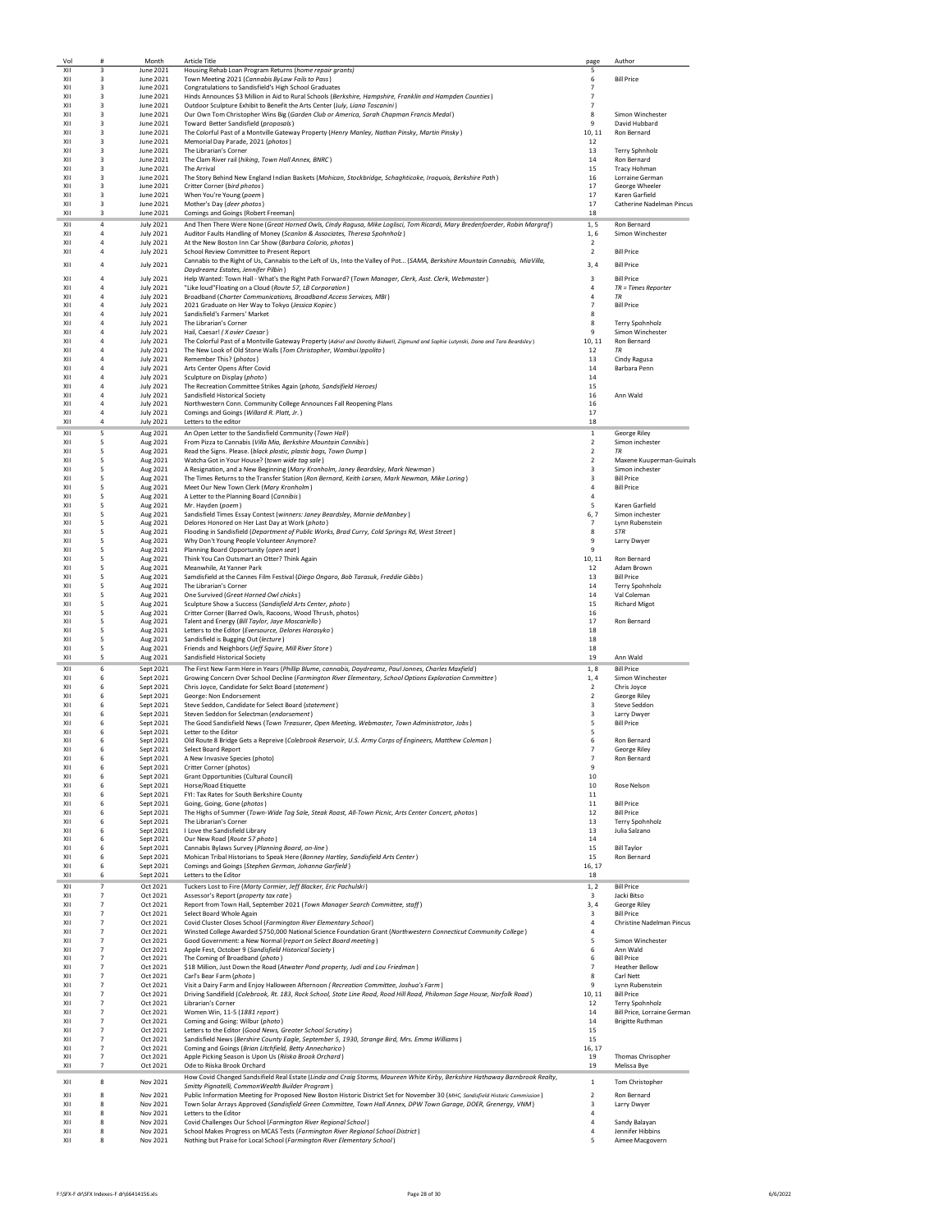| Vol | # | Month | Article Title | page | Author |
|---|---|---|---|---|---|
| XII | 3 | June 2021 | Housing Rehab Loan Program Returns (*home repair grants*) | 5 | |
| XII | 3 | June 2021 | Town Meeting 2021 (*Cannabis ByLaw Fails to Pass*) | 6 | Bill Price |
| XII | 3 | June 2021 | Congratulations to Sandisfield's High School Graduates | 7 | |
| XII | 3 | June 2021 | Hinds Announces $3 Million in Aid to Rural Schools (*Berkshire, Hampshire, Franklin and Hampden Counties*) | 7 | |
| XII | 3 | June 2021 | Outdoor Sculpture Exhibit to Benefit the Arts Center (*July, Liana Toscanini*) | 7 | |
| XII | 3 | June 2021 | Our Own Tom Christopher Wins Big (*Garden Club or America, Sarah Chapman Francis Medal*) | 8 | Simon Winchester |
| XII | 3 | June 2021 | Toward Better Sandisfield (*proposals*) | 9 | David Hubbard |
| XII | 3 | June 2021 | The Colorful Past of a Montville Gateway Property (*Henry Manley, Nathan Pinsky, Martin Pinsky*) | 10, 11 | Ron Bernard |
| XII | 3 | June 2021 | Memorial Day Parade, 2021 (*photos*) | 12 | |
| XII | 3 | June 2021 | The Librarian's Corner | 13 | Terry Sphnholz |
| XII | 3 | June 2021 | The Clam River rail (*hiking, Town Hall Annex, BNRC*) | 14 | Ron Bernard |
| XII | 3 | June 2021 | The Arrival | 15 | Tracy Hohman |
| XII | 3 | June 2021 | The Story Behind New England Indian Baskets (*Mohican, Stockbridge, Schaghticoke, Iroquois, Berkshire Path*) | 16 | Lorraine German |
| XII | 3 | June 2021 | Critter Corner (*bird photos*) | 17 | George Wheeler |
| XII | 3 | June 2021 | When You're Young (*poem*) | 17 | Karen Garfield |
| XII | 3 | June 2021 | Mother's Day (*deer photos*) | 17 | Catherine Nadelman Pincus |
| XII | 3 | June 2021 | Comings and Goings (Robert Freeman) | 18 | |
| XII | 4 | July 2021 | And Then There Were None (*Great Horned Owls, Cindy Ragusa, Mike Loglisci, Tom Ricardi, Mary Bredenfoerder, Robin Margraf*) | 1, 5 | Ron Bernard |
| XII | 4 | July 2021 | Auditor Faults Handling of Money (*Scanlon & Associates, Theresa Spohnholz*) | 1, 6 | Simon Winchester |
| XII | 4 | July 2021 | At the New Boston Inn Car Show (*Barbara Colorio, photos*) | 2 | |
| XII | 4 | July 2021 | School Review Committee to Present Report | 2 | Bill Price |
| XII | 4 | July 2021 | Cannabis to the Right of Us, Cannabis to the Left of Us, Into the Valley of Pot... (*SAMA, Berkshire Mountain Cannabis, MiaVilla, Daydreamz Estates, Jennifer Pilbin*) | 3, 4 | Bill Price |
| XII | 4 | July 2021 | Help Wanted: Town Hall - What's the Right Path Forward? (*Town Manager, Clerk, Asst. Clerk, Webmaster*) | 3 | Bill Price |
| XII | 4 | July 2021 | "Like loud"Floating on a Cloud (*Route 57, LB Corporation*) | 4 | *TR = Times Reporter* |
| XII | 4 | July 2021 | Broadband (*Charter Communications, Broadband Access Services, MBI*) | 4 | *TR* |
| XII | 4 | July 2021 | 2021 Graduate on Her Way to Tokyo (*Jessica Kopiec*) | 7 | Bill Price |
| XII | 4 | July 2021 | Sandisfield's Farmers' Market | 8 | |
| XII | 4 | July 2021 | The Librarian's Corner | 8 | Terry Spohnholz |
| XII | 4 | July 2021 | Hail, Caesar! (*Xavier Caesar*) | 9 | Simon Winchester |
| XII | 4 | July 2021 | The Colorful Past of a Montville Gateway Property (*Adriel and Dorothy Bidwell, Zigmund and Sophie Lutynski, Dana and Tara Beardsley*) | 10, 11 | Ron Bernard |
| XII | 4 | July 2021 | The New Look of Old Stone Walls (*Tom Christopher, Wambui Ippolito*) | 12 | *TR* |
| XII | 4 | July 2021 | Remember This? (*photos*) | 13 | Cindy Ragusa |
| XII | 4 | July 2021 | Arts Center Opens After Covid | 14 | Barbara Penn |
| XII | 4 | July 2021 | Sculpture on Display (*photo*) | 14 | |
| XII | 4 | July 2021 | The Recreation Committee Strikes Again (*photo, Sandsifield Heroes*) | 15 | |
| XII | 4 | July 2021 | Sandisfield Historical Society | 16 | Ann Wald |
| XII | 4 | July 2021 | Northwestern Conn. Community College Announces Fall Reopening Plans | 16 | |
| XII | 4 | July 2021 | Comings and Goings (*Willard R. Platt, Jr.*) | 17 | |
| XII | 4 | July 2021 | Letters to the editor | 18 | |
| XII | 5 | Aug 2021 | An Open Letter to the Sandisfield Community (*Town Hall*) | 1 | George Riley |
| XII | 5 | Aug 2021 | From Pizza to Cannabis (*Villa Mia, Berkshire Mountain Cannibis*) | 2 | Simon inchester |
| XII | 5 | Aug 2021 | Read the Signs. Please. (*black plastic, plastic bags, Town Dump*) | 2 | *TR* |
| XII | 5 | Aug 2021 | Watcha Got in Your House? (*town wide tag sale*) | 2 | Maxene Kuuperman-Guinals |
| XII | 5 | Aug 2021 | A Resignation, and a New Beginning (*Mary Kronholm, Janey Beardsley, Mark Newman*) | 3 | Simon inchester |
| XII | 5 | Aug 2021 | The Times Returns to the Transfer Station (*Ron Bernard, Keith Larsen, Mark Newman, Mike Loring*) | 3 | Bill Price |
| XII | 5 | Aug 2021 | Meet Our New Town Clerk (*Mary Kronholm*) | 4 | Bill Price |
| XII | 5 | Aug 2021 | A Letter to the Planning Board (*Cannabis*) | 4 | |
| XII | 5 | Aug 2021 | Mr. Hayden (*poem*) | 5 | Karen Garfield |
| XII | 5 | Aug 2021 | Sandisfield Times Essay Contest (*winners: Janey Beardsley, Marnie deManbey*) | 6, 7 | Simon inchester |
| XII | 5 | Aug 2021 | Delores Honored on Her Last Day at Work (*photo*) | 7 | Lynn Rubenstein |
| XII | 5 | Aug 2021 | Flooding in Sandisfield (*Department of Public Works, Brad Curry, Cold Springs Rd, West Street*) | 8 | *STR* |
| XII | 5 | Aug 2021 | Why Don't Young People Volunteer Anymore? | 9 | Larry Dwyer |
| XII | 5 | Aug 2021 | Planning Board Opportunity (*open seat*) | 9 | |
| XII | 5 | Aug 2021 | Think You Can Outsmart an Otter? Think Again | 10, 11 | Ron Bernard |
| XII | 5 | Aug 2021 | Meanwhile, At Yanner Park | 12 | Adam Brown |
| XII | 5 | Aug 2021 | Samdisfield at the Cannes Film Festival (*Diego Ongaro, Bob Tarasuk, Freddie Gibbs*) | 13 | Bill Price |
| XII | 5 | Aug 2021 | The Librarian's Corner | 14 | Terry Spohnholz |
| XII | 5 | Aug 2021 | One Survived (*Great Horned Owl chicks*) | 14 | Val Coleman |
| XII | 5 | Aug 2021 | Sculpture Show a Success (*Sandisfield Arts Center, photo*) | 15 | Richard Migot |
| XII | 5 | Aug 2021 | Critter Corner (Barred Owls, Racoons, Wood Thrush, photos) | 16 | |
| XII | 5 | Aug 2021 | Talent and Energy (*Bill Taylor, Jaye Moscariello*) | 17 | Ron Bernard |
| XII | 5 | Aug 2021 | Letters to the Editor (*Eversource, Delores Harasyko*) | 18 | |
| XII | 5 | Aug 2021 | Sandisfield is Bugging Out (*lecture*) | 18 | |
| XII | 5 | Aug 2021 | Friends and Neighbors (*Jeff Squire, Mill River Store*) | 18 | |
| XII | 5 | Aug 2021 | Sandisfield Historical Society | 19 | Ann Wald |
| XII | 6 | Sept 2021 | The First New Farm Here in Years (*Phillip Blume, cannabis, Daydreamz, Paul Jonnes, Charles Maxfield*) | 1, 8 | Bill Price |
| XII | 6 | Sept 2021 | Growing Concern Over School Decline (*Farmington River Elementary, School Options Exploration Committee*) | 1, 4 | Simon Winchester |
| XII | 6 | Sept 2021 | Chris Joyce, Candidate for Selct Board (*statement*) | 2 | Chris Joyce |
| XII | 6 | Sept 2021 | George: Non Endorsement | 2 | George Riley |
| XII | 6 | Sept 2021 | Steve Seddon, Candidate for Select Board (*statement*) | 3 | Steve Seddon |
| XII | 6 | Sept 2021 | Steven Seddon for Selectman (*endorsement*) | 3 | Larry Dwyer |
| XII | 6 | Sept 2021 | The Good Sandisfield News (*Town Treasurer, Open Meeting, Webmaster, Town Administrator, Jobs*) | 5 | Bill Price |
| XII | 6 | Sept 2021 | Letter to the Editor | 5 | |
| XII | 6 | Sept 2021 | Old Route 8 Bridge Gets a Repreive (*Colebrook Reservoir, U.S. Army Corps of Engineers, Matthew Coleman*) | 6 | Ron Bernard |
| XII | 6 | Sept 2021 | Select Board Report | 7 | George Riley |
| XII | 6 | Sept 2021 | A New Invasive Species (photo) | 7 | Ron Bernard |
| XII | 6 | Sept 2021 | Critter Corner (photos) | 9 | |
| XII | 6 | Sept 2021 | Grant Opportunities (Cultural Council) | 10 | |
| XII | 6 | Sept 2021 | Horse/Road Etiquette | 10 | Rose Nelson |
| XII | 6 | Sept 2021 | FYI: Tax Rates for South Berkshire County | 11 | |
| XII | 6 | Sept 2021 | Going, Going, Gone (*photos*) | 11 | Bill Price |
| XII | 6 | Sept 2021 | The Highs of Summer (*Town-Wide Tag Sale, Steak Roast, All-Town Picnic, Arts Center Concert, photos*) | 12 | Bill Price |
| XII | 6 | Sept 2021 | The Librarian's Corner | 13 | Terry Spohnholz |
| XII | 6 | Sept 2021 | I Love the Sandisfield Library | 13 | Julia Salzano |
| XII | 6 | Sept 2021 | Our New Road (*Route 57 photo*) | 14 | |
| XII | 6 | Sept 2021 | Cannabis Bylaws Survey (*Planning Board, on-line*) | 15 | Bill Taylor |
| XII | 6 | Sept 2021 | Mohican Tribal Historians to Speak Here (*Bonney Hartley, Sandisfield Arts Center*) | 15 | Ron Bernard |
| XII | 6 | Sept 2021 | Comings and Goings (*Stephen German, Johanna Garfield*) | 16, 17 | |
| XII | 6 | Sept 2021 | Letters to the Editor | 18 | |
| XII | 7 | Oct 2021 | Tuckers Lost to Fire (*Marty Cormier, Jeff Blacker, Eric Pachulski*) | 1, 2 | Bill Price |
| XII | 7 | Oct 2021 | Assessor's Report (*property tax rate*) | 3 | Jacki Bitso |
| XII | 7 | Oct 2021 | Report from Town Hall, September 2021 (*Town Manager Search Committee, staff*) | 3, 4 | George Riley |
| XII | 7 | Oct 2021 | Select Board Whole Again | 3 | Bill Price |
| XII | 7 | Oct 2021 | Covid Cluster Closes School (*Farmington River Elementary School*) | 4 | Christine Nadelman Pincus |
| XII | 7 | Oct 2021 | Winsted College Awarded $750,000 National Science Foundation Grant (*Northwestern Connecticut Community College*) | 4 | |
| XII | 7 | Oct 2021 | Good Government: a New Normal (*report on Select Board meeting*) | 5 | Simon Winchester |
| XII | 7 | Oct 2021 | Apple Fest, October 9 (*Sandisfield Historical Society*) | 6 | Ann Wald |
| XII | 7 | Oct 2021 | The Coming of Broadband (*photo*) | 6 | Bill Price |
| XII | 7 | Oct 2021 | $18 Million, Just Down the Road (*Atwater Pond property, Judi and Lou Friedman*) | 7 | Heather Bellow |
| XII | 7 | Oct 2021 | Carl's Bear Farm (*photo*) | 8 | Carl Nett |
| XII | 7 | Oct 2021 | Visit a Dairy Farm and Enjoy Halloween Afternoon (*Recreation Committee, Joshua's Farm*) | 9 | Lynn Rubenstein |
| XII | 7 | Oct 2021 | Driving Sandifield (*Colebrook, Rt. 183, Rock School, State Line Road, Rood Hill Road, Philomon Sage House, Norfolk Road*) | 10, 11 | Bill Price |
| XII | 7 | Oct 2021 | Librarian's Corner | 12 | Terry Spohnholz |
| XII | 7 | Oct 2021 | Women Win, 11-5 (*1881 report*) | 14 | Bill Price, Lorraine German |
| XII | 7 | Oct 2021 | Coming and Going: Wilbur (*photo*) | 14 | Brigitte Ruthman |
| XII | 7 | Oct 2021 | Letters to the Editor (*Good News, Greater School Scrutiny*) | 15 | |
| XII | 7 | Oct 2021 | Sandisfield News (*Bershire County Eagle, September 5, 1930, Strange Bird, Mrs. Emma Williams*) | 15 | |
| XII | 7 | Oct 2021 | Coming and Going (*Brian Litchfield, Betty Annecharico*) | 16, 17 | |
| XII | 7 | Oct 2021 | Apple Picking Season is Upon Us (*Riiska Brook Orchard*) | 19 | Thomas Chrisopher |
| XII | 7 | Oct 2021 | Ode to Riiska Brook Orchard | 19 | Melissa Bye |
| XII | 8 | Nov 2021 | How Covid Changed Sandisfield Real Estate (*Linda and Craig Storms, Maureen White Kirby, Berkshire Hathaway Barnbrook Realty, Smitty Pignatelli, CommonWealth Builder Program*) | 1 | Tom Christopher |
| XII | 8 | Nov 2021 | Public Information Meeting for Proposed New Boston Historic District Set for November 30 (*MHC, Sandisfield Historic Commission*) | 2 | Ron Bernard |
| XII | 8 | Nov 2021 | Town Solar Arrays Approved (*Sandisfield Green Committee, Town Hall Annex, DPW Town Garage, DOER, Grenergy, VNM*) | 3 | Larry Dwyer |
| XII | 8 | Nov 2021 | Letters to the Editor | 4 | |
| XII | 8 | Nov 2021 | Covid Challenges Our School (*Farmington River Regional School*) | 4 | Sandy Balayan |
| XII | 8 | Nov 2021 | School Makes Progress on MCAS Tests (*Farmington River Regional School District*) | 4 | Jennifer Hibbins |
| XII | 8 | Nov 2021 | Nothing but Praise for Local School (*Farmington River Elementary School*) | 5 | Aimee Macgovern |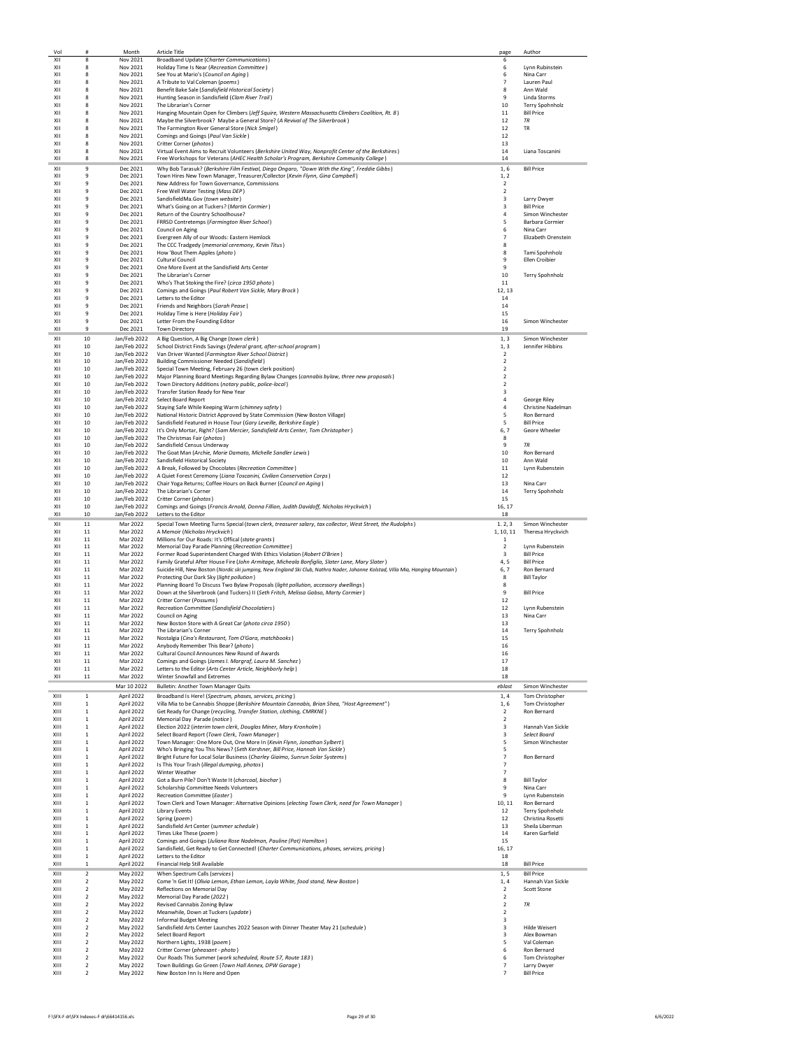| Vol | # | Month | Article Title | page | Author |
|---|---|---|---|---|---|
| XII | 8 | Nov 2021 | Broadband Update (*Charter Communications*) | 6 | |
| XII | 8 | Nov 2021 | Holiday Time Is Near (*Recreation Committee*) | 6 | Lynn Rubinstein |
| XII | 8 | Nov 2021 | See You at Mario's (*Council on Aging*) | 6 | Nina Carr |
| XII | 8 | Nov 2021 | A Tribute to Val Coleman (*poems*) | 7 | Lauren Paul |
| XII | 8 | Nov 2021 | Benefit Bake Sale (*Sandisfield Historical Society*) | 8 | Ann Wald |
| XII | 8 | Nov 2021 | Hunting Season in Sandisfield (*Clam River Trail*) | 9 | Linda Storms |
| XII | 8 | Nov 2021 | The Librarian's Corner | 10 | Terry Spohnholz |
| XII | 8 | Nov 2021 | Hanging Mountain Open for Climbers (*Jeff Squire, Western Massachusetts Climbers Coalition, Rt. 8*) | 11 | Bill Price |
| XII | 8 | Nov 2021 | Maybe the Silverbrook? Maybe a General Store? (*A Revival of The Silverbrook*) | 12 | *TR* |
| XII | 8 | Nov 2021 | The Farmington River General Store (*Nick Smigel*) | 12 | TR |
| XII | 8 | Nov 2021 | Comings and Goings (*Paul Van Sickle*) | 12 | |
| XII | 8 | Nov 2021 | Critter Corner (*photos*) | 13 | |
| XII | 8 | Nov 2021 | Virtual Event Aims to Recruit Volunteers (*Berkshire United Way, Nonprofit Center of the Berkshires*) | 14 | Liana Toscanini |
| XII | 8 | Nov 2021 | Free Workshops for Veterans (*AHEC Health Scholar's Program, Berkshire Community College*) | 14 | |
| XII | 9 | Dec 2021 | Why Bob Tarasuk? (*Berkshire Film Festival, Diego Ongaro, "Down With the King", Freddie Gibbs*) | 1, 6 | Bill Price |
| XII | 9 | Dec 2021 | Town Hires New Town Manager, Treasurer/Collector (*Kevin Flynn, Gina Campbell*) | 1, 2 | |
| XII | 9 | Dec 2021 | New Address for Town Governance, Commissions | 2 | |
| XII | 9 | Dec 2021 | Free Well Water Testing (*Mass DEP*) | 2 | |
| XII | 9 | Dec 2021 | SandisfieldMa.Gov (*town website*) | 3 | Larry Dwyer |
| XII | 9 | Dec 2021 | What's Going on at Tuckers? (*Martin Cormier*) | 3 | Bill Price |
| XII | 9 | Dec 2021 | Return of the Country Schoolhouse? | 4 | Simon Winchester |
| XII | 9 | Dec 2021 | FRRSD Contretemps (*Farmington River School*) | 5 | Barbara Cormier |
| XII | 9 | Dec 2021 | Council on Aging | 6 | Nina Carr |
| XII | 9 | Dec 2021 | Evergreen Ally of our Woods: Eastern Hemlock | 7 | Elizabeth Orenstein |
| XII | 9 | Dec 2021 | The CCC Tradgedy (*memorial ceremony, Kevin Titus*) | 8 | |
| XII | 9 | Dec 2021 | How 'Bout Them Apples (*photo*) | 8 | Tami Spohnholz |
| XII | 9 | Dec 2021 | Cultural Council | 9 | Ellen Croibier |
| XII | 9 | Dec 2021 | One More Event at the Sandisfield Arts Center | 9 | |
| XII | 9 | Dec 2021 | The Librarian's Corner | 10 | Terry Spohnholz |
| XII | 9 | Dec 2021 | Who's That Stoking the Fire? (*circa 1950 photo*) | 11 | |
| XII | 9 | Dec 2021 | Comings and Goings (*Paul Robert Van Sickle, Mary Brock*) | 12, 13 | |
| XII | 9 | Dec 2021 | Letters to the Editor | 14 | |
| XII | 9 | Dec 2021 | Friends and Neighbors (*Sarah Pease*) | 14 | |
| XII | 9 | Dec 2021 | Holiday Time is Here (*Holiday Fair*) | 15 | |
| XII | 9 | Dec 2021 | Letter From the Founding Editor | 16 | Simon Winchester |
| XII | 9 | Dec 2021 | Town Directory | 19 | |
| XII | 10 | Jan/Feb 2022 | A Big Question, A Big Change (*town clerk*) | 1, 3 | Simon Winchester |
| XII | 10 | Jan/Feb 2022 | School District Finds Savings (*federal grant, after-school program*) | 1, 3 | Jennifer Hibbins |
| XII | 10 | Jan/Feb 2022 | Van Driver Wanted (*Farmington River School District*) | 2 | |
| XII | 10 | Jan/Feb 2022 | Building Commissioner Needed (*Sandisfield*) | 2 | |
| XII | 10 | Jan/Feb 2022 | Special Town Meeting, February 26 (town clerk position) | 2 | |
| XII | 10 | Jan/Feb 2022 | Major Planning Board Meetings Regarding Bylaw Changes (*cannabis bylaw, three new proposals*) | 2 | |
| XII | 10 | Jan/Feb 2022 | Town Directory Additions (*notary public, police-local*) | 2 | |
| XII | 10 | Jan/Feb 2022 | Transfer Station Ready for New Year | 3 | |
| XII | 10 | Jan/Feb 2022 | Select Board Report | 4 | George Riley |
| XII | 10 | Jan/Feb 2022 | Staying Safe While Keeping Warm (*chimney safety*) | 4 | Christine Nadelman |
| XII | 10 | Jan/Feb 2022 | National Historic District Approved by State Commission (New Boston Village) | 5 | Ron Bernard |
| XII | 10 | Jan/Feb 2022 | Sandisfield Featured in House Tour (*Gary Leveille, Berkshire Eagle*) | 5 | Bill Price |
| XII | 10 | Jan/Feb 2022 | It's Only Mortar, Right? (*Sam Mercier, Sandisfield Arts Center, Tom Christopher*) | 6, 7 | Geore Wheeler |
| XII | 10 | Jan/Feb 2022 | The Christmas Fair (*photos*) | 8 | |
| XII | 10 | Jan/Feb 2022 | Sandisfield Census Underway | 9 | *TR* |
| XII | 10 | Jan/Feb 2022 | The Goat Man (*Archie, Marie Damato, Michelle Sandler Lewis*) | 10 | Ron Bernard |
| XII | 10 | Jan/Feb 2022 | Sandisfield Historical Society | 10 | Ann Wald |
| XII | 10 | Jan/Feb 2022 | A Break, Followed by Chocolates (*Recreation Committee*) | 11 | Lynn Rubenstein |
| XII | 10 | Jan/Feb 2022 | A Quiet Forest Ceremony (*Liana Toscanini, Civilian Conservation Corps*) | 12 | |
| XII | 10 | Jan/Feb 2022 | Chair Yoga Returns; Coffee Hours on Back Burner (*Council on Aging*) | 13 | Nina Carr |
| XII | 10 | Jan/Feb 2022 | The Librarian's Corner | 14 | Terry Spohnholz |
| XII | 10 | Jan/Feb 2022 | Critter Corner (*photos*) | 15 | |
| XII | 10 | Jan/Feb 2022 | Comings and Goings (*Francis Arnold, Donna Fillion, Judith Davidoff, Nicholas Hryckvich*) | 16, 17 | |
| XII | 10 | Jan/Feb 2022 | Letters to the Editor | 18 | |
| XII | 11 | Mar 2022 | Special Town Meeting Turns Special (*town clerk, treasurer salary, tax collector, West Street, the Rudolphs*) | 1. 2, 3 | Simon Winchester |
| XII | 11 | Mar 2022 | A Memoir (*Nicholas Hryckvich*) | 1, 10, 11 | Theresa Hryckvich |
| XII | 11 | Mar 2022 | Millions for Our Roads: It's Offical (*state grants*) | 1 | |
| XII | 11 | Mar 2022 | Memorial Day Parade Planning (*Recreation Committee*) | 2 | Lynn Rubenstein |
| XII | 11 | Mar 2022 | Former Road Superintendent Charged With Ethics Violation (*Robert O'Brien*) | 3 | Bill Price |
| XII | 11 | Mar 2022 | Family Grateful After House Fire (*John Armitage, Micheala Bonfiglio, Slater Lane, Mary Slater*) | 4, 5 | Bill Price |
| XII | 11 | Mar 2022 | Suicide Hill, New Boston (*Nordic ski jumping, New England Ski Club, Nathra Nader, Johanne Kolstad, Villa Mia, Hanging Mountain*) | 6, 7 | Ron Bernard |
| XII | 11 | Mar 2022 | Protecting Our Dark Sky (*light pollution*) | 8 | Bill Taylor |
| XII | 11 | Mar 2022 | Planning Board To Discuss Two Bylaw Proposals (*light pollution, accessory dwellings*) | 8 | |
| XII | 11 | Mar 2022 | Down at the Silverbrook (and Tuckers) II (*Seth Fritch, Melissa Gabso, Marty Cormier*) | 9 | Bill Price |
| XII | 11 | Mar 2022 | Critter Corner (*Possums*) | 12 | |
| XII | 11 | Mar 2022 | Recreation Committee (*Sandisfield Chocolatiers*) | 12 | Lynn Rubenstein |
| XII | 11 | Mar 2022 | Council on Aging | 13 | Nina Carr |
| XII | 11 | Mar 2022 | New Boston Store with A Great Car (*photo circa 1950*) | 13 | |
| XII | 11 | Mar 2022 | The Librarian's Corner | 14 | Terry Spohnholz |
| XII | 11 | Mar 2022 | Nostalgia (*Cina's Restaurant, Tom O'Gara, matchbooks*) | 15 | |
| XII | 11 | Mar 2022 | Anybody Remember This Bear? (*photo*) | 16 | |
| XII | 11 | Mar 2022 | Cultural Council Announces New Round of Awards | 16 | |
| XII | 11 | Mar 2022 | Comings and Goings (*James I. Margraf, Laura M. Sanchez*) | 17 | |
| XII | 11 | Mar 2022 | Letters to the Editor (*Arts Center Article, Neighborly help*) | 18 | |
| XII | 11 | Mar 2022 | Winter Snowfall and Extremes | 18 | |
| | | Mar 10 2022 | Bulletin: Another Town Manager Quits | *eblast* | Simon Winchester |
| XIII | 1 | April 2022 | Broadband Is Here! (*Spectrum, phases, services, pricing*) | 1, 4 | Tom Christopher |
| XIII | 1 | April 2022 | Villa Mia to be Cannabis Shoppe (*Berkshire Mountain Cannabis, Brian Shea, "Host Agreement"*) | 1, 6 | Tom Christopher |
| XIII | 1 | April 2022 | Get Ready for Change (*recycling, Transfer Station, clothing, CMRKNE*) | 2 | Ron Bernard |
| XIII | 1 | April 2022 | Memorial Day Parade (*notice*) | 2 | |
| XIII | 1 | April 2022 | Election 2022 (*interim town clerk, Douglas Miner, Mary Kronholm*) | 3 | Hannah Van Sickle |
| XIII | 1 | April 2022 | Select Board Report (*Town Clerk, Town Manager*) | 3 | *Select Board* |
| XIII | 1 | April 2022 | Town Manager: One More Out, One More In (*Kevin Flynn, Jonathan Sylbert*) | 5 | Simon Winchester |
| XIII | 1 | April 2022 | Who's Bringing You This News? (*Seth Kershner, Bill Price, Hannah Van Sickle*) | 5 | |
| XIII | 1 | April 2022 | Bright Future for Local Solar Business (*Charley Giaimo, Sunrun Solar Systems*) | 7 | Ron Bernard |
| XIII | 1 | April 2022 | Is This Your Trash (*illegal dumping, photos*) | 7 | |
| XIII | 1 | April 2022 | Winter Weather | 7 | |
| XIII | 1 | April 2022 | Got a Burn Pile? Don't Waste It (*charcoal, biochar*) | 8 | Bill Taylor |
| XIII | 1 | April 2022 | Scholarship Committee Needs Volunteers | 9 | Nina Carr |
| XIII | 1 | April 2022 | Recreation Committee (*Easter*) | 9 | Lynn Rubenstein |
| XIII | 1 | April 2022 | Town Clerk and Town Manager: Alternative Opinions (*electing Town Clerk, need for Town Manager*) | 10, 11 | Ron Bernard |
| XIII | 1 | April 2022 | Library Events | 12 | Terry Spohnholz |
| XIII | 1 | April 2022 | Spring (*poem*) | 12 | Christina Rosetti |
| XIII | 1 | April 2022 | Sandisfield Art Center (*summer schedule*) | 13 | Sheila Liberman |
| XIII | 1 | April 2022 | Times Like These (*poem*) | 14 | Karen Garfield |
| XIII | 1 | April 2022 | Comings and Goings (*Juliana Rose Nadelman, Pauline (Pat) Hamilton*) | 15 | |
| XIII | 1 | April 2022 | Sandisfield, Get Ready to Get Connected! (*Charter Communications, phases, services, pricing*) | 16, 17 | |
| XIII | 1 | April 2022 | Letters to the Editor | 18 | |
| XIII | 1 | April 2022 | Financial Help Still Available | 18 | Bill Price |
| XIII | 2 | May 2022 | When Spectrum Calls (*services*) | 1, 5 | Bill Price |
| XIII | 2 | May 2022 | Come 'n Get It! (*Olivia Lemon, Ethan Lemon, Layla White, food stand, New Boston*) | 1, 4 | Hannah Van Sickle |
| XIII | 2 | May 2022 | Reflections on Memorial Day | 2 | Scott Stone |
| XIII | 2 | May 2022 | Memorial Day Parade (*2022*) | 2 | |
| XIII | 2 | May 2022 | Revised Cannabis Zoning Bylaw | 2 | *TR* |
| XIII | 2 | May 2022 | Meanwhile, Down at Tuckers (*update*) | 2 | |
| XIII | 2 | May 2022 | Informal Budget Meeting | 3 | |
| XIII | 2 | May 2022 | Sandisfield Arts Center Launches 2022 Season with Dinner Theater May 21 (*schedule*) | 3 | Hilde Weisert |
| XIII | 2 | May 2022 | Select Board Report | 3 | Alex Bowman |
| XIII | 2 | May 2022 | Northern Lights, 1938 (*poem*) | 5 | Val Coleman |
| XIII | 2 | May 2022 | Critter Corner (*pheasant - photo*) | 6 | Ron Bernard |
| XIII | 2 | May 2022 | Our Roads This Summer (*work scheduled, Route 57, Route 183*) | 6 | Tom Christopher |
| XIII | 2 | May 2022 | Town Buildings Go Green (*Town Hall Annex, DPW Garage*) | 7 | Larry Dwyer |
| XIII | 2 | May 2022 | New Boston Inn Is Here and Open | 7 | Bill Price |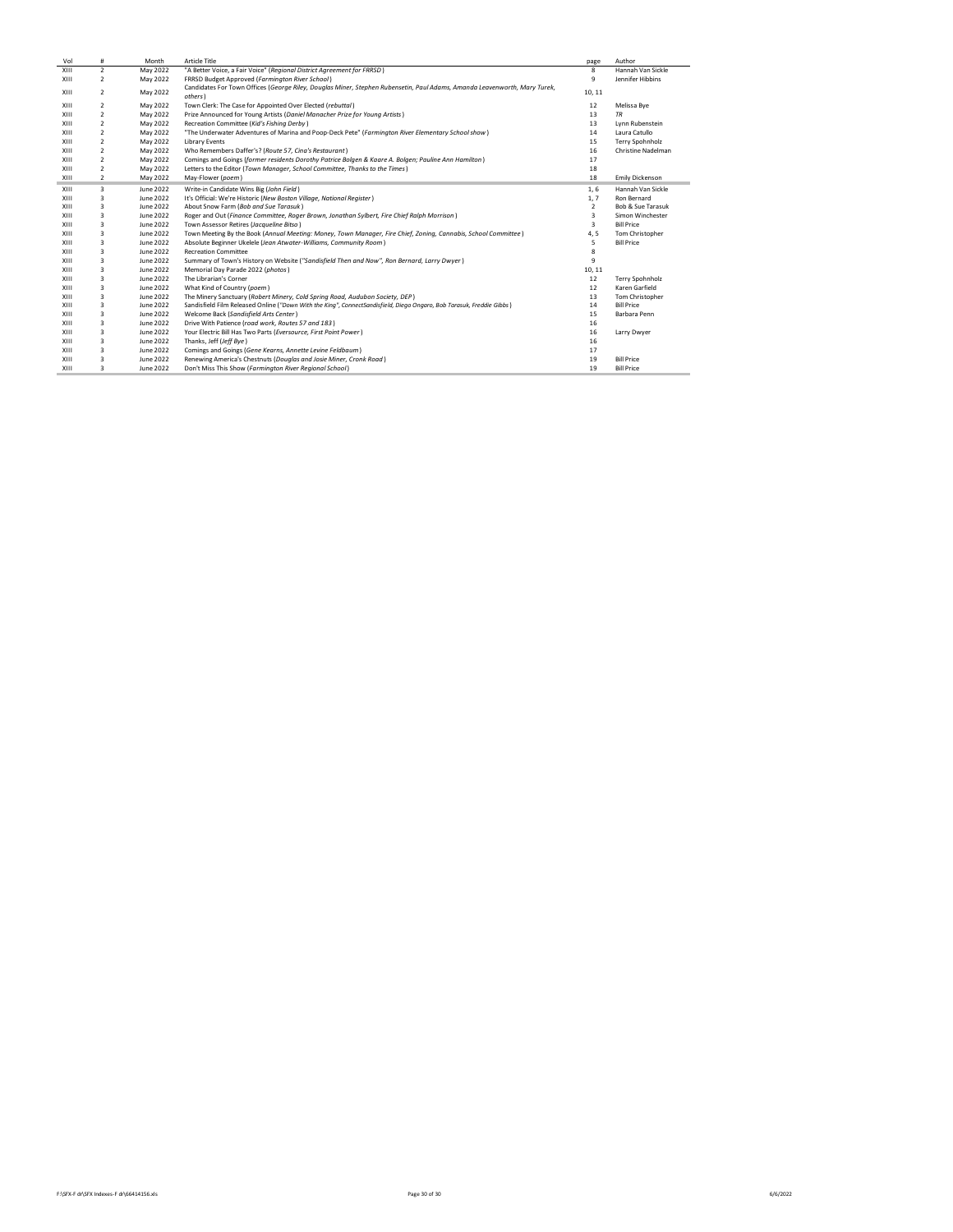| Vol | # | Month | Article Title | page | Author |
|---|---|---|---|---|---|
| XIII | 2 | May 2022 | "A Better Voice, a Fair Voice" (*Regional District Agreement for FRRSD*) | 8 | Hannah Van Sickle |
| XIII | 2 | May 2022 | FRRSD Budget Approved (*Farmington River School*) | 9 | Jennifer Hibbins |
| XIII | 2 | May 2022 | Candidates For Town Offices (*George Riley, Douglas Miner, Stephen Rubensetin, Paul Adams, Amanda Leavenworth, Mary Turek, others*) | 10, 11 | |
| XIII | 2 | May 2022 | Town Clerk: The Case for Appointed Over Elected (*rebuttal*) | 12 | Melissa Bye |
| XIII | 2 | May 2022 | Prize Announced for Young Artists (*Daniel Manacher Prize for Young Artists*) | 13 | *TR* |
| XIII | 2 | May 2022 | Recreation Committee (*Kid's Fishing Derby*) | 13 | Lynn Rubenstein |
| XIII | 2 | May 2022 | "The Underwater Adventures of Marina and Poop-Deck Pete" (*Farmington River Elementary School show*) | 14 | Laura Catullo |
| XIII | 2 | May 2022 | Library Events | 15 | Terry Spohnholz |
| XIII | 2 | May 2022 | Who Remembers Daffer's? (*Route 57, Cina's Restaurant*) | 16 | Christine Nadelman |
| XIII | 2 | May 2022 | Comings and Goings (*former residents Dorothy Patrice Bolgen & Kaare A. Bolgen; Pauline Ann Hamilton*) | 17 | |
| XIII | 2 | May 2022 | Letters to the Editor (*Town Manager, School Committee, Thanks to the Times*) | 18 | |
| XIII | 2 | May 2022 | May-Flower (*poem*) | 18 | Emily Dickenson |
| XIII | 3 | June 2022 | Write-in Candidate Wins Big (*John Field*) | 1, 6 | Hannah Van Sickle |
| XIII | 3 | June 2022 | It's Official: We're Historic (*New Boston Village, National Register*) | 1, 7 | Ron Bernard |
| XIII | 3 | June 2022 | About Snow Farm (*Bob and Sue Tarasuk*) | 2 | Bob & Sue Tarasuk |
| XIII | 3 | June 2022 | Roger and Out (*Finance Committee, Roger Brown, Jonathan Sylbert, Fire Chief Ralph Morrison*) | 3 | Simon Winchester |
| XIII | 3 | June 2022 | Town Assessor Retires (*Jacqueline Bitso*) | 3 | Bill Price |
| XIII | 3 | June 2022 | Town Meeting By the Book (*Annual Meeting: Money, Town Manager, Fire Chief, Zoning, Cannabis, School Committee*) | 4, 5 | Tom Christopher |
| XIII | 3 | June 2022 | Absolute Beginner Ukelele (*Jean Atwater-Williams, Community Room*) | 5 | Bill Price |
| XIII | 3 | June 2022 | Recreation Committee | 8 | |
| XIII | 3 | June 2022 | Summary of Town's History on Website (*"Sandisfield Then and Now", Ron Bernard, Larry Dwyer*) | 9 | |
| XIII | 3 | June 2022 | Memorial Day Parade 2022 (*photos*) | 10, 11 | |
| XIII | 3 | June 2022 | The Librarian's Corner | 12 | Terry Spohnholz |
| XIII | 3 | June 2022 | What Kind of Country (*poem*) | 12 | Karen Garfield |
| XIII | 3 | June 2022 | The Minery Sanctuary (*Robert Minery, Cold Spring Road, Audubon Society, DEP*) | 13 | Tom Christopher |
| XIII | 3 | June 2022 | Sandisfield Film Released Online (*"Down With the King", ConnectSandisfield, Diego Ongaro, Bob Tarasuk, Freddie Gibbs*) | 14 | Bill Price |
| XIII | 3 | June 2022 | Welcome Back (*Sandisfield Arts Center*) | 15 | Barbara Penn |
| XIII | 3 | June 2022 | Drive With Patience (*road work, Routes 57 and 183*) | 16 | |
| XIII | 3 | June 2022 | Your Electric Bill Has Two Parts (*Eversource, First Point Power*) | 16 | Larry Dwyer |
| XIII | 3 | June 2022 | Thanks, Jeff (*Jeff Bye*) | 16 | |
| XIII | 3 | June 2022 | Comings and Goings (*Gene Kearns, Annette Levine Feldbaum*) | 17 | |
| XIII | 3 | June 2022 | Renewing America's Chestnuts (*Douglas and Josie Miner, Cronk Road*) | 19 | Bill Price |
| XIII | 3 | June 2022 | Don't Miss This Show (*Farmington River Regional School*) | 19 | Bill Price |